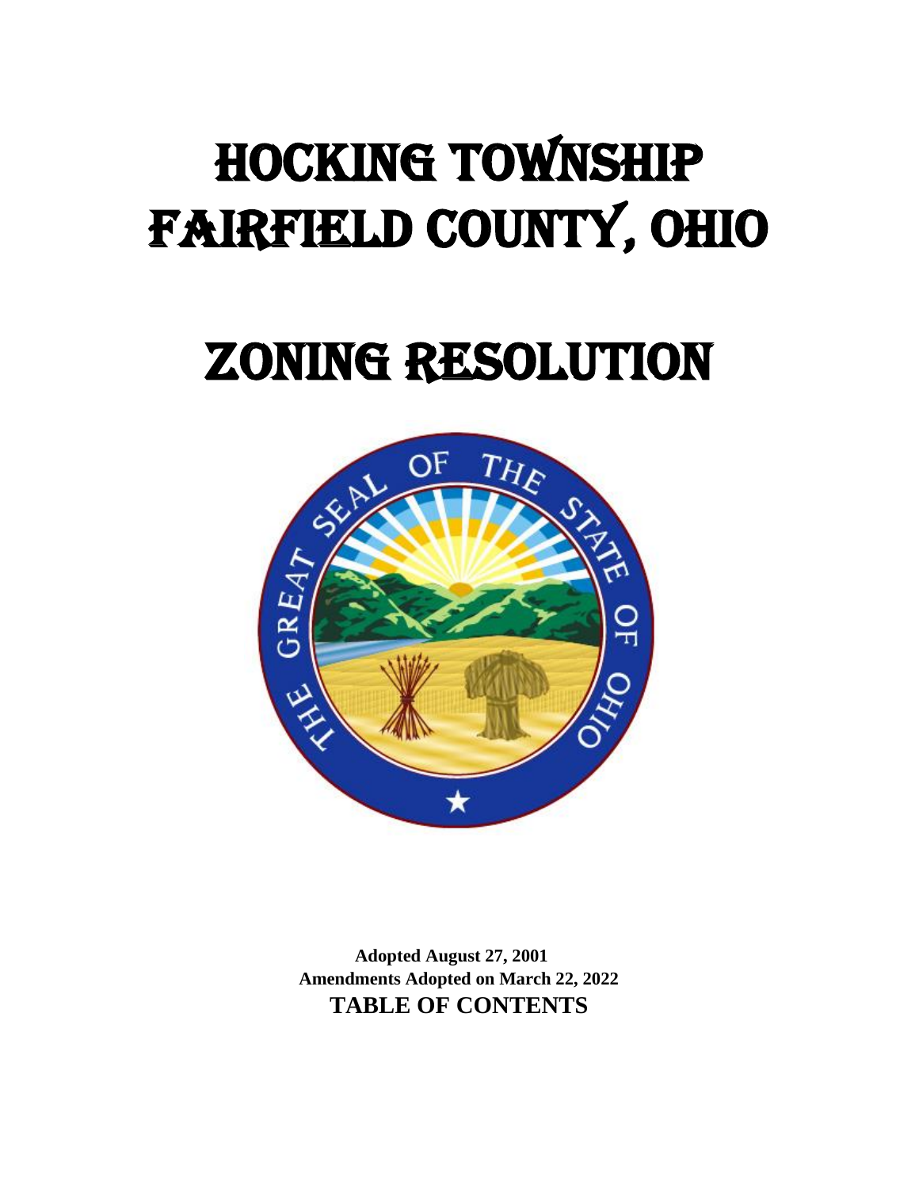# HOCKING TOWNSHIP FAIRFIELD COUNTY, OHIO

# ZONING RESOLUTION

**Adopted August 27, 2001**
**Amendments Adopted on March 22, 2022**

**TABLE OF CONTENTS**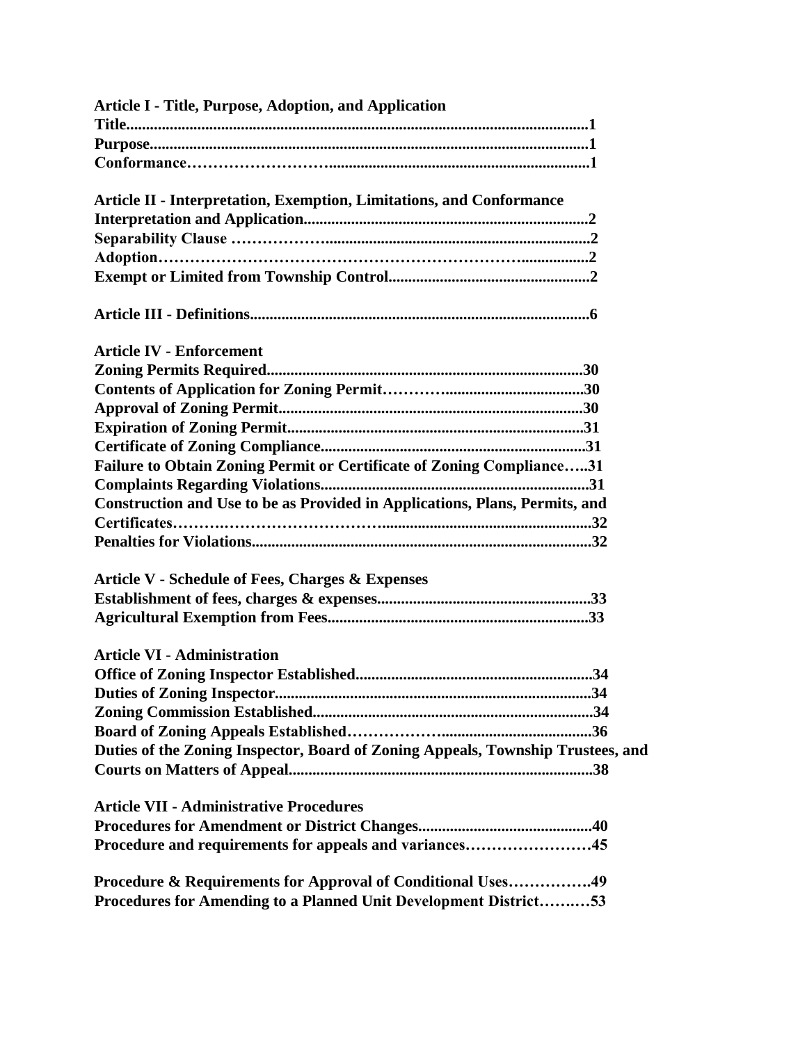**Article I - Title, Purpose, Adoption, and Application**

**Title....................................................................................................................1**
**Purpose..............................................................................................................1**
**Conformance……………………….................................................................1**

**Article II - Interpretation, Exemption, Limitations, and Conformance**

**Interpretation and Application.......................................................................2**
**Separability Clause ………………..................................................................2**
**Adoption…………………………………………………………….................2**
**Exempt or Limited from Township Control..................................................2**

**Article III - Definitions.....................................................................................6**

**Article IV - Enforcement**

**Zoning Permits Required...............................................................................30**
**Contents of Application for Zoning Permit…………...................................30**
**Approval of Zoning Permit............................................................................30**
**Expiration of Zoning Permit..........................................................................31**
**Certificate of Zoning Compliance..................................................................31**
**Failure to Obtain Zoning Permit or Certificate of Zoning Compliance…..31**
**Complaints Regarding Violations...................................................................31**
**Construction and Use to be as Provided in Applications, Plans, Permits, and Certificates……………………………….....................................................32**
**Penalties for Violations.....................................................................................32**

**Article V - Schedule of Fees, Charges & Expenses**

**Establishment of fees, charges & expenses.....................................................33**
**Agricultural Exemption from Fees.................................................................33**

**Article VI - Administration**

**Office of Zoning Inspector Established...........................................................34**
**Duties of Zoning Inspector...............................................................................34**
**Zoning Commission Established.....................................................................34**
**Board of Zoning Appeals Established…………………..................................36**
**Duties of the Zoning Inspector, Board of Zoning Appeals, Township Trustees, and Courts on Matters of Appeal...........................................................................38**

**Article VII - Administrative Procedures**

**Procedures for Amendment or District Changes...........................................40**
**Procedure and requirements for appeals and variances……………………45**

**Procedure & Requirements for Approval of Conditional Uses…………….49**
**Procedures for Amending to a Planned Unit Development District……..…53**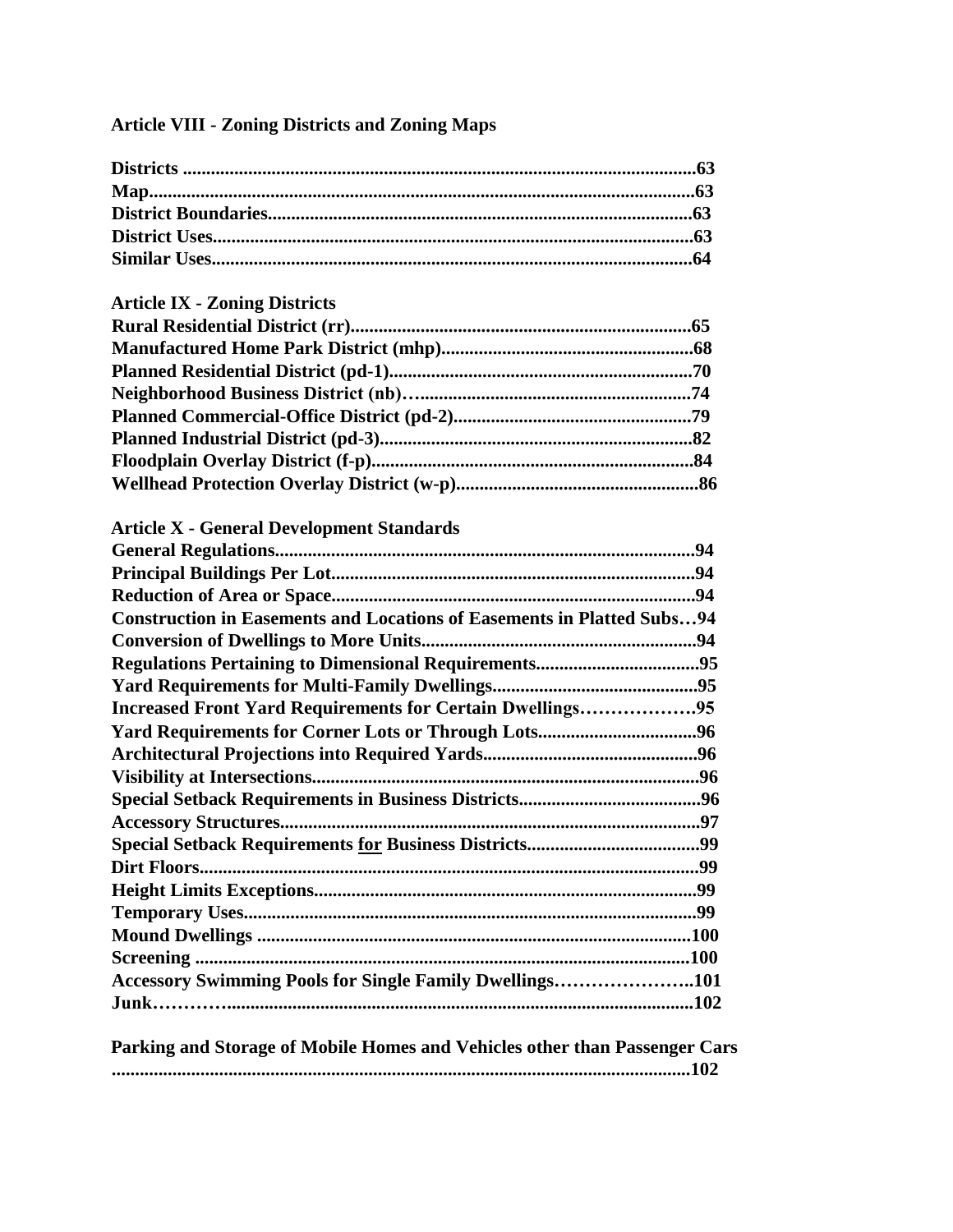**Article VIII - Zoning Districts and Zoning Maps**

**Districts .............................................................................................................63**
**Map......................................................................................................................63**
**District Boundaries...........................................................................................63**
**District Uses.......................................................................................................63**
**Similar Uses.......................................................................................................64**

**Article IX - Zoning Districts**

**Rural Residential District (rr).........................................................................65**
**Manufactured Home Park District (mhp)......................................................68**
**Planned Residential District (pd-1)..................................................................70**
**Neighborhood Business District (nb)…..........................................................74**
**Planned Commercial-Office District (pd-2)...................................................79**
**Planned Industrial District (pd-3)....................................................................82**
**Floodplain Overlay District (f-p).....................................................................84**
**Wellhead Protection Overlay District (w-p)....................................................86**

**Article X - General Development Standards**

**General Regulations..........................................................................................94**
**Principal Buildings Per Lot..............................................................................94**
**Reduction of Area or Space..............................................................................94**
**Construction in Easements and Locations of Easements in Platted Subs…94**
**Conversion of Dwellings to More Units...........................................................94**
**Regulations Pertaining to Dimensional Requirements...................................95**
**Yard Requirements for Multi-Family Dwellings............................................95**
**Increased Front Yard Requirements for Certain Dwellings……………….95**
**Yard Requirements for Corner Lots or Through Lots..................................96**
**Architectural Projections into Required Yards..............................................96**
**Visibility at Intersections...................................................................................96**
**Special Setback Requirements in Business Districts.......................................96**
**Accessory Structures..........................................................................................97**
**Special Setback Requirements <u>for</u> Business Districts.....................................99**
**Dirt Floors...........................................................................................................99**
**Height Limits Exceptions..................................................................................99**
**Temporary Uses..................................................................................................99**
**Mound Dwellings .............................................................................................100**
**Screening ..........................................................................................................100**
**Accessory Swimming Pools for Single Family Dwellings…………………..101**
**Junk…………...................................................................................................102**

**Parking and Storage of Mobile Homes and Vehicles other than Passenger Cars ...........................................................................................................................102**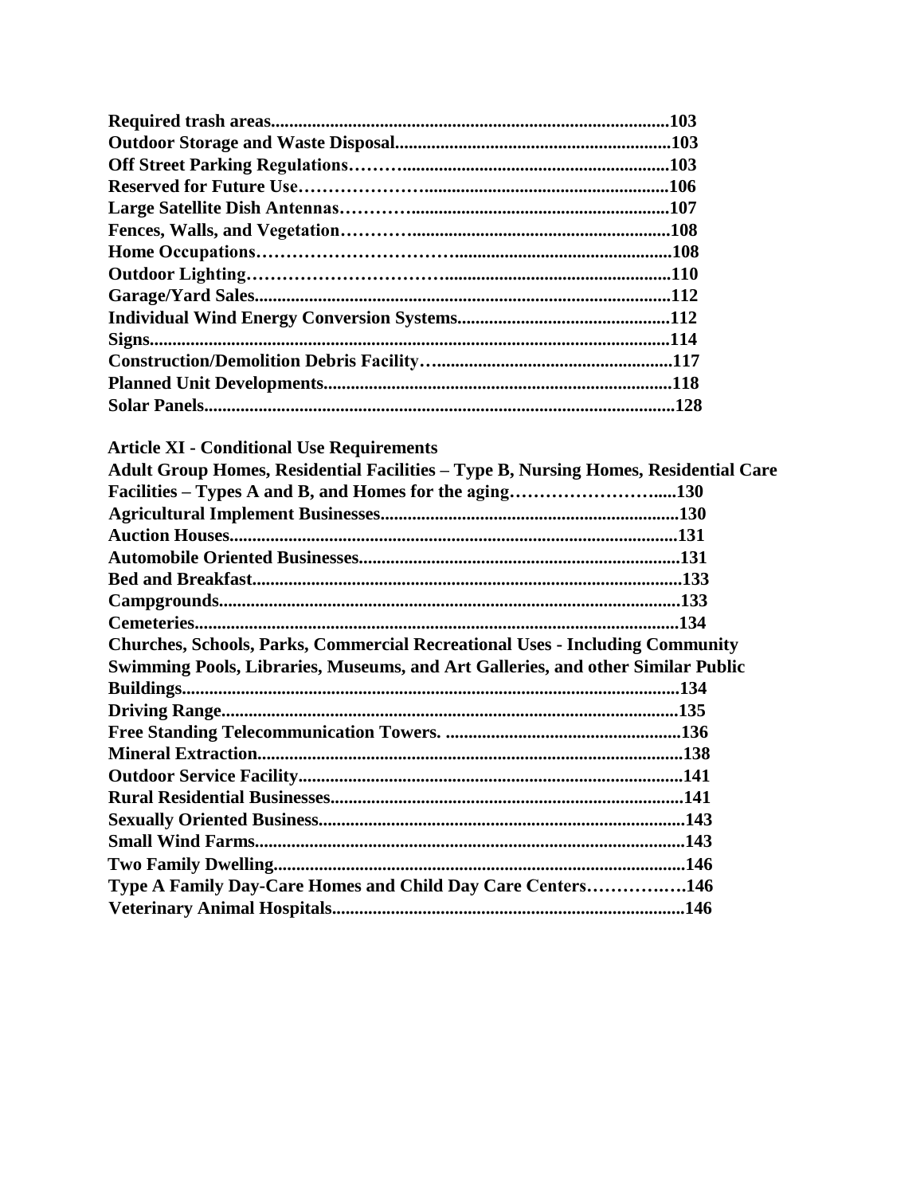**Required trash areas......................................................................................103**
**Outdoor Storage and Waste Disposal............................................................103**
**Off Street Parking Regulations……............................................................103**
**Reserved for Future Use…………………....................................................106**
**Large Satellite Dish Antennas………..........................................................107**
**Fences, Walls, and Vegetation………........................................................108**
**Home Occupations…………………………..............................................108**
**Outdoor Lighting…………………………................................................110**
**Garage/Yard Sales..........................................................................................112**
**Individual Wind Energy Conversion Systems...............................................112**
**Signs.................................................................................................................114**
**Construction/Demolition Debris Facility…...................................................117**
**Planned Unit Developments...........................................................................118**
**Solar Panels......................................................................................................128**

**Article XI - Conditional Use Requirements**

**Adult Group Homes, Residential Facilities – Type B, Nursing Homes, Residential Care Facilities – Types A and B, and Homes for the aging……………………....130**
**Agricultural Implement Businesses.................................................................130**
**Auction Houses.................................................................................................131**
**Automobile Oriented Businesses......................................................................131**
**Bed and Breakfast.............................................................................................133**
**Campgrounds....................................................................................................133**
**Cemeteries.........................................................................................................134**
**Churches, Schools, Parks, Commercial Recreational Uses - Including Community Swimming Pools, Libraries, Museums, and Art Galleries, and other Similar Public Buildings............................................................................................................134**
**Driving Range...................................................................................................135**
**Free Standing Telecommunication Towers. ...................................................136**
**Mineral Extraction............................................................................................138**
**Outdoor Service Facility...................................................................................141**
**Rural Residential Businesses............................................................................141**
**Sexually Oriented Business...............................................................................143**
**Small Wind Farms.............................................................................................143**
**Two Family Dwelling.........................................................................................146**
**Type A Family Day-Care Homes and Child Day Care Centers…………….146**
**Veterinary Animal Hospitals............................................................................146**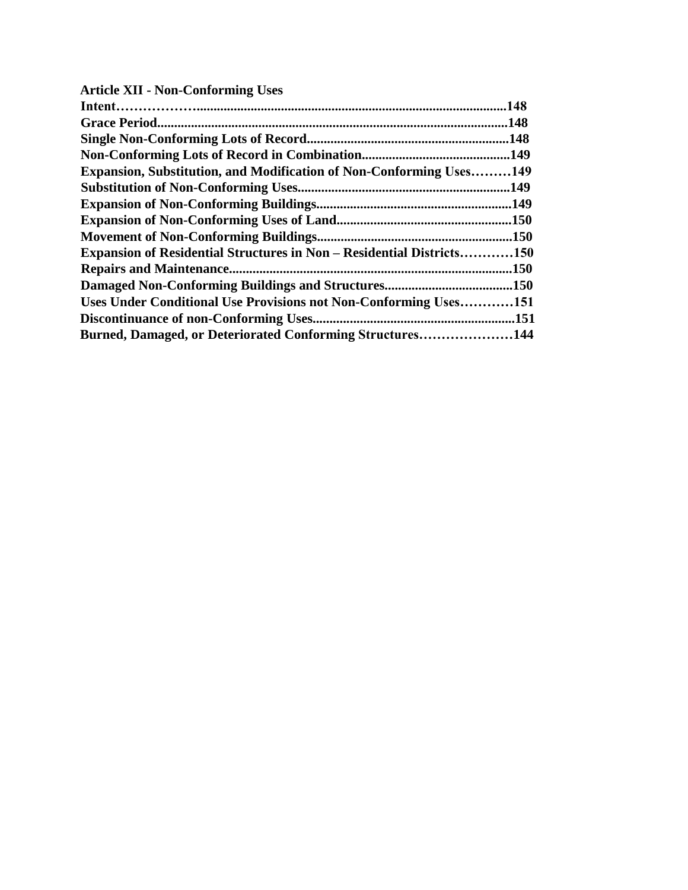**Article XII - Non-Conforming Uses**

**Intent……………..........................................................................................148**

**Grace Period........................................................................................................148**

**Single Non-Conforming Lots of Record............................................................148**

**Non-Conforming Lots of Record in Combination............................................149**

**Expansion, Substitution, and Modification of Non-Conforming Uses………149**

**Substitution of Non-Conforming Uses...............................................................149**

**Expansion of Non-Conforming Buildings..........................................................149**

**Expansion of Non-Conforming Uses of Land....................................................150**

**Movement of Non-Conforming Buildings..........................................................150**

**Expansion of Residential Structures in Non – Residential Districts…………150**

**Repairs and Maintenance...................................................................................150**

**Damaged Non-Conforming Buildings and Structures......................................150**

**Uses Under Conditional Use Provisions not Non-Conforming Uses…………151**

**Discontinuance of non-Conforming Uses............................................................151**

**Burned, Damaged, or Deteriorated Conforming Structures…………………144**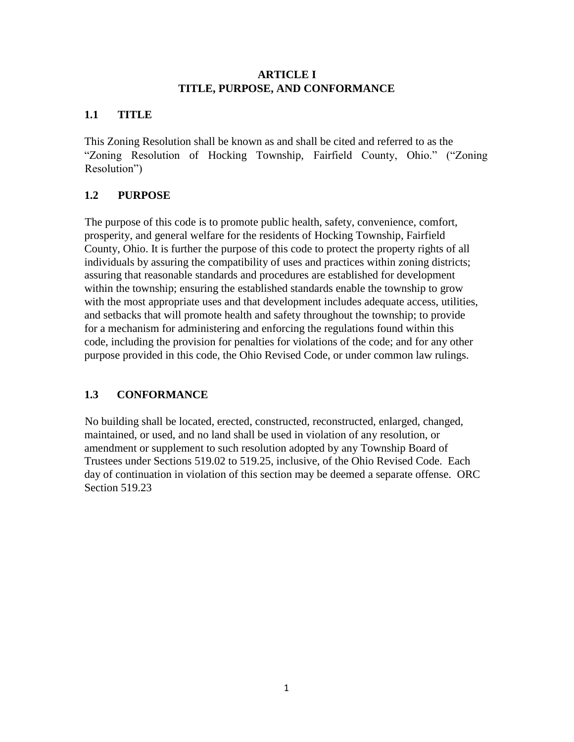# ARTICLE I
# TITLE, PURPOSE, AND CONFORMANCE

## 1.1 TITLE

This Zoning Resolution shall be known as and shall be cited and referred to as the "Zoning Resolution of Hocking Township, Fairfield County, Ohio." ("Zoning Resolution")

## 1.2 PURPOSE

The purpose of this code is to promote public health, safety, convenience, comfort, prosperity, and general welfare for the residents of Hocking Township, Fairfield County, Ohio. It is further the purpose of this code to protect the property rights of all individuals by assuring the compatibility of uses and practices within zoning districts; assuring that reasonable standards and procedures are established for development within the township; ensuring the established standards enable the township to grow with the most appropriate uses and that development includes adequate access, utilities, and setbacks that will promote health and safety throughout the township; to provide for a mechanism for administering and enforcing the regulations found within this code, including the provision for penalties for violations of the code; and for any other purpose provided in this code, the Ohio Revised Code, or under common law rulings.

## 1.3 CONFORMANCE

No building shall be located, erected, constructed, reconstructed, enlarged, changed, maintained, or used, and no land shall be used in violation of any resolution, or amendment or supplement to such resolution adopted by any Township Board of Trustees under Sections 519.02 to 519.25, inclusive, of the Ohio Revised Code. Each day of continuation in violation of this section may be deemed a separate offense. ORC Section 519.23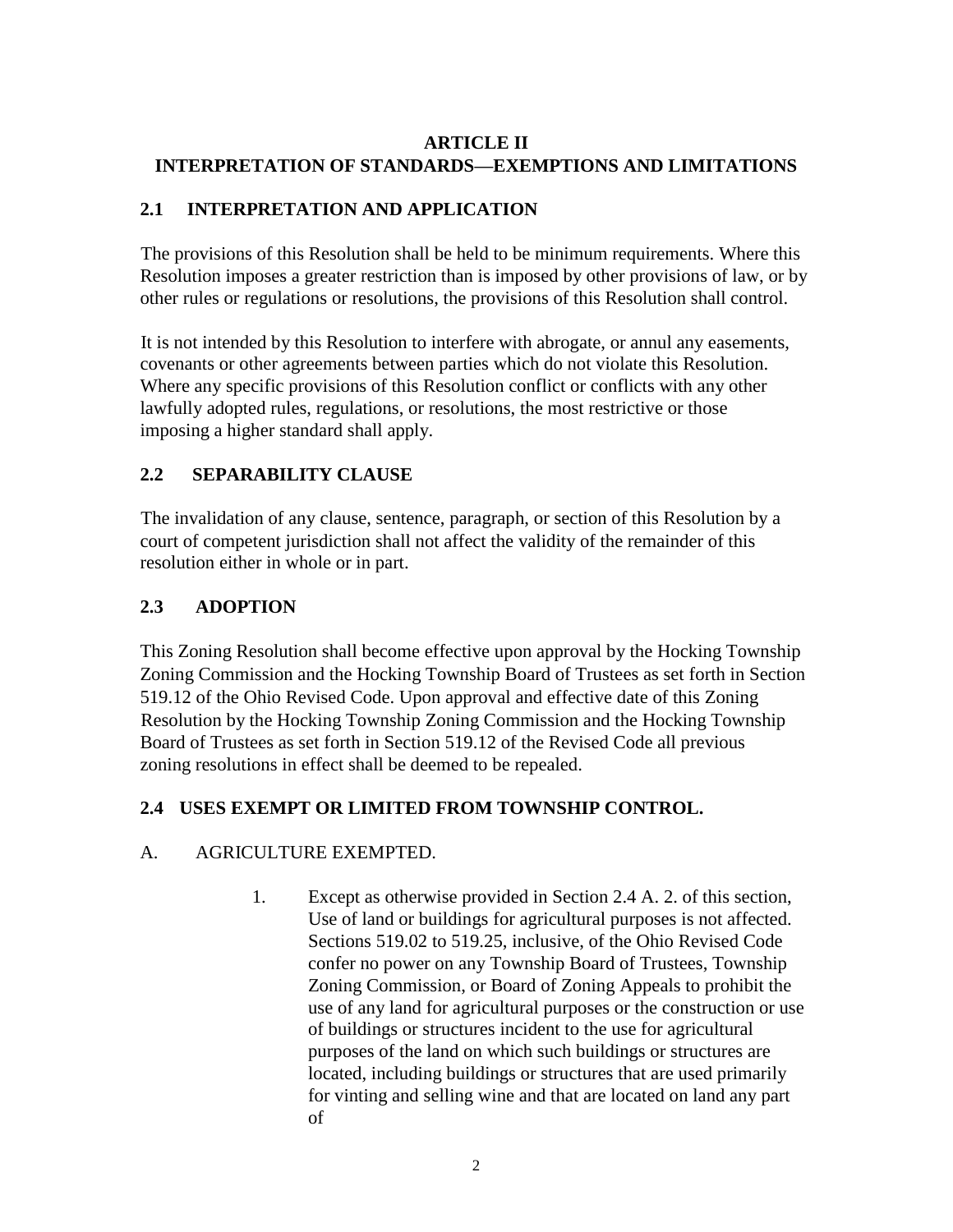## ARTICLE II
## INTERPRETATION OF STANDARDS—EXEMPTIONS AND LIMITATIONS

### 2.1 INTERPRETATION AND APPLICATION

The provisions of this Resolution shall be held to be minimum requirements. Where this Resolution imposes a greater restriction than is imposed by other provisions of law, or by other rules or regulations or resolutions, the provisions of this Resolution shall control.

It is not intended by this Resolution to interfere with abrogate, or annul any easements, covenants or other agreements between parties which do not violate this Resolution. Where any specific provisions of this Resolution conflict or conflicts with any other lawfully adopted rules, regulations, or resolutions, the most restrictive or those imposing a higher standard shall apply.

### 2.2 SEPARABILITY CLAUSE

The invalidation of any clause, sentence, paragraph, or section of this Resolution by a court of competent jurisdiction shall not affect the validity of the remainder of this resolution either in whole or in part.

### 2.3 ADOPTION

This Zoning Resolution shall become effective upon approval by the Hocking Township Zoning Commission and the Hocking Township Board of Trustees as set forth in Section 519.12 of the Ohio Revised Code. Upon approval and effective date of this Zoning Resolution by the Hocking Township Zoning Commission and the Hocking Township Board of Trustees as set forth in Section 519.12 of the Revised Code all previous zoning resolutions in effect shall be deemed to be repealed.

### 2.4 USES EXEMPT OR LIMITED FROM TOWNSHIP CONTROL.

A. AGRICULTURE EXEMPTED.

1. Except as otherwise provided in Section 2.4 A. 2. of this section, Use of land or buildings for agricultural purposes is not affected. Sections 519.02 to 519.25, inclusive, of the Ohio Revised Code confer no power on any Township Board of Trustees, Township Zoning Commission, or Board of Zoning Appeals to prohibit the use of any land for agricultural purposes or the construction or use of buildings or structures incident to the use for agricultural purposes of the land on which such buildings or structures are located, including buildings or structures that are used primarily for vinting and selling wine and that are located on land any part of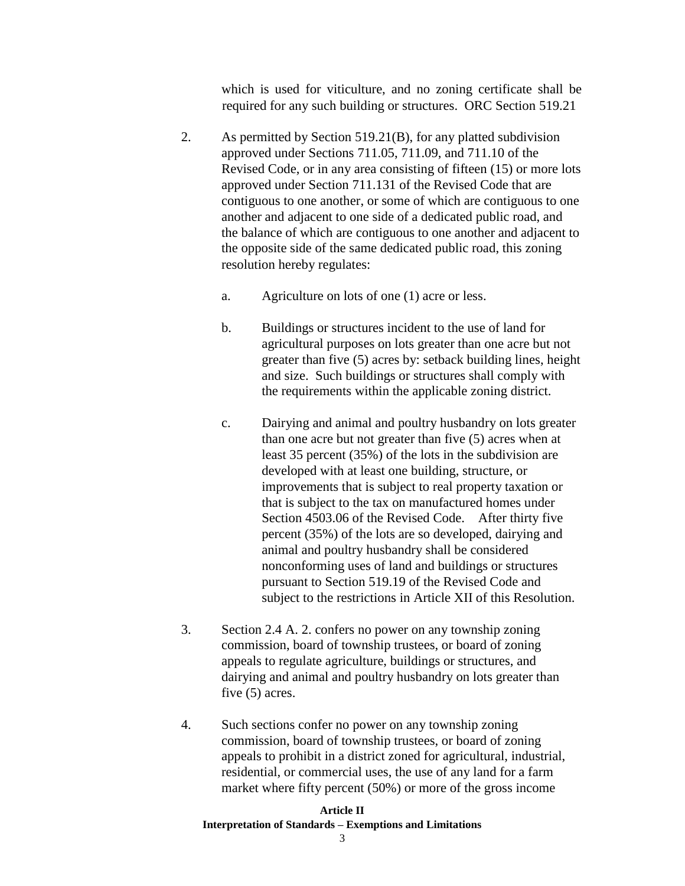which is used for viticulture, and no zoning certificate shall be required for any such building or structures. ORC Section 519.21

2. As permitted by Section 519.21(B), for any platted subdivision approved under Sections 711.05, 711.09, and 711.10 of the Revised Code, or in any area consisting of fifteen (15) or more lots approved under Section 711.131 of the Revised Code that are contiguous to one another, or some of which are contiguous to one another and adjacent to one side of a dedicated public road, and the balance of which are contiguous to one another and adjacent to the opposite side of the same dedicated public road, this zoning resolution hereby regulates:

   a. Agriculture on lots of one (1) acre or less.

   b. Buildings or structures incident to the use of land for agricultural purposes on lots greater than one acre but not greater than five (5) acres by: setback building lines, height and size. Such buildings or structures shall comply with the requirements within the applicable zoning district.

   c. Dairying and animal and poultry husbandry on lots greater than one acre but not greater than five (5) acres when at least 35 percent (35%) of the lots in the subdivision are developed with at least one building, structure, or improvements that is subject to real property taxation or that is subject to the tax on manufactured homes under Section 4503.06 of the Revised Code. After thirty five percent (35%) of the lots are so developed, dairying and animal and poultry husbandry shall be considered nonconforming uses of land and buildings or structures pursuant to Section 519.19 of the Revised Code and subject to the restrictions in Article XII of this Resolution.

3. Section 2.4 A. 2. confers no power on any township zoning commission, board of township trustees, or board of zoning appeals to regulate agriculture, buildings or structures, and dairying and animal and poultry husbandry on lots greater than five (5) acres.

4. Such sections confer no power on any township zoning commission, board of township trustees, or board of zoning appeals to prohibit in a district zoned for agricultural, industrial, residential, or commercial uses, the use of any land for a farm market where fifty percent (50%) or more of the gross income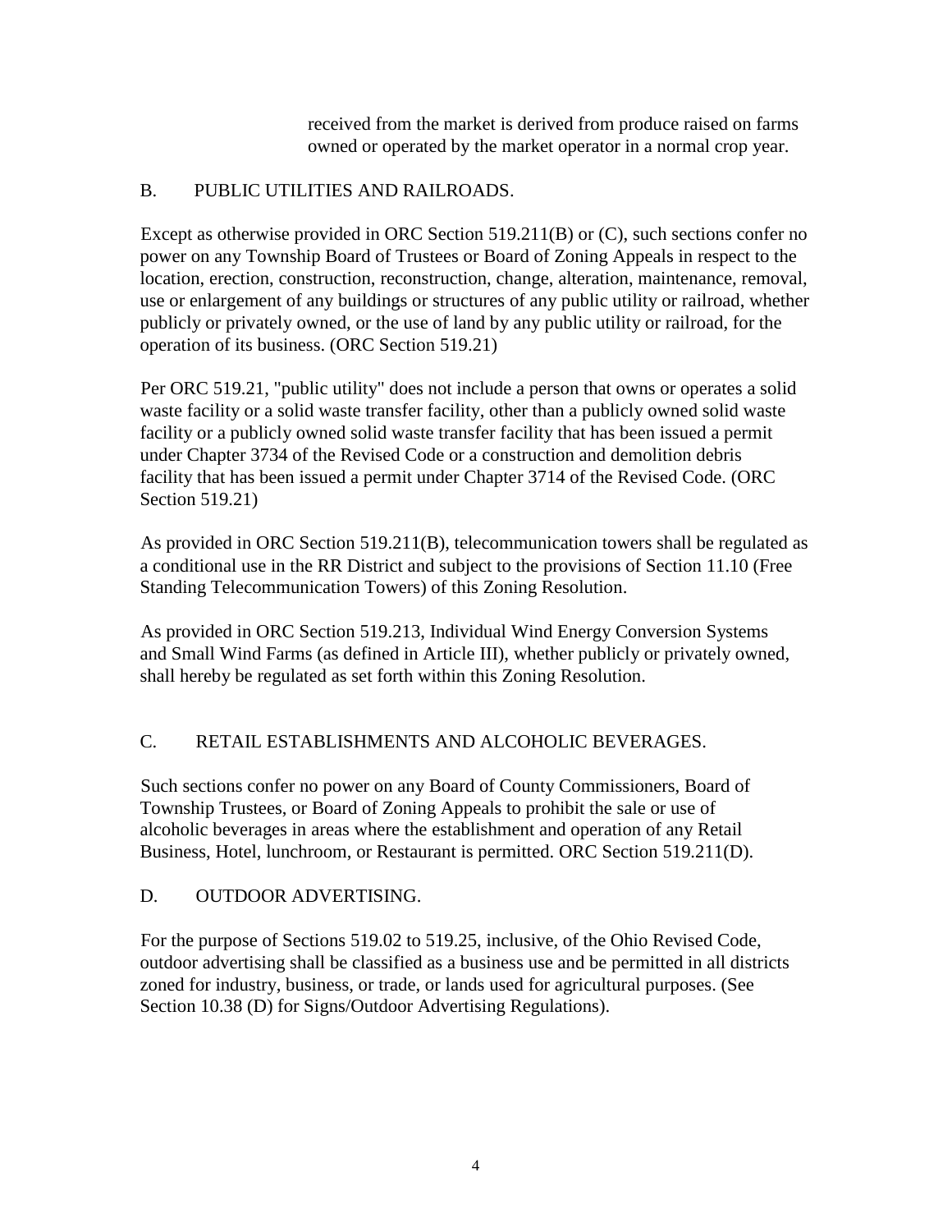received from the market is derived from produce raised on farms owned or operated by the market operator in a normal crop year.

B. PUBLIC UTILITIES AND RAILROADS.

Except as otherwise provided in ORC Section 519.211(B) or (C), such sections confer no power on any Township Board of Trustees or Board of Zoning Appeals in respect to the location, erection, construction, reconstruction, change, alteration, maintenance, removal, use or enlargement of any buildings or structures of any public utility or railroad, whether publicly or privately owned, or the use of land by any public utility or railroad, for the operation of its business. (ORC Section 519.21)

Per ORC 519.21, "public utility" does not include a person that owns or operates a solid waste facility or a solid waste transfer facility, other than a publicly owned solid waste facility or a publicly owned solid waste transfer facility that has been issued a permit under Chapter 3734 of the Revised Code or a construction and demolition debris facility that has been issued a permit under Chapter 3714 of the Revised Code. (ORC Section 519.21)

As provided in ORC Section 519.211(B), telecommunication towers shall be regulated as a conditional use in the RR District and subject to the provisions of Section 11.10 (Free Standing Telecommunication Towers) of this Zoning Resolution.

As provided in ORC Section 519.213, Individual Wind Energy Conversion Systems and Small Wind Farms (as defined in Article III), whether publicly or privately owned, shall hereby be regulated as set forth within this Zoning Resolution.

C. RETAIL ESTABLISHMENTS AND ALCOHOLIC BEVERAGES.

Such sections confer no power on any Board of County Commissioners, Board of Township Trustees, or Board of Zoning Appeals to prohibit the sale or use of alcoholic beverages in areas where the establishment and operation of any Retail Business, Hotel, lunchroom, or Restaurant is permitted. ORC Section 519.211(D).

D. OUTDOOR ADVERTISING.

For the purpose of Sections 519.02 to 519.25, inclusive, of the Ohio Revised Code, outdoor advertising shall be classified as a business use and be permitted in all districts zoned for industry, business, or trade, or lands used for agricultural purposes. (See Section 10.38 (D) for Signs/Outdoor Advertising Regulations).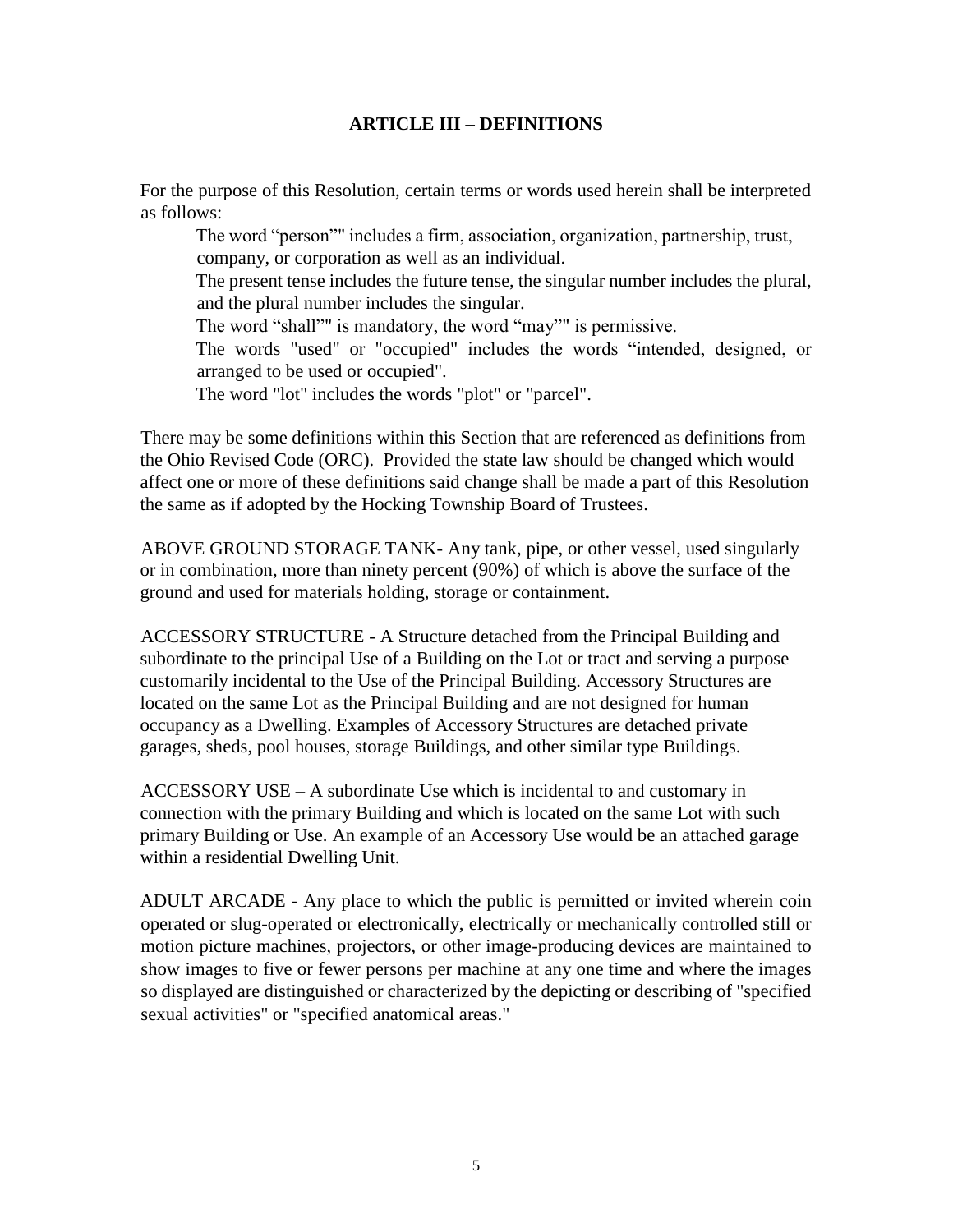## ARTICLE III – DEFINITIONS

For the purpose of this Resolution, certain terms or words used herein shall be interpreted as follows:

The word "person"" includes a firm, association, organization, partnership, trust, company, or corporation as well as an individual.

The present tense includes the future tense, the singular number includes the plural, and the plural number includes the singular.

The word "shall"" is mandatory, the word "may"" is permissive.

The words "used" or "occupied" includes the words "intended, designed, or arranged to be used or occupied".

The word "lot" includes the words "plot" or "parcel".

There may be some definitions within this Section that are referenced as definitions from the Ohio Revised Code (ORC). Provided the state law should be changed which would affect one or more of these definitions said change shall be made a part of this Resolution the same as if adopted by the Hocking Township Board of Trustees.

ABOVE GROUND STORAGE TANK- Any tank, pipe, or other vessel, used singularly or in combination, more than ninety percent (90%) of which is above the surface of the ground and used for materials holding, storage or containment.

ACCESSORY STRUCTURE - A Structure detached from the Principal Building and subordinate to the principal Use of a Building on the Lot or tract and serving a purpose customarily incidental to the Use of the Principal Building. Accessory Structures are located on the same Lot as the Principal Building and are not designed for human occupancy as a Dwelling. Examples of Accessory Structures are detached private garages, sheds, pool houses, storage Buildings, and other similar type Buildings.

ACCESSORY USE – A subordinate Use which is incidental to and customary in connection with the primary Building and which is located on the same Lot with such primary Building or Use. An example of an Accessory Use would be an attached garage within a residential Dwelling Unit.

ADULT ARCADE - Any place to which the public is permitted or invited wherein coin operated or slug-operated or electronically, electrically or mechanically controlled still or motion picture machines, projectors, or other image-producing devices are maintained to show images to five or fewer persons per machine at any one time and where the images so displayed are distinguished or characterized by the depicting or describing of "specified sexual activities" or "specified anatomical areas."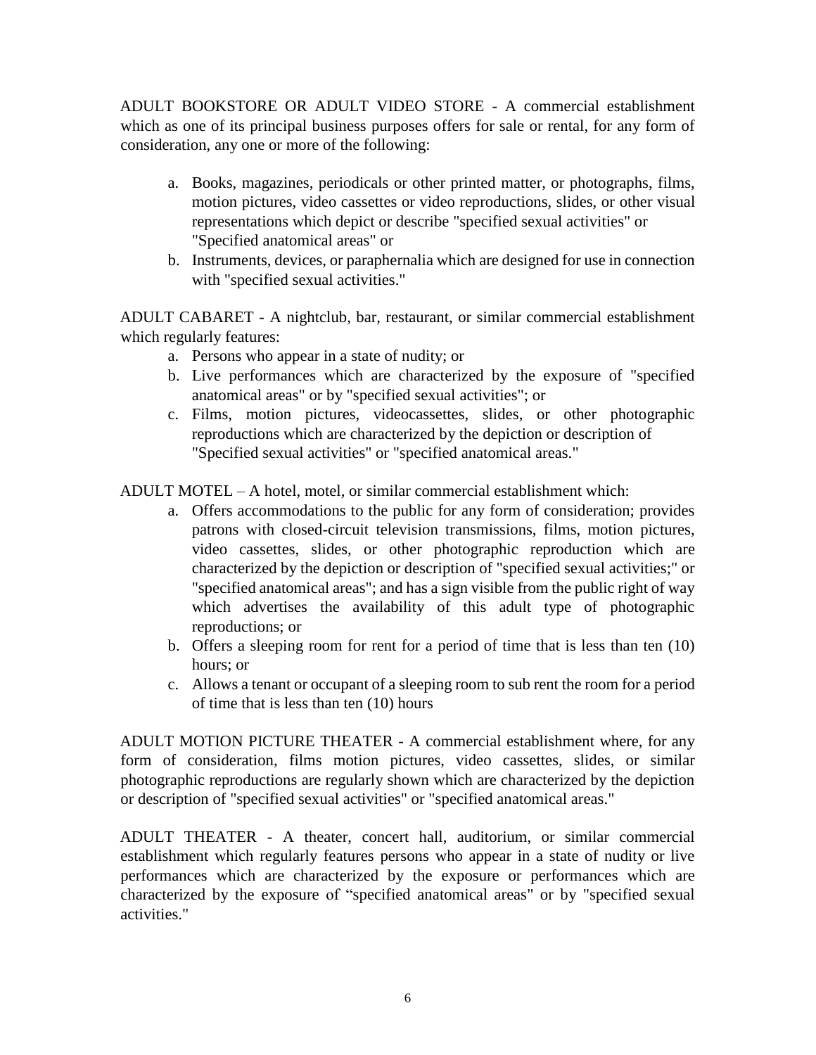ADULT BOOKSTORE OR ADULT VIDEO STORE - A commercial establishment which as one of its principal business purposes offers for sale or rental, for any form of consideration, any one or more of the following:

a. Books, magazines, periodicals or other printed matter, or photographs, films, motion pictures, video cassettes or video reproductions, slides, or other visual representations which depict or describe "specified sexual activities" or "Specified anatomical areas" or
b. Instruments, devices, or paraphernalia which are designed for use in connection with "specified sexual activities."

ADULT CABARET - A nightclub, bar, restaurant, or similar commercial establishment which regularly features:

a. Persons who appear in a state of nudity; or
b. Live performances which are characterized by the exposure of "specified anatomical areas" or by "specified sexual activities"; or
c. Films, motion pictures, videocassettes, slides, or other photographic reproductions which are characterized by the depiction or description of "Specified sexual activities" or "specified anatomical areas."

ADULT MOTEL – A hotel, motel, or similar commercial establishment which:

a. Offers accommodations to the public for any form of consideration; provides patrons with closed-circuit television transmissions, films, motion pictures, video cassettes, slides, or other photographic reproduction which are characterized by the depiction or description of "specified sexual activities;" or "specified anatomical areas"; and has a sign visible from the public right of way which advertises the availability of this adult type of photographic reproductions; or
b. Offers a sleeping room for rent for a period of time that is less than ten (10) hours; or
c. Allows a tenant or occupant of a sleeping room to sub rent the room for a period of time that is less than ten (10) hours

ADULT MOTION PICTURE THEATER - A commercial establishment where, for any form of consideration, films motion pictures, video cassettes, slides, or similar photographic reproductions are regularly shown which are characterized by the depiction or description of "specified sexual activities" or "specified anatomical areas."

ADULT THEATER - A theater, concert hall, auditorium, or similar commercial establishment which regularly features persons who appear in a state of nudity or live performances which are characterized by the exposure or performances which are characterized by the exposure of "specified anatomical areas" or by "specified sexual activities."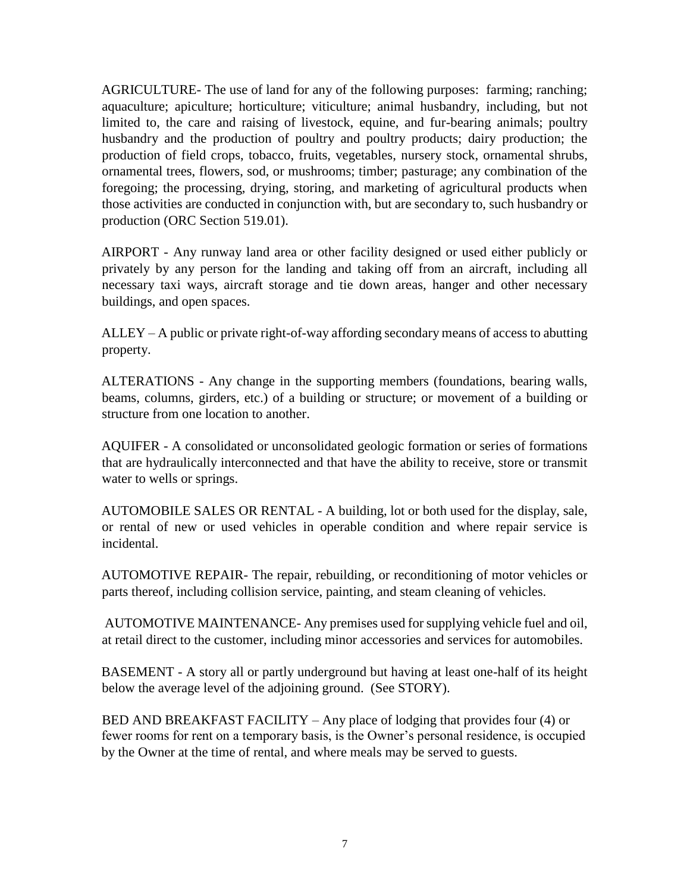AGRICULTURE- The use of land for any of the following purposes: farming; ranching; aquaculture; apiculture; horticulture; viticulture; animal husbandry, including, but not limited to, the care and raising of livestock, equine, and fur-bearing animals; poultry husbandry and the production of poultry and poultry products; dairy production; the production of field crops, tobacco, fruits, vegetables, nursery stock, ornamental shrubs, ornamental trees, flowers, sod, or mushrooms; timber; pasturage; any combination of the foregoing; the processing, drying, storing, and marketing of agricultural products when those activities are conducted in conjunction with, but are secondary to, such husbandry or production (ORC Section 519.01).

AIRPORT - Any runway land area or other facility designed or used either publicly or privately by any person for the landing and taking off from an aircraft, including all necessary taxi ways, aircraft storage and tie down areas, hanger and other necessary buildings, and open spaces.

ALLEY – A public or private right-of-way affording secondary means of access to abutting property.

ALTERATIONS - Any change in the supporting members (foundations, bearing walls, beams, columns, girders, etc.) of a building or structure; or movement of a building or structure from one location to another.

AQUIFER - A consolidated or unconsolidated geologic formation or series of formations that are hydraulically interconnected and that have the ability to receive, store or transmit water to wells or springs.

AUTOMOBILE SALES OR RENTAL - A building, lot or both used for the display, sale, or rental of new or used vehicles in operable condition and where repair service is incidental.

AUTOMOTIVE REPAIR- The repair, rebuilding, or reconditioning of motor vehicles or parts thereof, including collision service, painting, and steam cleaning of vehicles.

AUTOMOTIVE MAINTENANCE- Any premises used for supplying vehicle fuel and oil, at retail direct to the customer, including minor accessories and services for automobiles.

BASEMENT - A story all or partly underground but having at least one-half of its height below the average level of the adjoining ground. (See STORY).

BED AND BREAKFAST FACILITY – Any place of lodging that provides four (4) or fewer rooms for rent on a temporary basis, is the Owner's personal residence, is occupied by the Owner at the time of rental, and where meals may be served to guests.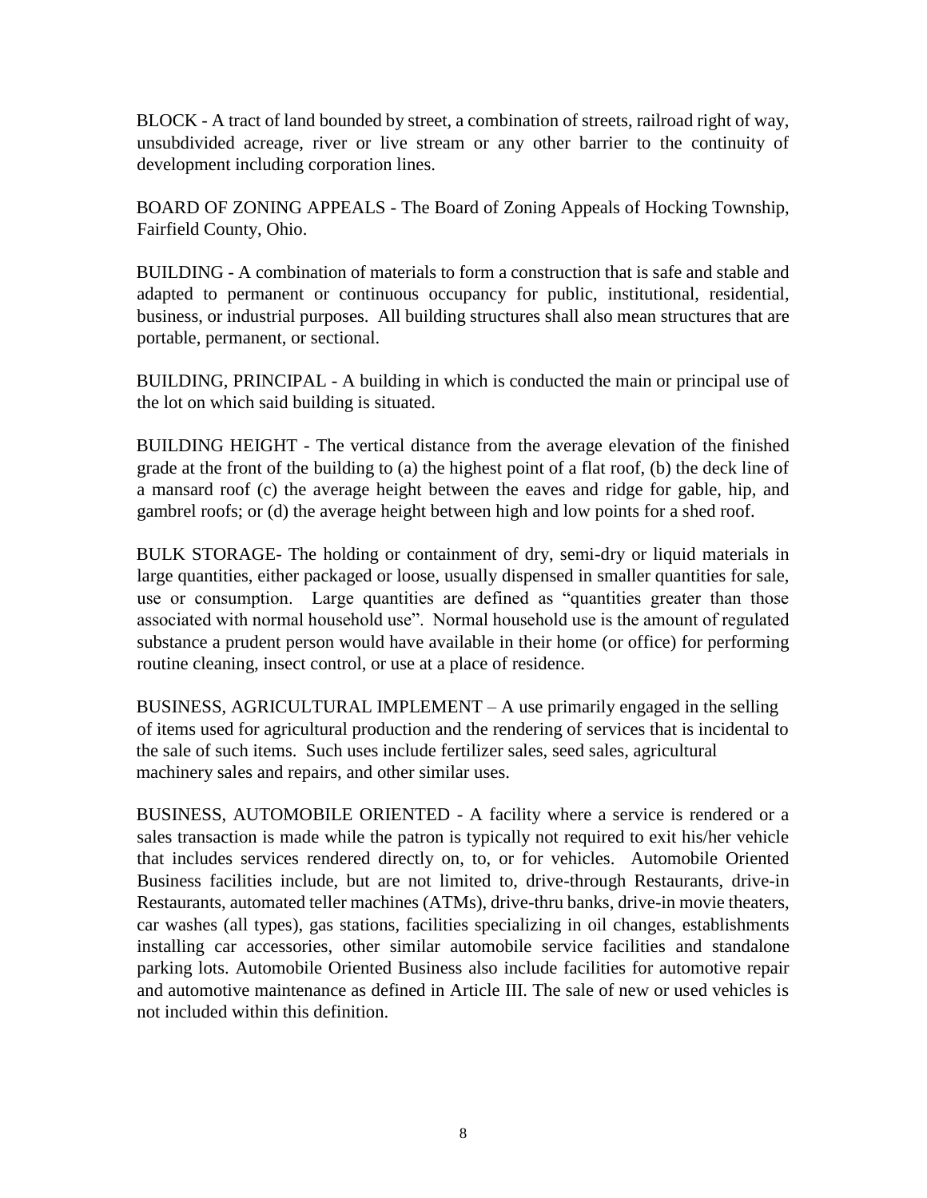BLOCK - A tract of land bounded by street, a combination of streets, railroad right of way, unsubdivided acreage, river or live stream or any other barrier to the continuity of development including corporation lines.

BOARD OF ZONING APPEALS - The Board of Zoning Appeals of Hocking Township, Fairfield County, Ohio.

BUILDING - A combination of materials to form a construction that is safe and stable and adapted to permanent or continuous occupancy for public, institutional, residential, business, or industrial purposes. All building structures shall also mean structures that are portable, permanent, or sectional.

BUILDING, PRINCIPAL - A building in which is conducted the main or principal use of the lot on which said building is situated.

BUILDING HEIGHT - The vertical distance from the average elevation of the finished grade at the front of the building to (a) the highest point of a flat roof, (b) the deck line of a mansard roof (c) the average height between the eaves and ridge for gable, hip, and gambrel roofs; or (d) the average height between high and low points for a shed roof.

BULK STORAGE- The holding or containment of dry, semi-dry or liquid materials in large quantities, either packaged or loose, usually dispensed in smaller quantities for sale, use or consumption. Large quantities are defined as "quantities greater than those associated with normal household use". Normal household use is the amount of regulated substance a prudent person would have available in their home (or office) for performing routine cleaning, insect control, or use at a place of residence.

BUSINESS, AGRICULTURAL IMPLEMENT – A use primarily engaged in the selling of items used for agricultural production and the rendering of services that is incidental to the sale of such items. Such uses include fertilizer sales, seed sales, agricultural machinery sales and repairs, and other similar uses.

BUSINESS, AUTOMOBILE ORIENTED - A facility where a service is rendered or a sales transaction is made while the patron is typically not required to exit his/her vehicle that includes services rendered directly on, to, or for vehicles. Automobile Oriented Business facilities include, but are not limited to, drive-through Restaurants, drive-in Restaurants, automated teller machines (ATMs), drive-thru banks, drive-in movie theaters, car washes (all types), gas stations, facilities specializing in oil changes, establishments installing car accessories, other similar automobile service facilities and standalone parking lots. Automobile Oriented Business also include facilities for automotive repair and automotive maintenance as defined in Article III. The sale of new or used vehicles is not included within this definition.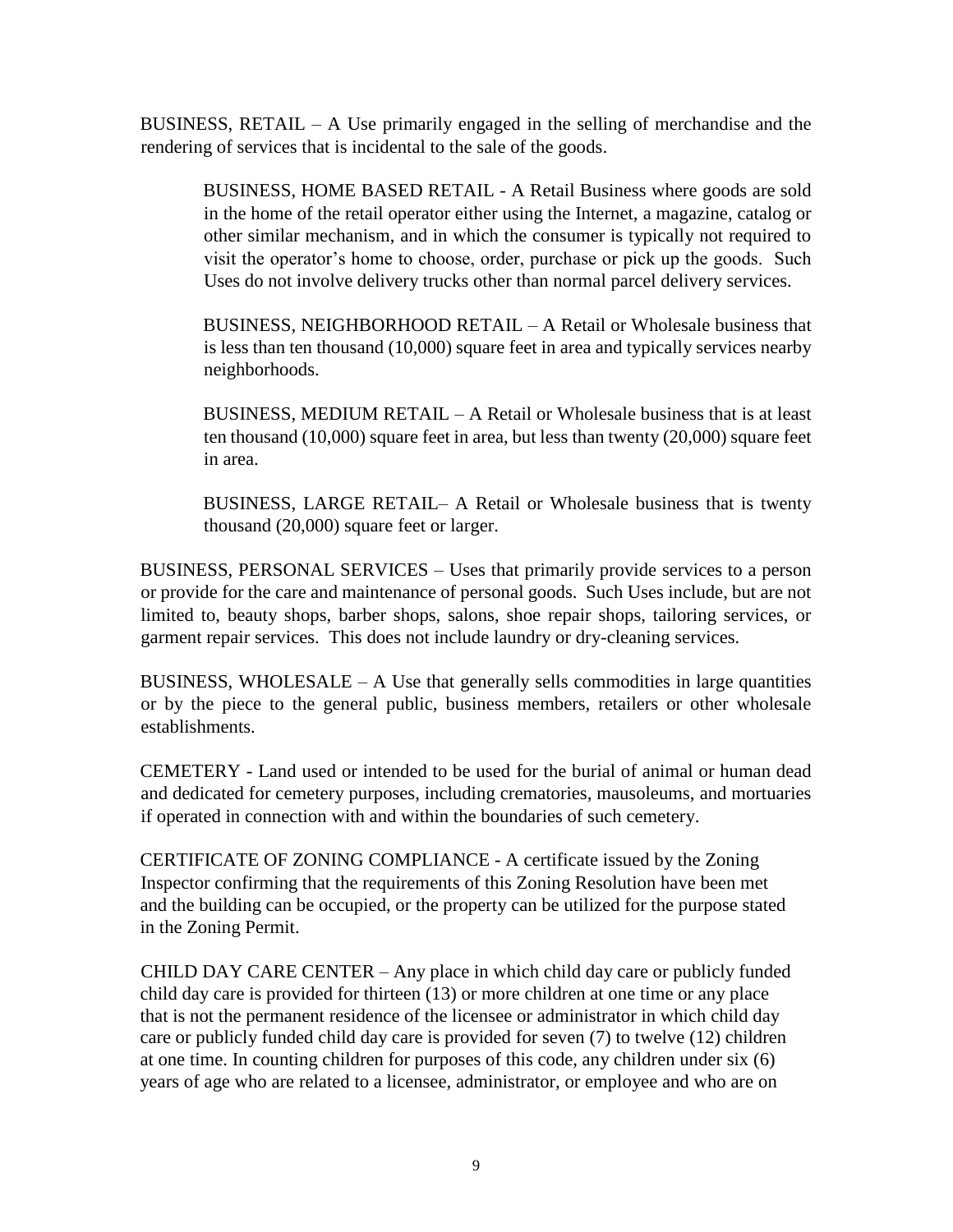BUSINESS, RETAIL – A Use primarily engaged in the selling of merchandise and the rendering of services that is incidental to the sale of the goods.

> BUSINESS, HOME BASED RETAIL - A Retail Business where goods are sold in the home of the retail operator either using the Internet, a magazine, catalog or other similar mechanism, and in which the consumer is typically not required to visit the operator's home to choose, order, purchase or pick up the goods. Such Uses do not involve delivery trucks other than normal parcel delivery services.
>
> BUSINESS, NEIGHBORHOOD RETAIL – A Retail or Wholesale business that is less than ten thousand (10,000) square feet in area and typically services nearby neighborhoods.
>
> BUSINESS, MEDIUM RETAIL – A Retail or Wholesale business that is at least ten thousand (10,000) square feet in area, but less than twenty (20,000) square feet in area.
>
> BUSINESS, LARGE RETAIL– A Retail or Wholesale business that is twenty thousand (20,000) square feet or larger.

BUSINESS, PERSONAL SERVICES – Uses that primarily provide services to a person or provide for the care and maintenance of personal goods. Such Uses include, but are not limited to, beauty shops, barber shops, salons, shoe repair shops, tailoring services, or garment repair services. This does not include laundry or dry-cleaning services.

BUSINESS, WHOLESALE – A Use that generally sells commodities in large quantities or by the piece to the general public, business members, retailers or other wholesale establishments.

CEMETERY - Land used or intended to be used for the burial of animal or human dead and dedicated for cemetery purposes, including crematories, mausoleums, and mortuaries if operated in connection with and within the boundaries of such cemetery.

CERTIFICATE OF ZONING COMPLIANCE - A certificate issued by the Zoning Inspector confirming that the requirements of this Zoning Resolution have been met and the building can be occupied, or the property can be utilized for the purpose stated in the Zoning Permit.

CHILD DAY CARE CENTER – Any place in which child day care or publicly funded child day care is provided for thirteen (13) or more children at one time or any place that is not the permanent residence of the licensee or administrator in which child day care or publicly funded child day care is provided for seven (7) to twelve (12) children at one time. In counting children for purposes of this code, any children under six (6) years of age who are related to a licensee, administrator, or employee and who are on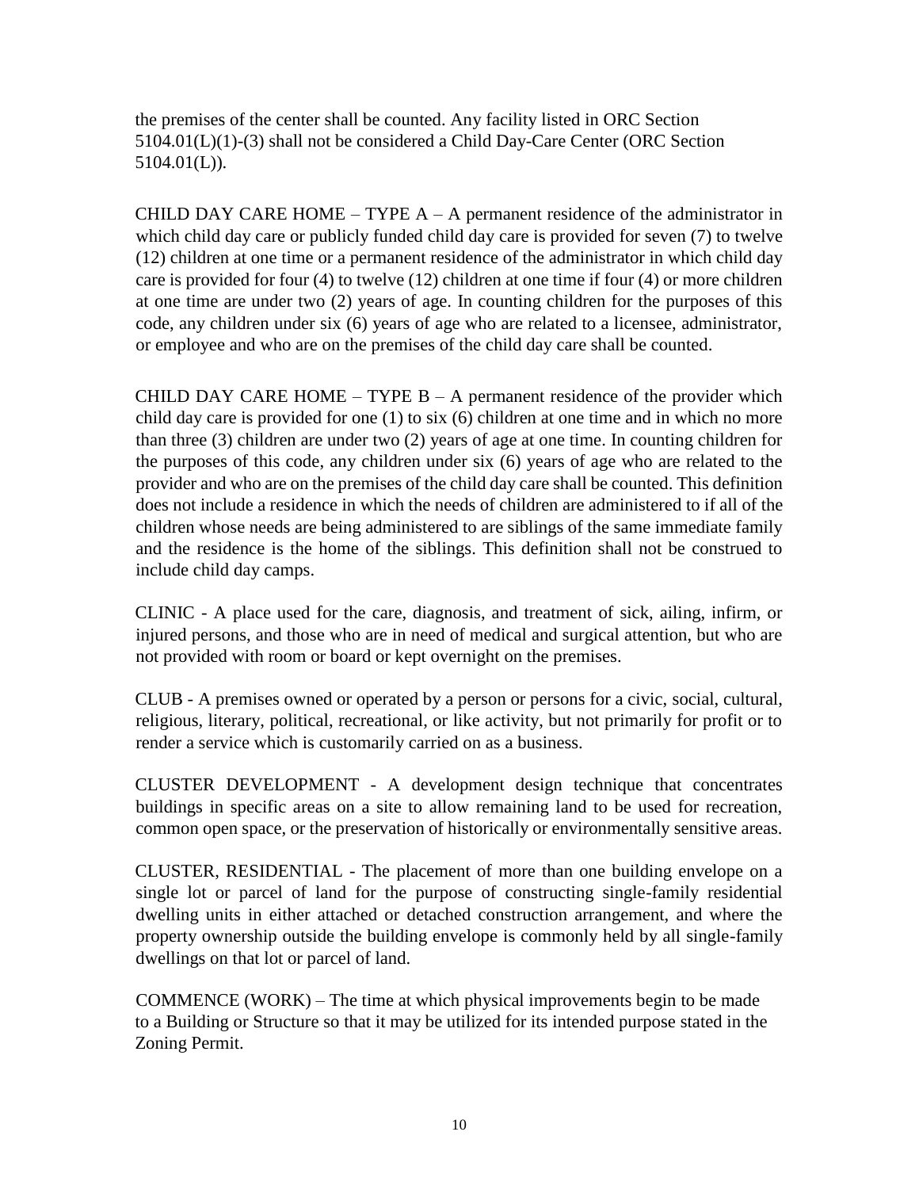the premises of the center shall be counted. Any facility listed in ORC Section 5104.01(L)(1)-(3) shall not be considered a Child Day-Care Center (ORC Section 5104.01(L)).

CHILD DAY CARE HOME – TYPE A – A permanent residence of the administrator in which child day care or publicly funded child day care is provided for seven (7) to twelve (12) children at one time or a permanent residence of the administrator in which child day care is provided for four (4) to twelve (12) children at one time if four (4) or more children at one time are under two (2) years of age. In counting children for the purposes of this code, any children under six (6) years of age who are related to a licensee, administrator, or employee and who are on the premises of the child day care shall be counted.

CHILD DAY CARE HOME – TYPE B – A permanent residence of the provider which child day care is provided for one (1) to six (6) children at one time and in which no more than three (3) children are under two (2) years of age at one time. In counting children for the purposes of this code, any children under six (6) years of age who are related to the provider and who are on the premises of the child day care shall be counted. This definition does not include a residence in which the needs of children are administered to if all of the children whose needs are being administered to are siblings of the same immediate family and the residence is the home of the siblings. This definition shall not be construed to include child day camps.

CLINIC - A place used for the care, diagnosis, and treatment of sick, ailing, infirm, or injured persons, and those who are in need of medical and surgical attention, but who are not provided with room or board or kept overnight on the premises.

CLUB - A premises owned or operated by a person or persons for a civic, social, cultural, religious, literary, political, recreational, or like activity, but not primarily for profit or to render a service which is customarily carried on as a business.

CLUSTER DEVELOPMENT - A development design technique that concentrates buildings in specific areas on a site to allow remaining land to be used for recreation, common open space, or the preservation of historically or environmentally sensitive areas.

CLUSTER, RESIDENTIAL - The placement of more than one building envelope on a single lot or parcel of land for the purpose of constructing single-family residential dwelling units in either attached or detached construction arrangement, and where the property ownership outside the building envelope is commonly held by all single-family dwellings on that lot or parcel of land.

COMMENCE (WORK) – The time at which physical improvements begin to be made to a Building or Structure so that it may be utilized for its intended purpose stated in the Zoning Permit.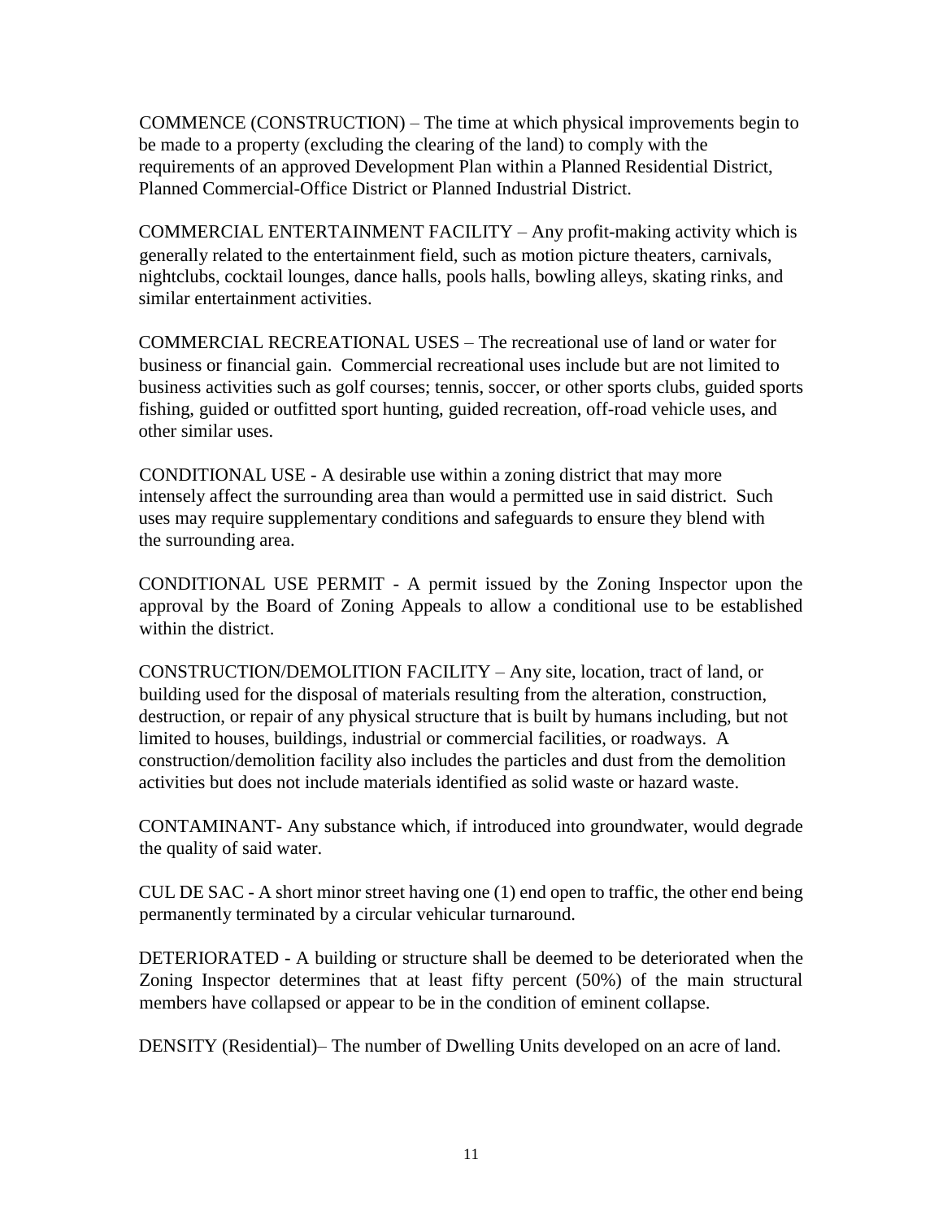COMMENCE (CONSTRUCTION) – The time at which physical improvements begin to be made to a property (excluding the clearing of the land) to comply with the requirements of an approved Development Plan within a Planned Residential District, Planned Commercial-Office District or Planned Industrial District.

COMMERCIAL ENTERTAINMENT FACILITY – Any profit-making activity which is generally related to the entertainment field, such as motion picture theaters, carnivals, nightclubs, cocktail lounges, dance halls, pools halls, bowling alleys, skating rinks, and similar entertainment activities.

COMMERCIAL RECREATIONAL USES – The recreational use of land or water for business or financial gain. Commercial recreational uses include but are not limited to business activities such as golf courses; tennis, soccer, or other sports clubs, guided sports fishing, guided or outfitted sport hunting, guided recreation, off-road vehicle uses, and other similar uses.

CONDITIONAL USE - A desirable use within a zoning district that may more intensely affect the surrounding area than would a permitted use in said district. Such uses may require supplementary conditions and safeguards to ensure they blend with the surrounding area.

CONDITIONAL USE PERMIT - A permit issued by the Zoning Inspector upon the approval by the Board of Zoning Appeals to allow a conditional use to be established within the district.

CONSTRUCTION/DEMOLITION FACILITY – Any site, location, tract of land, or building used for the disposal of materials resulting from the alteration, construction, destruction, or repair of any physical structure that is built by humans including, but not limited to houses, buildings, industrial or commercial facilities, or roadways. A construction/demolition facility also includes the particles and dust from the demolition activities but does not include materials identified as solid waste or hazard waste.

CONTAMINANT- Any substance which, if introduced into groundwater, would degrade the quality of said water.

CUL DE SAC - A short minor street having one (1) end open to traffic, the other end being permanently terminated by a circular vehicular turnaround.

DETERIORATED - A building or structure shall be deemed to be deteriorated when the Zoning Inspector determines that at least fifty percent (50%) of the main structural members have collapsed or appear to be in the condition of eminent collapse.

DENSITY (Residential)– The number of Dwelling Units developed on an acre of land.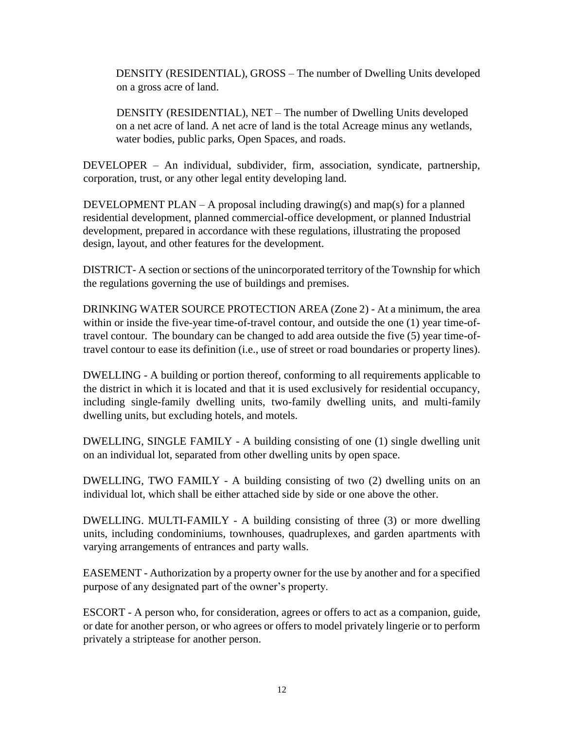DENSITY (RESIDENTIAL), GROSS – The number of Dwelling Units developed on a gross acre of land.

DENSITY (RESIDENTIAL), NET – The number of Dwelling Units developed on a net acre of land. A net acre of land is the total Acreage minus any wetlands, water bodies, public parks, Open Spaces, and roads.

DEVELOPER – An individual, subdivider, firm, association, syndicate, partnership, corporation, trust, or any other legal entity developing land.

DEVELOPMENT PLAN – A proposal including drawing(s) and map(s) for a planned residential development, planned commercial-office development, or planned Industrial development, prepared in accordance with these regulations, illustrating the proposed design, layout, and other features for the development.

DISTRICT- A section or sections of the unincorporated territory of the Township for which the regulations governing the use of buildings and premises.

DRINKING WATER SOURCE PROTECTION AREA (Zone 2) - At a minimum, the area within or inside the five-year time-of-travel contour, and outside the one (1) year time-of-travel contour. The boundary can be changed to add area outside the five (5) year time-of-travel contour to ease its definition (i.e., use of street or road boundaries or property lines).

DWELLING - A building or portion thereof, conforming to all requirements applicable to the district in which it is located and that it is used exclusively for residential occupancy, including single-family dwelling units, two-family dwelling units, and multi-family dwelling units, but excluding hotels, and motels.

DWELLING, SINGLE FAMILY - A building consisting of one (1) single dwelling unit on an individual lot, separated from other dwelling units by open space.

DWELLING, TWO FAMILY - A building consisting of two (2) dwelling units on an individual lot, which shall be either attached side by side or one above the other.

DWELLING. MULTI-FAMILY - A building consisting of three (3) or more dwelling units, including condominiums, townhouses, quadruplexes, and garden apartments with varying arrangements of entrances and party walls.

EASEMENT - Authorization by a property owner for the use by another and for a specified purpose of any designated part of the owner's property.

ESCORT - A person who, for consideration, agrees or offers to act as a companion, guide, or date for another person, or who agrees or offers to model privately lingerie or to perform privately a striptease for another person.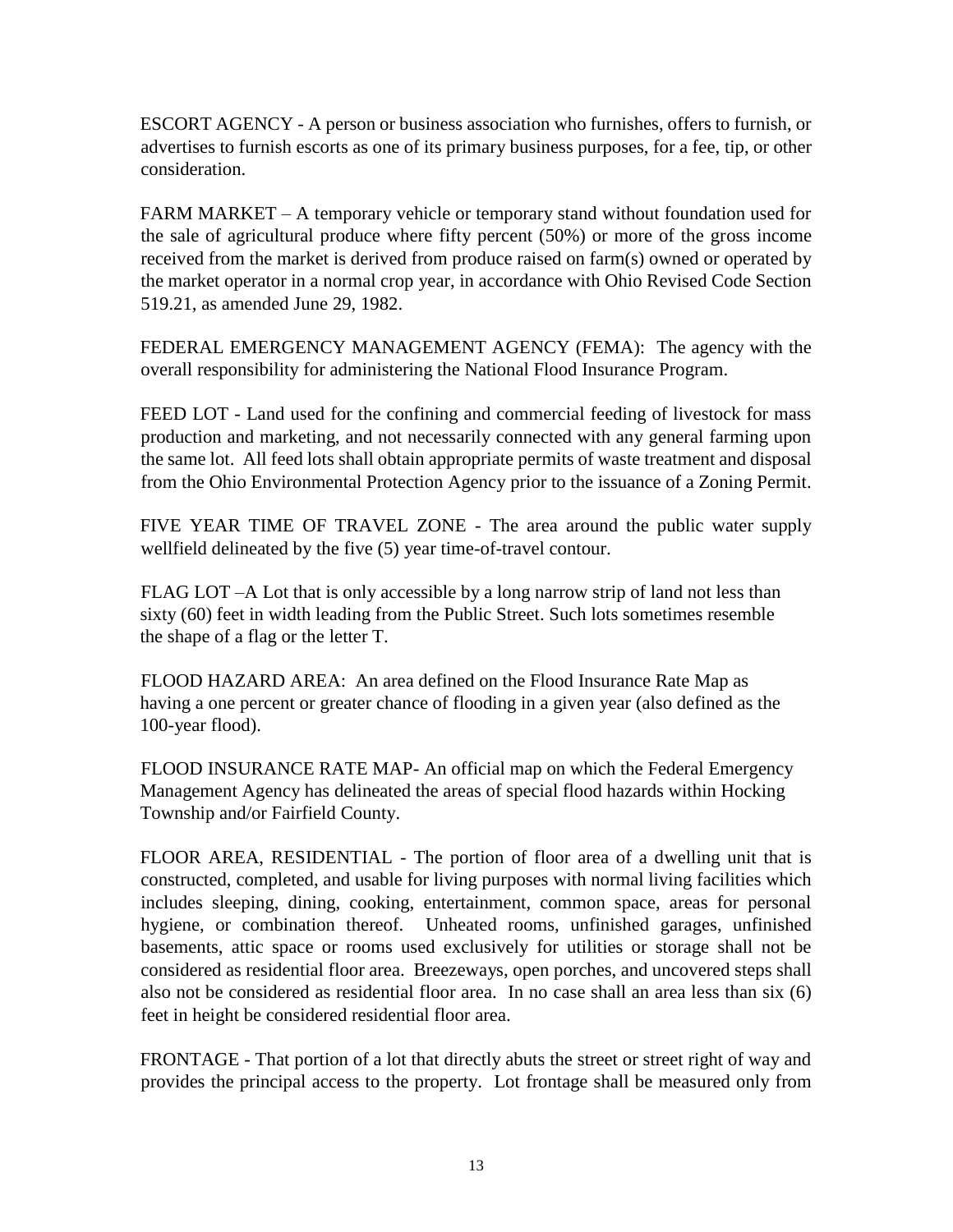ESCORT AGENCY - A person or business association who furnishes, offers to furnish, or advertises to furnish escorts as one of its primary business purposes, for a fee, tip, or other consideration.

FARM MARKET – A temporary vehicle or temporary stand without foundation used for the sale of agricultural produce where fifty percent (50%) or more of the gross income received from the market is derived from produce raised on farm(s) owned or operated by the market operator in a normal crop year, in accordance with Ohio Revised Code Section 519.21, as amended June 29, 1982.

FEDERAL EMERGENCY MANAGEMENT AGENCY (FEMA): The agency with the overall responsibility for administering the National Flood Insurance Program.

FEED LOT - Land used for the confining and commercial feeding of livestock for mass production and marketing, and not necessarily connected with any general farming upon the same lot. All feed lots shall obtain appropriate permits of waste treatment and disposal from the Ohio Environmental Protection Agency prior to the issuance of a Zoning Permit.

FIVE YEAR TIME OF TRAVEL ZONE - The area around the public water supply wellfield delineated by the five (5) year time-of-travel contour.

FLAG LOT –A Lot that is only accessible by a long narrow strip of land not less than sixty (60) feet in width leading from the Public Street. Such lots sometimes resemble the shape of a flag or the letter T.

FLOOD HAZARD AREA: An area defined on the Flood Insurance Rate Map as having a one percent or greater chance of flooding in a given year (also defined as the 100-year flood).

FLOOD INSURANCE RATE MAP- An official map on which the Federal Emergency Management Agency has delineated the areas of special flood hazards within Hocking Township and/or Fairfield County.

FLOOR AREA, RESIDENTIAL - The portion of floor area of a dwelling unit that is constructed, completed, and usable for living purposes with normal living facilities which includes sleeping, dining, cooking, entertainment, common space, areas for personal hygiene, or combination thereof. Unheated rooms, unfinished garages, unfinished basements, attic space or rooms used exclusively for utilities or storage shall not be considered as residential floor area. Breezeways, open porches, and uncovered steps shall also not be considered as residential floor area. In no case shall an area less than six (6) feet in height be considered residential floor area.

FRONTAGE - That portion of a lot that directly abuts the street or street right of way and provides the principal access to the property. Lot frontage shall be measured only from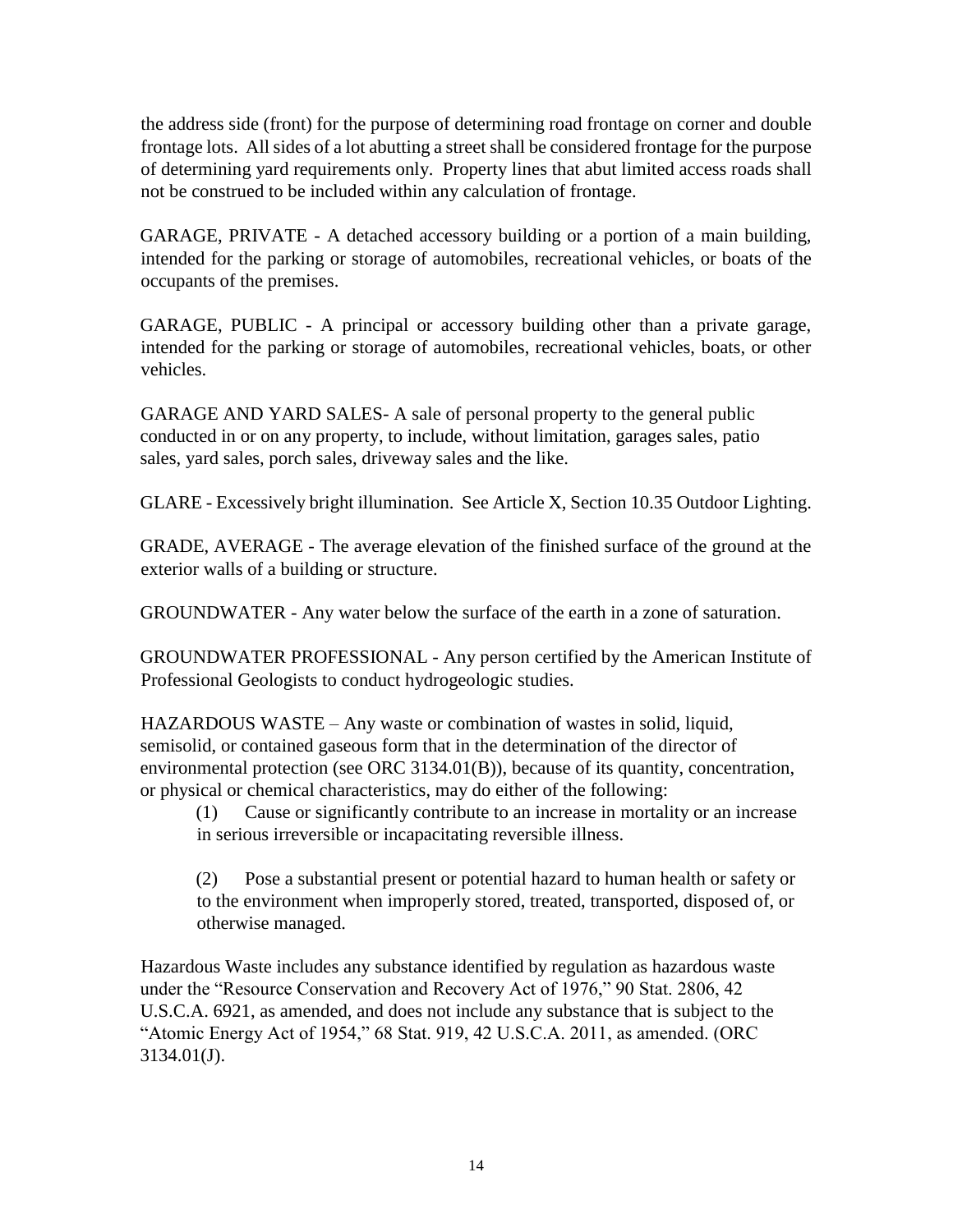the address side (front) for the purpose of determining road frontage on corner and double frontage lots. All sides of a lot abutting a street shall be considered frontage for the purpose of determining yard requirements only. Property lines that abut limited access roads shall not be construed to be included within any calculation of frontage.

GARAGE, PRIVATE - A detached accessory building or a portion of a main building, intended for the parking or storage of automobiles, recreational vehicles, or boats of the occupants of the premises.

GARAGE, PUBLIC - A principal or accessory building other than a private garage, intended for the parking or storage of automobiles, recreational vehicles, boats, or other vehicles.

GARAGE AND YARD SALES- A sale of personal property to the general public conducted in or on any property, to include, without limitation, garages sales, patio sales, yard sales, porch sales, driveway sales and the like.

GLARE - Excessively bright illumination. See Article X, Section 10.35 Outdoor Lighting.

GRADE, AVERAGE - The average elevation of the finished surface of the ground at the exterior walls of a building or structure.

GROUNDWATER - Any water below the surface of the earth in a zone of saturation.

GROUNDWATER PROFESSIONAL - Any person certified by the American Institute of Professional Geologists to conduct hydrogeologic studies.

HAZARDOUS WASTE – Any waste or combination of wastes in solid, liquid, semisolid, or contained gaseous form that in the determination of the director of environmental protection (see ORC 3134.01(B)), because of its quantity, concentration, or physical or chemical characteristics, may do either of the following:

(1) Cause or significantly contribute to an increase in mortality or an increase in serious irreversible or incapacitating reversible illness.

(2) Pose a substantial present or potential hazard to human health or safety or to the environment when improperly stored, treated, transported, disposed of, or otherwise managed.

Hazardous Waste includes any substance identified by regulation as hazardous waste under the "Resource Conservation and Recovery Act of 1976," 90 Stat. 2806, 42 U.S.C.A. 6921, as amended, and does not include any substance that is subject to the "Atomic Energy Act of 1954," 68 Stat. 919, 42 U.S.C.A. 2011, as amended. (ORC 3134.01(J).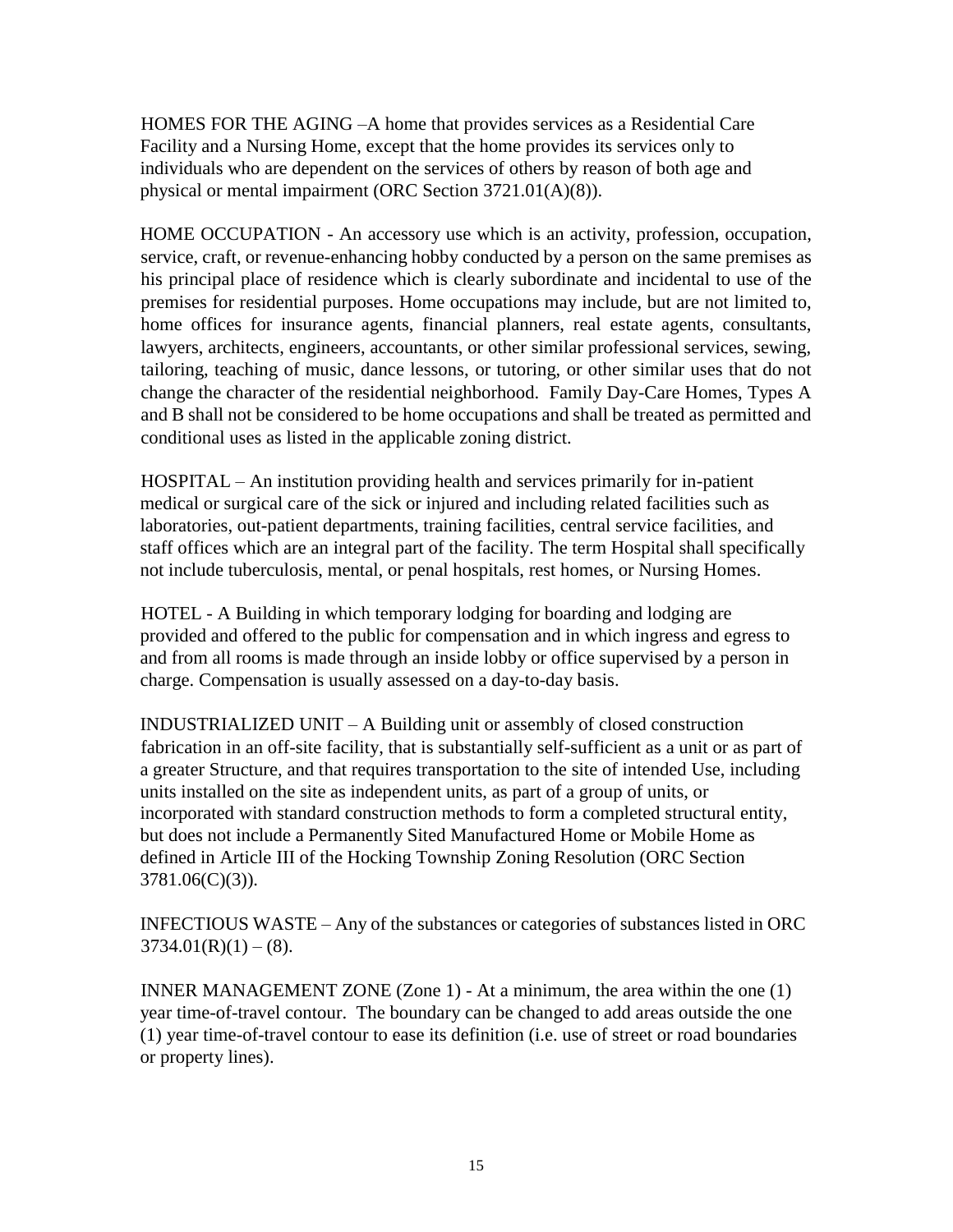HOMES FOR THE AGING –A home that provides services as a Residential Care Facility and a Nursing Home, except that the home provides its services only to individuals who are dependent on the services of others by reason of both age and physical or mental impairment (ORC Section 3721.01(A)(8)).

HOME OCCUPATION - An accessory use which is an activity, profession, occupation, service, craft, or revenue-enhancing hobby conducted by a person on the same premises as his principal place of residence which is clearly subordinate and incidental to use of the premises for residential purposes. Home occupations may include, but are not limited to, home offices for insurance agents, financial planners, real estate agents, consultants, lawyers, architects, engineers, accountants, or other similar professional services, sewing, tailoring, teaching of music, dance lessons, or tutoring, or other similar uses that do not change the character of the residential neighborhood. Family Day-Care Homes, Types A and B shall not be considered to be home occupations and shall be treated as permitted and conditional uses as listed in the applicable zoning district.

HOSPITAL – An institution providing health and services primarily for in-patient medical or surgical care of the sick or injured and including related facilities such as laboratories, out-patient departments, training facilities, central service facilities, and staff offices which are an integral part of the facility. The term Hospital shall specifically not include tuberculosis, mental, or penal hospitals, rest homes, or Nursing Homes.

HOTEL - A Building in which temporary lodging for boarding and lodging are provided and offered to the public for compensation and in which ingress and egress to and from all rooms is made through an inside lobby or office supervised by a person in charge. Compensation is usually assessed on a day-to-day basis.

INDUSTRIALIZED UNIT – A Building unit or assembly of closed construction fabrication in an off-site facility, that is substantially self-sufficient as a unit or as part of a greater Structure, and that requires transportation to the site of intended Use, including units installed on the site as independent units, as part of a group of units, or incorporated with standard construction methods to form a completed structural entity, but does not include a Permanently Sited Manufactured Home or Mobile Home as defined in Article III of the Hocking Township Zoning Resolution (ORC Section 3781.06(C)(3)).

INFECTIOUS WASTE – Any of the substances or categories of substances listed in ORC 3734.01(R)(1) – (8).

INNER MANAGEMENT ZONE (Zone 1) - At a minimum, the area within the one (1) year time-of-travel contour. The boundary can be changed to add areas outside the one (1) year time-of-travel contour to ease its definition (i.e. use of street or road boundaries or property lines).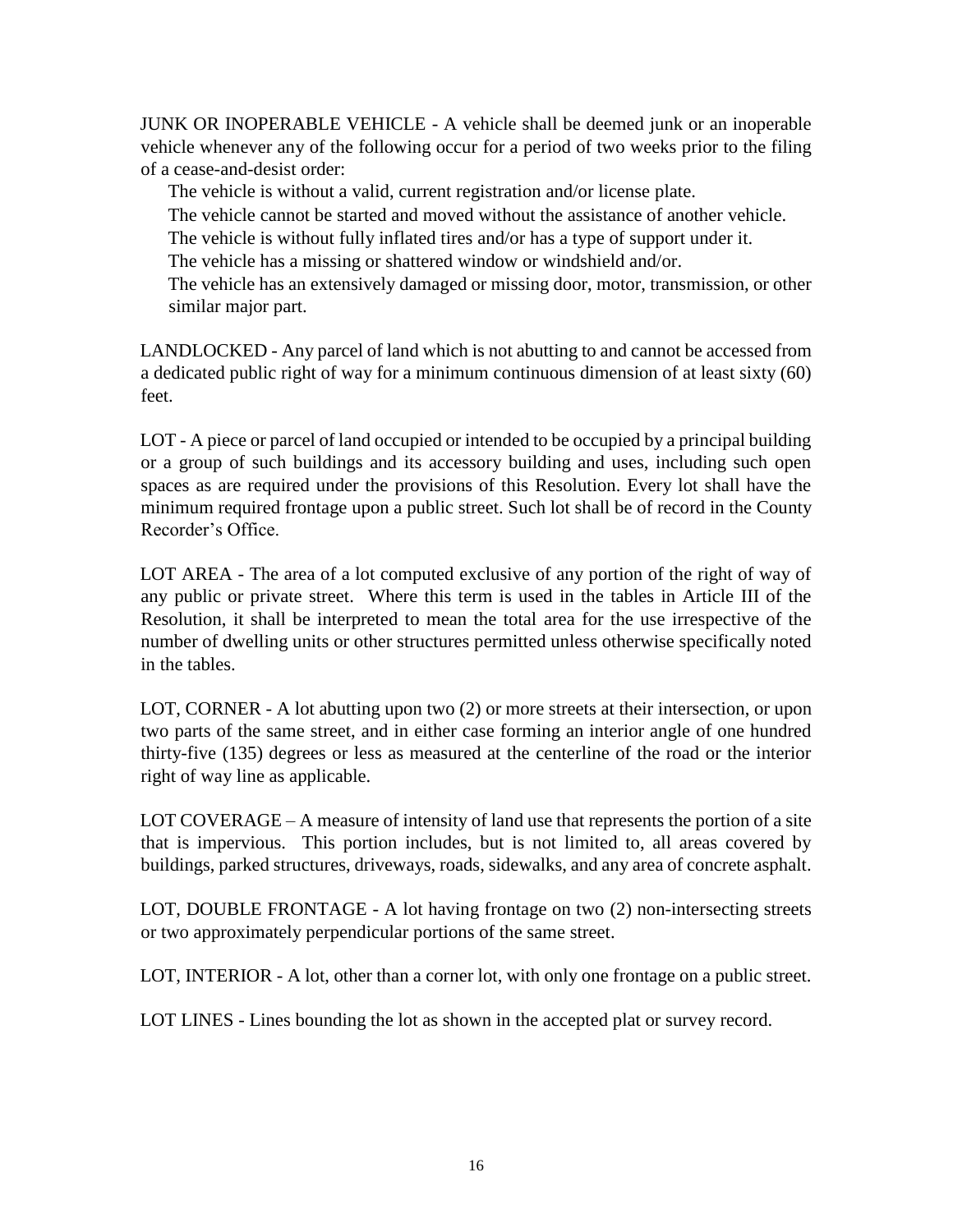JUNK OR INOPERABLE VEHICLE - A vehicle shall be deemed junk or an inoperable vehicle whenever any of the following occur for a period of two weeks prior to the filing of a cease-and-desist order:

The vehicle is without a valid, current registration and/or license plate.

The vehicle cannot be started and moved without the assistance of another vehicle.

The vehicle is without fully inflated tires and/or has a type of support under it.

The vehicle has a missing or shattered window or windshield and/or.

The vehicle has an extensively damaged or missing door, motor, transmission, or other similar major part.

LANDLOCKED - Any parcel of land which is not abutting to and cannot be accessed from a dedicated public right of way for a minimum continuous dimension of at least sixty (60) feet.

LOT - A piece or parcel of land occupied or intended to be occupied by a principal building or a group of such buildings and its accessory building and uses, including such open spaces as are required under the provisions of this Resolution. Every lot shall have the minimum required frontage upon a public street. Such lot shall be of record in the County Recorder's Office.

LOT AREA - The area of a lot computed exclusive of any portion of the right of way of any public or private street. Where this term is used in the tables in Article III of the Resolution, it shall be interpreted to mean the total area for the use irrespective of the number of dwelling units or other structures permitted unless otherwise specifically noted in the tables.

LOT, CORNER - A lot abutting upon two (2) or more streets at their intersection, or upon two parts of the same street, and in either case forming an interior angle of one hundred thirty-five (135) degrees or less as measured at the centerline of the road or the interior right of way line as applicable.

LOT COVERAGE – A measure of intensity of land use that represents the portion of a site that is impervious. This portion includes, but is not limited to, all areas covered by buildings, parked structures, driveways, roads, sidewalks, and any area of concrete asphalt.

LOT, DOUBLE FRONTAGE - A lot having frontage on two (2) non-intersecting streets or two approximately perpendicular portions of the same street.

LOT, INTERIOR - A lot, other than a corner lot, with only one frontage on a public street.

LOT LINES - Lines bounding the lot as shown in the accepted plat or survey record.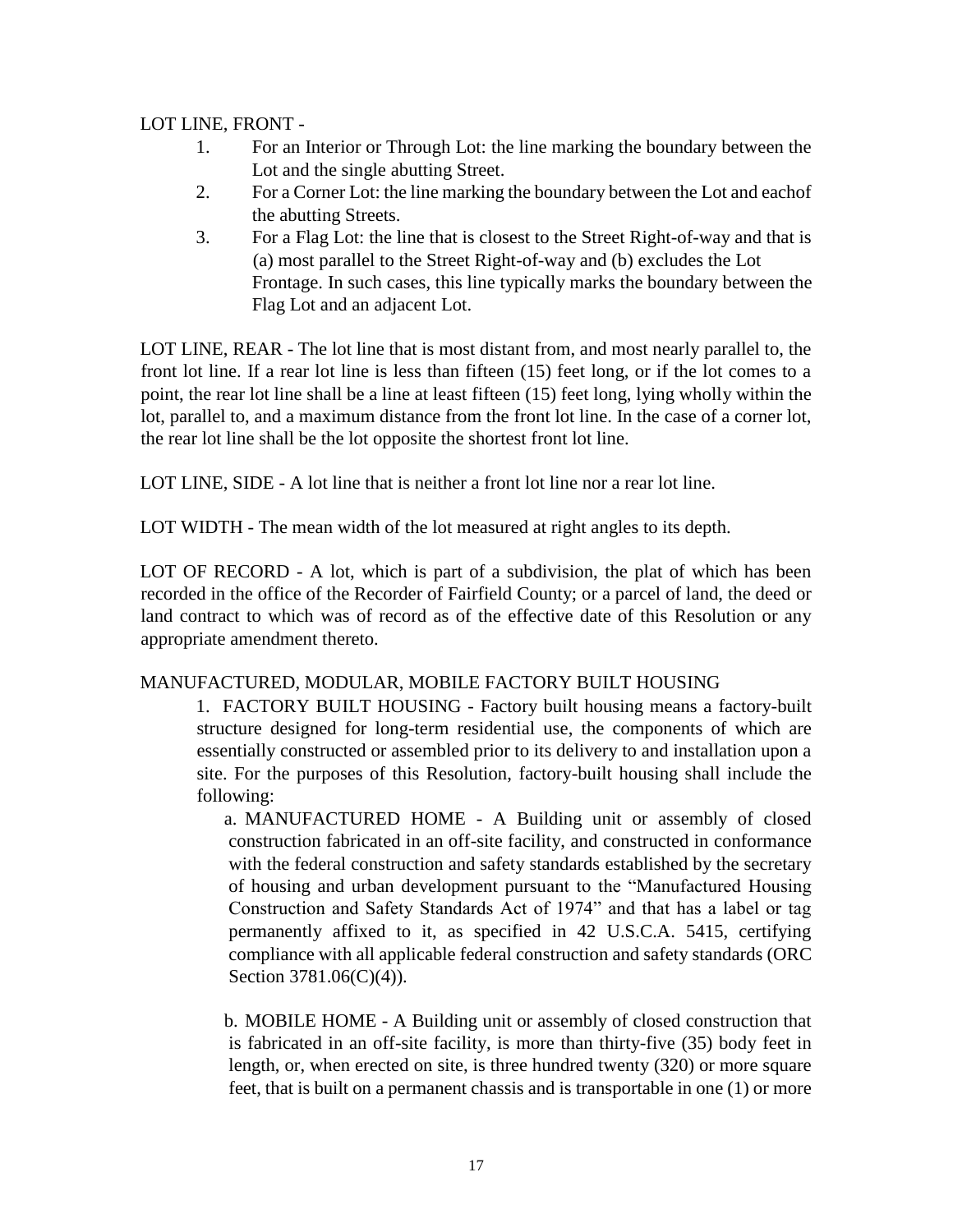LOT LINE, FRONT -

1. For an Interior or Through Lot: the line marking the boundary between the Lot and the single abutting Street.
2. For a Corner Lot: the line marking the boundary between the Lot and eachof the abutting Streets.
3. For a Flag Lot: the line that is closest to the Street Right-of-way and that is (a) most parallel to the Street Right-of-way and (b) excludes the Lot Frontage. In such cases, this line typically marks the boundary between the Flag Lot and an adjacent Lot.

LOT LINE, REAR - The lot line that is most distant from, and most nearly parallel to, the front lot line. If a rear lot line is less than fifteen (15) feet long, or if the lot comes to a point, the rear lot line shall be a line at least fifteen (15) feet long, lying wholly within the lot, parallel to, and a maximum distance from the front lot line. In the case of a corner lot, the rear lot line shall be the lot opposite the shortest front lot line.

LOT LINE, SIDE - A lot line that is neither a front lot line nor a rear lot line.

LOT WIDTH - The mean width of the lot measured at right angles to its depth.

LOT OF RECORD - A lot, which is part of a subdivision, the plat of which has been recorded in the office of the Recorder of Fairfield County; or a parcel of land, the deed or land contract to which was of record as of the effective date of this Resolution or any appropriate amendment thereto.

MANUFACTURED, MODULAR, MOBILE FACTORY BUILT HOUSING

1. FACTORY BUILT HOUSING - Factory built housing means a factory-built structure designed for long-term residential use, the components of which are essentially constructed or assembled prior to its delivery to and installation upon a site. For the purposes of this Resolution, factory-built housing shall include the following:

   a. MANUFACTURED HOME - A Building unit or assembly of closed construction fabricated in an off-site facility, and constructed in conformance with the federal construction and safety standards established by the secretary of housing and urban development pursuant to the "Manufactured Housing Construction and Safety Standards Act of 1974" and that has a label or tag permanently affixed to it, as specified in 42 U.S.C.A. 5415, certifying compliance with all applicable federal construction and safety standards (ORC Section 3781.06(C)(4)).

   b. MOBILE HOME - A Building unit or assembly of closed construction that is fabricated in an off-site facility, is more than thirty-five (35) body feet in length, or, when erected on site, is three hundred twenty (320) or more square feet, that is built on a permanent chassis and is transportable in one (1) or more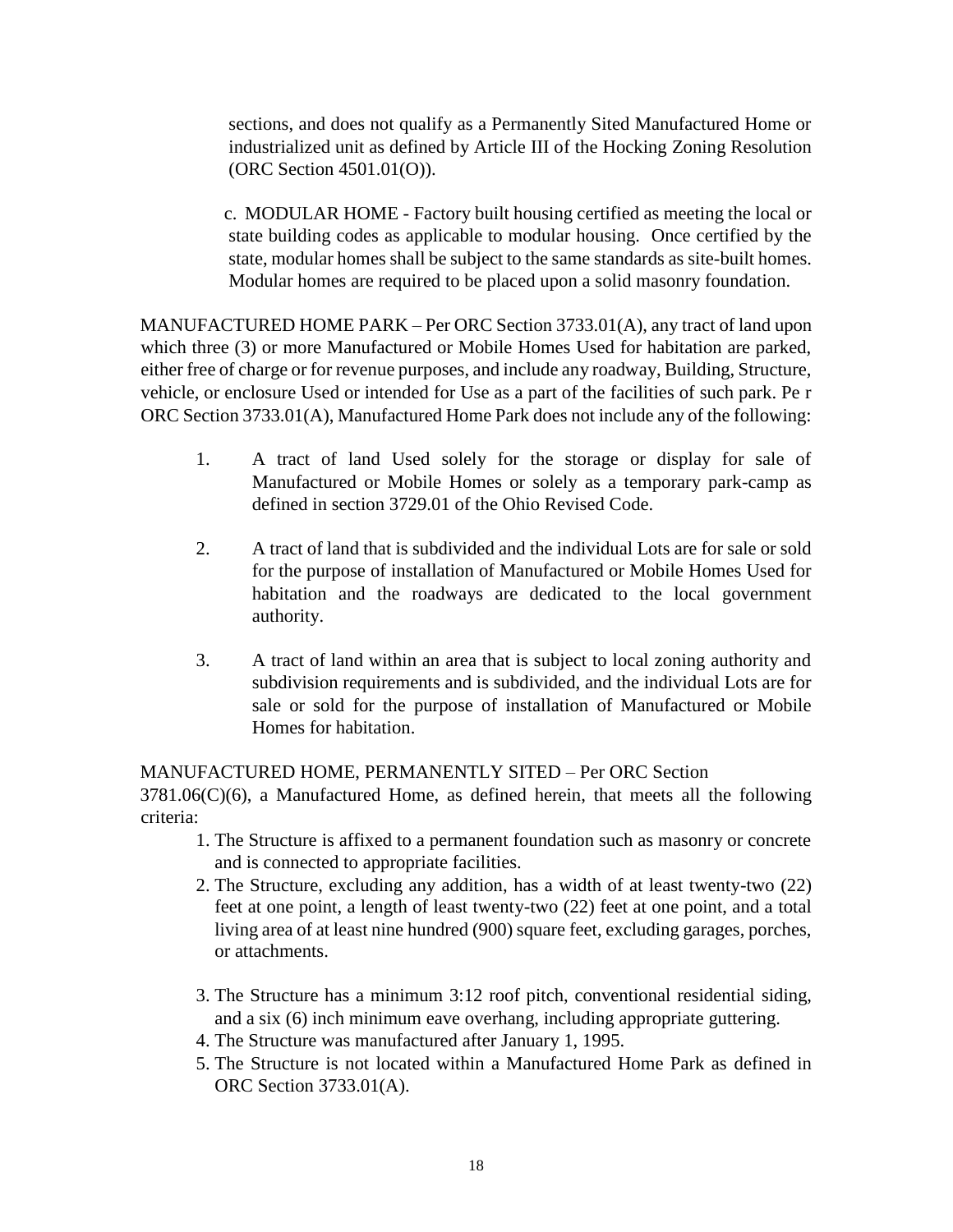sections, and does not qualify as a Permanently Sited Manufactured Home or industrialized unit as defined by Article III of the Hocking Zoning Resolution (ORC Section 4501.01(O)).

c. MODULAR HOME - Factory built housing certified as meeting the local or state building codes as applicable to modular housing. Once certified by the state, modular homes shall be subject to the same standards as site-built homes. Modular homes are required to be placed upon a solid masonry foundation.

MANUFACTURED HOME PARK – Per ORC Section 3733.01(A), any tract of land upon which three (3) or more Manufactured or Mobile Homes Used for habitation are parked, either free of charge or for revenue purposes, and include any roadway, Building, Structure, vehicle, or enclosure Used or intended for Use as a part of the facilities of such park. Pe r ORC Section 3733.01(A), Manufactured Home Park does not include any of the following:

1. A tract of land Used solely for the storage or display for sale of Manufactured or Mobile Homes or solely as a temporary park-camp as defined in section 3729.01 of the Ohio Revised Code.

2. A tract of land that is subdivided and the individual Lots are for sale or sold for the purpose of installation of Manufactured or Mobile Homes Used for habitation and the roadways are dedicated to the local government authority.

3. A tract of land within an area that is subject to local zoning authority and subdivision requirements and is subdivided, and the individual Lots are for sale or sold for the purpose of installation of Manufactured or Mobile Homes for habitation.

MANUFACTURED HOME, PERMANENTLY SITED – Per ORC Section 3781.06(C)(6), a Manufactured Home, as defined herein, that meets all the following criteria:

1. The Structure is affixed to a permanent foundation such as masonry or concrete and is connected to appropriate facilities.
2. The Structure, excluding any addition, has a width of at least twenty-two (22) feet at one point, a length of least twenty-two (22) feet at one point, and a total living area of at least nine hundred (900) square feet, excluding garages, porches, or attachments.
3. The Structure has a minimum 3:12 roof pitch, conventional residential siding, and a six (6) inch minimum eave overhang, including appropriate guttering.
4. The Structure was manufactured after January 1, 1995.
5. The Structure is not located within a Manufactured Home Park as defined in ORC Section 3733.01(A).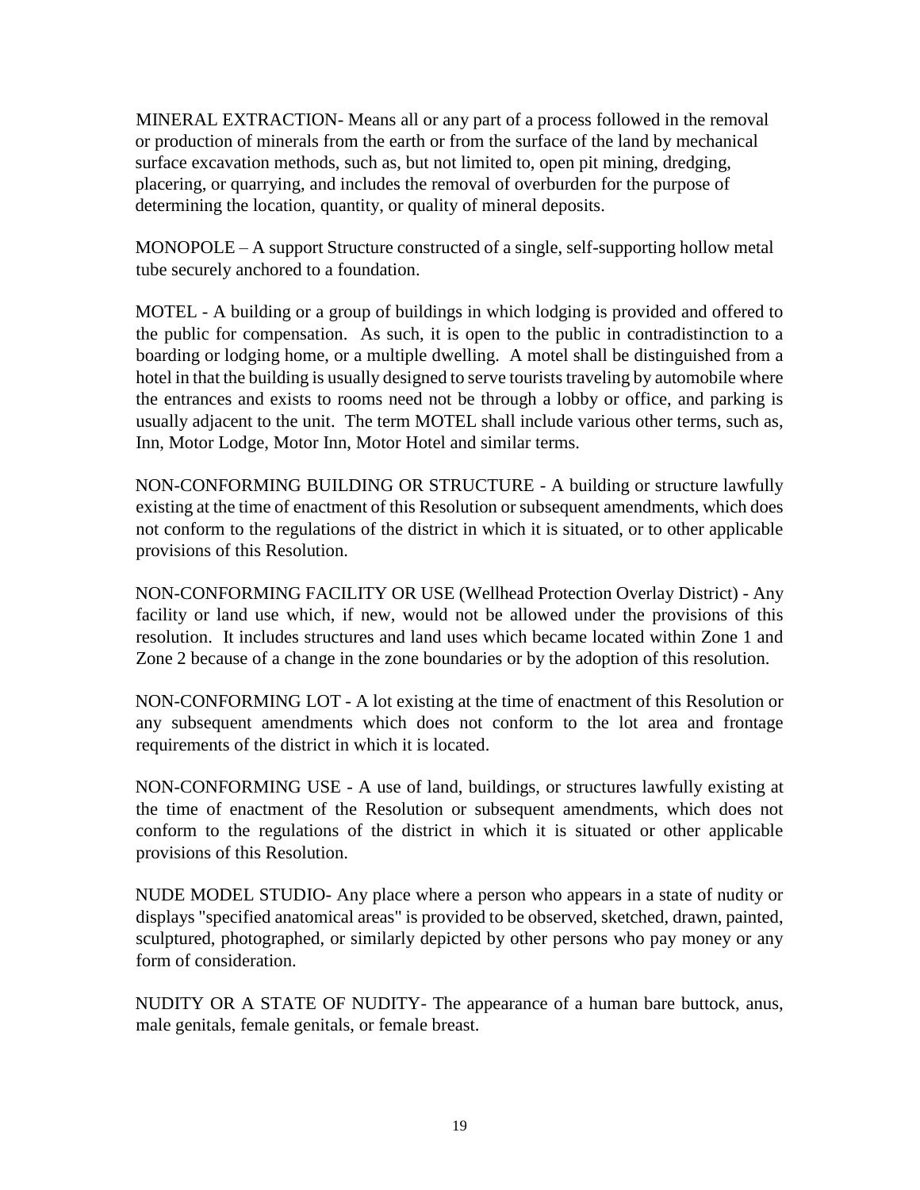MINERAL EXTRACTION- Means all or any part of a process followed in the removal or production of minerals from the earth or from the surface of the land by mechanical surface excavation methods, such as, but not limited to, open pit mining, dredging, placering, or quarrying, and includes the removal of overburden for the purpose of determining the location, quantity, or quality of mineral deposits.

MONOPOLE – A support Structure constructed of a single, self-supporting hollow metal tube securely anchored to a foundation.

MOTEL - A building or a group of buildings in which lodging is provided and offered to the public for compensation. As such, it is open to the public in contradistinction to a boarding or lodging home, or a multiple dwelling. A motel shall be distinguished from a hotel in that the building is usually designed to serve tourists traveling by automobile where the entrances and exists to rooms need not be through a lobby or office, and parking is usually adjacent to the unit. The term MOTEL shall include various other terms, such as, Inn, Motor Lodge, Motor Inn, Motor Hotel and similar terms.

NON-CONFORMING BUILDING OR STRUCTURE - A building or structure lawfully existing at the time of enactment of this Resolution or subsequent amendments, which does not conform to the regulations of the district in which it is situated, or to other applicable provisions of this Resolution.

NON-CONFORMING FACILITY OR USE (Wellhead Protection Overlay District) - Any facility or land use which, if new, would not be allowed under the provisions of this resolution. It includes structures and land uses which became located within Zone 1 and Zone 2 because of a change in the zone boundaries or by the adoption of this resolution.

NON-CONFORMING LOT - A lot existing at the time of enactment of this Resolution or any subsequent amendments which does not conform to the lot area and frontage requirements of the district in which it is located.

NON-CONFORMING USE - A use of land, buildings, or structures lawfully existing at the time of enactment of the Resolution or subsequent amendments, which does not conform to the regulations of the district in which it is situated or other applicable provisions of this Resolution.

NUDE MODEL STUDIO- Any place where a person who appears in a state of nudity or displays "specified anatomical areas" is provided to be observed, sketched, drawn, painted, sculptured, photographed, or similarly depicted by other persons who pay money or any form of consideration.

NUDITY OR A STATE OF NUDITY- The appearance of a human bare buttock, anus, male genitals, female genitals, or female breast.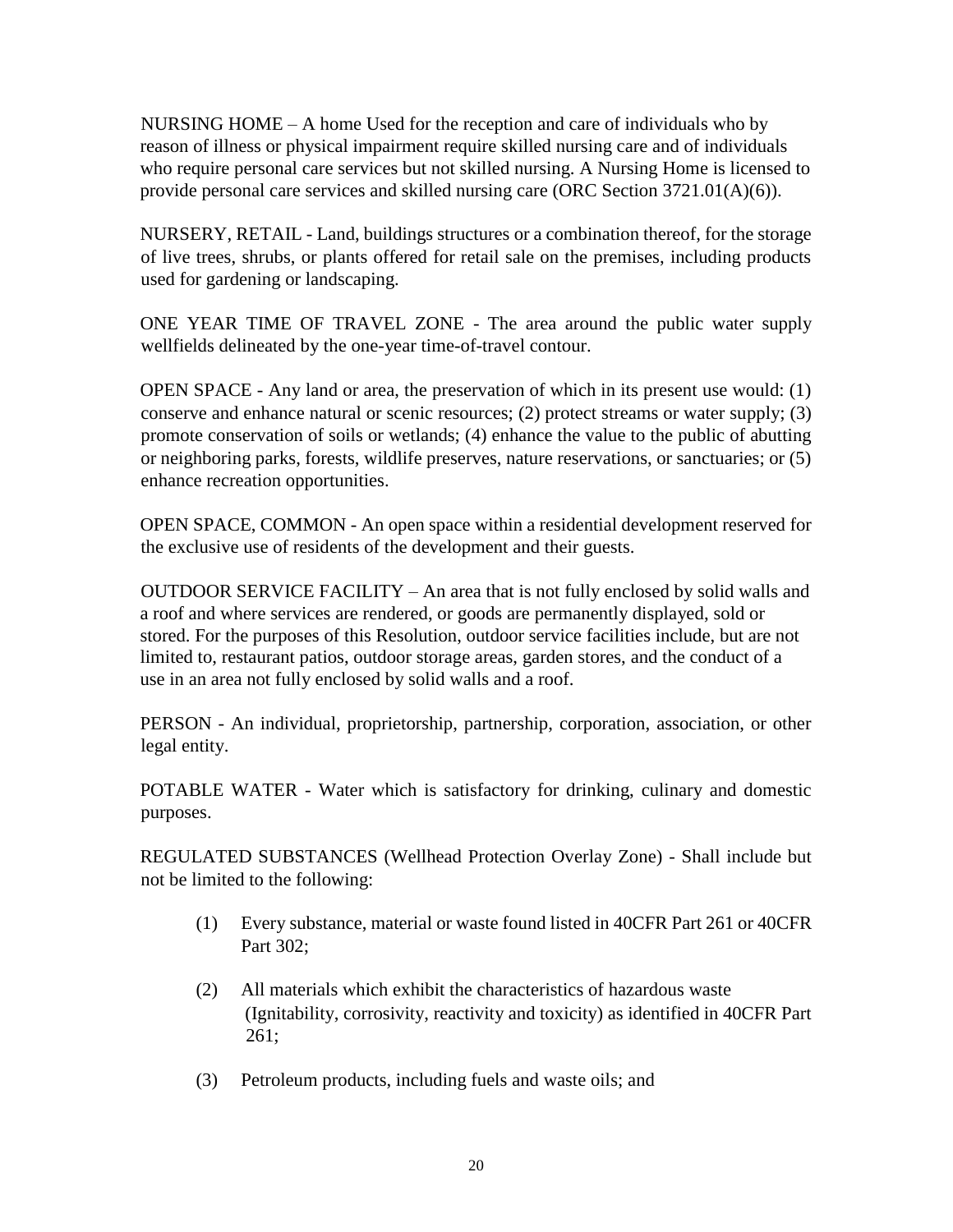NURSING HOME – A home Used for the reception and care of individuals who by reason of illness or physical impairment require skilled nursing care and of individuals who require personal care services but not skilled nursing. A Nursing Home is licensed to provide personal care services and skilled nursing care (ORC Section 3721.01(A)(6)).

NURSERY, RETAIL - Land, buildings structures or a combination thereof, for the storage of live trees, shrubs, or plants offered for retail sale on the premises, including products used for gardening or landscaping.

ONE YEAR TIME OF TRAVEL ZONE - The area around the public water supply wellfields delineated by the one-year time-of-travel contour.

OPEN SPACE - Any land or area, the preservation of which in its present use would: (1) conserve and enhance natural or scenic resources; (2) protect streams or water supply; (3) promote conservation of soils or wetlands; (4) enhance the value to the public of abutting or neighboring parks, forests, wildlife preserves, nature reservations, or sanctuaries; or (5) enhance recreation opportunities.

OPEN SPACE, COMMON - An open space within a residential development reserved for the exclusive use of residents of the development and their guests.

OUTDOOR SERVICE FACILITY – An area that is not fully enclosed by solid walls and a roof and where services are rendered, or goods are permanently displayed, sold or stored. For the purposes of this Resolution, outdoor service facilities include, but are not limited to, restaurant patios, outdoor storage areas, garden stores, and the conduct of a use in an area not fully enclosed by solid walls and a roof.

PERSON - An individual, proprietorship, partnership, corporation, association, or other legal entity.

POTABLE WATER - Water which is satisfactory for drinking, culinary and domestic purposes.

REGULATED SUBSTANCES (Wellhead Protection Overlay Zone) - Shall include but not be limited to the following:

(1) Every substance, material or waste found listed in 40CFR Part 261 or 40CFR Part 302;

(2) All materials which exhibit the characteristics of hazardous waste (Ignitability, corrosivity, reactivity and toxicity) as identified in 40CFR Part 261;

(3) Petroleum products, including fuels and waste oils; and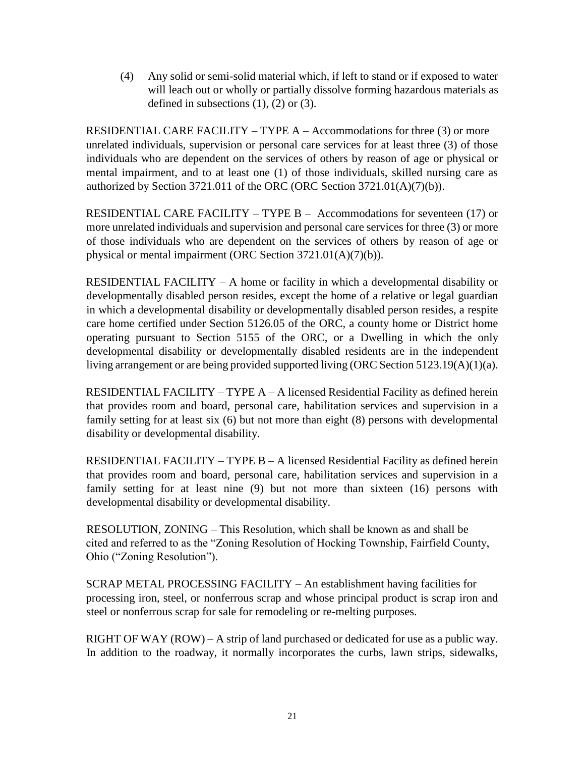(4) Any solid or semi-solid material which, if left to stand or if exposed to water will leach out or wholly or partially dissolve forming hazardous materials as defined in subsections (1), (2) or (3).

RESIDENTIAL CARE FACILITY – TYPE A – Accommodations for three (3) or more unrelated individuals, supervision or personal care services for at least three (3) of those individuals who are dependent on the services of others by reason of age or physical or mental impairment, and to at least one (1) of those individuals, skilled nursing care as authorized by Section 3721.011 of the ORC (ORC Section 3721.01(A)(7)(b)).

RESIDENTIAL CARE FACILITY – TYPE B – Accommodations for seventeen (17) or more unrelated individuals and supervision and personal care services for three (3) or more of those individuals who are dependent on the services of others by reason of age or physical or mental impairment (ORC Section 3721.01(A)(7)(b)).

RESIDENTIAL FACILITY – A home or facility in which a developmental disability or developmentally disabled person resides, except the home of a relative or legal guardian in which a developmental disability or developmentally disabled person resides, a respite care home certified under Section 5126.05 of the ORC, a county home or District home operating pursuant to Section 5155 of the ORC, or a Dwelling in which the only developmental disability or developmentally disabled residents are in the independent living arrangement or are being provided supported living (ORC Section 5123.19(A)(1)(a).

RESIDENTIAL FACILITY – TYPE A – A licensed Residential Facility as defined herein that provides room and board, personal care, habilitation services and supervision in a family setting for at least six (6) but not more than eight (8) persons with developmental disability or developmental disability.

RESIDENTIAL FACILITY – TYPE B – A licensed Residential Facility as defined herein that provides room and board, personal care, habilitation services and supervision in a family setting for at least nine (9) but not more than sixteen (16) persons with developmental disability or developmental disability.

RESOLUTION, ZONING – This Resolution, which shall be known as and shall be cited and referred to as the "Zoning Resolution of Hocking Township, Fairfield County, Ohio ("Zoning Resolution").

SCRAP METAL PROCESSING FACILITY – An establishment having facilities for processing iron, steel, or nonferrous scrap and whose principal product is scrap iron and steel or nonferrous scrap for sale for remodeling or re-melting purposes.

RIGHT OF WAY (ROW) – A strip of land purchased or dedicated for use as a public way. In addition to the roadway, it normally incorporates the curbs, lawn strips, sidewalks,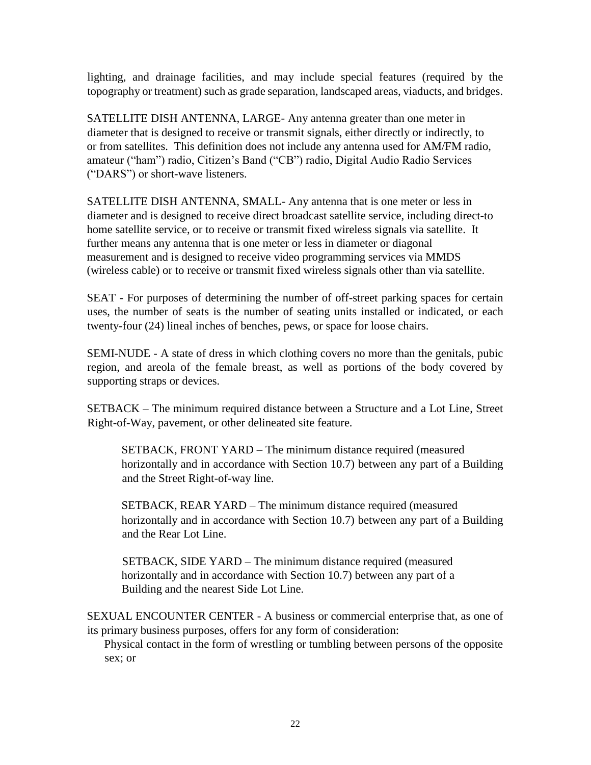lighting, and drainage facilities, and may include special features (required by the topography or treatment) such as grade separation, landscaped areas, viaducts, and bridges.

SATELLITE DISH ANTENNA, LARGE- Any antenna greater than one meter in diameter that is designed to receive or transmit signals, either directly or indirectly, to or from satellites. This definition does not include any antenna used for AM/FM radio, amateur ("ham") radio, Citizen's Band ("CB") radio, Digital Audio Radio Services ("DARS") or short-wave listeners.

SATELLITE DISH ANTENNA, SMALL- Any antenna that is one meter or less in diameter and is designed to receive direct broadcast satellite service, including direct-to home satellite service, or to receive or transmit fixed wireless signals via satellite. It further means any antenna that is one meter or less in diameter or diagonal measurement and is designed to receive video programming services via MMDS (wireless cable) or to receive or transmit fixed wireless signals other than via satellite.

SEAT - For purposes of determining the number of off-street parking spaces for certain uses, the number of seats is the number of seating units installed or indicated, or each twenty-four (24) lineal inches of benches, pews, or space for loose chairs.

SEMI-NUDE - A state of dress in which clothing covers no more than the genitals, pubic region, and areola of the female breast, as well as portions of the body covered by supporting straps or devices.

SETBACK – The minimum required distance between a Structure and a Lot Line, Street Right-of-Way, pavement, or other delineated site feature.

> SETBACK, FRONT YARD – The minimum distance required (measured horizontally and in accordance with Section 10.7) between any part of a Building and the Street Right-of-way line.
>
> SETBACK, REAR YARD – The minimum distance required (measured horizontally and in accordance with Section 10.7) between any part of a Building and the Rear Lot Line.
>
> SETBACK, SIDE YARD – The minimum distance required (measured horizontally and in accordance with Section 10.7) between any part of a Building and the nearest Side Lot Line.

SEXUAL ENCOUNTER CENTER - A business or commercial enterprise that, as one of its primary business purposes, offers for any form of consideration:

Physical contact in the form of wrestling or tumbling between persons of the opposite sex; or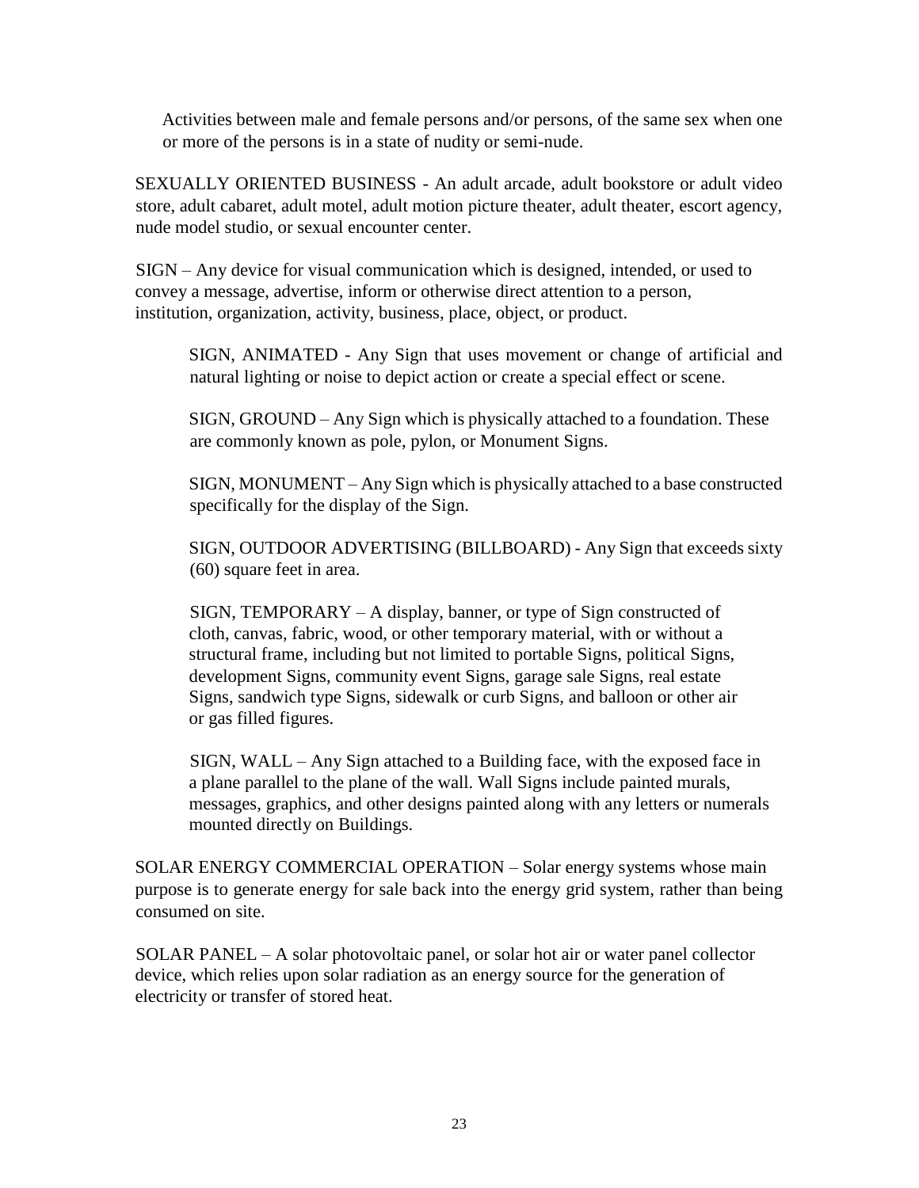Activities between male and female persons and/or persons, of the same sex when one or more of the persons is in a state of nudity or semi-nude.

SEXUALLY ORIENTED BUSINESS - An adult arcade, adult bookstore or adult video store, adult cabaret, adult motel, adult motion picture theater, adult theater, escort agency, nude model studio, or sexual encounter center.

SIGN – Any device for visual communication which is designed, intended, or used to convey a message, advertise, inform or otherwise direct attention to a person, institution, organization, activity, business, place, object, or product.

SIGN, ANIMATED - Any Sign that uses movement or change of artificial and natural lighting or noise to depict action or create a special effect or scene.

SIGN, GROUND – Any Sign which is physically attached to a foundation. These are commonly known as pole, pylon, or Monument Signs.

SIGN, MONUMENT – Any Sign which is physically attached to a base constructed specifically for the display of the Sign.

SIGN, OUTDOOR ADVERTISING (BILLBOARD) - Any Sign that exceeds sixty (60) square feet in area.

SIGN, TEMPORARY – A display, banner, or type of Sign constructed of cloth, canvas, fabric, wood, or other temporary material, with or without a structural frame, including but not limited to portable Signs, political Signs, development Signs, community event Signs, garage sale Signs, real estate Signs, sandwich type Signs, sidewalk or curb Signs, and balloon or other air or gas filled figures.

SIGN, WALL – Any Sign attached to a Building face, with the exposed face in a plane parallel to the plane of the wall. Wall Signs include painted murals, messages, graphics, and other designs painted along with any letters or numerals mounted directly on Buildings.

SOLAR ENERGY COMMERCIAL OPERATION – Solar energy systems whose main purpose is to generate energy for sale back into the energy grid system, rather than being consumed on site.

SOLAR PANEL – A solar photovoltaic panel, or solar hot air or water panel collector device, which relies upon solar radiation as an energy source for the generation of electricity or transfer of stored heat.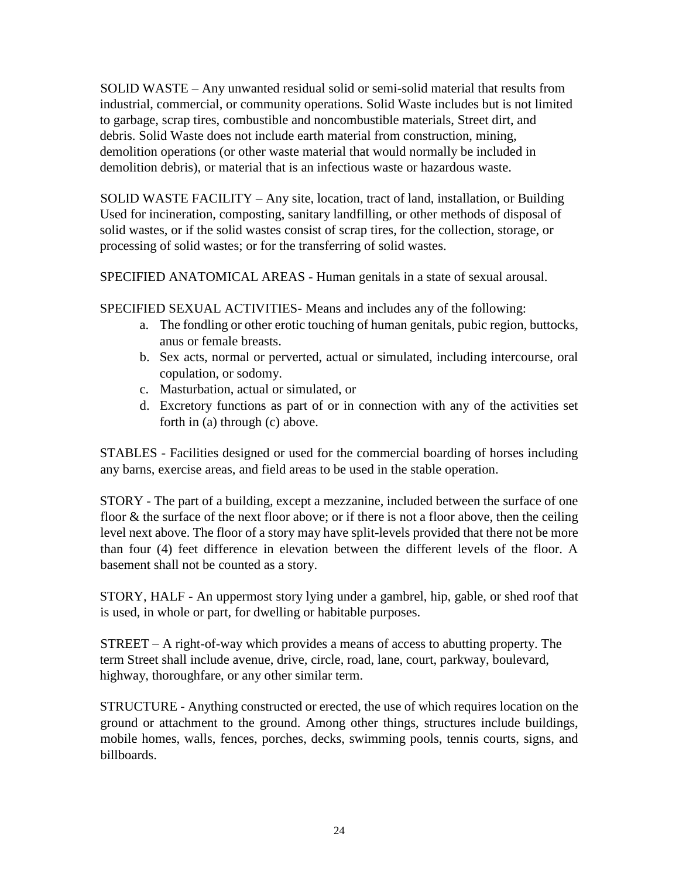SOLID WASTE – Any unwanted residual solid or semi-solid material that results from industrial, commercial, or community operations. Solid Waste includes but is not limited to garbage, scrap tires, combustible and noncombustible materials, Street dirt, and debris. Solid Waste does not include earth material from construction, mining, demolition operations (or other waste material that would normally be included in demolition debris), or material that is an infectious waste or hazardous waste.

SOLID WASTE FACILITY – Any site, location, tract of land, installation, or Building Used for incineration, composting, sanitary landfilling, or other methods of disposal of solid wastes, or if the solid wastes consist of scrap tires, for the collection, storage, or processing of solid wastes; or for the transferring of solid wastes.

SPECIFIED ANATOMICAL AREAS - Human genitals in a state of sexual arousal.

SPECIFIED SEXUAL ACTIVITIES- Means and includes any of the following:

a. The fondling or other erotic touching of human genitals, pubic region, buttocks, anus or female breasts.
b. Sex acts, normal or perverted, actual or simulated, including intercourse, oral copulation, or sodomy.
c. Masturbation, actual or simulated, or
d. Excretory functions as part of or in connection with any of the activities set forth in (a) through (c) above.

STABLES - Facilities designed or used for the commercial boarding of horses including any barns, exercise areas, and field areas to be used in the stable operation.

STORY - The part of a building, except a mezzanine, included between the surface of one floor & the surface of the next floor above; or if there is not a floor above, then the ceiling level next above. The floor of a story may have split-levels provided that there not be more than four (4) feet difference in elevation between the different levels of the floor. A basement shall not be counted as a story.

STORY, HALF - An uppermost story lying under a gambrel, hip, gable, or shed roof that is used, in whole or part, for dwelling or habitable purposes.

STREET – A right-of-way which provides a means of access to abutting property. The term Street shall include avenue, drive, circle, road, lane, court, parkway, boulevard, highway, thoroughfare, or any other similar term.

STRUCTURE - Anything constructed or erected, the use of which requires location on the ground or attachment to the ground. Among other things, structures include buildings, mobile homes, walls, fences, porches, decks, swimming pools, tennis courts, signs, and billboards.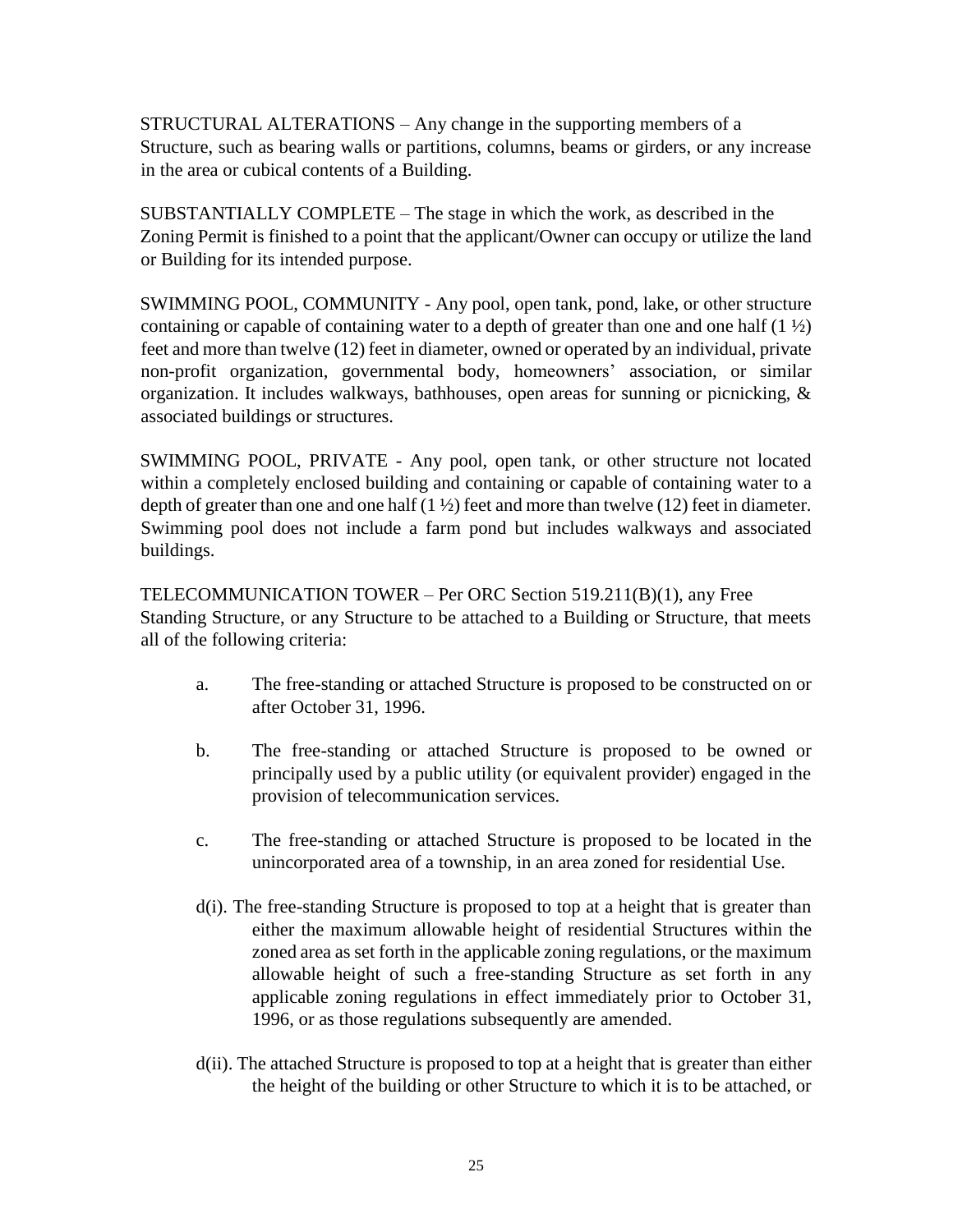STRUCTURAL ALTERATIONS – Any change in the supporting members of a Structure, such as bearing walls or partitions, columns, beams or girders, or any increase in the area or cubical contents of a Building.

SUBSTANTIALLY COMPLETE – The stage in which the work, as described in the Zoning Permit is finished to a point that the applicant/Owner can occupy or utilize the land or Building for its intended purpose.

SWIMMING POOL, COMMUNITY - Any pool, open tank, pond, lake, or other structure containing or capable of containing water to a depth of greater than one and one half (1 ½) feet and more than twelve (12) feet in diameter, owned or operated by an individual, private non-profit organization, governmental body, homeowners' association, or similar organization. It includes walkways, bathhouses, open areas for sunning or picnicking, & associated buildings or structures.

SWIMMING POOL, PRIVATE - Any pool, open tank, or other structure not located within a completely enclosed building and containing or capable of containing water to a depth of greater than one and one half (1 ½) feet and more than twelve (12) feet in diameter. Swimming pool does not include a farm pond but includes walkways and associated buildings.

TELECOMMUNICATION TOWER – Per ORC Section 519.211(B)(1), any Free Standing Structure, or any Structure to be attached to a Building or Structure, that meets all of the following criteria:

a. The free-standing or attached Structure is proposed to be constructed on or after October 31, 1996.

b. The free-standing or attached Structure is proposed to be owned or principally used by a public utility (or equivalent provider) engaged in the provision of telecommunication services.

c. The free-standing or attached Structure is proposed to be located in the unincorporated area of a township, in an area zoned for residential Use.

d(i). The free-standing Structure is proposed to top at a height that is greater than either the maximum allowable height of residential Structures within the zoned area as set forth in the applicable zoning regulations, or the maximum allowable height of such a free-standing Structure as set forth in any applicable zoning regulations in effect immediately prior to October 31, 1996, or as those regulations subsequently are amended.

d(ii). The attached Structure is proposed to top at a height that is greater than either the height of the building or other Structure to which it is to be attached, or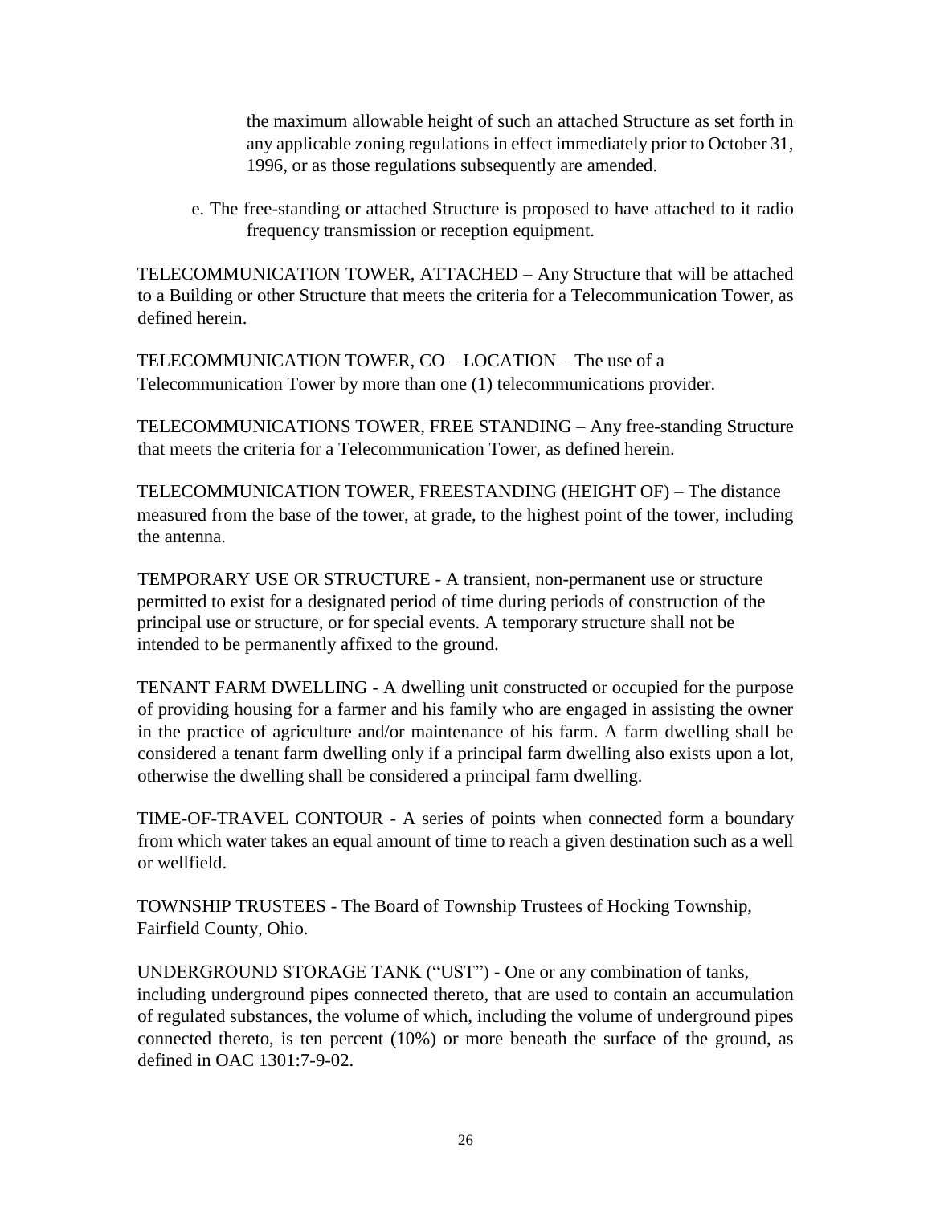the maximum allowable height of such an attached Structure as set forth in any applicable zoning regulations in effect immediately prior to October 31, 1996, or as those regulations subsequently are amended.

e. The free-standing or attached Structure is proposed to have attached to it radio frequency transmission or reception equipment.

TELECOMMUNICATION TOWER, ATTACHED – Any Structure that will be attached to a Building or other Structure that meets the criteria for a Telecommunication Tower, as defined herein.

TELECOMMUNICATION TOWER, CO – LOCATION – The use of a Telecommunication Tower by more than one (1) telecommunications provider.

TELECOMMUNICATIONS TOWER, FREE STANDING – Any free-standing Structure that meets the criteria for a Telecommunication Tower, as defined herein.

TELECOMMUNICATION TOWER, FREESTANDING (HEIGHT OF) – The distance measured from the base of the tower, at grade, to the highest point of the tower, including the antenna.

TEMPORARY USE OR STRUCTURE - A transient, non-permanent use or structure permitted to exist for a designated period of time during periods of construction of the principal use or structure, or for special events. A temporary structure shall not be intended to be permanently affixed to the ground.

TENANT FARM DWELLING - A dwelling unit constructed or occupied for the purpose of providing housing for a farmer and his family who are engaged in assisting the owner in the practice of agriculture and/or maintenance of his farm. A farm dwelling shall be considered a tenant farm dwelling only if a principal farm dwelling also exists upon a lot, otherwise the dwelling shall be considered a principal farm dwelling.

TIME-OF-TRAVEL CONTOUR - A series of points when connected form a boundary from which water takes an equal amount of time to reach a given destination such as a well or wellfield.

TOWNSHIP TRUSTEES - The Board of Township Trustees of Hocking Township, Fairfield County, Ohio.

UNDERGROUND STORAGE TANK ("UST") - One or any combination of tanks, including underground pipes connected thereto, that are used to contain an accumulation of regulated substances, the volume of which, including the volume of underground pipes connected thereto, is ten percent (10%) or more beneath the surface of the ground, as defined in OAC 1301:7-9-02.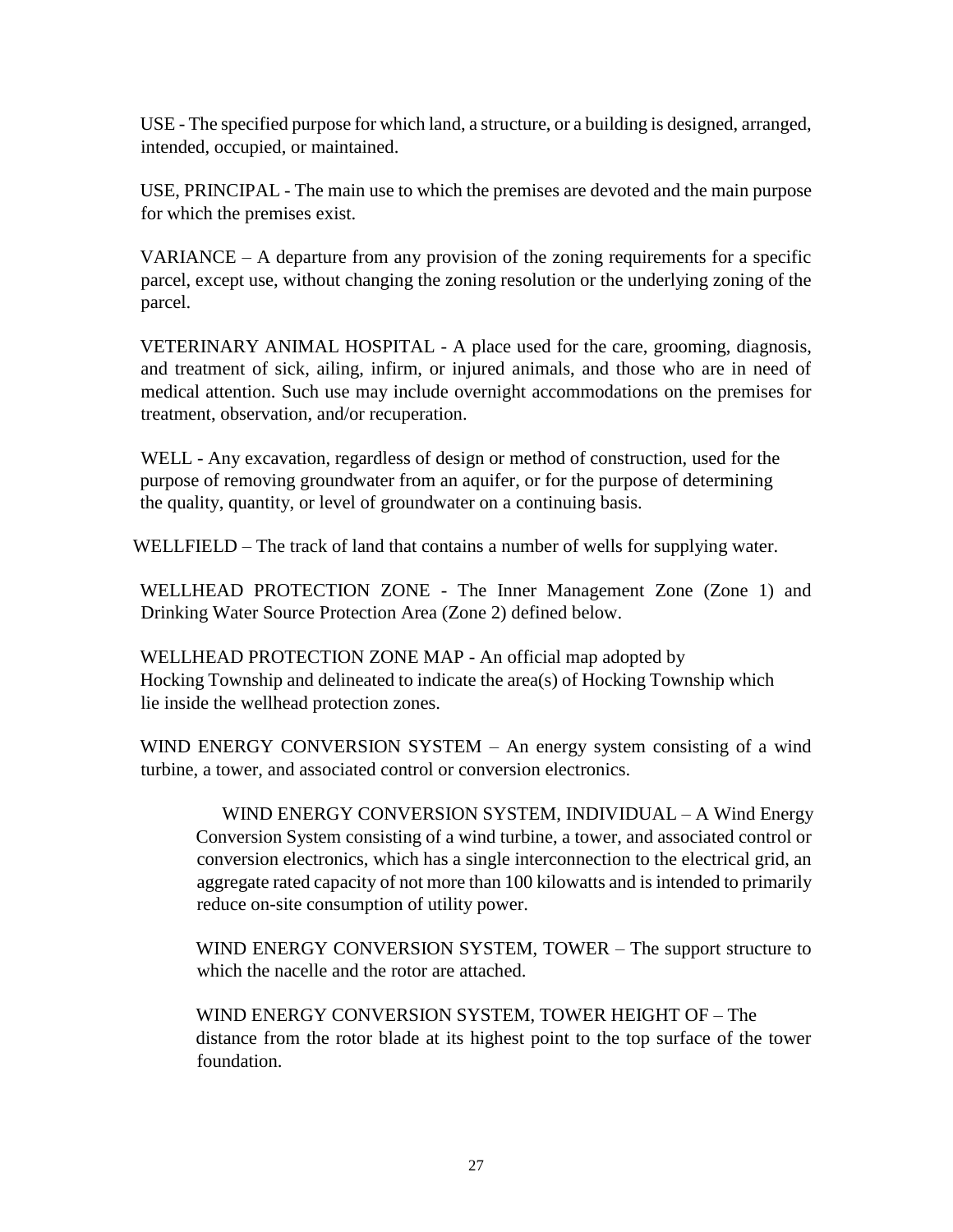USE - The specified purpose for which land, a structure, or a building is designed, arranged, intended, occupied, or maintained.

USE, PRINCIPAL - The main use to which the premises are devoted and the main purpose for which the premises exist.

VARIANCE – A departure from any provision of the zoning requirements for a specific parcel, except use, without changing the zoning resolution or the underlying zoning of the parcel.

VETERINARY ANIMAL HOSPITAL - A place used for the care, grooming, diagnosis, and treatment of sick, ailing, infirm, or injured animals, and those who are in need of medical attention. Such use may include overnight accommodations on the premises for treatment, observation, and/or recuperation.

WELL - Any excavation, regardless of design or method of construction, used for the purpose of removing groundwater from an aquifer, or for the purpose of determining the quality, quantity, or level of groundwater on a continuing basis.

WELLFIELD – The track of land that contains a number of wells for supplying water.

WELLHEAD PROTECTION ZONE - The Inner Management Zone (Zone 1) and Drinking Water Source Protection Area (Zone 2) defined below.

WELLHEAD PROTECTION ZONE MAP - An official map adopted by Hocking Township and delineated to indicate the area(s) of Hocking Township which lie inside the wellhead protection zones.

WIND ENERGY CONVERSION SYSTEM – An energy system consisting of a wind turbine, a tower, and associated control or conversion electronics.

> WIND ENERGY CONVERSION SYSTEM, INDIVIDUAL – A Wind Energy Conversion System consisting of a wind turbine, a tower, and associated control or conversion electronics, which has a single interconnection to the electrical grid, an aggregate rated capacity of not more than 100 kilowatts and is intended to primarily reduce on-site consumption of utility power.
>
> WIND ENERGY CONVERSION SYSTEM, TOWER – The support structure to which the nacelle and the rotor are attached.
>
> WIND ENERGY CONVERSION SYSTEM, TOWER HEIGHT OF – The distance from the rotor blade at its highest point to the top surface of the tower foundation.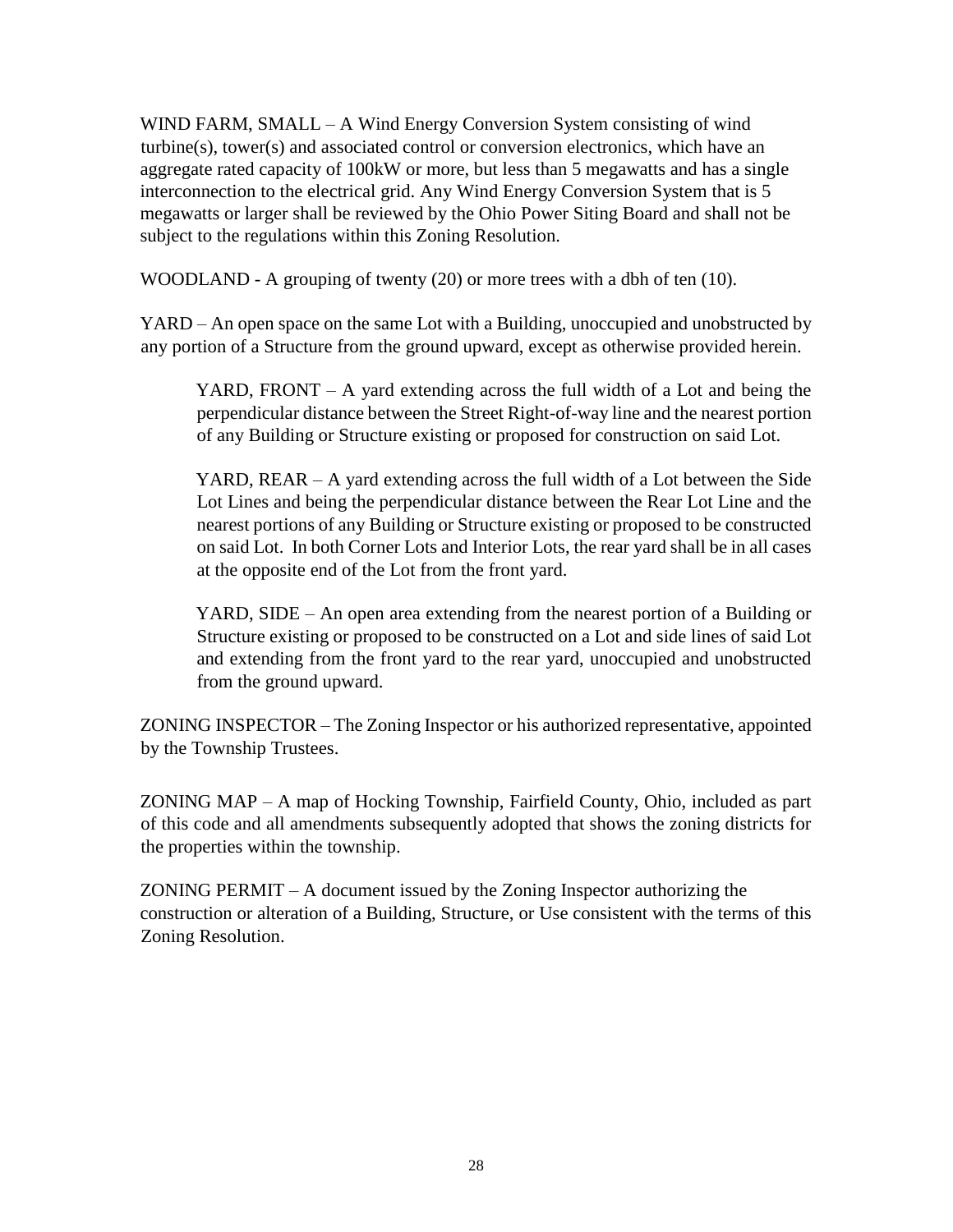WIND FARM, SMALL – A Wind Energy Conversion System consisting of wind turbine(s), tower(s) and associated control or conversion electronics, which have an aggregate rated capacity of 100kW or more, but less than 5 megawatts and has a single interconnection to the electrical grid. Any Wind Energy Conversion System that is 5 megawatts or larger shall be reviewed by the Ohio Power Siting Board and shall not be subject to the regulations within this Zoning Resolution.

WOODLAND - A grouping of twenty (20) or more trees with a dbh of ten (10).

YARD – An open space on the same Lot with a Building, unoccupied and unobstructed by any portion of a Structure from the ground upward, except as otherwise provided herein.

> YARD, FRONT – A yard extending across the full width of a Lot and being the perpendicular distance between the Street Right-of-way line and the nearest portion of any Building or Structure existing or proposed for construction on said Lot.
>
> YARD, REAR – A yard extending across the full width of a Lot between the Side Lot Lines and being the perpendicular distance between the Rear Lot Line and the nearest portions of any Building or Structure existing or proposed to be constructed on said Lot. In both Corner Lots and Interior Lots, the rear yard shall be in all cases at the opposite end of the Lot from the front yard.
>
> YARD, SIDE – An open area extending from the nearest portion of a Building or Structure existing or proposed to be constructed on a Lot and side lines of said Lot and extending from the front yard to the rear yard, unoccupied and unobstructed from the ground upward.

ZONING INSPECTOR – The Zoning Inspector or his authorized representative, appointed by the Township Trustees.

ZONING MAP – A map of Hocking Township, Fairfield County, Ohio, included as part of this code and all amendments subsequently adopted that shows the zoning districts for the properties within the township.

ZONING PERMIT – A document issued by the Zoning Inspector authorizing the construction or alteration of a Building, Structure, or Use consistent with the terms of this Zoning Resolution.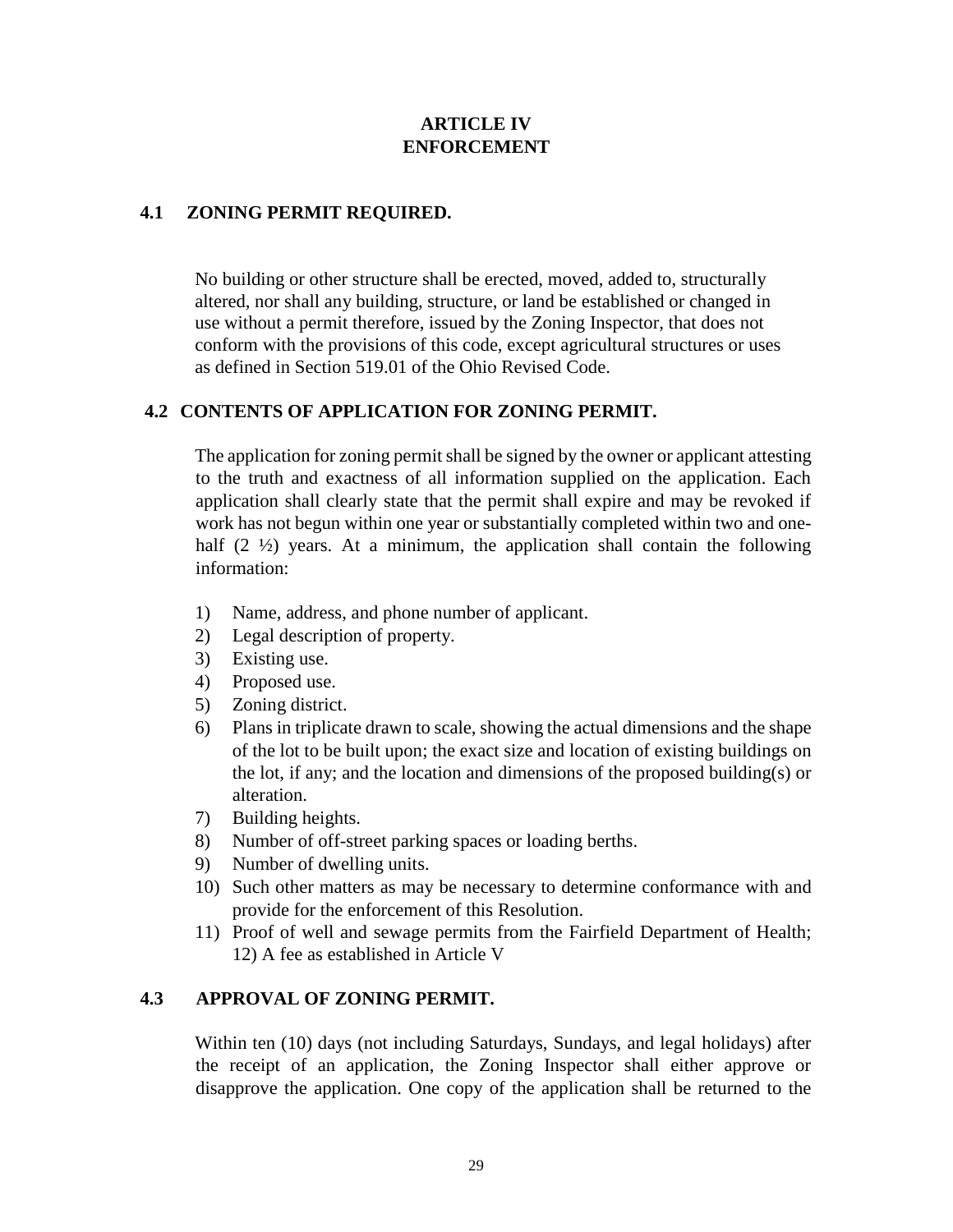# ARTICLE IV
# ENFORCEMENT

## 4.1 ZONING PERMIT REQUIRED.

No building or other structure shall be erected, moved, added to, structurally altered, nor shall any building, structure, or land be established or changed in use without a permit therefore, issued by the Zoning Inspector, that does not conform with the provisions of this code, except agricultural structures or uses as defined in Section 519.01 of the Ohio Revised Code.

## 4.2 CONTENTS OF APPLICATION FOR ZONING PERMIT.

The application for zoning permit shall be signed by the owner or applicant attesting to the truth and exactness of all information supplied on the application. Each application shall clearly state that the permit shall expire and may be revoked if work has not begun within one year or substantially completed within two and one-half (2 ½) years. At a minimum, the application shall contain the following information:

1) Name, address, and phone number of applicant.
2) Legal description of property.
3) Existing use.
4) Proposed use.
5) Zoning district.
6) Plans in triplicate drawn to scale, showing the actual dimensions and the shape of the lot to be built upon; the exact size and location of existing buildings on the lot, if any; and the location and dimensions of the proposed building(s) or alteration.
7) Building heights.
8) Number of off-street parking spaces or loading berths.
9) Number of dwelling units.
10) Such other matters as may be necessary to determine conformance with and provide for the enforcement of this Resolution.
11) Proof of well and sewage permits from the Fairfield Department of Health; 12) A fee as established in Article V

## 4.3 APPROVAL OF ZONING PERMIT.

Within ten (10) days (not including Saturdays, Sundays, and legal holidays) after the receipt of an application, the Zoning Inspector shall either approve or disapprove the application. One copy of the application shall be returned to the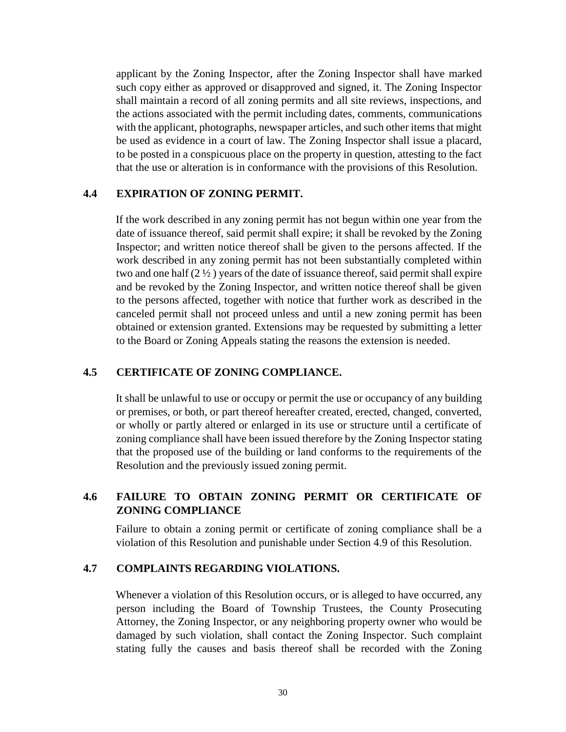applicant by the Zoning Inspector, after the Zoning Inspector shall have marked such copy either as approved or disapproved and signed, it. The Zoning Inspector shall maintain a record of all zoning permits and all site reviews, inspections, and the actions associated with the permit including dates, comments, communications with the applicant, photographs, newspaper articles, and such other items that might be used as evidence in a court of law. The Zoning Inspector shall issue a placard, to be posted in a conspicuous place on the property in question, attesting to the fact that the use or alteration is in conformance with the provisions of this Resolution.

### 4.4 EXPIRATION OF ZONING PERMIT.

If the work described in any zoning permit has not begun within one year from the date of issuance thereof, said permit shall expire; it shall be revoked by the Zoning Inspector; and written notice thereof shall be given to the persons affected. If the work described in any zoning permit has not been substantially completed within two and one half (2 ½ ) years of the date of issuance thereof, said permit shall expire and be revoked by the Zoning Inspector, and written notice thereof shall be given to the persons affected, together with notice that further work as described in the canceled permit shall not proceed unless and until a new zoning permit has been obtained or extension granted. Extensions may be requested by submitting a letter to the Board or Zoning Appeals stating the reasons the extension is needed.

### 4.5 CERTIFICATE OF ZONING COMPLIANCE.

It shall be unlawful to use or occupy or permit the use or occupancy of any building or premises, or both, or part thereof hereafter created, erected, changed, converted, or wholly or partly altered or enlarged in its use or structure until a certificate of zoning compliance shall have been issued therefore by the Zoning Inspector stating that the proposed use of the building or land conforms to the requirements of the Resolution and the previously issued zoning permit.

### 4.6 FAILURE TO OBTAIN ZONING PERMIT OR CERTIFICATE OF ZONING COMPLIANCE

Failure to obtain a zoning permit or certificate of zoning compliance shall be a violation of this Resolution and punishable under Section 4.9 of this Resolution.

### 4.7 COMPLAINTS REGARDING VIOLATIONS.

Whenever a violation of this Resolution occurs, or is alleged to have occurred, any person including the Board of Township Trustees, the County Prosecuting Attorney, the Zoning Inspector, or any neighboring property owner who would be damaged by such violation, shall contact the Zoning Inspector. Such complaint stating fully the causes and basis thereof shall be recorded with the Zoning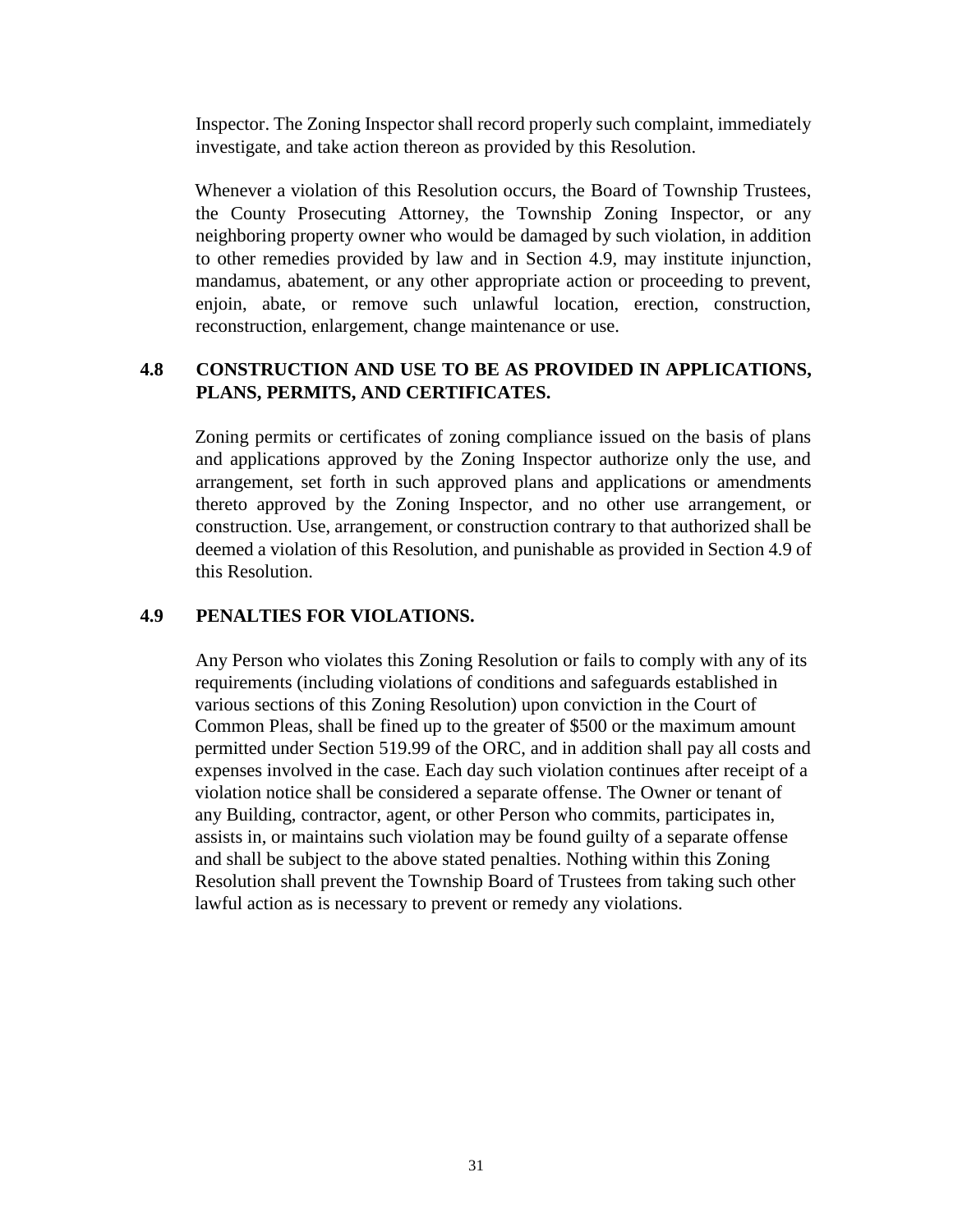Inspector. The Zoning Inspector shall record properly such complaint, immediately investigate, and take action thereon as provided by this Resolution.

Whenever a violation of this Resolution occurs, the Board of Township Trustees, the County Prosecuting Attorney, the Township Zoning Inspector, or any neighboring property owner who would be damaged by such violation, in addition to other remedies provided by law and in Section 4.9, may institute injunction, mandamus, abatement, or any other appropriate action or proceeding to prevent, enjoin, abate, or remove such unlawful location, erection, construction, reconstruction, enlargement, change maintenance or use.

## 4.8 CONSTRUCTION AND USE TO BE AS PROVIDED IN APPLICATIONS, PLANS, PERMITS, AND CERTIFICATES.

Zoning permits or certificates of zoning compliance issued on the basis of plans and applications approved by the Zoning Inspector authorize only the use, and arrangement, set forth in such approved plans and applications or amendments thereto approved by the Zoning Inspector, and no other use arrangement, or construction. Use, arrangement, or construction contrary to that authorized shall be deemed a violation of this Resolution, and punishable as provided in Section 4.9 of this Resolution.

## 4.9 PENALTIES FOR VIOLATIONS.

Any Person who violates this Zoning Resolution or fails to comply with any of its requirements (including violations of conditions and safeguards established in various sections of this Zoning Resolution) upon conviction in the Court of Common Pleas, shall be fined up to the greater of $500 or the maximum amount permitted under Section 519.99 of the ORC, and in addition shall pay all costs and expenses involved in the case. Each day such violation continues after receipt of a violation notice shall be considered a separate offense. The Owner or tenant of any Building, contractor, agent, or other Person who commits, participates in, assists in, or maintains such violation may be found guilty of a separate offense and shall be subject to the above stated penalties. Nothing within this Zoning Resolution shall prevent the Township Board of Trustees from taking such other lawful action as is necessary to prevent or remedy any violations.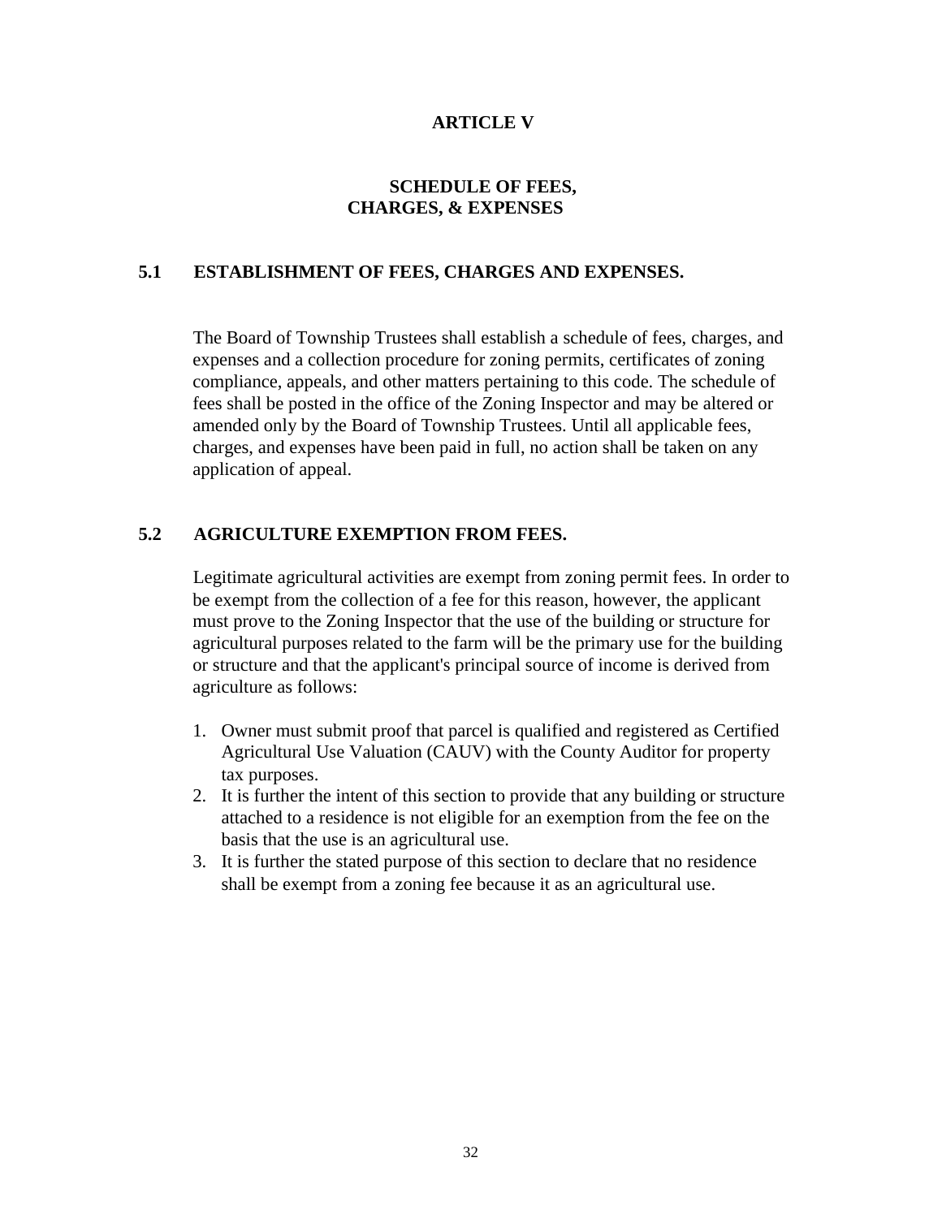# ARTICLE V

## SCHEDULE OF FEES, CHARGES, & EXPENSES

### 5.1 ESTABLISHMENT OF FEES, CHARGES AND EXPENSES.

The Board of Township Trustees shall establish a schedule of fees, charges, and expenses and a collection procedure for zoning permits, certificates of zoning compliance, appeals, and other matters pertaining to this code. The schedule of fees shall be posted in the office of the Zoning Inspector and may be altered or amended only by the Board of Township Trustees. Until all applicable fees, charges, and expenses have been paid in full, no action shall be taken on any application of appeal.

### 5.2 AGRICULTURE EXEMPTION FROM FEES.

Legitimate agricultural activities are exempt from zoning permit fees. In order to be exempt from the collection of a fee for this reason, however, the applicant must prove to the Zoning Inspector that the use of the building or structure for agricultural purposes related to the farm will be the primary use for the building or structure and that the applicant's principal source of income is derived from agriculture as follows:

1. Owner must submit proof that parcel is qualified and registered as Certified Agricultural Use Valuation (CAUV) with the County Auditor for property tax purposes.
2. It is further the intent of this section to provide that any building or structure attached to a residence is not eligible for an exemption from the fee on the basis that the use is an agricultural use.
3. It is further the stated purpose of this section to declare that no residence shall be exempt from a zoning fee because it as an agricultural use.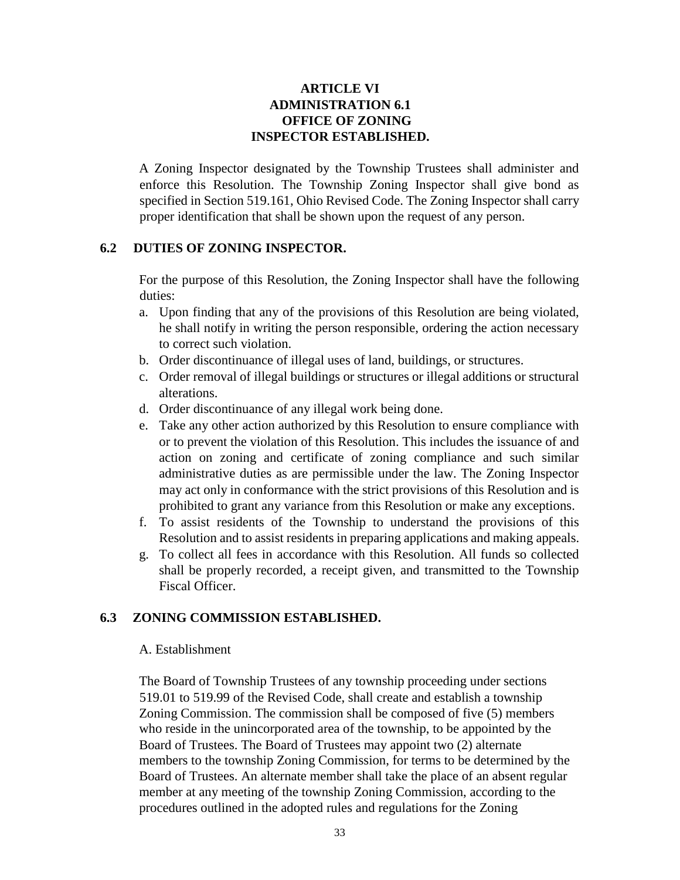# ARTICLE VI
# ADMINISTRATION 6.1
## OFFICE OF ZONING INSPECTOR ESTABLISHED.

A Zoning Inspector designated by the Township Trustees shall administer and enforce this Resolution. The Township Zoning Inspector shall give bond as specified in Section 519.161, Ohio Revised Code. The Zoning Inspector shall carry proper identification that shall be shown upon the request of any person.

## 6.2 DUTIES OF ZONING INSPECTOR.

For the purpose of this Resolution, the Zoning Inspector shall have the following duties:

a. Upon finding that any of the provisions of this Resolution are being violated, he shall notify in writing the person responsible, ordering the action necessary to correct such violation.
b. Order discontinuance of illegal uses of land, buildings, or structures.
c. Order removal of illegal buildings or structures or illegal additions or structural alterations.
d. Order discontinuance of any illegal work being done.
e. Take any other action authorized by this Resolution to ensure compliance with or to prevent the violation of this Resolution. This includes the issuance of and action on zoning and certificate of zoning compliance and such similar administrative duties as are permissible under the law. The Zoning Inspector may act only in conformance with the strict provisions of this Resolution and is prohibited to grant any variance from this Resolution or make any exceptions.
f. To assist residents of the Township to understand the provisions of this Resolution and to assist residents in preparing applications and making appeals.
g. To collect all fees in accordance with this Resolution. All funds so collected shall be properly recorded, a receipt given, and transmitted to the Township Fiscal Officer.

## 6.3 ZONING COMMISSION ESTABLISHED.

A. Establishment

The Board of Township Trustees of any township proceeding under sections 519.01 to 519.99 of the Revised Code, shall create and establish a township Zoning Commission. The commission shall be composed of five (5) members who reside in the unincorporated area of the township, to be appointed by the Board of Trustees. The Board of Trustees may appoint two (2) alternate members to the township Zoning Commission, for terms to be determined by the Board of Trustees. An alternate member shall take the place of an absent regular member at any meeting of the township Zoning Commission, according to the procedures outlined in the adopted rules and regulations for the Zoning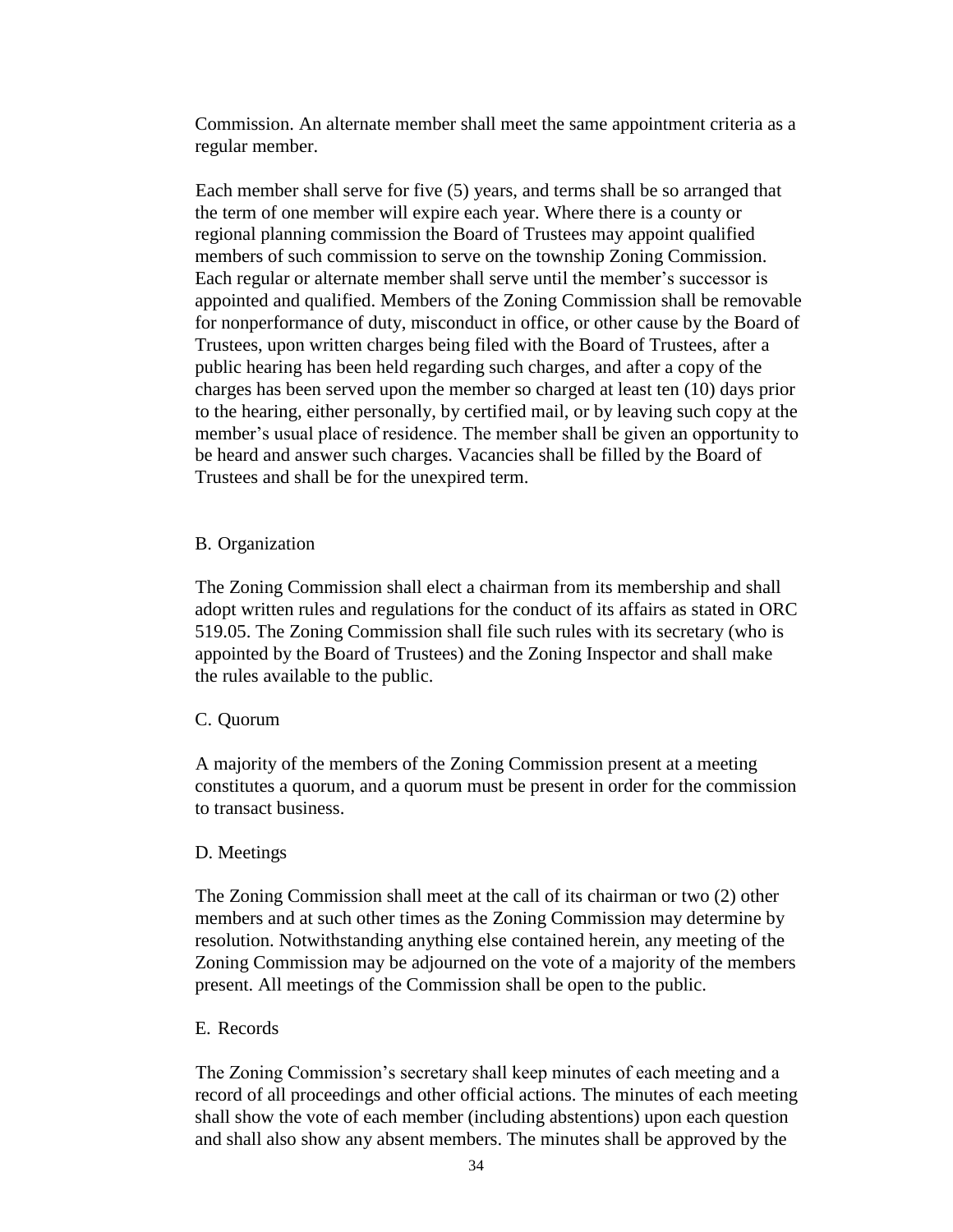Commission. An alternate member shall meet the same appointment criteria as a regular member.

Each member shall serve for five (5) years, and terms shall be so arranged that the term of one member will expire each year. Where there is a county or regional planning commission the Board of Trustees may appoint qualified members of such commission to serve on the township Zoning Commission. Each regular or alternate member shall serve until the member's successor is appointed and qualified. Members of the Zoning Commission shall be removable for nonperformance of duty, misconduct in office, or other cause by the Board of Trustees, upon written charges being filed with the Board of Trustees, after a public hearing has been held regarding such charges, and after a copy of the charges has been served upon the member so charged at least ten (10) days prior to the hearing, either personally, by certified mail, or by leaving such copy at the member's usual place of residence. The member shall be given an opportunity to be heard and answer such charges. Vacancies shall be filled by the Board of Trustees and shall be for the unexpired term.

B. Organization

The Zoning Commission shall elect a chairman from its membership and shall adopt written rules and regulations for the conduct of its affairs as stated in ORC 519.05. The Zoning Commission shall file such rules with its secretary (who is appointed by the Board of Trustees) and the Zoning Inspector and shall make the rules available to the public.

C. Quorum

A majority of the members of the Zoning Commission present at a meeting constitutes a quorum, and a quorum must be present in order for the commission to transact business.

D. Meetings

The Zoning Commission shall meet at the call of its chairman or two (2) other members and at such other times as the Zoning Commission may determine by resolution. Notwithstanding anything else contained herein, any meeting of the Zoning Commission may be adjourned on the vote of a majority of the members present. All meetings of the Commission shall be open to the public.

E. Records

The Zoning Commission's secretary shall keep minutes of each meeting and a record of all proceedings and other official actions. The minutes of each meeting shall show the vote of each member (including abstentions) upon each question and shall also show any absent members. The minutes shall be approved by the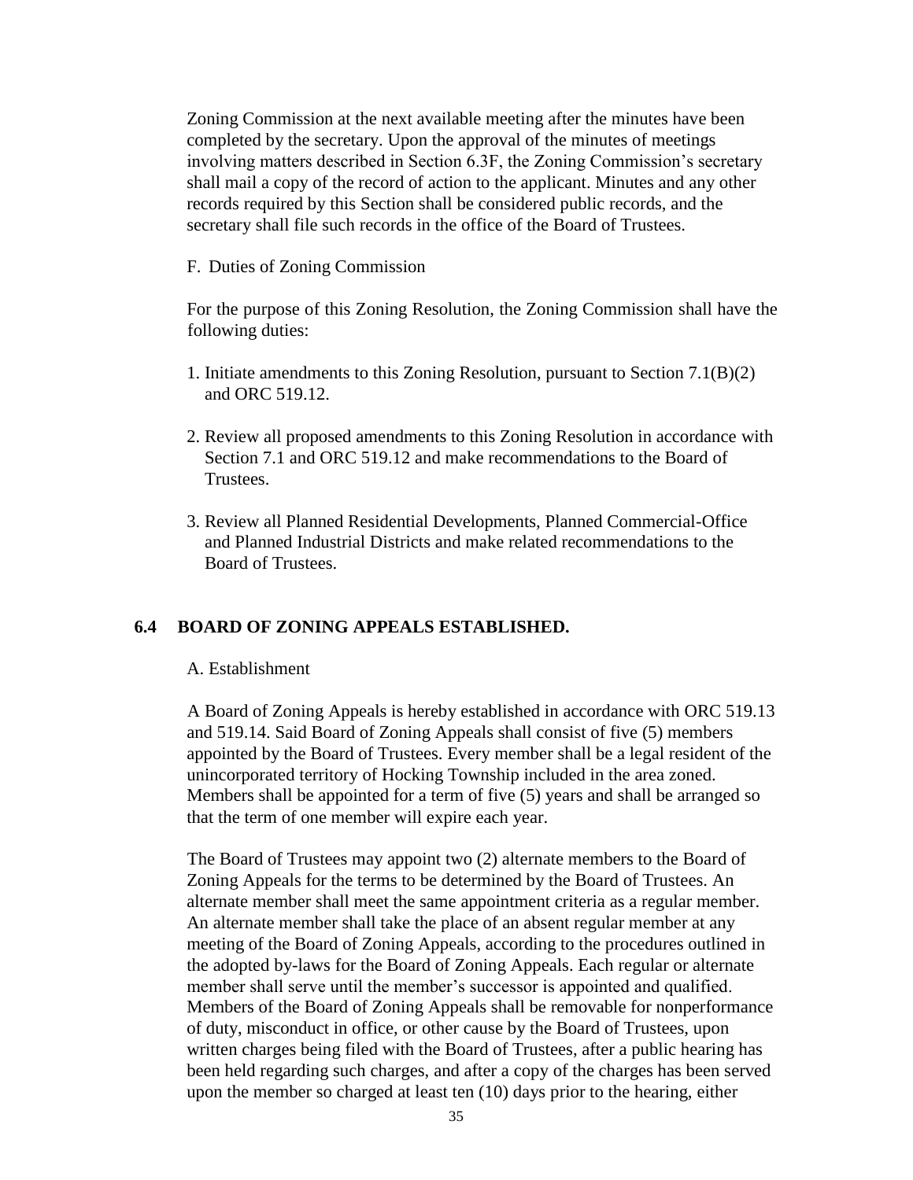Zoning Commission at the next available meeting after the minutes have been completed by the secretary. Upon the approval of the minutes of meetings involving matters described in Section 6.3F, the Zoning Commission's secretary shall mail a copy of the record of action to the applicant. Minutes and any other records required by this Section shall be considered public records, and the secretary shall file such records in the office of the Board of Trustees.

F. Duties of Zoning Commission

For the purpose of this Zoning Resolution, the Zoning Commission shall have the following duties:

1. Initiate amendments to this Zoning Resolution, pursuant to Section 7.1(B)(2) and ORC 519.12.
2. Review all proposed amendments to this Zoning Resolution in accordance with Section 7.1 and ORC 519.12 and make recommendations to the Board of Trustees.
3. Review all Planned Residential Developments, Planned Commercial-Office and Planned Industrial Districts and make related recommendations to the Board of Trustees.

## 6.4 BOARD OF ZONING APPEALS ESTABLISHED.

A. Establishment

A Board of Zoning Appeals is hereby established in accordance with ORC 519.13 and 519.14. Said Board of Zoning Appeals shall consist of five (5) members appointed by the Board of Trustees. Every member shall be a legal resident of the unincorporated territory of Hocking Township included in the area zoned. Members shall be appointed for a term of five (5) years and shall be arranged so that the term of one member will expire each year.

The Board of Trustees may appoint two (2) alternate members to the Board of Zoning Appeals for the terms to be determined by the Board of Trustees. An alternate member shall meet the same appointment criteria as a regular member. An alternate member shall take the place of an absent regular member at any meeting of the Board of Zoning Appeals, according to the procedures outlined in the adopted by-laws for the Board of Zoning Appeals. Each regular or alternate member shall serve until the member's successor is appointed and qualified. Members of the Board of Zoning Appeals shall be removable for nonperformance of duty, misconduct in office, or other cause by the Board of Trustees, upon written charges being filed with the Board of Trustees, after a public hearing has been held regarding such charges, and after a copy of the charges has been served upon the member so charged at least ten (10) days prior to the hearing, either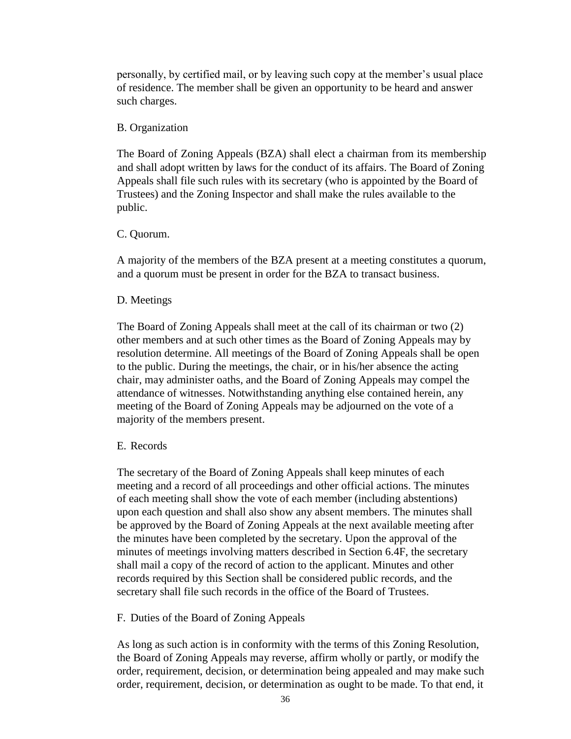personally, by certified mail, or by leaving such copy at the member's usual place of residence. The member shall be given an opportunity to be heard and answer such charges.

B. Organization

The Board of Zoning Appeals (BZA) shall elect a chairman from its membership and shall adopt written by laws for the conduct of its affairs. The Board of Zoning Appeals shall file such rules with its secretary (who is appointed by the Board of Trustees) and the Zoning Inspector and shall make the rules available to the public.

C. Quorum.

A majority of the members of the BZA present at a meeting constitutes a quorum, and a quorum must be present in order for the BZA to transact business.

D. Meetings

The Board of Zoning Appeals shall meet at the call of its chairman or two (2) other members and at such other times as the Board of Zoning Appeals may by resolution determine. All meetings of the Board of Zoning Appeals shall be open to the public. During the meetings, the chair, or in his/her absence the acting chair, may administer oaths, and the Board of Zoning Appeals may compel the attendance of witnesses. Notwithstanding anything else contained herein, any meeting of the Board of Zoning Appeals may be adjourned on the vote of a majority of the members present.

E. Records

The secretary of the Board of Zoning Appeals shall keep minutes of each meeting and a record of all proceedings and other official actions. The minutes of each meeting shall show the vote of each member (including abstentions) upon each question and shall also show any absent members. The minutes shall be approved by the Board of Zoning Appeals at the next available meeting after the minutes have been completed by the secretary. Upon the approval of the minutes of meetings involving matters described in Section 6.4F, the secretary shall mail a copy of the record of action to the applicant. Minutes and other records required by this Section shall be considered public records, and the secretary shall file such records in the office of the Board of Trustees.

F. Duties of the Board of Zoning Appeals

As long as such action is in conformity with the terms of this Zoning Resolution, the Board of Zoning Appeals may reverse, affirm wholly or partly, or modify the order, requirement, decision, or determination being appealed and may make such order, requirement, decision, or determination as ought to be made. To that end, it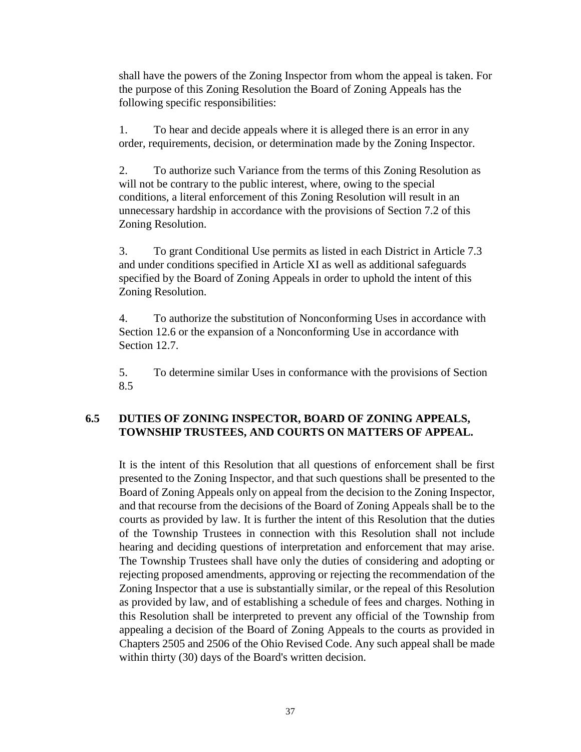shall have the powers of the Zoning Inspector from whom the appeal is taken. For the purpose of this Zoning Resolution the Board of Zoning Appeals has the following specific responsibilities:

1. To hear and decide appeals where it is alleged there is an error in any order, requirements, decision, or determination made by the Zoning Inspector.

2. To authorize such Variance from the terms of this Zoning Resolution as will not be contrary to the public interest, where, owing to the special conditions, a literal enforcement of this Zoning Resolution will result in an unnecessary hardship in accordance with the provisions of Section 7.2 of this Zoning Resolution.

3. To grant Conditional Use permits as listed in each District in Article 7.3 and under conditions specified in Article XI as well as additional safeguards specified by the Board of Zoning Appeals in order to uphold the intent of this Zoning Resolution.

4. To authorize the substitution of Nonconforming Uses in accordance with Section 12.6 or the expansion of a Nonconforming Use in accordance with Section 12.7.

5. To determine similar Uses in conformance with the provisions of Section 8.5

### 6.5 DUTIES OF ZONING INSPECTOR, BOARD OF ZONING APPEALS, TOWNSHIP TRUSTEES, AND COURTS ON MATTERS OF APPEAL.

It is the intent of this Resolution that all questions of enforcement shall be first presented to the Zoning Inspector, and that such questions shall be presented to the Board of Zoning Appeals only on appeal from the decision to the Zoning Inspector, and that recourse from the decisions of the Board of Zoning Appeals shall be to the courts as provided by law. It is further the intent of this Resolution that the duties of the Township Trustees in connection with this Resolution shall not include hearing and deciding questions of interpretation and enforcement that may arise. The Township Trustees shall have only the duties of considering and adopting or rejecting proposed amendments, approving or rejecting the recommendation of the Zoning Inspector that a use is substantially similar, or the repeal of this Resolution as provided by law, and of establishing a schedule of fees and charges. Nothing in this Resolution shall be interpreted to prevent any official of the Township from appealing a decision of the Board of Zoning Appeals to the courts as provided in Chapters 2505 and 2506 of the Ohio Revised Code. Any such appeal shall be made within thirty (30) days of the Board's written decision.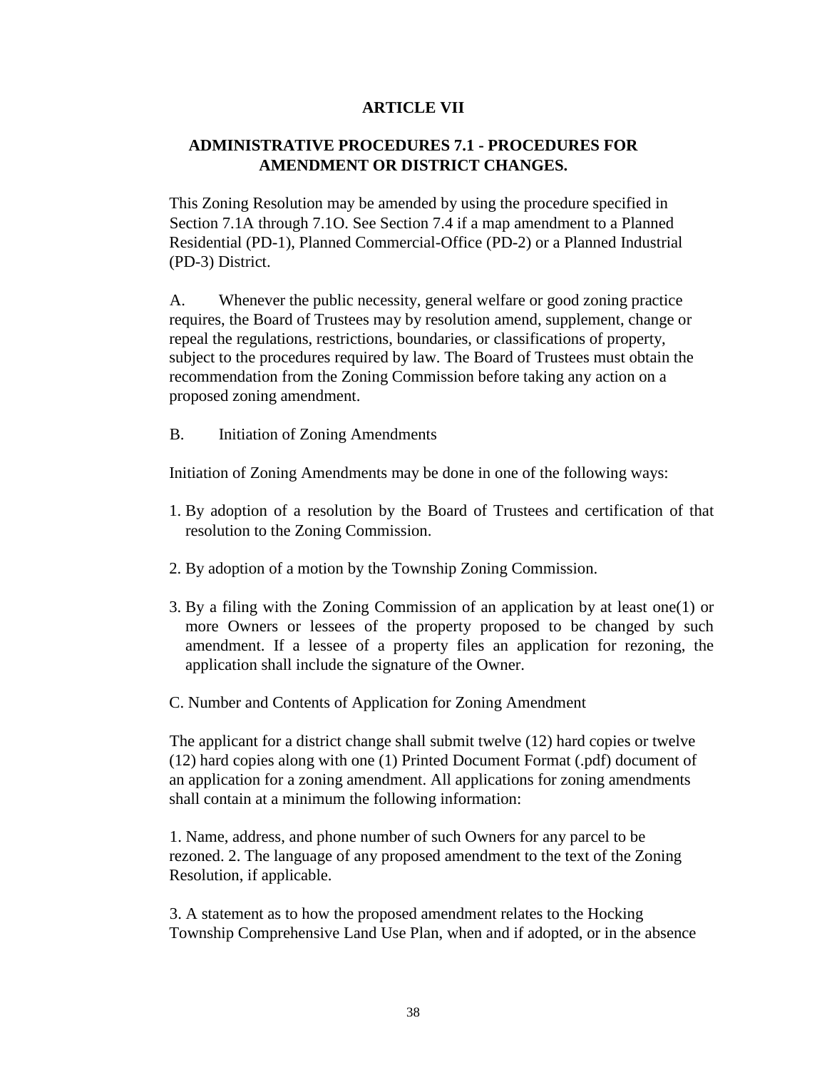## ARTICLE VII

### ADMINISTRATIVE PROCEDURES 7.1 - PROCEDURES FOR AMENDMENT OR DISTRICT CHANGES.

This Zoning Resolution may be amended by using the procedure specified in Section 7.1A through 7.1O. See Section 7.4 if a map amendment to a Planned Residential (PD-1), Planned Commercial-Office (PD-2) or a Planned Industrial (PD-3) District.

A. Whenever the public necessity, general welfare or good zoning practice requires, the Board of Trustees may by resolution amend, supplement, change or repeal the regulations, restrictions, boundaries, or classifications of property, subject to the procedures required by law. The Board of Trustees must obtain the recommendation from the Zoning Commission before taking any action on a proposed zoning amendment.

B. Initiation of Zoning Amendments

Initiation of Zoning Amendments may be done in one of the following ways:

1. By adoption of a resolution by the Board of Trustees and certification of that resolution to the Zoning Commission.
2. By adoption of a motion by the Township Zoning Commission.
3. By a filing with the Zoning Commission of an application by at least one(1) or more Owners or lessees of the property proposed to be changed by such amendment. If a lessee of a property files an application for rezoning, the application shall include the signature of the Owner.

C. Number and Contents of Application for Zoning Amendment

The applicant for a district change shall submit twelve (12) hard copies or twelve (12) hard copies along with one (1) Printed Document Format (.pdf) document of an application for a zoning amendment. All applications for zoning amendments shall contain at a minimum the following information:

1. Name, address, and phone number of such Owners for any parcel to be rezoned. 2. The language of any proposed amendment to the text of the Zoning Resolution, if applicable.

3. A statement as to how the proposed amendment relates to the Hocking Township Comprehensive Land Use Plan, when and if adopted, or in the absence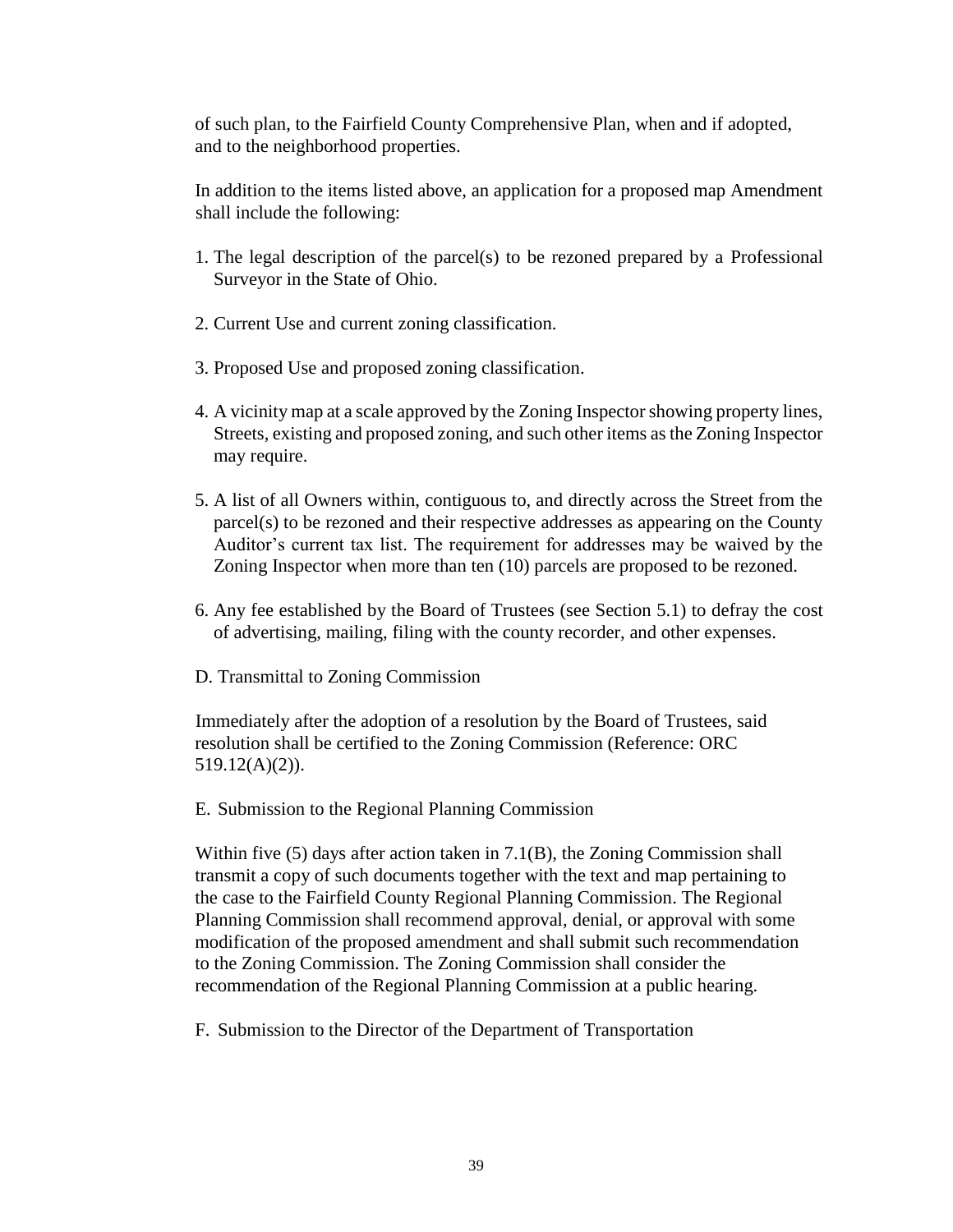of such plan, to the Fairfield County Comprehensive Plan, when and if adopted, and to the neighborhood properties.

In addition to the items listed above, an application for a proposed map Amendment shall include the following:

1. The legal description of the parcel(s) to be rezoned prepared by a Professional Surveyor in the State of Ohio.

2. Current Use and current zoning classification.

3. Proposed Use and proposed zoning classification.

4. A vicinity map at a scale approved by the Zoning Inspector showing property lines, Streets, existing and proposed zoning, and such other items as the Zoning Inspector may require.

5. A list of all Owners within, contiguous to, and directly across the Street from the parcel(s) to be rezoned and their respective addresses as appearing on the County Auditor's current tax list. The requirement for addresses may be waived by the Zoning Inspector when more than ten (10) parcels are proposed to be rezoned.

6. Any fee established by the Board of Trustees (see Section 5.1) to defray the cost of advertising, mailing, filing with the county recorder, and other expenses.

D. Transmittal to Zoning Commission

Immediately after the adoption of a resolution by the Board of Trustees, said resolution shall be certified to the Zoning Commission (Reference: ORC 519.12(A)(2)).

E. Submission to the Regional Planning Commission

Within five (5) days after action taken in 7.1(B), the Zoning Commission shall transmit a copy of such documents together with the text and map pertaining to the case to the Fairfield County Regional Planning Commission. The Regional Planning Commission shall recommend approval, denial, or approval with some modification of the proposed amendment and shall submit such recommendation to the Zoning Commission. The Zoning Commission shall consider the recommendation of the Regional Planning Commission at a public hearing.

F. Submission to the Director of the Department of Transportation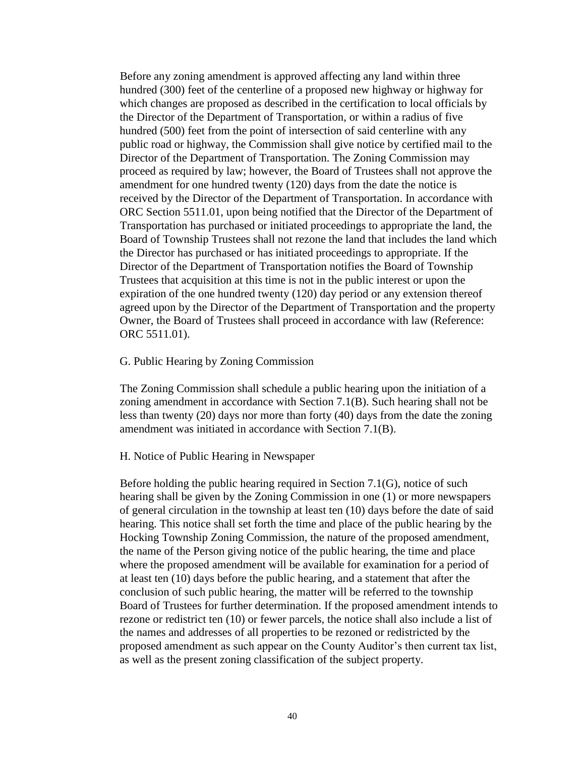Before any zoning amendment is approved affecting any land within three hundred (300) feet of the centerline of a proposed new highway or highway for which changes are proposed as described in the certification to local officials by the Director of the Department of Transportation, or within a radius of five hundred (500) feet from the point of intersection of said centerline with any public road or highway, the Commission shall give notice by certified mail to the Director of the Department of Transportation. The Zoning Commission may proceed as required by law; however, the Board of Trustees shall not approve the amendment for one hundred twenty (120) days from the date the notice is received by the Director of the Department of Transportation. In accordance with ORC Section 5511.01, upon being notified that the Director of the Department of Transportation has purchased or initiated proceedings to appropriate the land, the Board of Township Trustees shall not rezone the land that includes the land which the Director has purchased or has initiated proceedings to appropriate. If the Director of the Department of Transportation notifies the Board of Township Trustees that acquisition at this time is not in the public interest or upon the expiration of the one hundred twenty (120) day period or any extension thereof agreed upon by the Director of the Department of Transportation and the property Owner, the Board of Trustees shall proceed in accordance with law (Reference: ORC 5511.01).

G. Public Hearing by Zoning Commission

The Zoning Commission shall schedule a public hearing upon the initiation of a zoning amendment in accordance with Section 7.1(B). Such hearing shall not be less than twenty (20) days nor more than forty (40) days from the date the zoning amendment was initiated in accordance with Section 7.1(B).

H. Notice of Public Hearing in Newspaper

Before holding the public hearing required in Section 7.1(G), notice of such hearing shall be given by the Zoning Commission in one (1) or more newspapers of general circulation in the township at least ten (10) days before the date of said hearing. This notice shall set forth the time and place of the public hearing by the Hocking Township Zoning Commission, the nature of the proposed amendment, the name of the Person giving notice of the public hearing, the time and place where the proposed amendment will be available for examination for a period of at least ten (10) days before the public hearing, and a statement that after the conclusion of such public hearing, the matter will be referred to the township Board of Trustees for further determination. If the proposed amendment intends to rezone or redistrict ten (10) or fewer parcels, the notice shall also include a list of the names and addresses of all properties to be rezoned or redistricted by the proposed amendment as such appear on the County Auditor's then current tax list, as well as the present zoning classification of the subject property.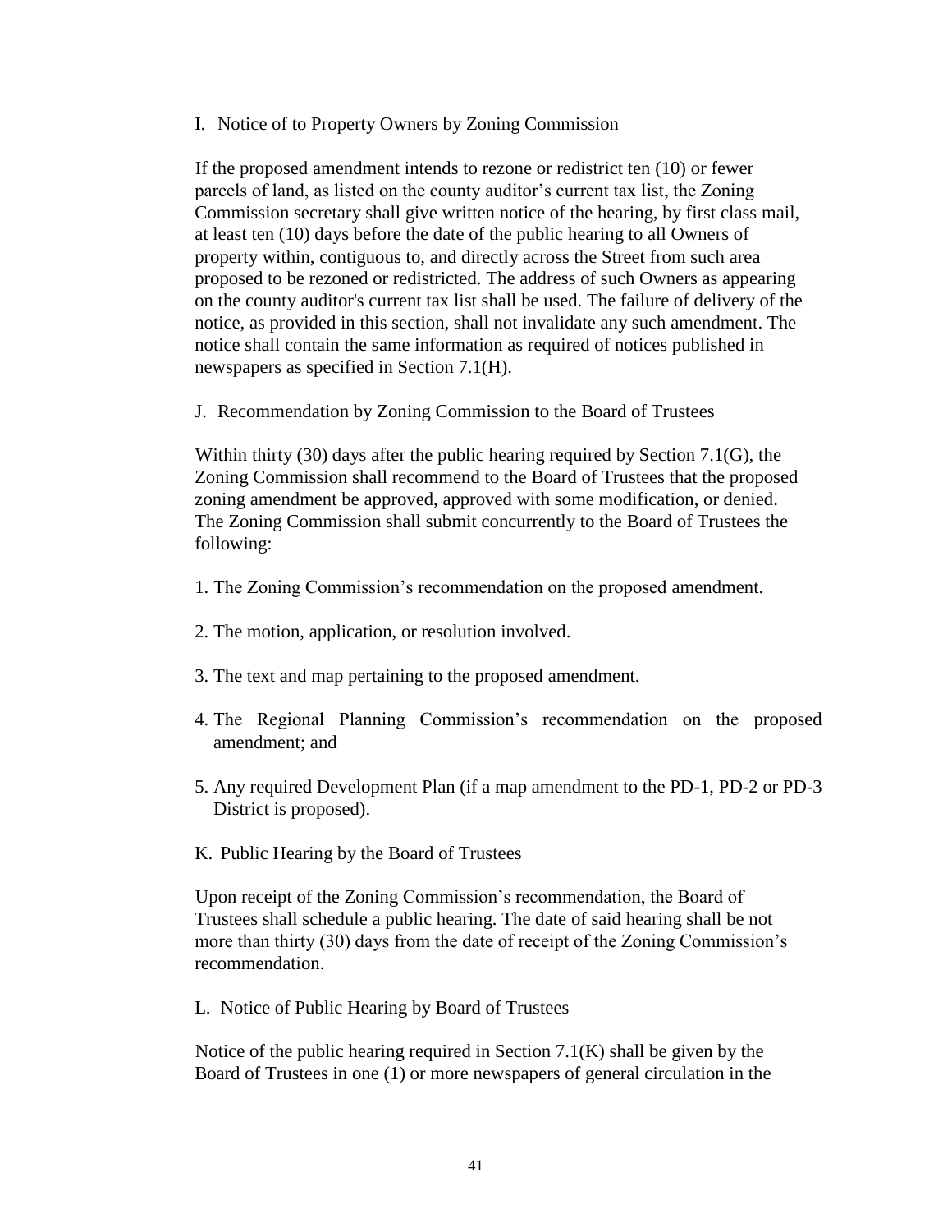I. Notice of to Property Owners by Zoning Commission

If the proposed amendment intends to rezone or redistrict ten (10) or fewer parcels of land, as listed on the county auditor's current tax list, the Zoning Commission secretary shall give written notice of the hearing, by first class mail, at least ten (10) days before the date of the public hearing to all Owners of property within, contiguous to, and directly across the Street from such area proposed to be rezoned or redistricted. The address of such Owners as appearing on the county auditor's current tax list shall be used. The failure of delivery of the notice, as provided in this section, shall not invalidate any such amendment. The notice shall contain the same information as required of notices published in newspapers as specified in Section 7.1(H).

J. Recommendation by Zoning Commission to the Board of Trustees

Within thirty (30) days after the public hearing required by Section 7.1(G), the Zoning Commission shall recommend to the Board of Trustees that the proposed zoning amendment be approved, approved with some modification, or denied. The Zoning Commission shall submit concurrently to the Board of Trustees the following:

1. The Zoning Commission's recommendation on the proposed amendment.

2. The motion, application, or resolution involved.

3. The text and map pertaining to the proposed amendment.

4. The Regional Planning Commission's recommendation on the proposed amendment; and

5. Any required Development Plan (if a map amendment to the PD-1, PD-2 or PD-3 District is proposed).

K. Public Hearing by the Board of Trustees

Upon receipt of the Zoning Commission's recommendation, the Board of Trustees shall schedule a public hearing. The date of said hearing shall be not more than thirty (30) days from the date of receipt of the Zoning Commission's recommendation.

L. Notice of Public Hearing by Board of Trustees

Notice of the public hearing required in Section 7.1(K) shall be given by the Board of Trustees in one (1) or more newspapers of general circulation in the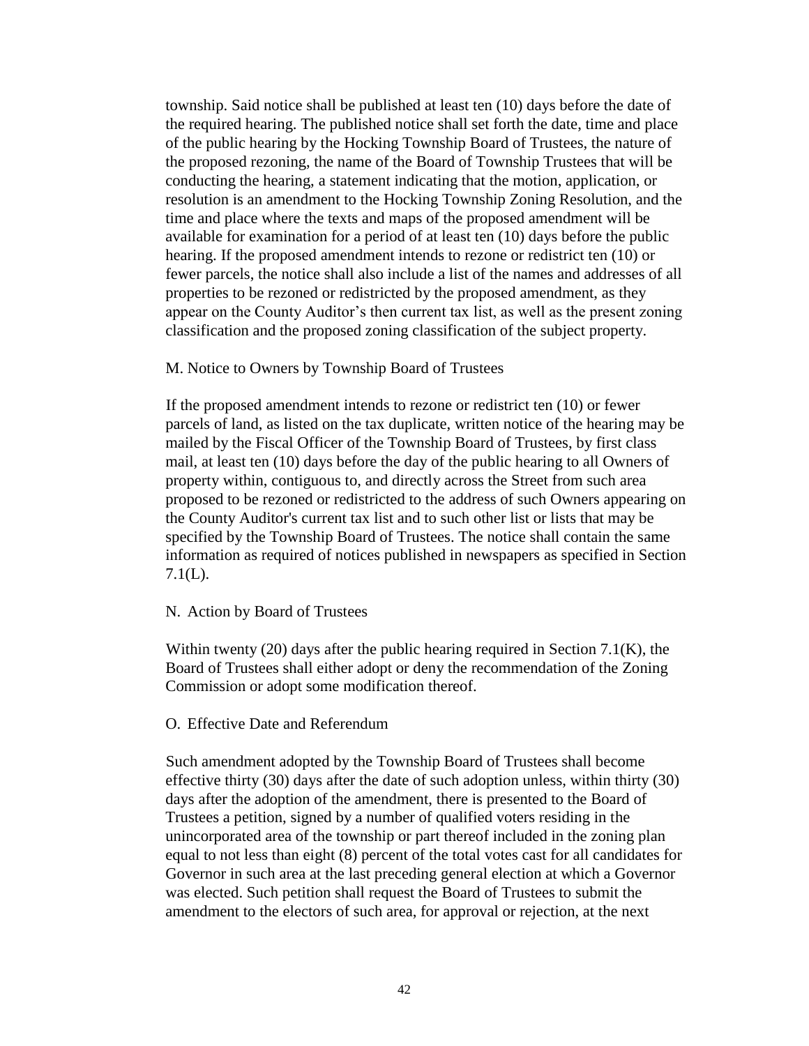township. Said notice shall be published at least ten (10) days before the date of the required hearing. The published notice shall set forth the date, time and place of the public hearing by the Hocking Township Board of Trustees, the nature of the proposed rezoning, the name of the Board of Township Trustees that will be conducting the hearing, a statement indicating that the motion, application, or resolution is an amendment to the Hocking Township Zoning Resolution, and the time and place where the texts and maps of the proposed amendment will be available for examination for a period of at least ten (10) days before the public hearing. If the proposed amendment intends to rezone or redistrict ten (10) or fewer parcels, the notice shall also include a list of the names and addresses of all properties to be rezoned or redistricted by the proposed amendment, as they appear on the County Auditor's then current tax list, as well as the present zoning classification and the proposed zoning classification of the subject property.

M. Notice to Owners by Township Board of Trustees

If the proposed amendment intends to rezone or redistrict ten (10) or fewer parcels of land, as listed on the tax duplicate, written notice of the hearing may be mailed by the Fiscal Officer of the Township Board of Trustees, by first class mail, at least ten (10) days before the day of the public hearing to all Owners of property within, contiguous to, and directly across the Street from such area proposed to be rezoned or redistricted to the address of such Owners appearing on the County Auditor's current tax list and to such other list or lists that may be specified by the Township Board of Trustees. The notice shall contain the same information as required of notices published in newspapers as specified in Section 7.1(L).

N. Action by Board of Trustees

Within twenty (20) days after the public hearing required in Section 7.1(K), the Board of Trustees shall either adopt or deny the recommendation of the Zoning Commission or adopt some modification thereof.

O. Effective Date and Referendum

Such amendment adopted by the Township Board of Trustees shall become effective thirty (30) days after the date of such adoption unless, within thirty (30) days after the adoption of the amendment, there is presented to the Board of Trustees a petition, signed by a number of qualified voters residing in the unincorporated area of the township or part thereof included in the zoning plan equal to not less than eight (8) percent of the total votes cast for all candidates for Governor in such area at the last preceding general election at which a Governor was elected. Such petition shall request the Board of Trustees to submit the amendment to the electors of such area, for approval or rejection, at the next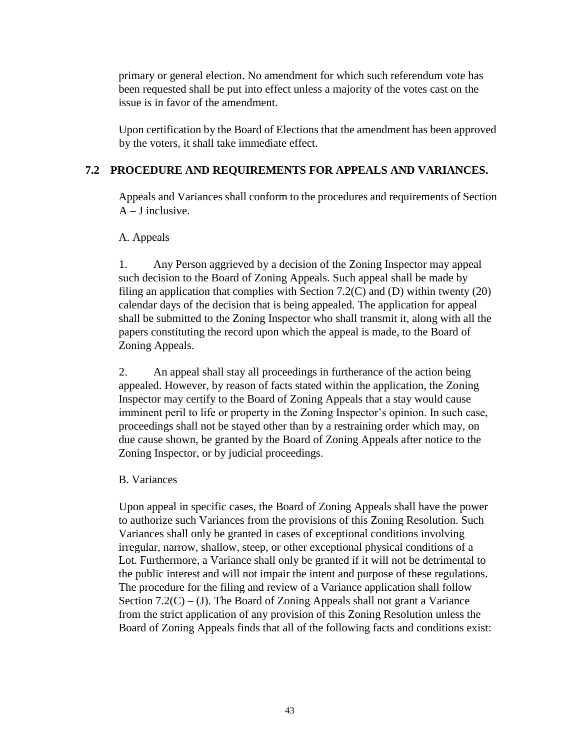primary or general election. No amendment for which such referendum vote has been requested shall be put into effect unless a majority of the votes cast on the issue is in favor of the amendment.

Upon certification by the Board of Elections that the amendment has been approved by the voters, it shall take immediate effect.

## 7.2 PROCEDURE AND REQUIREMENTS FOR APPEALS AND VARIANCES.

Appeals and Variances shall conform to the procedures and requirements of Section A – J inclusive.

A. Appeals

1. Any Person aggrieved by a decision of the Zoning Inspector may appeal such decision to the Board of Zoning Appeals. Such appeal shall be made by filing an application that complies with Section 7.2(C) and (D) within twenty (20) calendar days of the decision that is being appealed. The application for appeal shall be submitted to the Zoning Inspector who shall transmit it, along with all the papers constituting the record upon which the appeal is made, to the Board of Zoning Appeals.

2. An appeal shall stay all proceedings in furtherance of the action being appealed. However, by reason of facts stated within the application, the Zoning Inspector may certify to the Board of Zoning Appeals that a stay would cause imminent peril to life or property in the Zoning Inspector's opinion. In such case, proceedings shall not be stayed other than by a restraining order which may, on due cause shown, be granted by the Board of Zoning Appeals after notice to the Zoning Inspector, or by judicial proceedings.

B. Variances

Upon appeal in specific cases, the Board of Zoning Appeals shall have the power to authorize such Variances from the provisions of this Zoning Resolution. Such Variances shall only be granted in cases of exceptional conditions involving irregular, narrow, shallow, steep, or other exceptional physical conditions of a Lot. Furthermore, a Variance shall only be granted if it will not be detrimental to the public interest and will not impair the intent and purpose of these regulations. The procedure for the filing and review of a Variance application shall follow Section 7.2(C) – (J). The Board of Zoning Appeals shall not grant a Variance from the strict application of any provision of this Zoning Resolution unless the Board of Zoning Appeals finds that all of the following facts and conditions exist: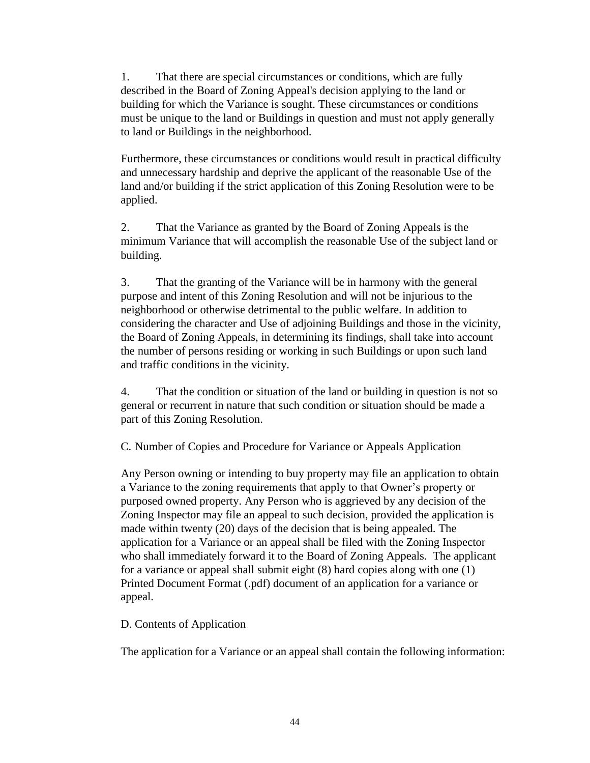1. That there are special circumstances or conditions, which are fully described in the Board of Zoning Appeal's decision applying to the land or building for which the Variance is sought. These circumstances or conditions must be unique to the land or Buildings in question and must not apply generally to land or Buildings in the neighborhood.

Furthermore, these circumstances or conditions would result in practical difficulty and unnecessary hardship and deprive the applicant of the reasonable Use of the land and/or building if the strict application of this Zoning Resolution were to be applied.

2. That the Variance as granted by the Board of Zoning Appeals is the minimum Variance that will accomplish the reasonable Use of the subject land or building.

3. That the granting of the Variance will be in harmony with the general purpose and intent of this Zoning Resolution and will not be injurious to the neighborhood or otherwise detrimental to the public welfare. In addition to considering the character and Use of adjoining Buildings and those in the vicinity, the Board of Zoning Appeals, in determining its findings, shall take into account the number of persons residing or working in such Buildings or upon such land and traffic conditions in the vicinity.

4. That the condition or situation of the land or building in question is not so general or recurrent in nature that such condition or situation should be made a part of this Zoning Resolution.

C. Number of Copies and Procedure for Variance or Appeals Application

Any Person owning or intending to buy property may file an application to obtain a Variance to the zoning requirements that apply to that Owner's property or purposed owned property. Any Person who is aggrieved by any decision of the Zoning Inspector may file an appeal to such decision, provided the application is made within twenty (20) days of the decision that is being appealed. The application for a Variance or an appeal shall be filed with the Zoning Inspector who shall immediately forward it to the Board of Zoning Appeals. The applicant for a variance or appeal shall submit eight (8) hard copies along with one (1) Printed Document Format (.pdf) document of an application for a variance or appeal.

D. Contents of Application

The application for a Variance or an appeal shall contain the following information: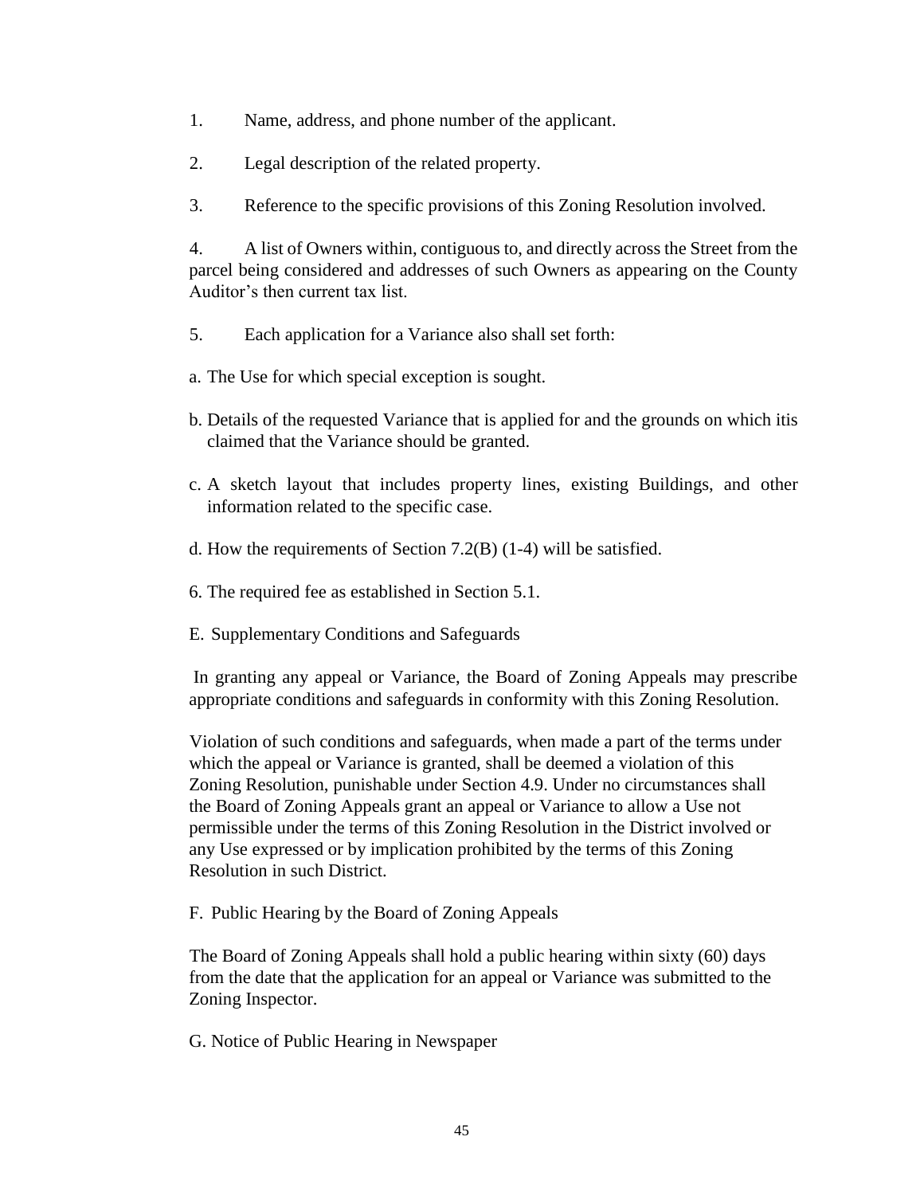1. Name, address, and phone number of the applicant.

2. Legal description of the related property.

3. Reference to the specific provisions of this Zoning Resolution involved.

4. A list of Owners within, contiguous to, and directly across the Street from the parcel being considered and addresses of such Owners as appearing on the County Auditor's then current tax list.

5. Each application for a Variance also shall set forth:

a. The Use for which special exception is sought.

b. Details of the requested Variance that is applied for and the grounds on which itis claimed that the Variance should be granted.

c. A sketch layout that includes property lines, existing Buildings, and other information related to the specific case.

d. How the requirements of Section 7.2(B) (1-4) will be satisfied.

6. The required fee as established in Section 5.1.

E. Supplementary Conditions and Safeguards

In granting any appeal or Variance, the Board of Zoning Appeals may prescribe appropriate conditions and safeguards in conformity with this Zoning Resolution.

Violation of such conditions and safeguards, when made a part of the terms under which the appeal or Variance is granted, shall be deemed a violation of this Zoning Resolution, punishable under Section 4.9. Under no circumstances shall the Board of Zoning Appeals grant an appeal or Variance to allow a Use not permissible under the terms of this Zoning Resolution in the District involved or any Use expressed or by implication prohibited by the terms of this Zoning Resolution in such District.

F. Public Hearing by the Board of Zoning Appeals

The Board of Zoning Appeals shall hold a public hearing within sixty (60) days from the date that the application for an appeal or Variance was submitted to the Zoning Inspector.

G. Notice of Public Hearing in Newspaper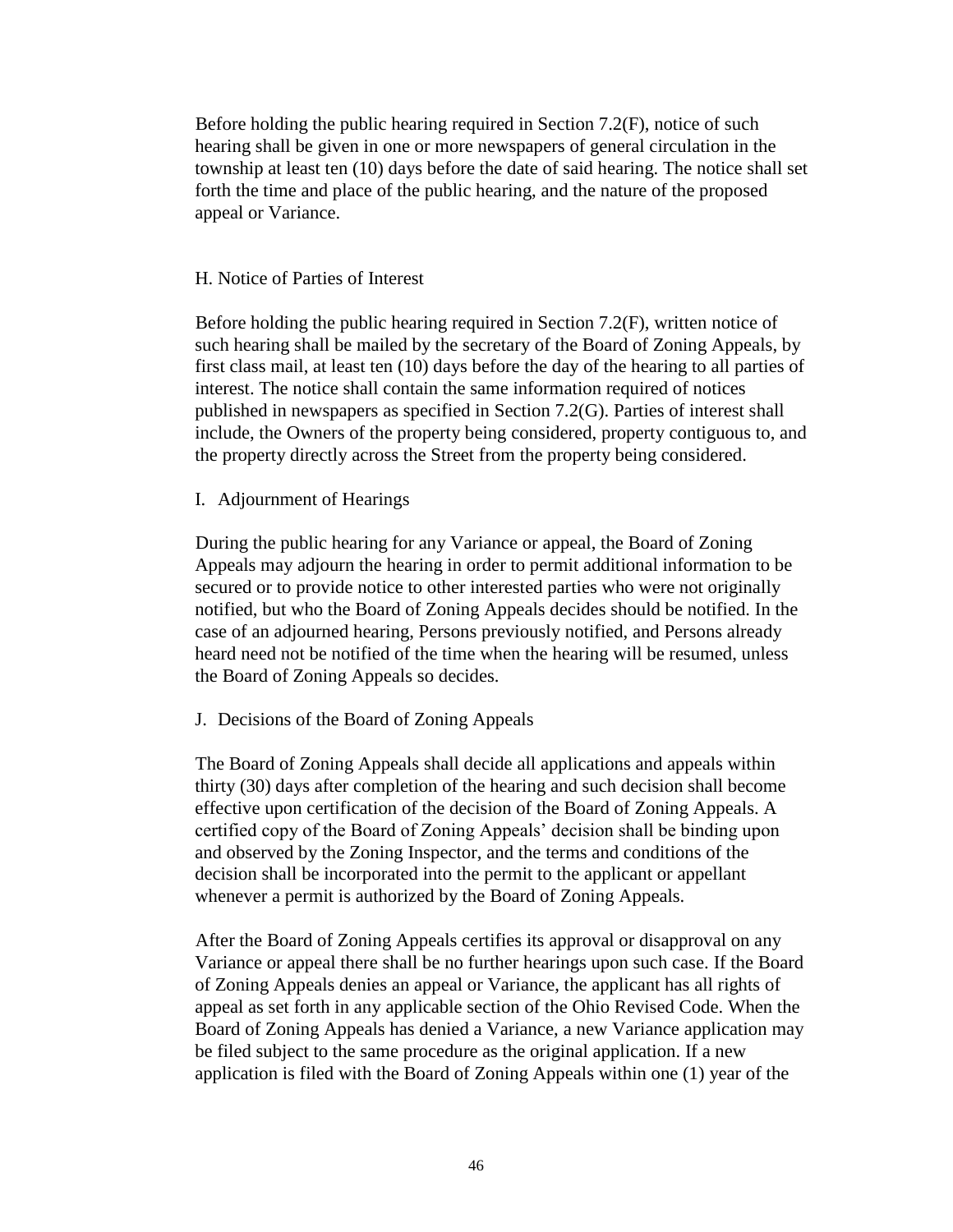Before holding the public hearing required in Section 7.2(F), notice of such hearing shall be given in one or more newspapers of general circulation in the township at least ten (10) days before the date of said hearing. The notice shall set forth the time and place of the public hearing, and the nature of the proposed appeal or Variance.

H. Notice of Parties of Interest

Before holding the public hearing required in Section 7.2(F), written notice of such hearing shall be mailed by the secretary of the Board of Zoning Appeals, by first class mail, at least ten (10) days before the day of the hearing to all parties of interest. The notice shall contain the same information required of notices published in newspapers as specified in Section 7.2(G). Parties of interest shall include, the Owners of the property being considered, property contiguous to, and the property directly across the Street from the property being considered.

I. Adjournment of Hearings

During the public hearing for any Variance or appeal, the Board of Zoning Appeals may adjourn the hearing in order to permit additional information to be secured or to provide notice to other interested parties who were not originally notified, but who the Board of Zoning Appeals decides should be notified. In the case of an adjourned hearing, Persons previously notified, and Persons already heard need not be notified of the time when the hearing will be resumed, unless the Board of Zoning Appeals so decides.

J. Decisions of the Board of Zoning Appeals

The Board of Zoning Appeals shall decide all applications and appeals within thirty (30) days after completion of the hearing and such decision shall become effective upon certification of the decision of the Board of Zoning Appeals. A certified copy of the Board of Zoning Appeals' decision shall be binding upon and observed by the Zoning Inspector, and the terms and conditions of the decision shall be incorporated into the permit to the applicant or appellant whenever a permit is authorized by the Board of Zoning Appeals.

After the Board of Zoning Appeals certifies its approval or disapproval on any Variance or appeal there shall be no further hearings upon such case. If the Board of Zoning Appeals denies an appeal or Variance, the applicant has all rights of appeal as set forth in any applicable section of the Ohio Revised Code. When the Board of Zoning Appeals has denied a Variance, a new Variance application may be filed subject to the same procedure as the original application. If a new application is filed with the Board of Zoning Appeals within one (1) year of the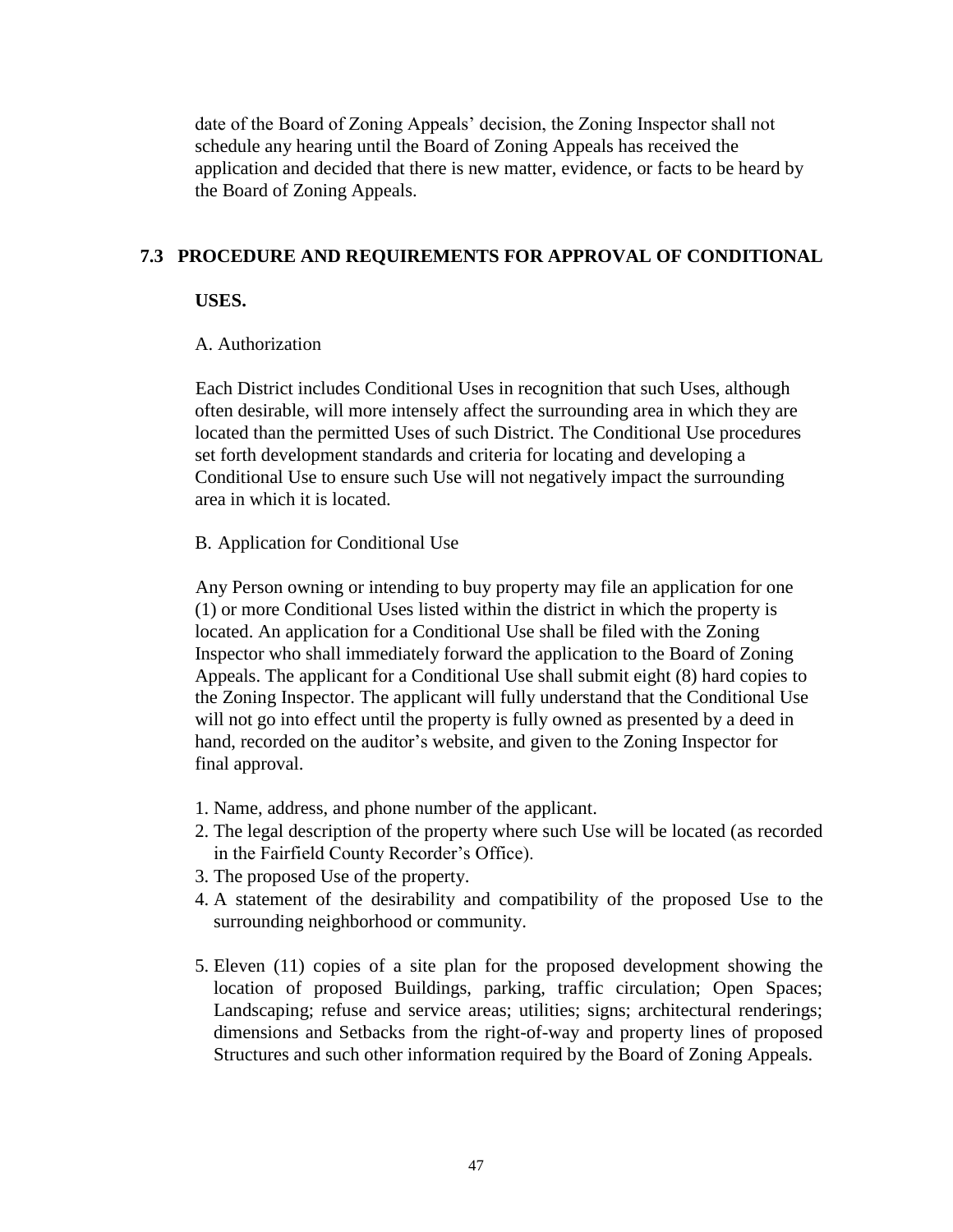date of the Board of Zoning Appeals' decision, the Zoning Inspector shall not schedule any hearing until the Board of Zoning Appeals has received the application and decided that there is new matter, evidence, or facts to be heard by the Board of Zoning Appeals.

## 7.3 PROCEDURE AND REQUIREMENTS FOR APPROVAL OF CONDITIONAL USES.

A. Authorization

Each District includes Conditional Uses in recognition that such Uses, although often desirable, will more intensely affect the surrounding area in which they are located than the permitted Uses of such District. The Conditional Use procedures set forth development standards and criteria for locating and developing a Conditional Use to ensure such Use will not negatively impact the surrounding area in which it is located.

B. Application for Conditional Use

Any Person owning or intending to buy property may file an application for one (1) or more Conditional Uses listed within the district in which the property is located. An application for a Conditional Use shall be filed with the Zoning Inspector who shall immediately forward the application to the Board of Zoning Appeals. The applicant for a Conditional Use shall submit eight (8) hard copies to the Zoning Inspector. The applicant will fully understand that the Conditional Use will not go into effect until the property is fully owned as presented by a deed in hand, recorded on the auditor's website, and given to the Zoning Inspector for final approval.

1. Name, address, and phone number of the applicant.
2. The legal description of the property where such Use will be located (as recorded in the Fairfield County Recorder's Office).
3. The proposed Use of the property.
4. A statement of the desirability and compatibility of the proposed Use to the surrounding neighborhood or community.
5. Eleven (11) copies of a site plan for the proposed development showing the location of proposed Buildings, parking, traffic circulation; Open Spaces; Landscaping; refuse and service areas; utilities; signs; architectural renderings; dimensions and Setbacks from the right-of-way and property lines of proposed Structures and such other information required by the Board of Zoning Appeals.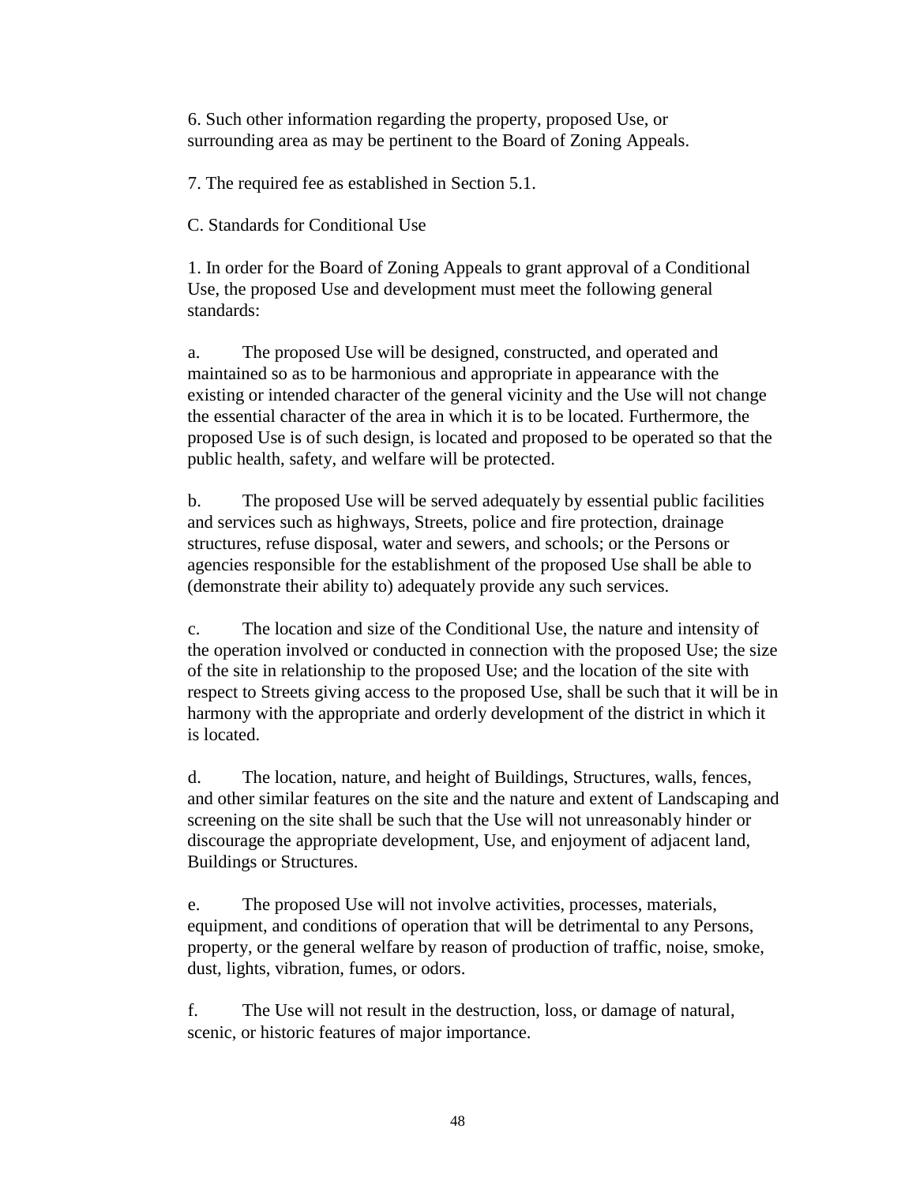6. Such other information regarding the property, proposed Use, or surrounding area as may be pertinent to the Board of Zoning Appeals.

7. The required fee as established in Section 5.1.

C. Standards for Conditional Use

1. In order for the Board of Zoning Appeals to grant approval of a Conditional Use, the proposed Use and development must meet the following general standards:

a. The proposed Use will be designed, constructed, and operated and maintained so as to be harmonious and appropriate in appearance with the existing or intended character of the general vicinity and the Use will not change the essential character of the area in which it is to be located. Furthermore, the proposed Use is of such design, is located and proposed to be operated so that the public health, safety, and welfare will be protected.

b. The proposed Use will be served adequately by essential public facilities and services such as highways, Streets, police and fire protection, drainage structures, refuse disposal, water and sewers, and schools; or the Persons or agencies responsible for the establishment of the proposed Use shall be able to (demonstrate their ability to) adequately provide any such services.

c. The location and size of the Conditional Use, the nature and intensity of the operation involved or conducted in connection with the proposed Use; the size of the site in relationship to the proposed Use; and the location of the site with respect to Streets giving access to the proposed Use, shall be such that it will be in harmony with the appropriate and orderly development of the district in which it is located.

d. The location, nature, and height of Buildings, Structures, walls, fences, and other similar features on the site and the nature and extent of Landscaping and screening on the site shall be such that the Use will not unreasonably hinder or discourage the appropriate development, Use, and enjoyment of adjacent land, Buildings or Structures.

e. The proposed Use will not involve activities, processes, materials, equipment, and conditions of operation that will be detrimental to any Persons, property, or the general welfare by reason of production of traffic, noise, smoke, dust, lights, vibration, fumes, or odors.

f. The Use will not result in the destruction, loss, or damage of natural, scenic, or historic features of major importance.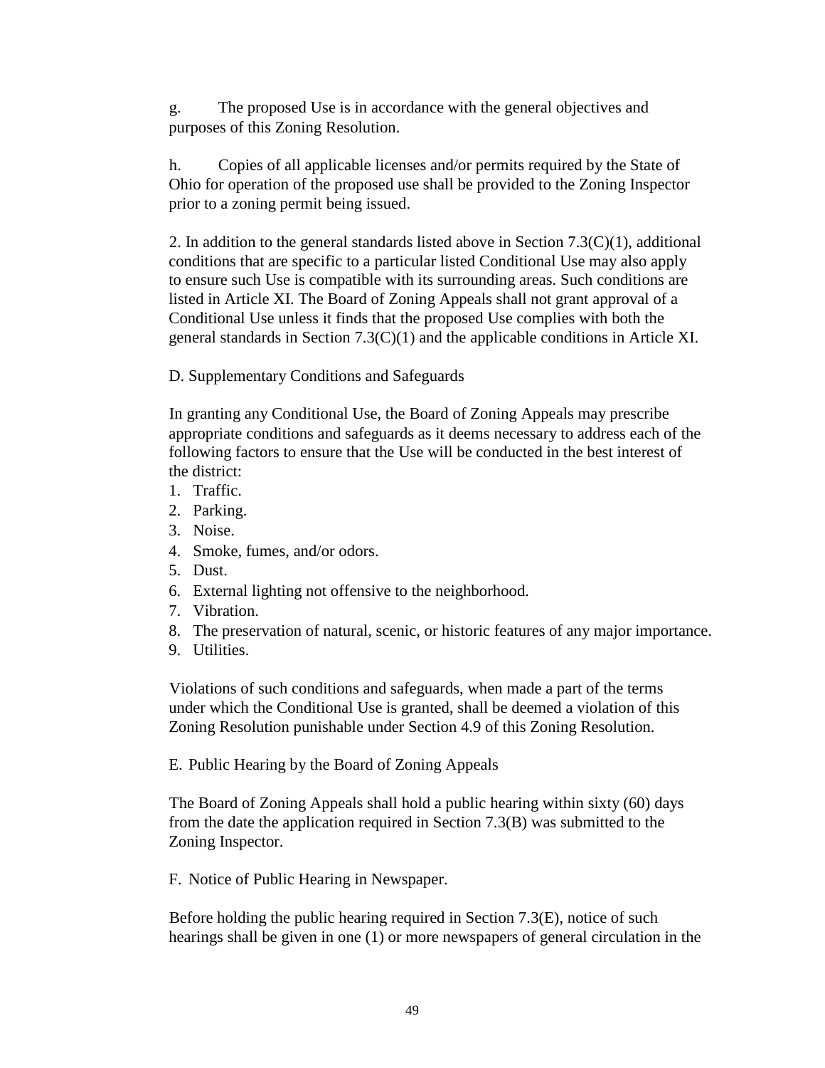g. The proposed Use is in accordance with the general objectives and purposes of this Zoning Resolution.

h. Copies of all applicable licenses and/or permits required by the State of Ohio for operation of the proposed use shall be provided to the Zoning Inspector prior to a zoning permit being issued.

2. In addition to the general standards listed above in Section 7.3(C)(1), additional conditions that are specific to a particular listed Conditional Use may also apply to ensure such Use is compatible with its surrounding areas. Such conditions are listed in Article XI. The Board of Zoning Appeals shall not grant approval of a Conditional Use unless it finds that the proposed Use complies with both the general standards in Section 7.3(C)(1) and the applicable conditions in Article XI.

D. Supplementary Conditions and Safeguards

In granting any Conditional Use, the Board of Zoning Appeals may prescribe appropriate conditions and safeguards as it deems necessary to address each of the following factors to ensure that the Use will be conducted in the best interest of the district:

1. Traffic.
2. Parking.
3. Noise.
4. Smoke, fumes, and/or odors.
5. Dust.
6. External lighting not offensive to the neighborhood.
7. Vibration.
8. The preservation of natural, scenic, or historic features of any major importance.
9. Utilities.

Violations of such conditions and safeguards, when made a part of the terms under which the Conditional Use is granted, shall be deemed a violation of this Zoning Resolution punishable under Section 4.9 of this Zoning Resolution.

E. Public Hearing by the Board of Zoning Appeals

The Board of Zoning Appeals shall hold a public hearing within sixty (60) days from the date the application required in Section 7.3(B) was submitted to the Zoning Inspector.

F. Notice of Public Hearing in Newspaper.

Before holding the public hearing required in Section 7.3(E), notice of such hearings shall be given in one (1) or more newspapers of general circulation in the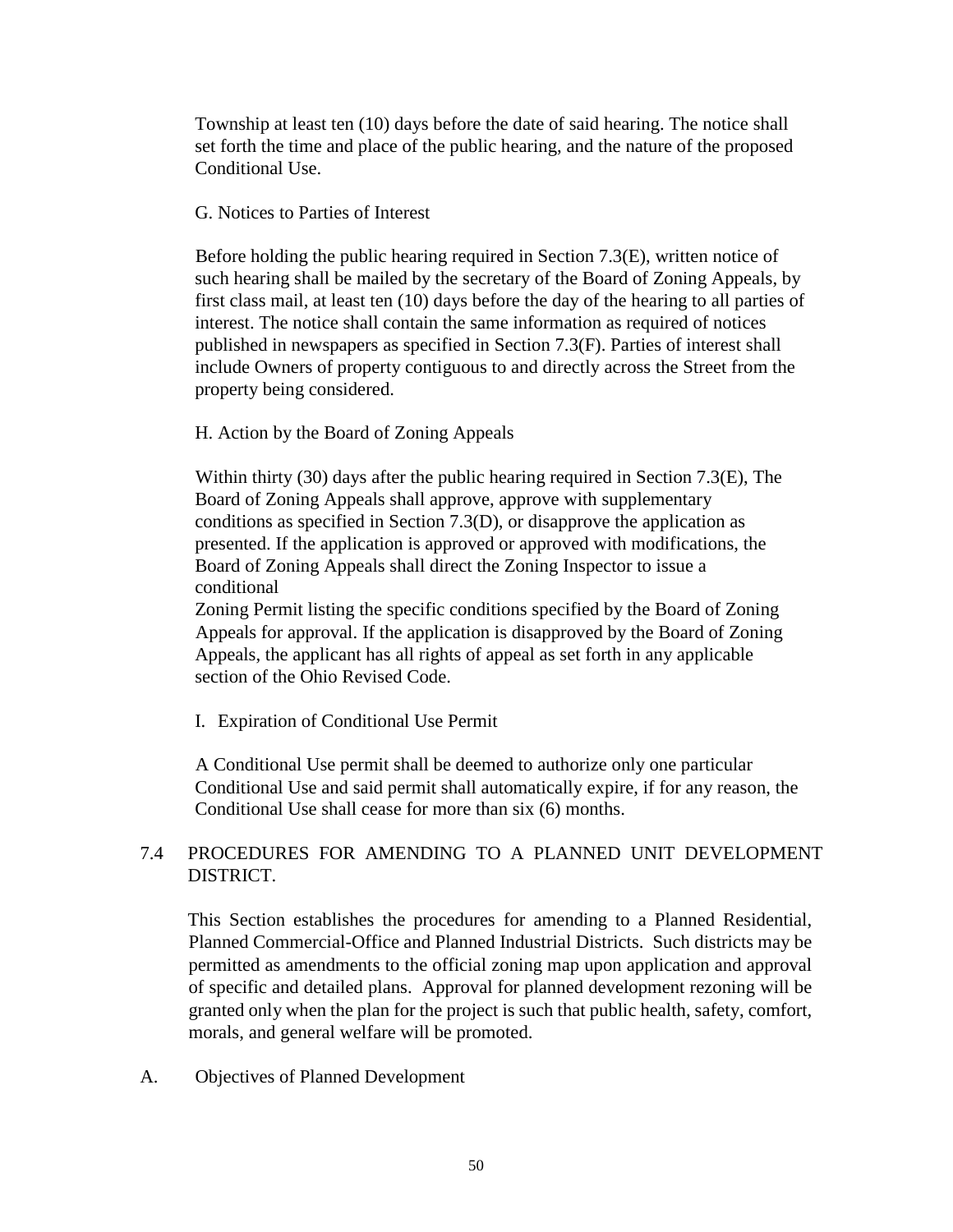Township at least ten (10) days before the date of said hearing. The notice shall set forth the time and place of the public hearing, and the nature of the proposed Conditional Use.

G. Notices to Parties of Interest

Before holding the public hearing required in Section 7.3(E), written notice of such hearing shall be mailed by the secretary of the Board of Zoning Appeals, by first class mail, at least ten (10) days before the day of the hearing to all parties of interest. The notice shall contain the same information as required of notices published in newspapers as specified in Section 7.3(F). Parties of interest shall include Owners of property contiguous to and directly across the Street from the property being considered.

H. Action by the Board of Zoning Appeals

Within thirty (30) days after the public hearing required in Section 7.3(E), The Board of Zoning Appeals shall approve, approve with supplementary conditions as specified in Section 7.3(D), or disapprove the application as presented. If the application is approved or approved with modifications, the Board of Zoning Appeals shall direct the Zoning Inspector to issue a conditional
Zoning Permit listing the specific conditions specified by the Board of Zoning Appeals for approval. If the application is disapproved by the Board of Zoning Appeals, the applicant has all rights of appeal as set forth in any applicable section of the Ohio Revised Code.

I. Expiration of Conditional Use Permit

A Conditional Use permit shall be deemed to authorize only one particular Conditional Use and said permit shall automatically expire, if for any reason, the Conditional Use shall cease for more than six (6) months.

## 7.4 PROCEDURES FOR AMENDING TO A PLANNED UNIT DEVELOPMENT DISTRICT.

This Section establishes the procedures for amending to a Planned Residential, Planned Commercial-Office and Planned Industrial Districts. Such districts may be permitted as amendments to the official zoning map upon application and approval of specific and detailed plans. Approval for planned development rezoning will be granted only when the plan for the project is such that public health, safety, comfort, morals, and general welfare will be promoted.

A. Objectives of Planned Development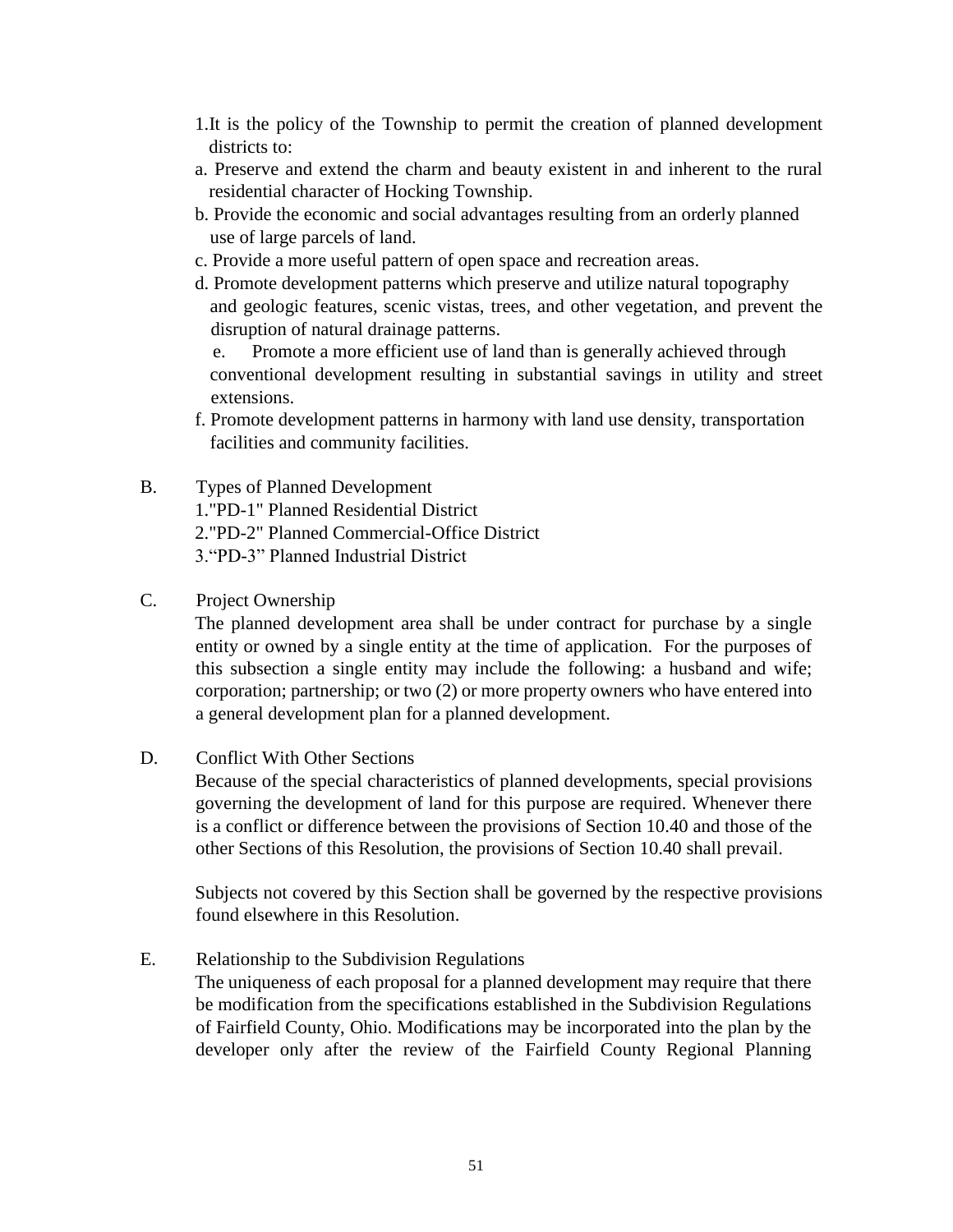1. It is the policy of the Township to permit the creation of planned development districts to:

a. Preserve and extend the charm and beauty existent in and inherent to the rural residential character of Hocking Township.

b. Provide the economic and social advantages resulting from an orderly planned use of large parcels of land.

c. Provide a more useful pattern of open space and recreation areas.

d. Promote development patterns which preserve and utilize natural topography and geologic features, scenic vistas, trees, and other vegetation, and prevent the disruption of natural drainage patterns.

e. Promote a more efficient use of land than is generally achieved through conventional development resulting in substantial savings in utility and street extensions.

f. Promote development patterns in harmony with land use density, transportation facilities and community facilities.

B. Types of Planned Development

1. "PD-1" Planned Residential District
2. "PD-2" Planned Commercial-Office District
3. "PD-3" Planned Industrial District

C. Project Ownership

The planned development area shall be under contract for purchase by a single entity or owned by a single entity at the time of application. For the purposes of this subsection a single entity may include the following: a husband and wife; corporation; partnership; or two (2) or more property owners who have entered into a general development plan for a planned development.

D. Conflict With Other Sections

Because of the special characteristics of planned developments, special provisions governing the development of land for this purpose are required. Whenever there is a conflict or difference between the provisions of Section 10.40 and those of the other Sections of this Resolution, the provisions of Section 10.40 shall prevail.

Subjects not covered by this Section shall be governed by the respective provisions found elsewhere in this Resolution.

E. Relationship to the Subdivision Regulations

The uniqueness of each proposal for a planned development may require that there be modification from the specifications established in the Subdivision Regulations of Fairfield County, Ohio. Modifications may be incorporated into the plan by the developer only after the review of the Fairfield County Regional Planning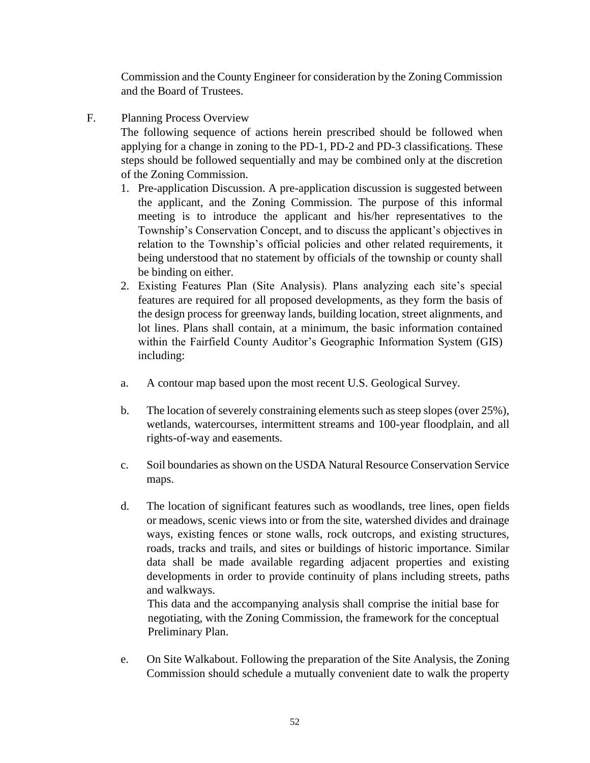Commission and the County Engineer for consideration by the Zoning Commission and the Board of Trustees.

F. Planning Process Overview

The following sequence of actions herein prescribed should be followed when applying for a change in zoning to the PD-1, PD-2 and PD-3 classifications. These steps should be followed sequentially and may be combined only at the discretion of the Zoning Commission.

1. Pre-application Discussion. A pre-application discussion is suggested between the applicant, and the Zoning Commission. The purpose of this informal meeting is to introduce the applicant and his/her representatives to the Township's Conservation Concept, and to discuss the applicant's objectives in relation to the Township's official policies and other related requirements, it being understood that no statement by officials of the township or county shall be binding on either.
2. Existing Features Plan (Site Analysis). Plans analyzing each site's special features are required for all proposed developments, as they form the basis of the design process for greenway lands, building location, street alignments, and lot lines. Plans shall contain, at a minimum, the basic information contained within the Fairfield County Auditor's Geographic Information System (GIS) including:

   a. A contour map based upon the most recent U.S. Geological Survey.

   b. The location of severely constraining elements such as steep slopes (over 25%), wetlands, watercourses, intermittent streams and 100-year floodplain, and all rights-of-way and easements.

   c. Soil boundaries as shown on the USDA Natural Resource Conservation Service maps.

   d. The location of significant features such as woodlands, tree lines, open fields or meadows, scenic views into or from the site, watershed divides and drainage ways, existing fences or stone walls, rock outcrops, and existing structures, roads, tracks and trails, and sites or buildings of historic importance. Similar data shall be made available regarding adjacent properties and existing developments in order to provide continuity of plans including streets, paths and walkways.

      This data and the accompanying analysis shall comprise the initial base for negotiating, with the Zoning Commission, the framework for the conceptual Preliminary Plan.

   e. On Site Walkabout. Following the preparation of the Site Analysis, the Zoning Commission should schedule a mutually convenient date to walk the property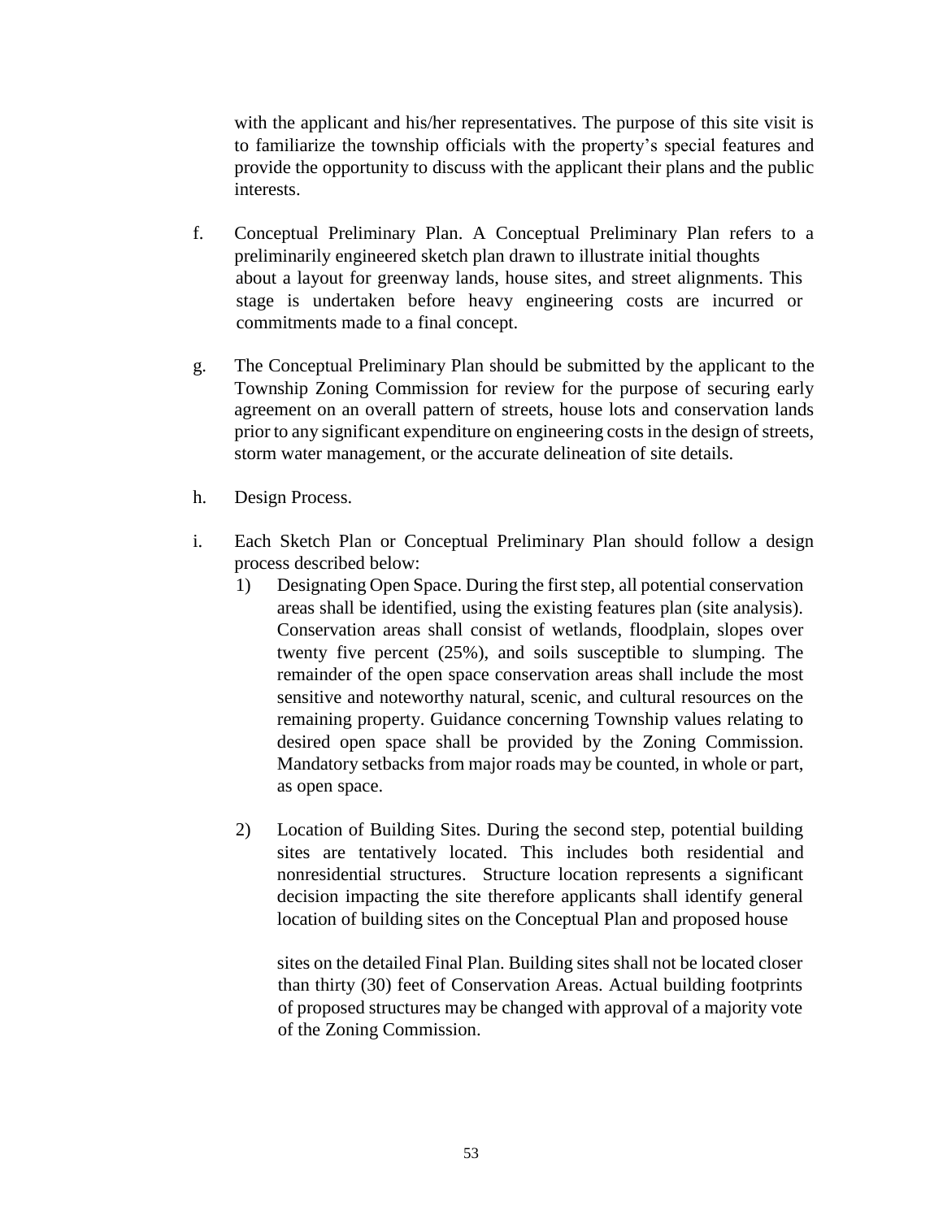with the applicant and his/her representatives. The purpose of this site visit is to familiarize the township officials with the property's special features and provide the opportunity to discuss with the applicant their plans and the public interests.

f. Conceptual Preliminary Plan. A Conceptual Preliminary Plan refers to a preliminarily engineered sketch plan drawn to illustrate initial thoughts about a layout for greenway lands, house sites, and street alignments. This stage is undertaken before heavy engineering costs are incurred or commitments made to a final concept.

g. The Conceptual Preliminary Plan should be submitted by the applicant to the Township Zoning Commission for review for the purpose of securing early agreement on an overall pattern of streets, house lots and conservation lands prior to any significant expenditure on engineering costs in the design of streets, storm water management, or the accurate delineation of site details.

h. Design Process.

i. Each Sketch Plan or Conceptual Preliminary Plan should follow a design process described below:

   1) Designating Open Space. During the first step, all potential conservation areas shall be identified, using the existing features plan (site analysis). Conservation areas shall consist of wetlands, floodplain, slopes over twenty five percent (25%), and soils susceptible to slumping. The remainder of the open space conservation areas shall include the most sensitive and noteworthy natural, scenic, and cultural resources on the remaining property. Guidance concerning Township values relating to desired open space shall be provided by the Zoning Commission. Mandatory setbacks from major roads may be counted, in whole or part, as open space.

   2) Location of Building Sites. During the second step, potential building sites are tentatively located. This includes both residential and nonresidential structures. Structure location represents a significant decision impacting the site therefore applicants shall identify general location of building sites on the Conceptual Plan and proposed house sites on the detailed Final Plan. Building sites shall not be located closer than thirty (30) feet of Conservation Areas. Actual building footprints of proposed structures may be changed with approval of a majority vote of the Zoning Commission.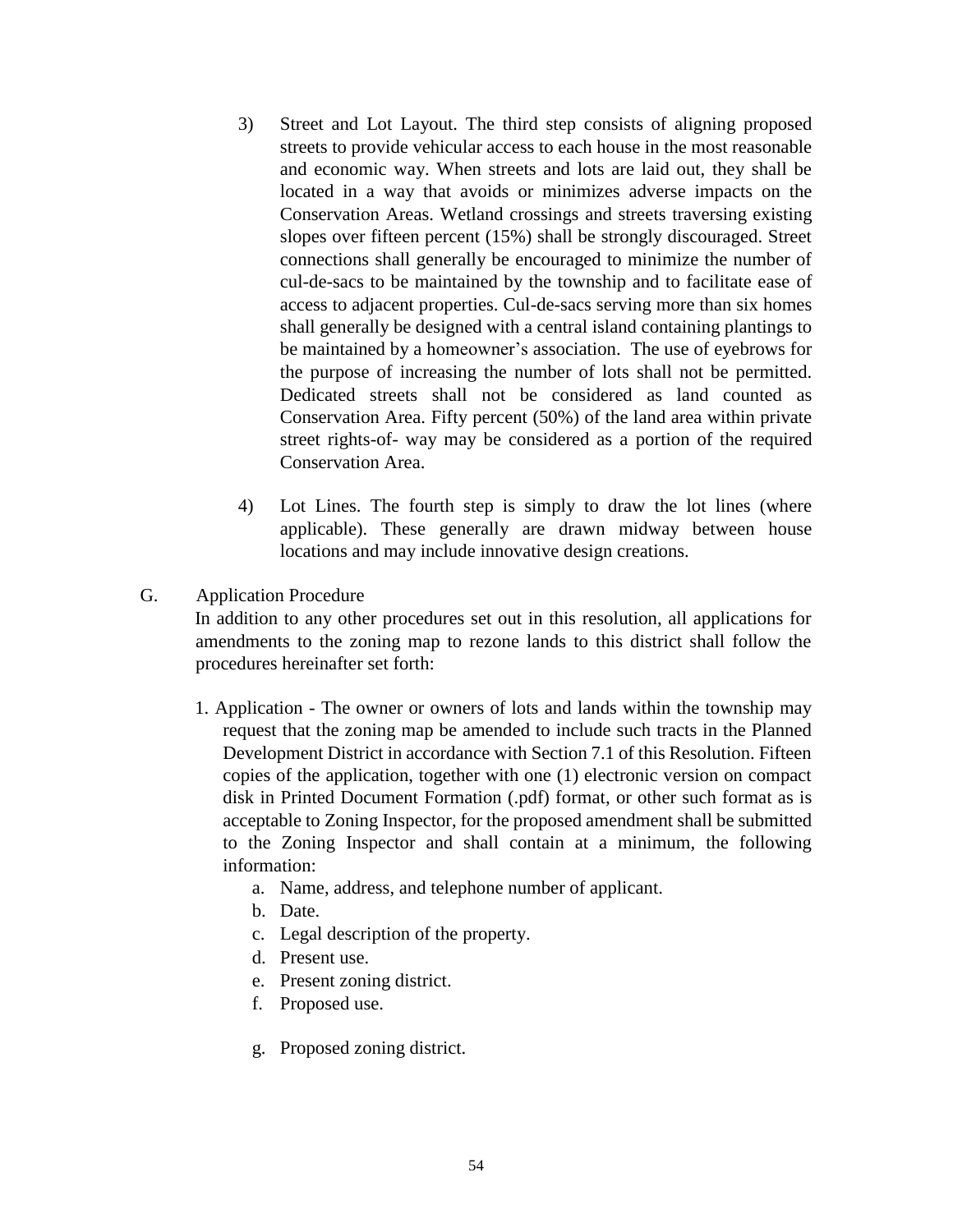3) Street and Lot Layout. The third step consists of aligning proposed streets to provide vehicular access to each house in the most reasonable and economic way. When streets and lots are laid out, they shall be located in a way that avoids or minimizes adverse impacts on the Conservation Areas. Wetland crossings and streets traversing existing slopes over fifteen percent (15%) shall be strongly discouraged. Street connections shall generally be encouraged to minimize the number of cul-de-sacs to be maintained by the township and to facilitate ease of access to adjacent properties. Cul-de-sacs serving more than six homes shall generally be designed with a central island containing plantings to be maintained by a homeowner's association. The use of eyebrows for the purpose of increasing the number of lots shall not be permitted. Dedicated streets shall not be considered as land counted as Conservation Area. Fifty percent (50%) of the land area within private street rights-of- way may be considered as a portion of the required Conservation Area.

4) Lot Lines. The fourth step is simply to draw the lot lines (where applicable). These generally are drawn midway between house locations and may include innovative design creations.

G. Application Procedure

In addition to any other procedures set out in this resolution, all applications for amendments to the zoning map to rezone lands to this district shall follow the procedures hereinafter set forth:

1. Application - The owner or owners of lots and lands within the township may request that the zoning map be amended to include such tracts in the Planned Development District in accordance with Section 7.1 of this Resolution. Fifteen copies of the application, together with one (1) electronic version on compact disk in Printed Document Formation (.pdf) format, or other such format as is acceptable to Zoning Inspector, for the proposed amendment shall be submitted to the Zoning Inspector and shall contain at a minimum, the following information:
    a. Name, address, and telephone number of applicant.
    b. Date.
    c. Legal description of the property.
    d. Present use.
    e. Present zoning district.
    f. Proposed use.
    g. Proposed zoning district.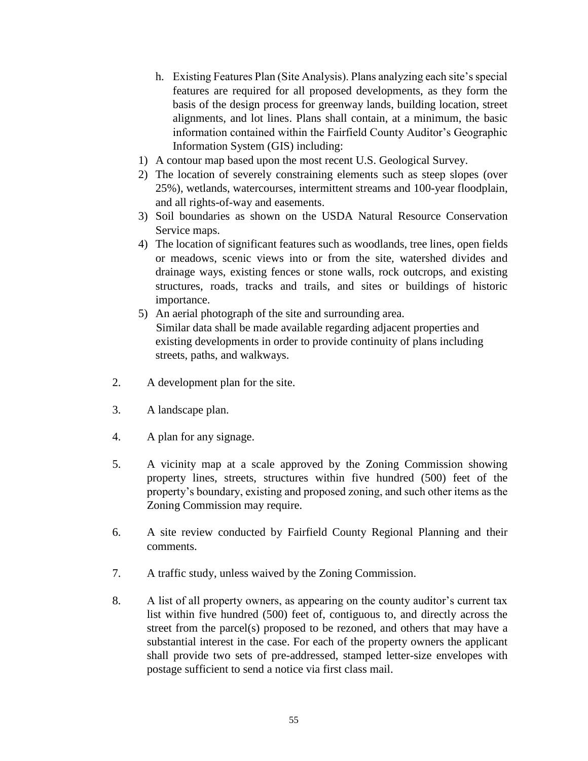h. Existing Features Plan (Site Analysis). Plans analyzing each site's special features are required for all proposed developments, as they form the basis of the design process for greenway lands, building location, street alignments, and lot lines. Plans shall contain, at a minimum, the basic information contained within the Fairfield County Auditor's Geographic Information System (GIS) including:

1) A contour map based upon the most recent U.S. Geological Survey.
2) The location of severely constraining elements such as steep slopes (over 25%), wetlands, watercourses, intermittent streams and 100-year floodplain, and all rights-of-way and easements.
3) Soil boundaries as shown on the USDA Natural Resource Conservation Service maps.
4) The location of significant features such as woodlands, tree lines, open fields or meadows, scenic views into or from the site, watershed divides and drainage ways, existing fences or stone walls, rock outcrops, and existing structures, roads, tracks and trails, and sites or buildings of historic importance.
5) An aerial photograph of the site and surrounding area.

Similar data shall be made available regarding adjacent properties and existing developments in order to provide continuity of plans including streets, paths, and walkways.

2. A development plan for the site.

3. A landscape plan.

4. A plan for any signage.

5. A vicinity map at a scale approved by the Zoning Commission showing property lines, streets, structures within five hundred (500) feet of the property's boundary, existing and proposed zoning, and such other items as the Zoning Commission may require.

6. A site review conducted by Fairfield County Regional Planning and their comments.

7. A traffic study, unless waived by the Zoning Commission.

8. A list of all property owners, as appearing on the county auditor's current tax list within five hundred (500) feet of, contiguous to, and directly across the street from the parcel(s) proposed to be rezoned, and others that may have a substantial interest in the case. For each of the property owners the applicant shall provide two sets of pre-addressed, stamped letter-size envelopes with postage sufficient to send a notice via first class mail.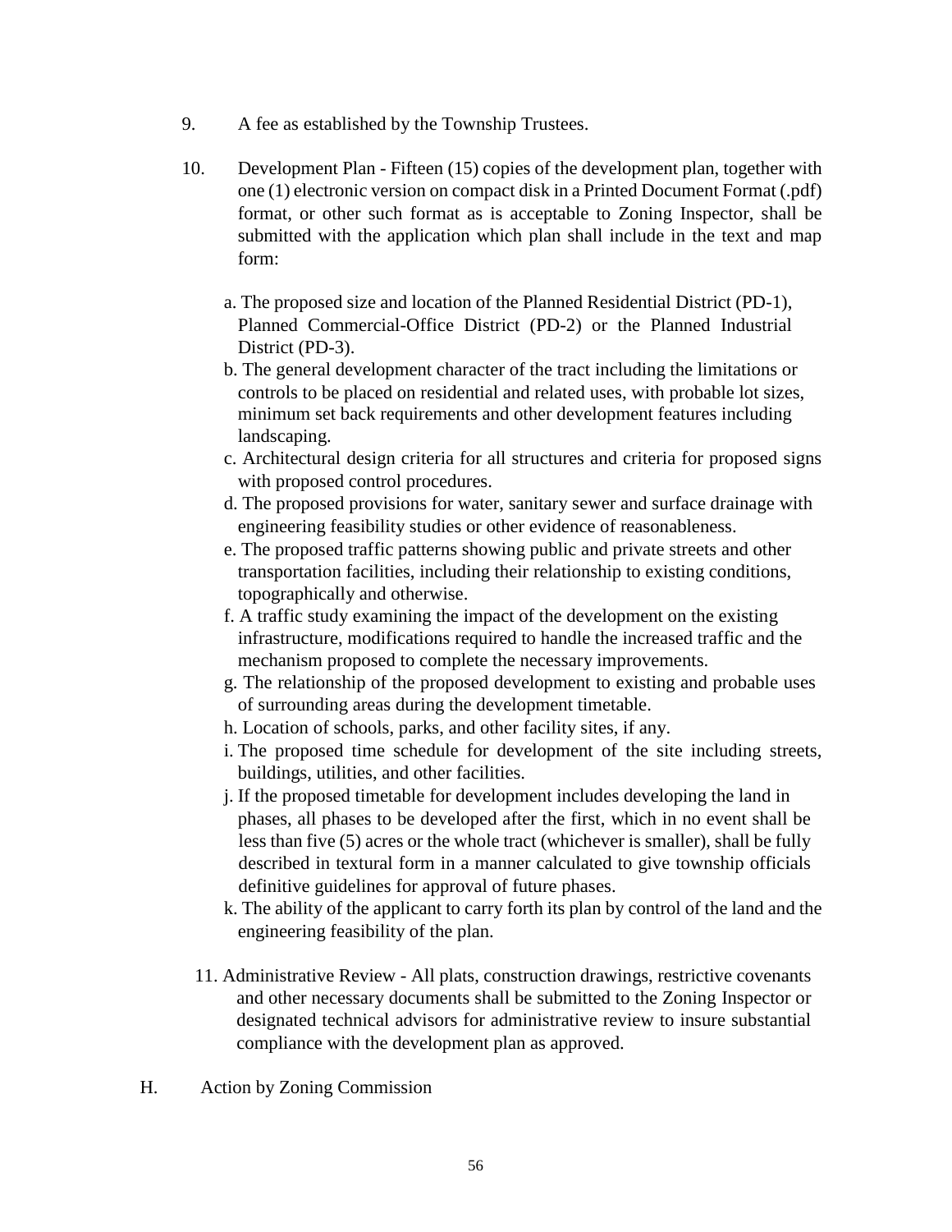9. A fee as established by the Township Trustees.

10. Development Plan - Fifteen (15) copies of the development plan, together with one (1) electronic version on compact disk in a Printed Document Format (.pdf) format, or other such format as is acceptable to Zoning Inspector, shall be submitted with the application which plan shall include in the text and map form:

    a. The proposed size and location of the Planned Residential District (PD-1), Planned Commercial-Office District (PD-2) or the Planned Industrial District (PD-3).
    b. The general development character of the tract including the limitations or controls to be placed on residential and related uses, with probable lot sizes, minimum set back requirements and other development features including landscaping.
    c. Architectural design criteria for all structures and criteria for proposed signs with proposed control procedures.
    d. The proposed provisions for water, sanitary sewer and surface drainage with engineering feasibility studies or other evidence of reasonableness.
    e. The proposed traffic patterns showing public and private streets and other transportation facilities, including their relationship to existing conditions, topographically and otherwise.
    f. A traffic study examining the impact of the development on the existing infrastructure, modifications required to handle the increased traffic and the mechanism proposed to complete the necessary improvements.
    g. The relationship of the proposed development to existing and probable uses of surrounding areas during the development timetable.
    h. Location of schools, parks, and other facility sites, if any.
    i. The proposed time schedule for development of the site including streets, buildings, utilities, and other facilities.
    j. If the proposed timetable for development includes developing the land in phases, all phases to be developed after the first, which in no event shall be less than five (5) acres or the whole tract (whichever is smaller), shall be fully described in textural form in a manner calculated to give township officials definitive guidelines for approval of future phases.
    k. The ability of the applicant to carry forth its plan by control of the land and the engineering feasibility of the plan.

11. Administrative Review - All plats, construction drawings, restrictive covenants and other necessary documents shall be submitted to the Zoning Inspector or designated technical advisors for administrative review to insure substantial compliance with the development plan as approved.

H. Action by Zoning Commission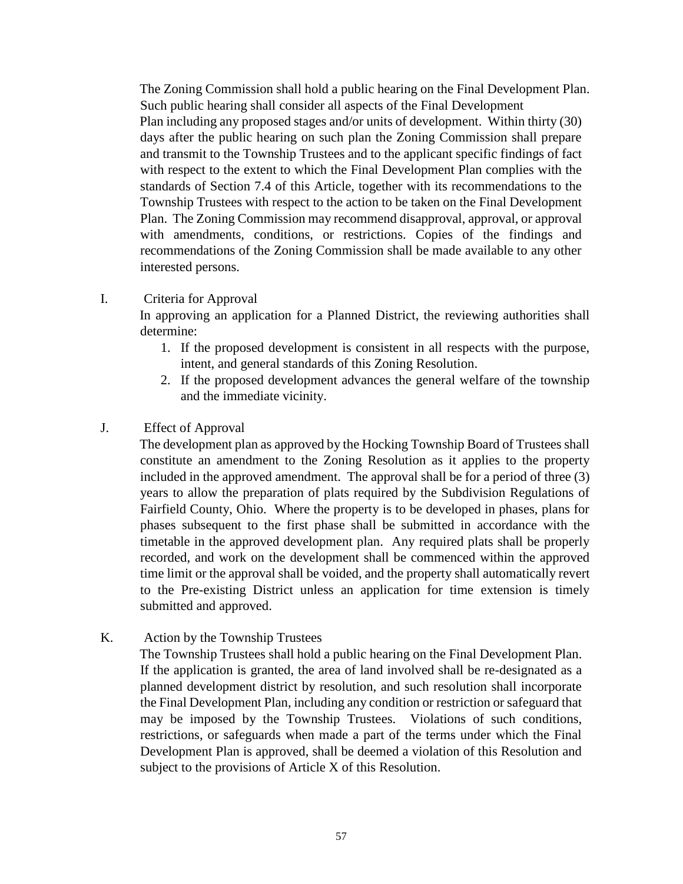The Zoning Commission shall hold a public hearing on the Final Development Plan. Such public hearing shall consider all aspects of the Final Development Plan including any proposed stages and/or units of development. Within thirty (30) days after the public hearing on such plan the Zoning Commission shall prepare and transmit to the Township Trustees and to the applicant specific findings of fact with respect to the extent to which the Final Development Plan complies with the standards of Section 7.4 of this Article, together with its recommendations to the Township Trustees with respect to the action to be taken on the Final Development Plan. The Zoning Commission may recommend disapproval, approval, or approval with amendments, conditions, or restrictions. Copies of the findings and recommendations of the Zoning Commission shall be made available to any other interested persons.

I. Criteria for Approval

In approving an application for a Planned District, the reviewing authorities shall determine:

1. If the proposed development is consistent in all respects with the purpose, intent, and general standards of this Zoning Resolution.
2. If the proposed development advances the general welfare of the township and the immediate vicinity.

J. Effect of Approval

The development plan as approved by the Hocking Township Board of Trustees shall constitute an amendment to the Zoning Resolution as it applies to the property included in the approved amendment. The approval shall be for a period of three (3) years to allow the preparation of plats required by the Subdivision Regulations of Fairfield County, Ohio. Where the property is to be developed in phases, plans for phases subsequent to the first phase shall be submitted in accordance with the timetable in the approved development plan. Any required plats shall be properly recorded, and work on the development shall be commenced within the approved time limit or the approval shall be voided, and the property shall automatically revert to the Pre-existing District unless an application for time extension is timely submitted and approved.

K. Action by the Township Trustees

The Township Trustees shall hold a public hearing on the Final Development Plan. If the application is granted, the area of land involved shall be re-designated as a planned development district by resolution, and such resolution shall incorporate the Final Development Plan, including any condition or restriction or safeguard that may be imposed by the Township Trustees. Violations of such conditions, restrictions, or safeguards when made a part of the terms under which the Final Development Plan is approved, shall be deemed a violation of this Resolution and subject to the provisions of Article X of this Resolution.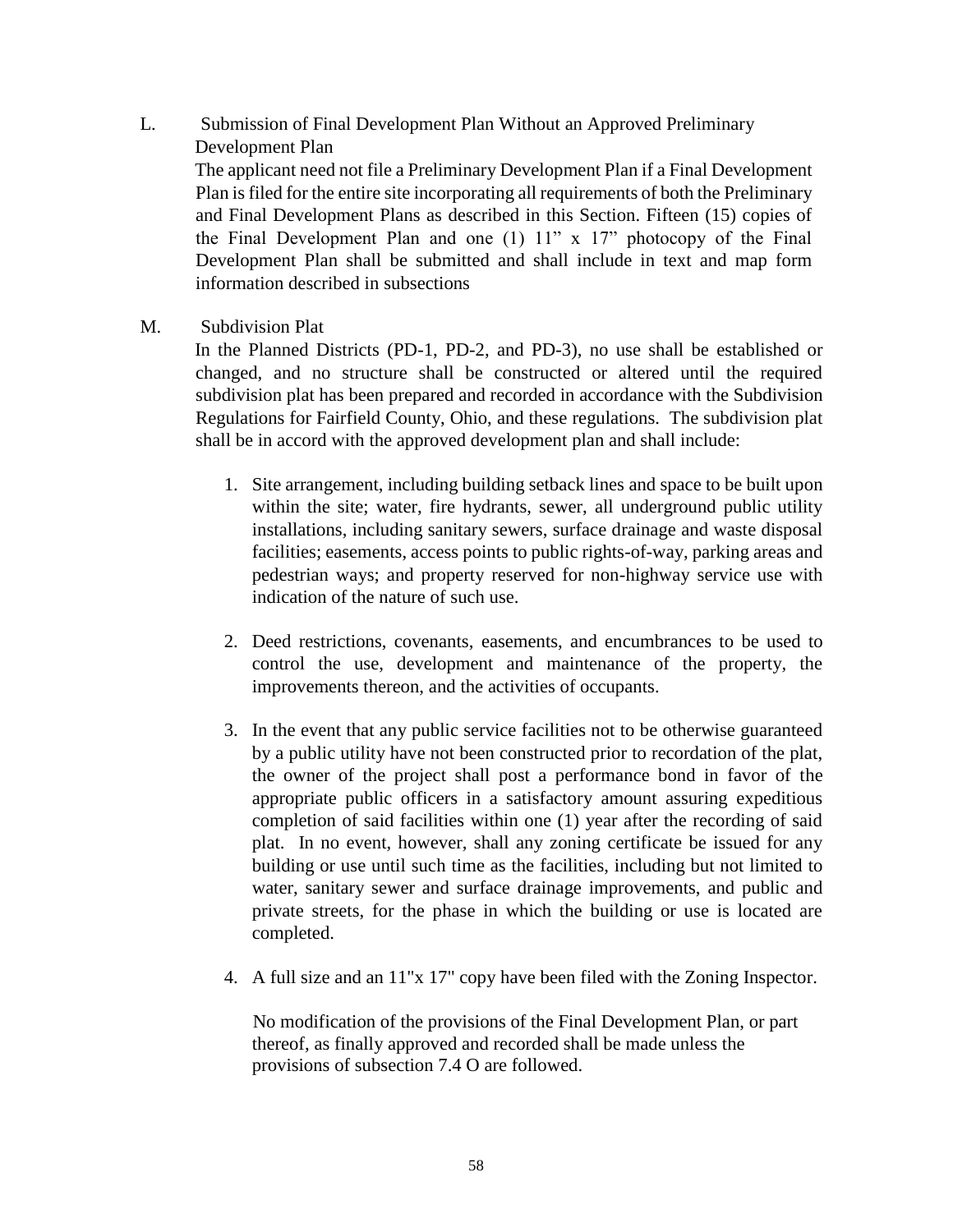L. Submission of Final Development Plan Without an Approved Preliminary Development Plan

The applicant need not file a Preliminary Development Plan if a Final Development Plan is filed for the entire site incorporating all requirements of both the Preliminary and Final Development Plans as described in this Section. Fifteen (15) copies of the Final Development Plan and one (1) 11" x 17" photocopy of the Final Development Plan shall be submitted and shall include in text and map form information described in subsections

M. Subdivision Plat

In the Planned Districts (PD-1, PD-2, and PD-3), no use shall be established or changed, and no structure shall be constructed or altered until the required subdivision plat has been prepared and recorded in accordance with the Subdivision Regulations for Fairfield County, Ohio, and these regulations. The subdivision plat shall be in accord with the approved development plan and shall include:

1. Site arrangement, including building setback lines and space to be built upon within the site; water, fire hydrants, sewer, all underground public utility installations, including sanitary sewers, surface drainage and waste disposal facilities; easements, access points to public rights-of-way, parking areas and pedestrian ways; and property reserved for non-highway service use with indication of the nature of such use.

2. Deed restrictions, covenants, easements, and encumbrances to be used to control the use, development and maintenance of the property, the improvements thereon, and the activities of occupants.

3. In the event that any public service facilities not to be otherwise guaranteed by a public utility have not been constructed prior to recordation of the plat, the owner of the project shall post a performance bond in favor of the appropriate public officers in a satisfactory amount assuring expeditious completion of said facilities within one (1) year after the recording of said plat. In no event, however, shall any zoning certificate be issued for any building or use until such time as the facilities, including but not limited to water, sanitary sewer and surface drainage improvements, and public and private streets, for the phase in which the building or use is located are completed.

4. A full size and an 11"x 17" copy have been filed with the Zoning Inspector.

No modification of the provisions of the Final Development Plan, or part thereof, as finally approved and recorded shall be made unless the provisions of subsection 7.4 O are followed.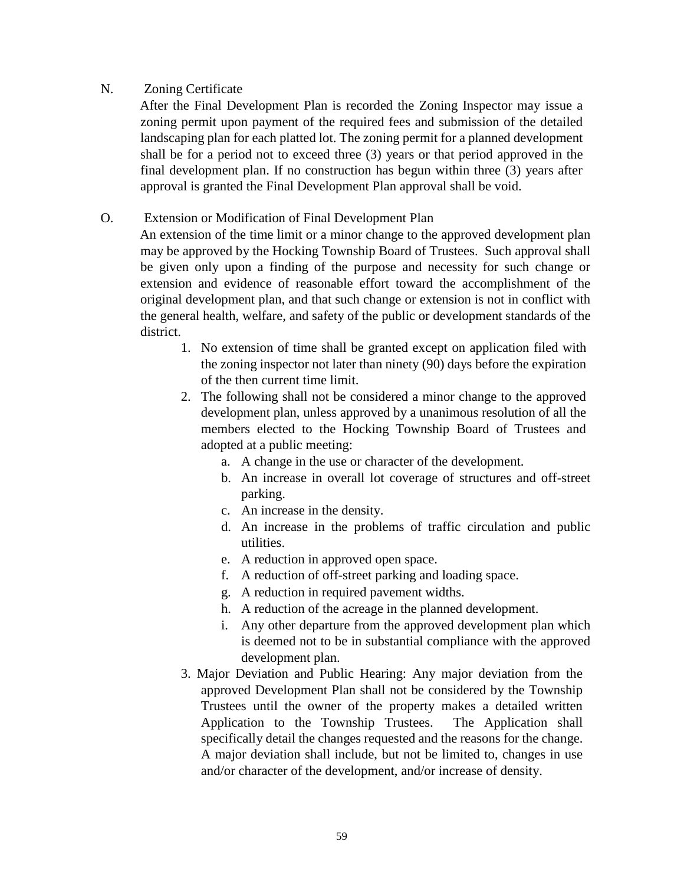N. Zoning Certificate

After the Final Development Plan is recorded the Zoning Inspector may issue a zoning permit upon payment of the required fees and submission of the detailed landscaping plan for each platted lot. The zoning permit for a planned development shall be for a period not to exceed three (3) years or that period approved in the final development plan. If no construction has begun within three (3) years after approval is granted the Final Development Plan approval shall be void.

O. Extension or Modification of Final Development Plan

An extension of the time limit or a minor change to the approved development plan may be approved by the Hocking Township Board of Trustees. Such approval shall be given only upon a finding of the purpose and necessity for such change or extension and evidence of reasonable effort toward the accomplishment of the original development plan, and that such change or extension is not in conflict with the general health, welfare, and safety of the public or development standards of the district.

1. No extension of time shall be granted except on application filed with the zoning inspector not later than ninety (90) days before the expiration of the then current time limit.
2. The following shall not be considered a minor change to the approved development plan, unless approved by a unanimous resolution of all the members elected to the Hocking Township Board of Trustees and adopted at a public meeting:
   a. A change in the use or character of the development.
   b. An increase in overall lot coverage of structures and off-street parking.
   c. An increase in the density.
   d. An increase in the problems of traffic circulation and public utilities.
   e. A reduction in approved open space.
   f. A reduction of off-street parking and loading space.
   g. A reduction in required pavement widths.
   h. A reduction of the acreage in the planned development.
   i. Any other departure from the approved development plan which is deemed not to be in substantial compliance with the approved development plan.
3. Major Deviation and Public Hearing: Any major deviation from the approved Development Plan shall not be considered by the Township Trustees until the owner of the property makes a detailed written Application to the Township Trustees. The Application shall specifically detail the changes requested and the reasons for the change. A major deviation shall include, but not be limited to, changes in use and/or character of the development, and/or increase of density.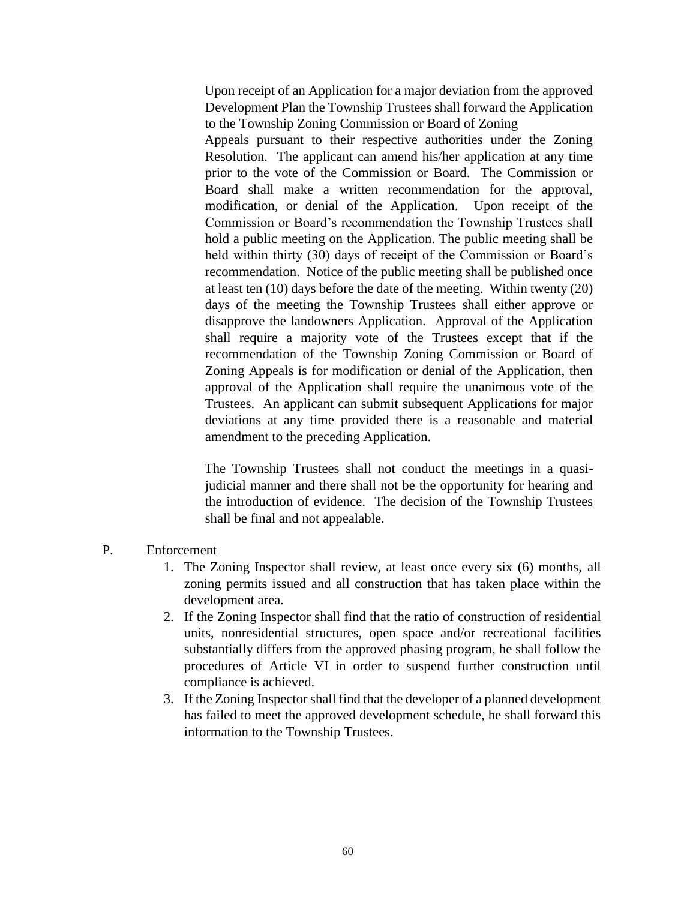Upon receipt of an Application for a major deviation from the approved Development Plan the Township Trustees shall forward the Application to the Township Zoning Commission or Board of Zoning Appeals pursuant to their respective authorities under the Zoning Resolution. The applicant can amend his/her application at any time prior to the vote of the Commission or Board. The Commission or Board shall make a written recommendation for the approval, modification, or denial of the Application. Upon receipt of the Commission or Board's recommendation the Township Trustees shall hold a public meeting on the Application. The public meeting shall be held within thirty (30) days of receipt of the Commission or Board's recommendation. Notice of the public meeting shall be published once at least ten (10) days before the date of the meeting. Within twenty (20) days of the meeting the Township Trustees shall either approve or disapprove the landowners Application. Approval of the Application shall require a majority vote of the Trustees except that if the recommendation of the Township Zoning Commission or Board of Zoning Appeals is for modification or denial of the Application, then approval of the Application shall require the unanimous vote of the Trustees. An applicant can submit subsequent Applications for major deviations at any time provided there is a reasonable and material amendment to the preceding Application.

The Township Trustees shall not conduct the meetings in a quasi-judicial manner and there shall not be the opportunity for hearing and the introduction of evidence. The decision of the Township Trustees shall be final and not appealable.

P. Enforcement

1. The Zoning Inspector shall review, at least once every six (6) months, all zoning permits issued and all construction that has taken place within the development area.
2. If the Zoning Inspector shall find that the ratio of construction of residential units, nonresidential structures, open space and/or recreational facilities substantially differs from the approved phasing program, he shall follow the procedures of Article VI in order to suspend further construction until compliance is achieved.
3. If the Zoning Inspector shall find that the developer of a planned development has failed to meet the approved development schedule, he shall forward this information to the Township Trustees.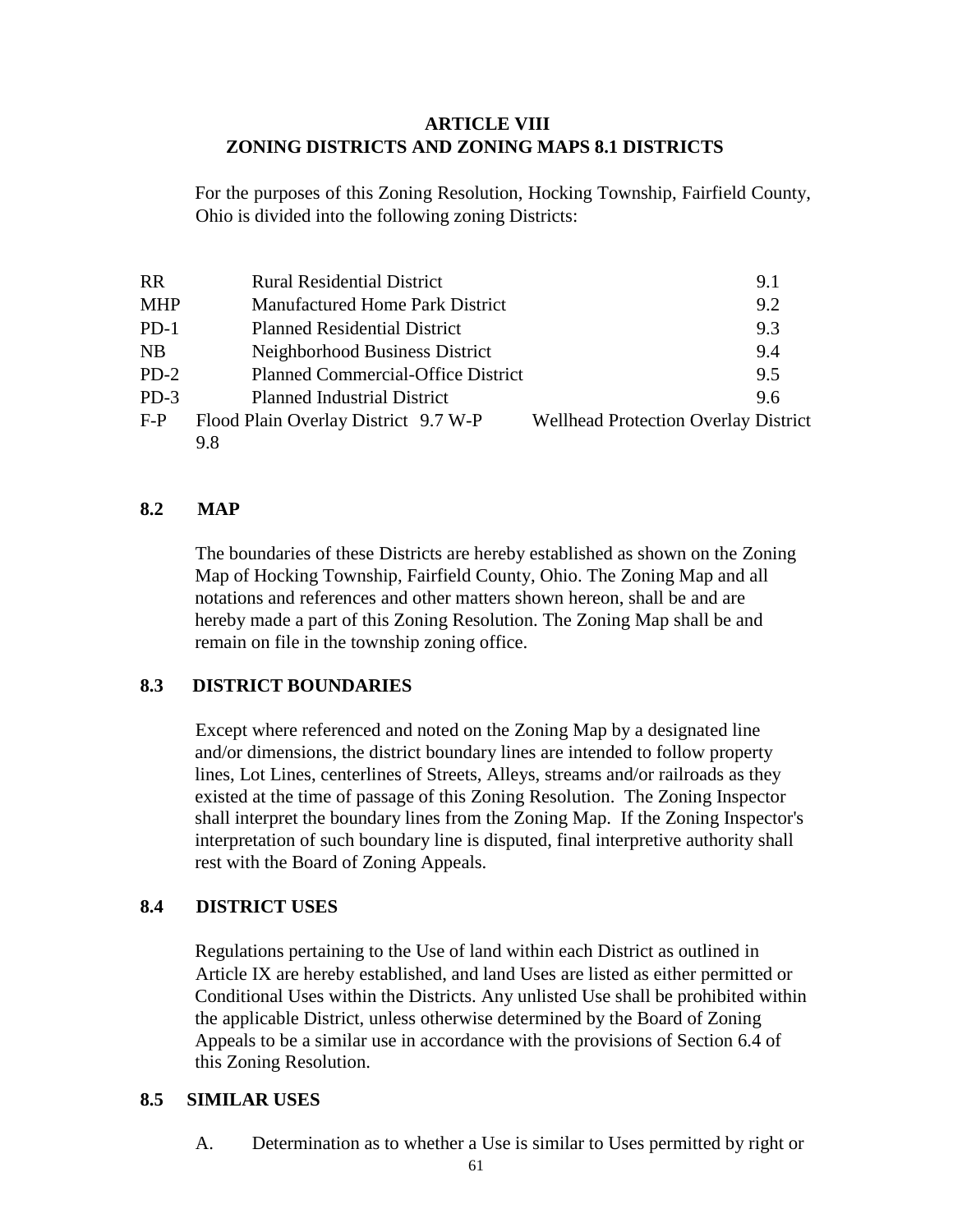## ARTICLE VIII
## ZONING DISTRICTS AND ZONING MAPS 8.1 DISTRICTS

For the purposes of this Zoning Resolution, Hocking Township, Fairfield County, Ohio is divided into the following zoning Districts:

| | | |
|---|---|---|
| RR | Rural Residential District | 9.1 |
| MHP | Manufactured Home Park District | 9.2 |
| PD-1 | Planned Residential District | 9.3 |
| NB | Neighborhood Business District | 9.4 |
| PD-2 | Planned Commercial-Office District | 9.5 |
| PD-3 | Planned Industrial District | 9.6 |
| F-P | Flood Plain Overlay District | 9.7 |
| W-P | Wellhead Protection Overlay District | 9.8 |

### 8.2 MAP

The boundaries of these Districts are hereby established as shown on the Zoning Map of Hocking Township, Fairfield County, Ohio. The Zoning Map and all notations and references and other matters shown hereon, shall be and are hereby made a part of this Zoning Resolution. The Zoning Map shall be and remain on file in the township zoning office.

### 8.3 DISTRICT BOUNDARIES

Except where referenced and noted on the Zoning Map by a designated line and/or dimensions, the district boundary lines are intended to follow property lines, Lot Lines, centerlines of Streets, Alleys, streams and/or railroads as they existed at the time of passage of this Zoning Resolution. The Zoning Inspector shall interpret the boundary lines from the Zoning Map. If the Zoning Inspector's interpretation of such boundary line is disputed, final interpretive authority shall rest with the Board of Zoning Appeals.

### 8.4 DISTRICT USES

Regulations pertaining to the Use of land within each District as outlined in Article IX are hereby established, and land Uses are listed as either permitted or Conditional Uses within the Districts. Any unlisted Use shall be prohibited within the applicable District, unless otherwise determined by the Board of Zoning Appeals to be a similar use in accordance with the provisions of Section 6.4 of this Zoning Resolution.

### 8.5 SIMILAR USES

A. Determination as to whether a Use is similar to Uses permitted by right or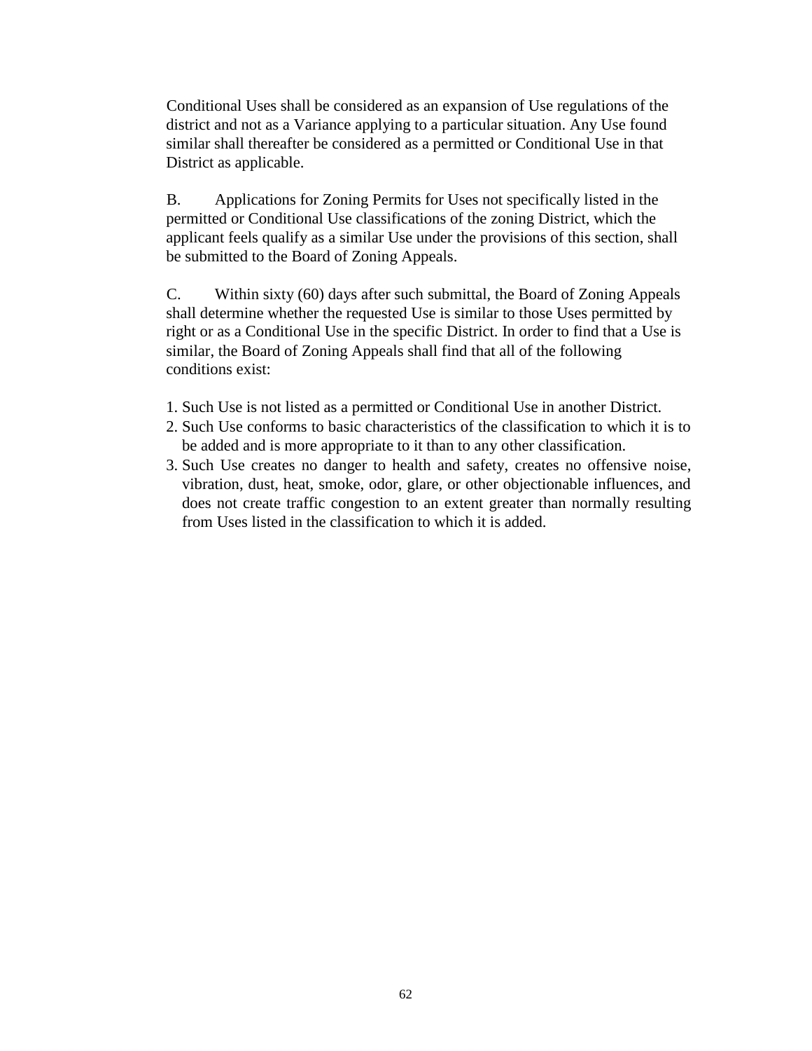Conditional Uses shall be considered as an expansion of Use regulations of the district and not as a Variance applying to a particular situation. Any Use found similar shall thereafter be considered as a permitted or Conditional Use in that District as applicable.

B. Applications for Zoning Permits for Uses not specifically listed in the permitted or Conditional Use classifications of the zoning District, which the applicant feels qualify as a similar Use under the provisions of this section, shall be submitted to the Board of Zoning Appeals.

C. Within sixty (60) days after such submittal, the Board of Zoning Appeals shall determine whether the requested Use is similar to those Uses permitted by right or as a Conditional Use in the specific District. In order to find that a Use is similar, the Board of Zoning Appeals shall find that all of the following conditions exist:

1. Such Use is not listed as a permitted or Conditional Use in another District.
2. Such Use conforms to basic characteristics of the classification to which it is to be added and is more appropriate to it than to any other classification.
3. Such Use creates no danger to health and safety, creates no offensive noise, vibration, dust, heat, smoke, odor, glare, or other objectionable influences, and does not create traffic congestion to an extent greater than normally resulting from Uses listed in the classification to which it is added.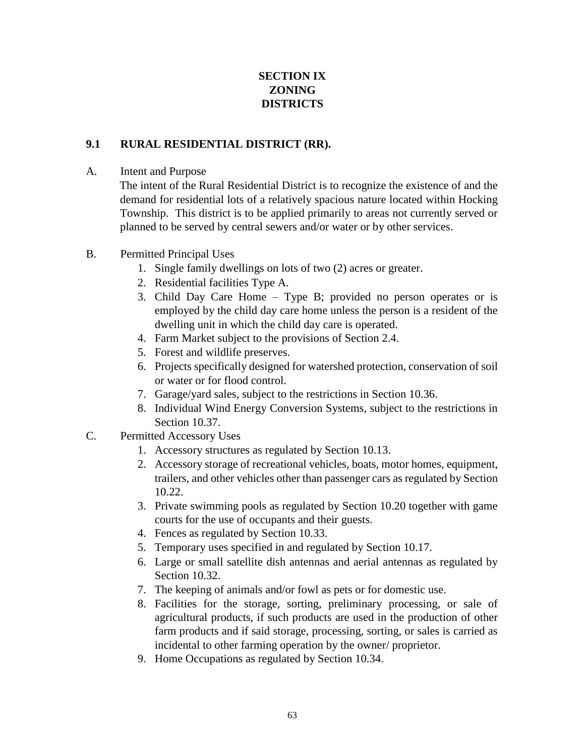# SECTION IX ZONING DISTRICTS

## 9.1 RURAL RESIDENTIAL DISTRICT (RR).

A. Intent and Purpose

The intent of the Rural Residential District is to recognize the existence of and the demand for residential lots of a relatively spacious nature located within Hocking Township. This district is to be applied primarily to areas not currently served or planned to be served by central sewers and/or water or by other services.

B. Permitted Principal Uses

1. Single family dwellings on lots of two (2) acres or greater.
2. Residential facilities Type A.
3. Child Day Care Home – Type B; provided no person operates or is employed by the child day care home unless the person is a resident of the dwelling unit in which the child day care is operated.
4. Farm Market subject to the provisions of Section 2.4.
5. Forest and wildlife preserves.
6. Projects specifically designed for watershed protection, conservation of soil or water or for flood control.
7. Garage/yard sales, subject to the restrictions in Section 10.36.
8. Individual Wind Energy Conversion Systems, subject to the restrictions in Section 10.37.

C. Permitted Accessory Uses

1. Accessory structures as regulated by Section 10.13.
2. Accessory storage of recreational vehicles, boats, motor homes, equipment, trailers, and other vehicles other than passenger cars as regulated by Section 10.22.
3. Private swimming pools as regulated by Section 10.20 together with game courts for the use of occupants and their guests.
4. Fences as regulated by Section 10.33.
5. Temporary uses specified in and regulated by Section 10.17.
6. Large or small satellite dish antennas and aerial antennas as regulated by Section 10.32.
7. The keeping of animals and/or fowl as pets or for domestic use.
8. Facilities for the storage, sorting, preliminary processing, or sale of agricultural products, if such products are used in the production of other farm products and if said storage, processing, sorting, or sales is carried as incidental to other farming operation by the owner/ proprietor.
9. Home Occupations as regulated by Section 10.34.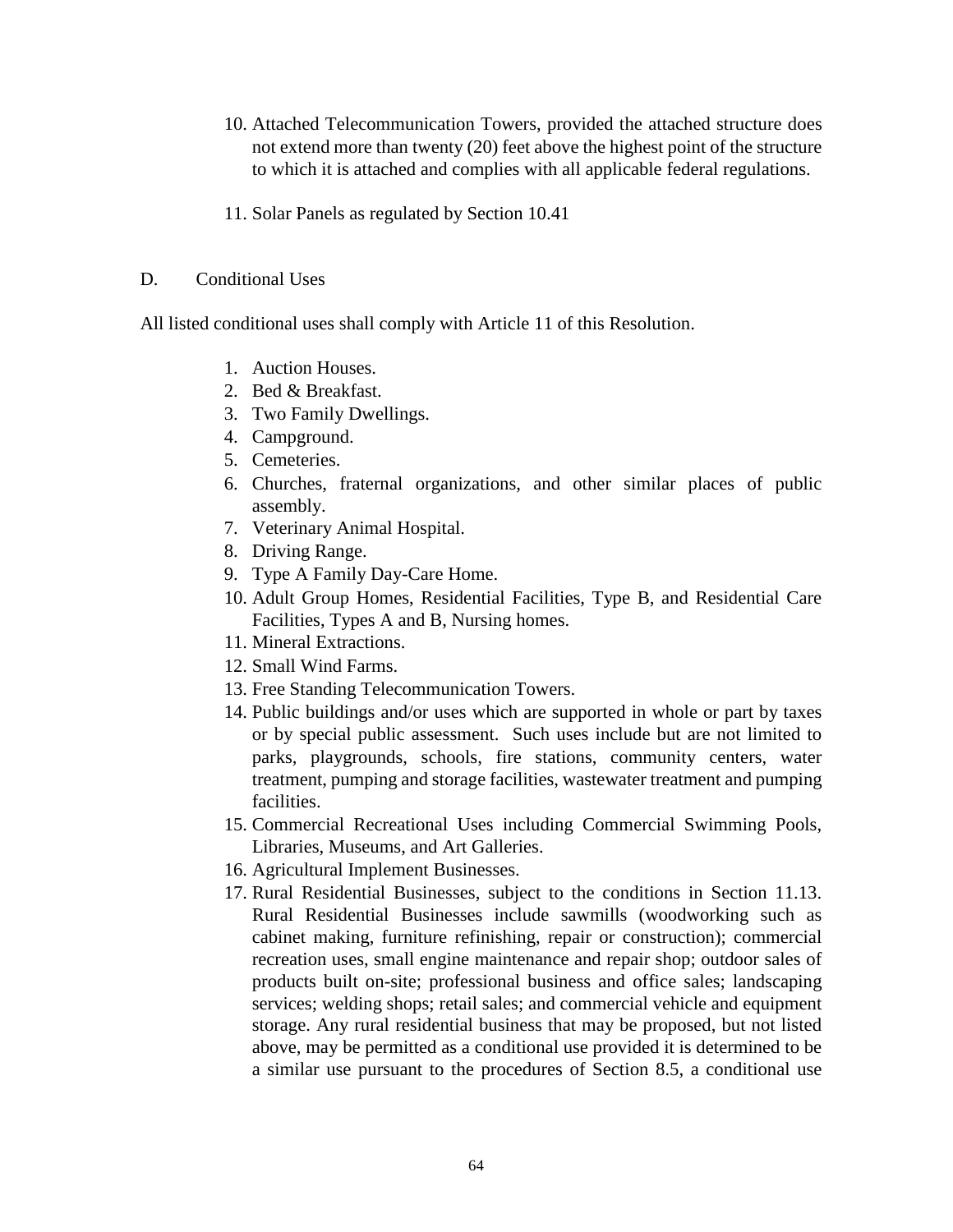10. Attached Telecommunication Towers, provided the attached structure does not extend more than twenty (20) feet above the highest point of the structure to which it is attached and complies with all applicable federal regulations.

11. Solar Panels as regulated by Section 10.41

D. Conditional Uses

All listed conditional uses shall comply with Article 11 of this Resolution.

1. Auction Houses.
2. Bed & Breakfast.
3. Two Family Dwellings.
4. Campground.
5. Cemeteries.
6. Churches, fraternal organizations, and other similar places of public assembly.
7. Veterinary Animal Hospital.
8. Driving Range.
9. Type A Family Day-Care Home.
10. Adult Group Homes, Residential Facilities, Type B, and Residential Care Facilities, Types A and B, Nursing homes.
11. Mineral Extractions.
12. Small Wind Farms.
13. Free Standing Telecommunication Towers.
14. Public buildings and/or uses which are supported in whole or part by taxes or by special public assessment. Such uses include but are not limited to parks, playgrounds, schools, fire stations, community centers, water treatment, pumping and storage facilities, wastewater treatment and pumping facilities.
15. Commercial Recreational Uses including Commercial Swimming Pools, Libraries, Museums, and Art Galleries.
16. Agricultural Implement Businesses.
17. Rural Residential Businesses, subject to the conditions in Section 11.13. Rural Residential Businesses include sawmills (woodworking such as cabinet making, furniture refinishing, repair or construction); commercial recreation uses, small engine maintenance and repair shop; outdoor sales of products built on-site; professional business and office sales; landscaping services; welding shops; retail sales; and commercial vehicle and equipment storage. Any rural residential business that may be proposed, but not listed above, may be permitted as a conditional use provided it is determined to be a similar use pursuant to the procedures of Section 8.5, a conditional use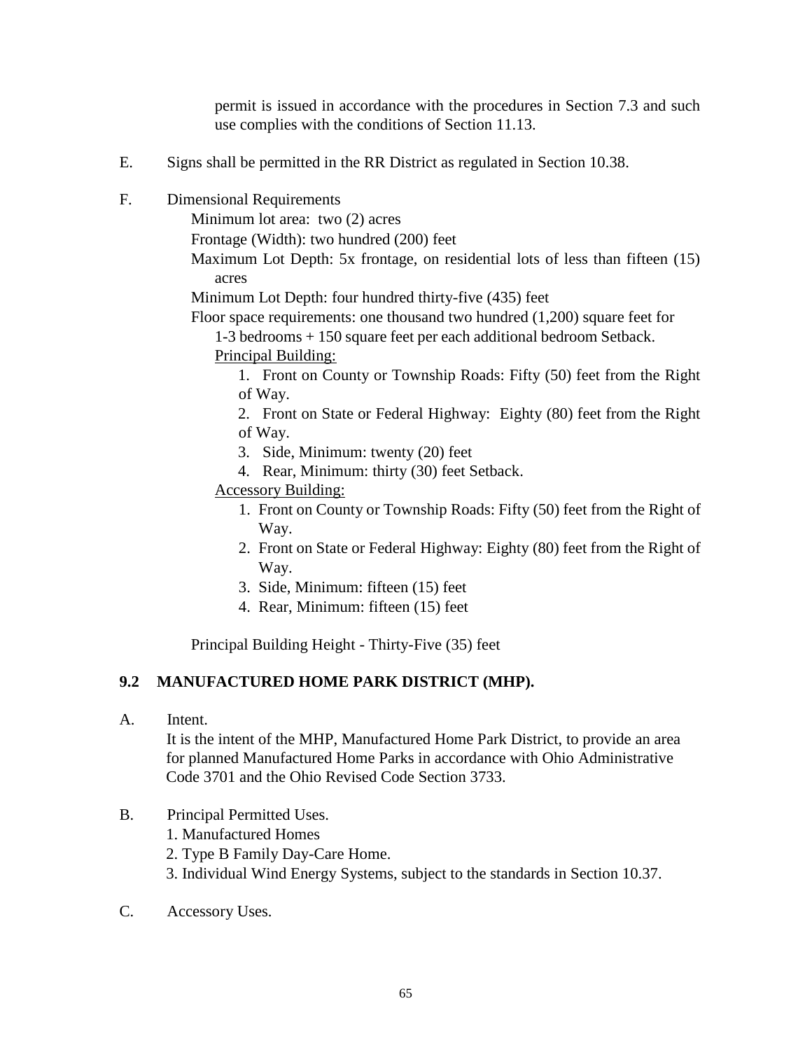permit is issued in accordance with the procedures in Section 7.3 and such use complies with the conditions of Section 11.13.

E. Signs shall be permitted in the RR District as regulated in Section 10.38.

F. Dimensional Requirements

Minimum lot area: two (2) acres

Frontage (Width): two hundred (200) feet

Maximum Lot Depth: 5x frontage, on residential lots of less than fifteen (15) acres

Minimum Lot Depth: four hundred thirty-five (435) feet

Floor space requirements: one thousand two hundred (1,200) square feet for 1-3 bedrooms + 150 square feet per each additional bedroom Setback.

Principal Building:

1. Front on County or Township Roads: Fifty (50) feet from the Right of Way.
2. Front on State or Federal Highway: Eighty (80) feet from the Right of Way.
3. Side, Minimum: twenty (20) feet
4. Rear, Minimum: thirty (30) feet Setback.

Accessory Building:

1. Front on County or Township Roads: Fifty (50) feet from the Right of Way.
2. Front on State or Federal Highway: Eighty (80) feet from the Right of Way.
3. Side, Minimum: fifteen (15) feet
4. Rear, Minimum: fifteen (15) feet

Principal Building Height - Thirty-Five (35) feet

## 9.2 MANUFACTURED HOME PARK DISTRICT (MHP).

A. Intent.

It is the intent of the MHP, Manufactured Home Park District, to provide an area for planned Manufactured Home Parks in accordance with Ohio Administrative Code 3701 and the Ohio Revised Code Section 3733.

B. Principal Permitted Uses.

1. Manufactured Homes
2. Type B Family Day-Care Home.
3. Individual Wind Energy Systems, subject to the standards in Section 10.37.

C. Accessory Uses.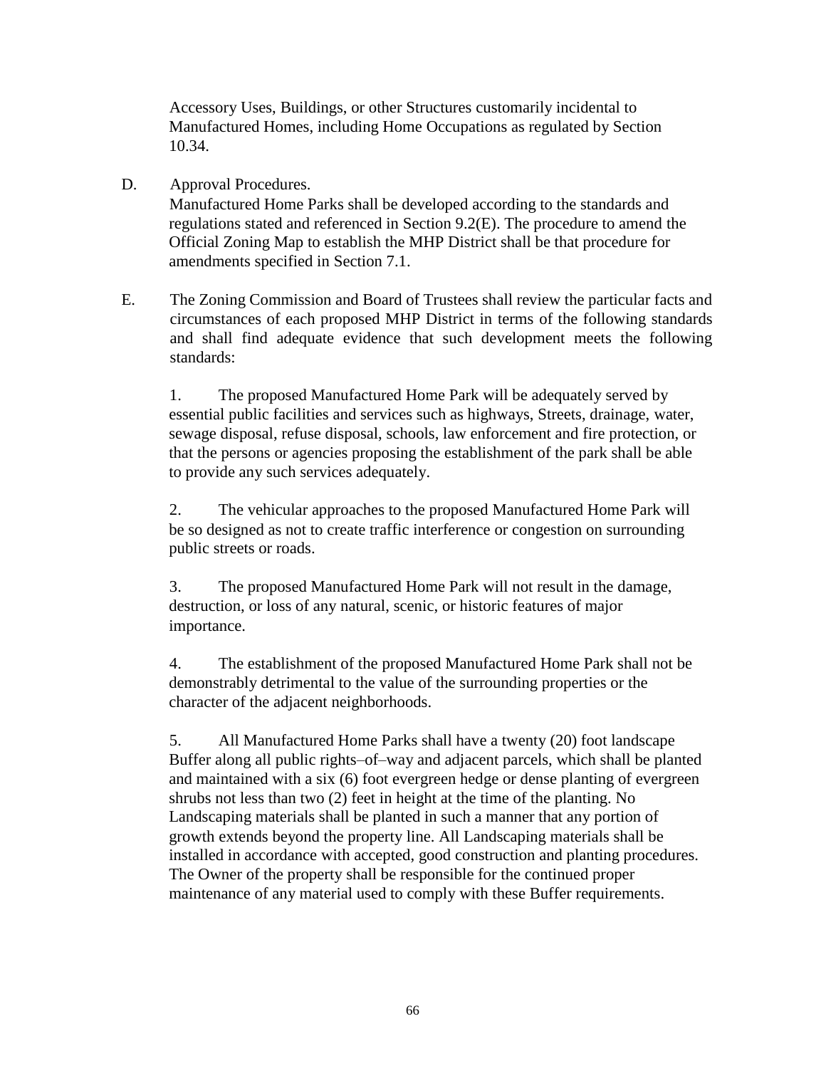Accessory Uses, Buildings, or other Structures customarily incidental to Manufactured Homes, including Home Occupations as regulated by Section 10.34.

D. Approval Procedures.

Manufactured Home Parks shall be developed according to the standards and regulations stated and referenced in Section 9.2(E). The procedure to amend the Official Zoning Map to establish the MHP District shall be that procedure for amendments specified in Section 7.1.

E. The Zoning Commission and Board of Trustees shall review the particular facts and circumstances of each proposed MHP District in terms of the following standards and shall find adequate evidence that such development meets the following standards:

1. The proposed Manufactured Home Park will be adequately served by essential public facilities and services such as highways, Streets, drainage, water, sewage disposal, refuse disposal, schools, law enforcement and fire protection, or that the persons or agencies proposing the establishment of the park shall be able to provide any such services adequately.

2. The vehicular approaches to the proposed Manufactured Home Park will be so designed as not to create traffic interference or congestion on surrounding public streets or roads.

3. The proposed Manufactured Home Park will not result in the damage, destruction, or loss of any natural, scenic, or historic features of major importance.

4. The establishment of the proposed Manufactured Home Park shall not be demonstrably detrimental to the value of the surrounding properties or the character of the adjacent neighborhoods.

5. All Manufactured Home Parks shall have a twenty (20) foot landscape Buffer along all public rights–of–way and adjacent parcels, which shall be planted and maintained with a six (6) foot evergreen hedge or dense planting of evergreen shrubs not less than two (2) feet in height at the time of the planting. No Landscaping materials shall be planted in such a manner that any portion of growth extends beyond the property line. All Landscaping materials shall be installed in accordance with accepted, good construction and planting procedures. The Owner of the property shall be responsible for the continued proper maintenance of any material used to comply with these Buffer requirements.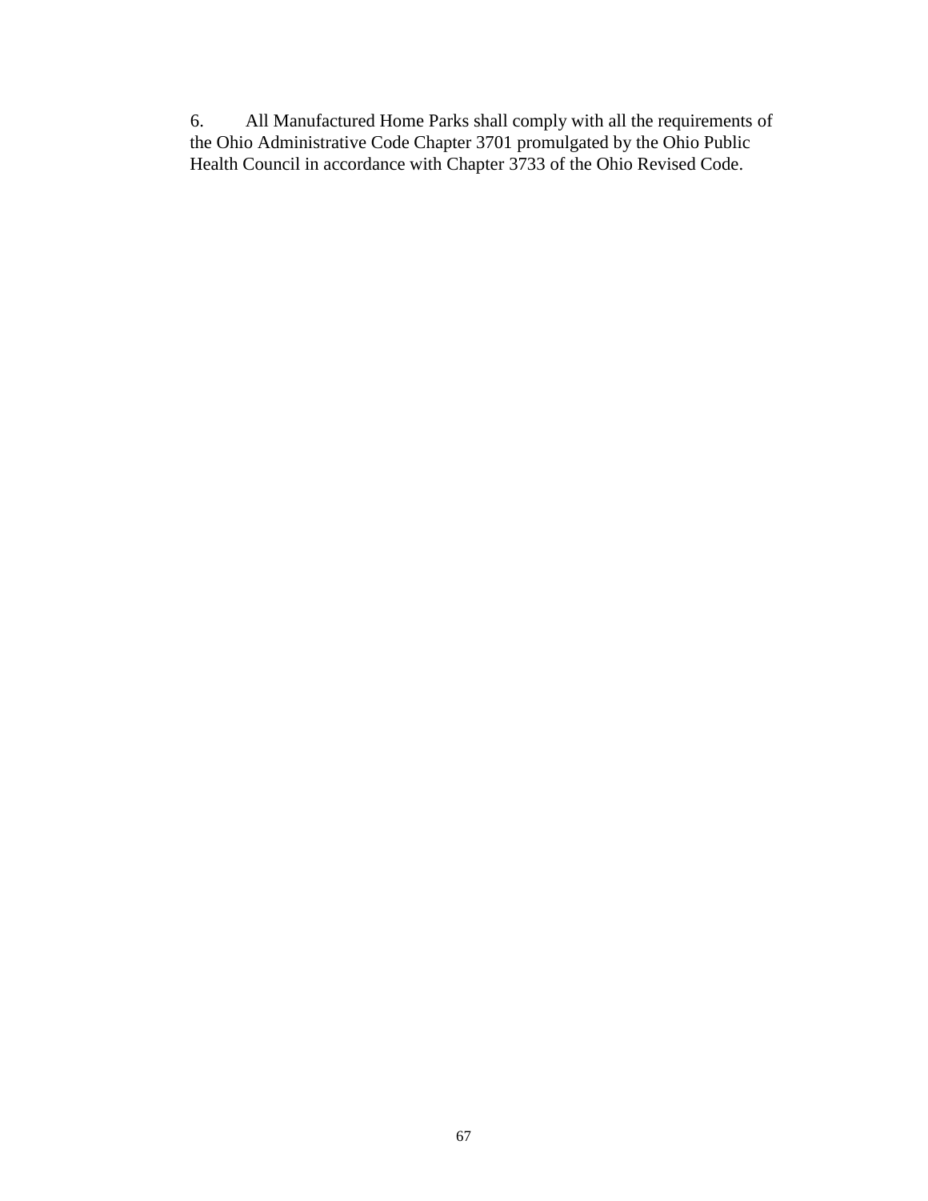6. All Manufactured Home Parks shall comply with all the requirements of the Ohio Administrative Code Chapter 3701 promulgated by the Ohio Public Health Council in accordance with Chapter 3733 of the Ohio Revised Code.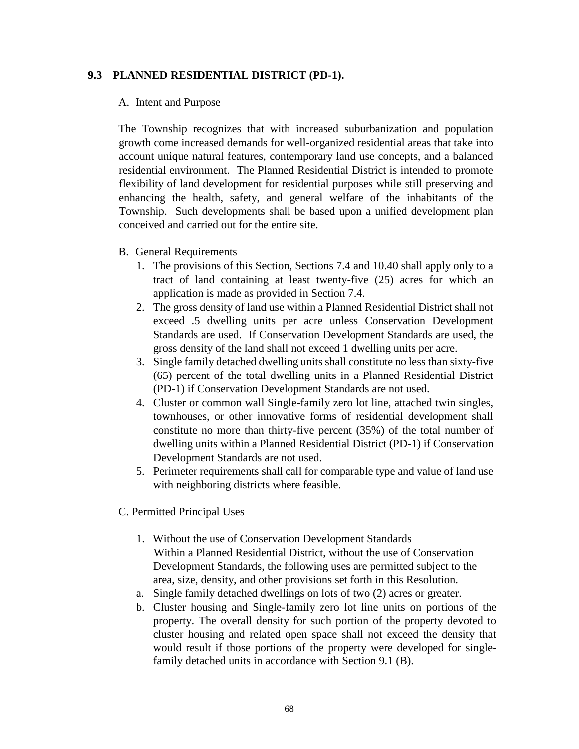## 9.3 PLANNED RESIDENTIAL DISTRICT (PD-1).

A. Intent and Purpose

The Township recognizes that with increased suburbanization and population growth come increased demands for well-organized residential areas that take into account unique natural features, contemporary land use concepts, and a balanced residential environment. The Planned Residential District is intended to promote flexibility of land development for residential purposes while still preserving and enhancing the health, safety, and general welfare of the inhabitants of the Township. Such developments shall be based upon a unified development plan conceived and carried out for the entire site.

B. General Requirements

1. The provisions of this Section, Sections 7.4 and 10.40 shall apply only to a tract of land containing at least twenty-five (25) acres for which an application is made as provided in Section 7.4.
2. The gross density of land use within a Planned Residential District shall not exceed .5 dwelling units per acre unless Conservation Development Standards are used. If Conservation Development Standards are used, the gross density of the land shall not exceed 1 dwelling units per acre.
3. Single family detached dwelling units shall constitute no less than sixty-five (65) percent of the total dwelling units in a Planned Residential District (PD-1) if Conservation Development Standards are not used.
4. Cluster or common wall Single-family zero lot line, attached twin singles, townhouses, or other innovative forms of residential development shall constitute no more than thirty-five percent (35%) of the total number of dwelling units within a Planned Residential District (PD-1) if Conservation Development Standards are not used.
5. Perimeter requirements shall call for comparable type and value of land use with neighboring districts where feasible.

C. Permitted Principal Uses

1. Without the use of Conservation Development Standards
   Within a Planned Residential District, without the use of Conservation Development Standards, the following uses are permitted subject to the area, size, density, and other provisions set forth in this Resolution.

a. Single family detached dwellings on lots of two (2) acres or greater.
b. Cluster housing and Single-family zero lot line units on portions of the property. The overall density for such portion of the property devoted to cluster housing and related open space shall not exceed the density that would result if those portions of the property were developed for single-family detached units in accordance with Section 9.1 (B).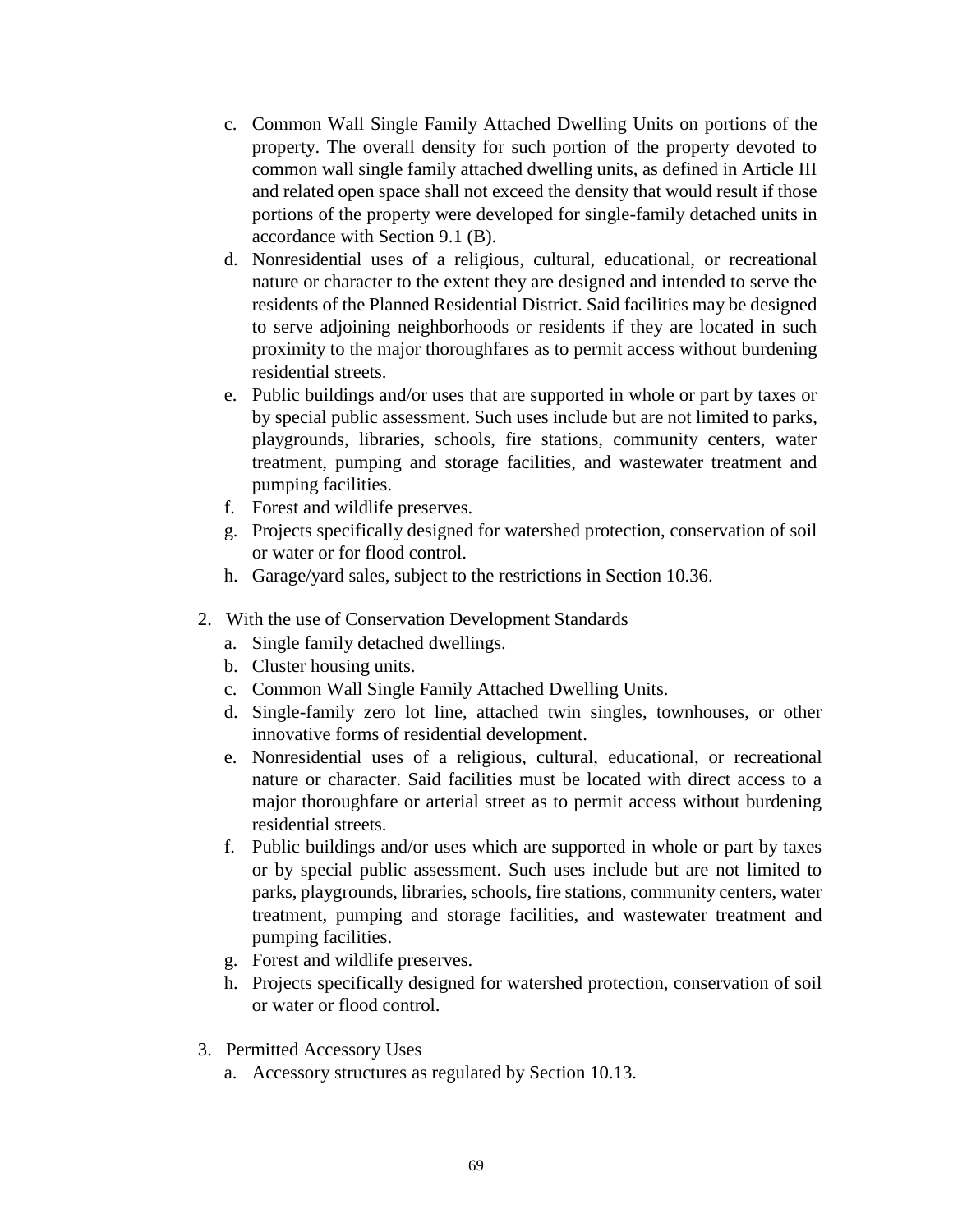c. Common Wall Single Family Attached Dwelling Units on portions of the property. The overall density for such portion of the property devoted to common wall single family attached dwelling units, as defined in Article III and related open space shall not exceed the density that would result if those portions of the property were developed for single-family detached units in accordance with Section 9.1 (B).
d. Nonresidential uses of a religious, cultural, educational, or recreational nature or character to the extent they are designed and intended to serve the residents of the Planned Residential District. Said facilities may be designed to serve adjoining neighborhoods or residents if they are located in such proximity to the major thoroughfares as to permit access without burdening residential streets.
e. Public buildings and/or uses that are supported in whole or part by taxes or by special public assessment. Such uses include but are not limited to parks, playgrounds, libraries, schools, fire stations, community centers, water treatment, pumping and storage facilities, and wastewater treatment and pumping facilities.
f. Forest and wildlife preserves.
g. Projects specifically designed for watershed protection, conservation of soil or water or for flood control.
h. Garage/yard sales, subject to the restrictions in Section 10.36.

2. With the use of Conservation Development Standards
   a. Single family detached dwellings.
   b. Cluster housing units.
   c. Common Wall Single Family Attached Dwelling Units.
   d. Single-family zero lot line, attached twin singles, townhouses, or other innovative forms of residential development.
   e. Nonresidential uses of a religious, cultural, educational, or recreational nature or character. Said facilities must be located with direct access to a major thoroughfare or arterial street as to permit access without burdening residential streets.
   f. Public buildings and/or uses which are supported in whole or part by taxes or by special public assessment. Such uses include but are not limited to parks, playgrounds, libraries, schools, fire stations, community centers, water treatment, pumping and storage facilities, and wastewater treatment and pumping facilities.
   g. Forest and wildlife preserves.
   h. Projects specifically designed for watershed protection, conservation of soil or water or flood control.

3. Permitted Accessory Uses
   a. Accessory structures as regulated by Section 10.13.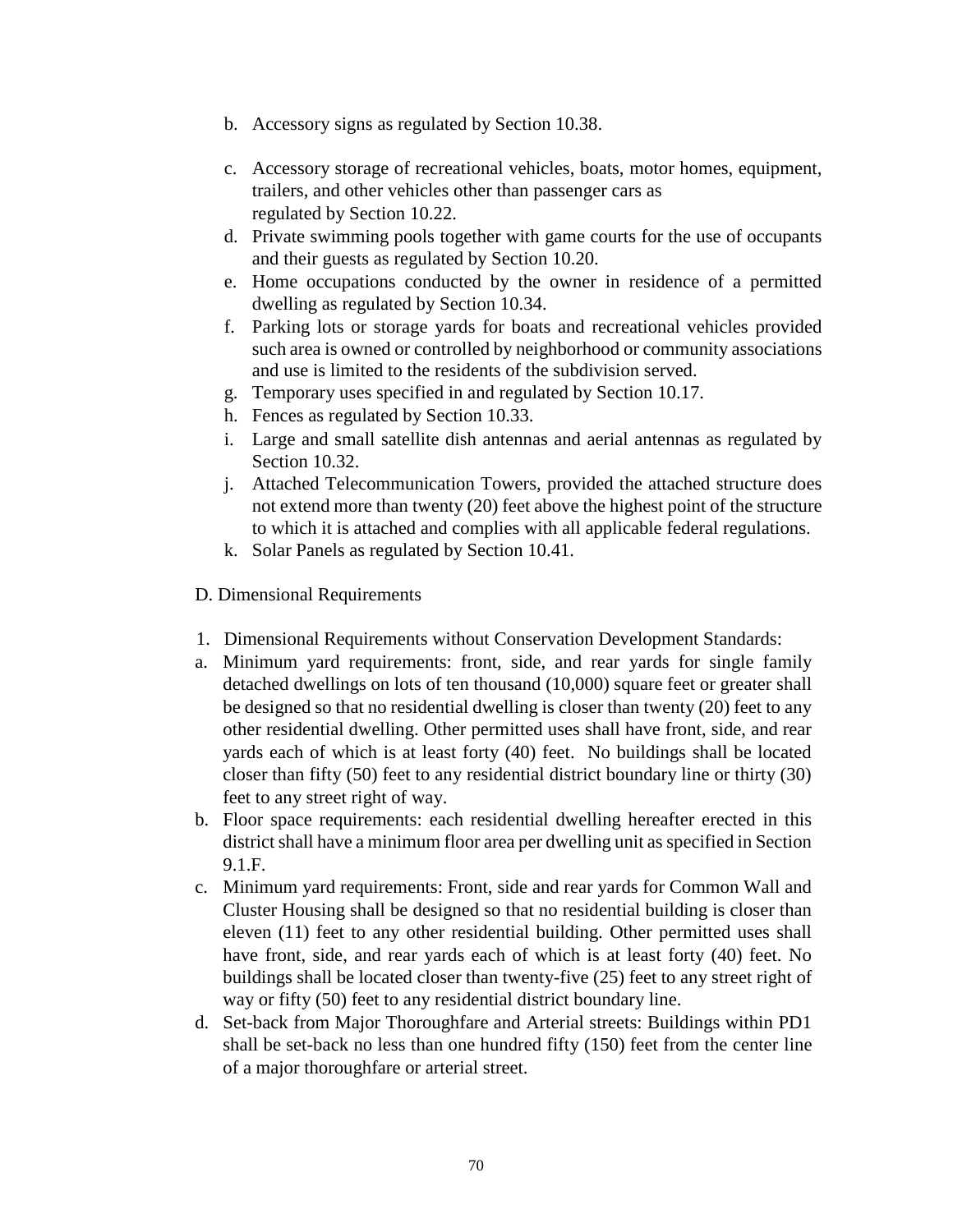b. Accessory signs as regulated by Section 10.38.

c. Accessory storage of recreational vehicles, boats, motor homes, equipment, trailers, and other vehicles other than passenger cars as regulated by Section 10.22.

d. Private swimming pools together with game courts for the use of occupants and their guests as regulated by Section 10.20.

e. Home occupations conducted by the owner in residence of a permitted dwelling as regulated by Section 10.34.

f. Parking lots or storage yards for boats and recreational vehicles provided such area is owned or controlled by neighborhood or community associations and use is limited to the residents of the subdivision served.

g. Temporary uses specified in and regulated by Section 10.17.

h. Fences as regulated by Section 10.33.

i. Large and small satellite dish antennas and aerial antennas as regulated by Section 10.32.

j. Attached Telecommunication Towers, provided the attached structure does not extend more than twenty (20) feet above the highest point of the structure to which it is attached and complies with all applicable federal regulations.

k. Solar Panels as regulated by Section 10.41.

D. Dimensional Requirements

1. Dimensional Requirements without Conservation Development Standards:

a. Minimum yard requirements: front, side, and rear yards for single family detached dwellings on lots of ten thousand (10,000) square feet or greater shall be designed so that no residential dwelling is closer than twenty (20) feet to any other residential dwelling. Other permitted uses shall have front, side, and rear yards each of which is at least forty (40) feet. No buildings shall be located closer than fifty (50) feet to any residential district boundary line or thirty (30) feet to any street right of way.

b. Floor space requirements: each residential dwelling hereafter erected in this district shall have a minimum floor area per dwelling unit as specified in Section 9.1.F.

c. Minimum yard requirements: Front, side and rear yards for Common Wall and Cluster Housing shall be designed so that no residential building is closer than eleven (11) feet to any other residential building. Other permitted uses shall have front, side, and rear yards each of which is at least forty (40) feet. No buildings shall be located closer than twenty-five (25) feet to any street right of way or fifty (50) feet to any residential district boundary line.

d. Set-back from Major Thoroughfare and Arterial streets: Buildings within PD1 shall be set-back no less than one hundred fifty (150) feet from the center line of a major thoroughfare or arterial street.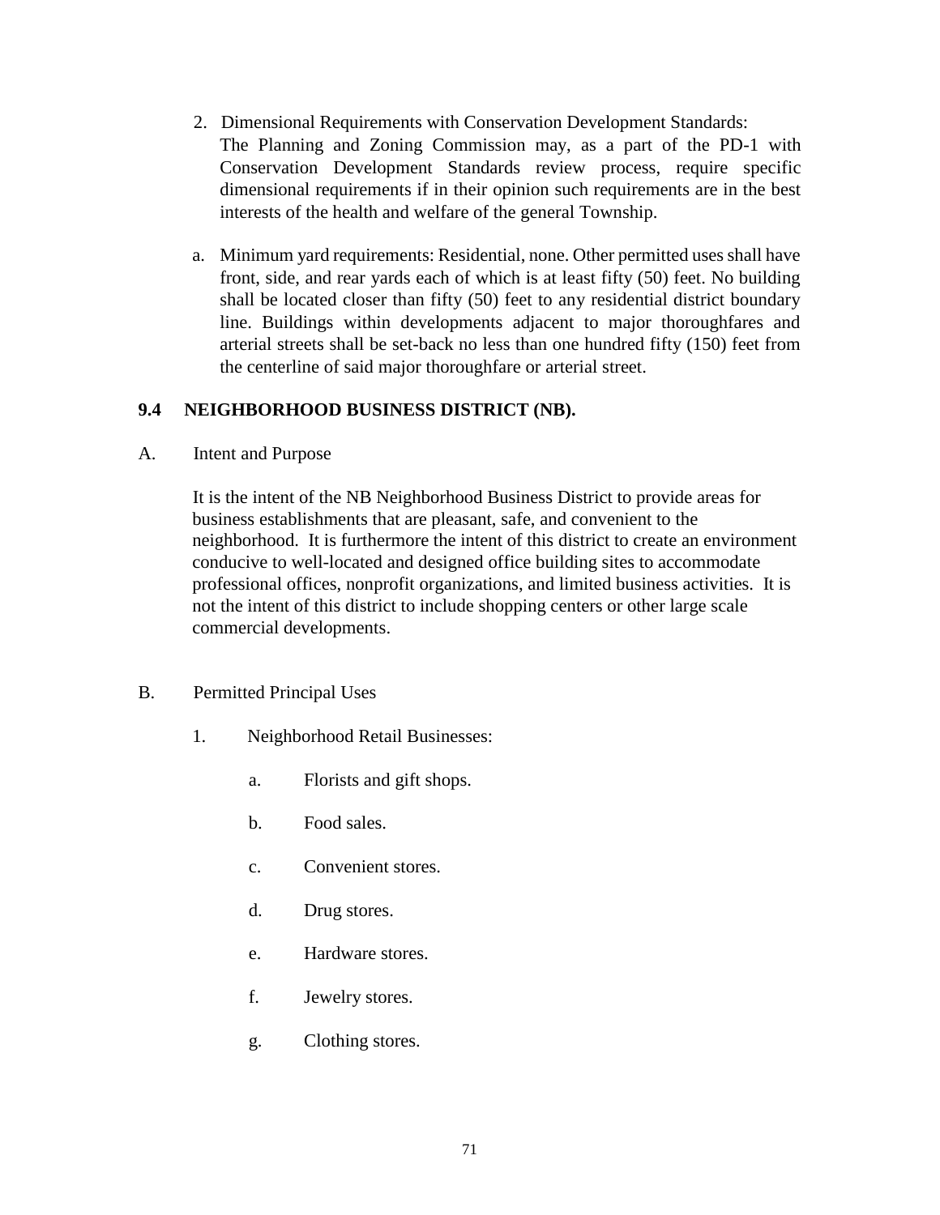2. Dimensional Requirements with Conservation Development Standards:
   The Planning and Zoning Commission may, as a part of the PD-1 with Conservation Development Standards review process, require specific dimensional requirements if in their opinion such requirements are in the best interests of the health and welfare of the general Township.

a. Minimum yard requirements: Residential, none. Other permitted uses shall have front, side, and rear yards each of which is at least fifty (50) feet. No building shall be located closer than fifty (50) feet to any residential district boundary line. Buildings within developments adjacent to major thoroughfares and arterial streets shall be set-back no less than one hundred fifty (150) feet from the centerline of said major thoroughfare or arterial street.

## 9.4 NEIGHBORHOOD BUSINESS DISTRICT (NB).

A. Intent and Purpose

It is the intent of the NB Neighborhood Business District to provide areas for business establishments that are pleasant, safe, and convenient to the neighborhood. It is furthermore the intent of this district to create an environment conducive to well-located and designed office building sites to accommodate professional offices, nonprofit organizations, and limited business activities. It is not the intent of this district to include shopping centers or other large scale commercial developments.

B. Permitted Principal Uses

1. Neighborhood Retail Businesses:

   a. Florists and gift shops.

   b. Food sales.

   c. Convenient stores.

   d. Drug stores.

   e. Hardware stores.

   f. Jewelry stores.

   g. Clothing stores.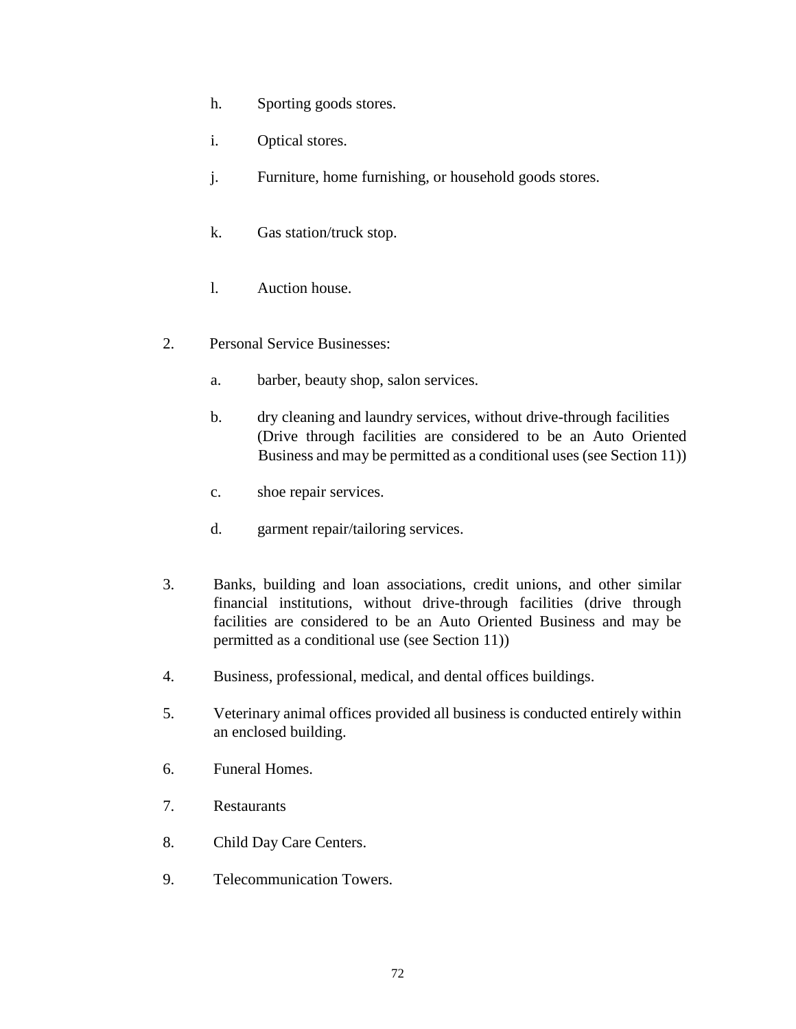h. Sporting goods stores.

i. Optical stores.

j. Furniture, home furnishing, or household goods stores.

k. Gas station/truck stop.

l. Auction house.

2. Personal Service Businesses:

   a. barber, beauty shop, salon services.

   b. dry cleaning and laundry services, without drive-through facilities (Drive through facilities are considered to be an Auto Oriented Business and may be permitted as a conditional uses (see Section 11))

   c. shoe repair services.

   d. garment repair/tailoring services.

3. Banks, building and loan associations, credit unions, and other similar financial institutions, without drive-through facilities (drive through facilities are considered to be an Auto Oriented Business and may be permitted as a conditional use (see Section 11))

4. Business, professional, medical, and dental offices buildings.

5. Veterinary animal offices provided all business is conducted entirely within an enclosed building.

6. Funeral Homes.

7. Restaurants

8. Child Day Care Centers.

9. Telecommunication Towers.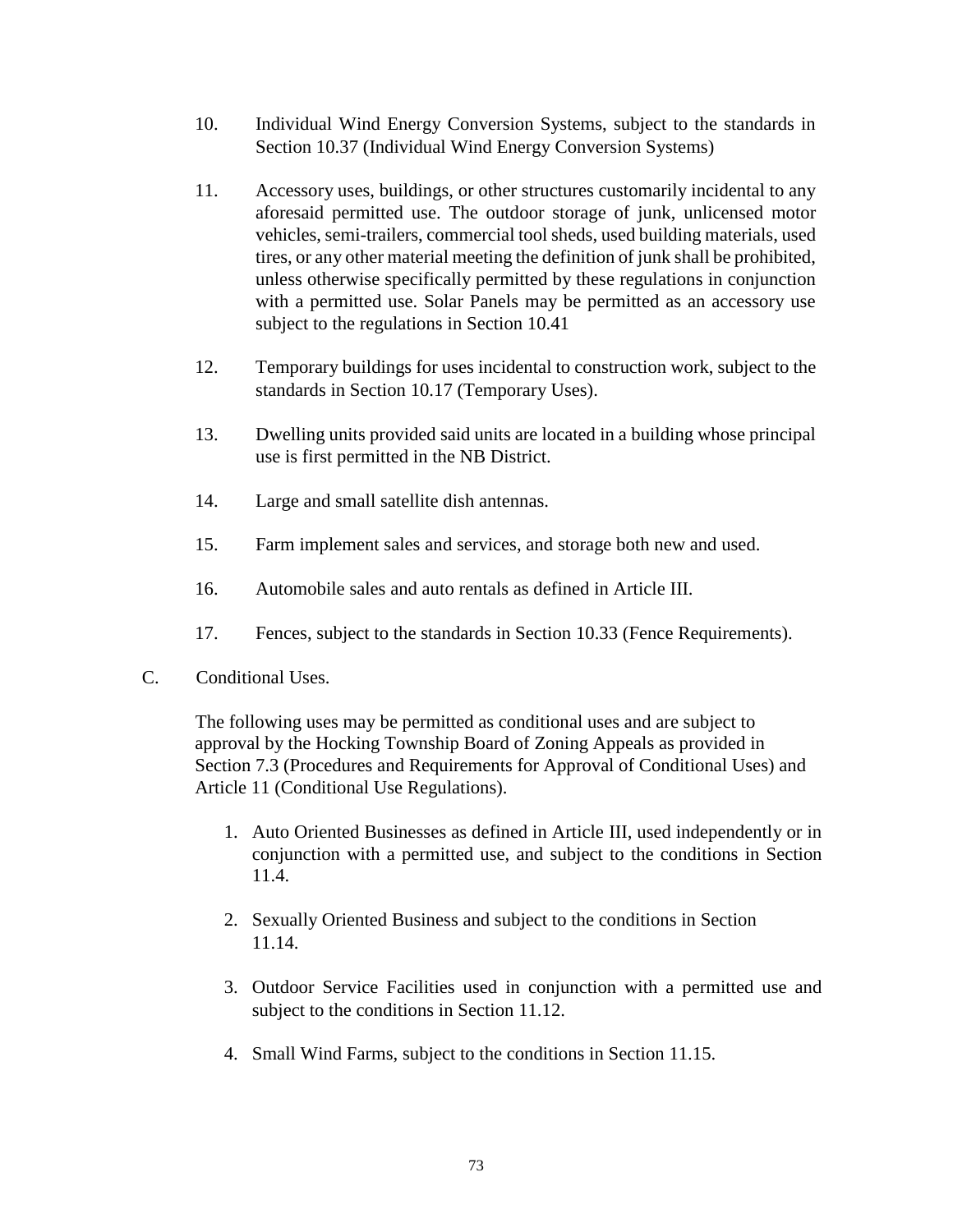10. Individual Wind Energy Conversion Systems, subject to the standards in Section 10.37 (Individual Wind Energy Conversion Systems)

11. Accessory uses, buildings, or other structures customarily incidental to any aforesaid permitted use. The outdoor storage of junk, unlicensed motor vehicles, semi-trailers, commercial tool sheds, used building materials, used tires, or any other material meeting the definition of junk shall be prohibited, unless otherwise specifically permitted by these regulations in conjunction with a permitted use. Solar Panels may be permitted as an accessory use subject to the regulations in Section 10.41

12. Temporary buildings for uses incidental to construction work, subject to the standards in Section 10.17 (Temporary Uses).

13. Dwelling units provided said units are located in a building whose principal use is first permitted in the NB District.

14. Large and small satellite dish antennas.

15. Farm implement sales and services, and storage both new and used.

16. Automobile sales and auto rentals as defined in Article III.

17. Fences, subject to the standards in Section 10.33 (Fence Requirements).

C. Conditional Uses.

The following uses may be permitted as conditional uses and are subject to approval by the Hocking Township Board of Zoning Appeals as provided in Section 7.3 (Procedures and Requirements for Approval of Conditional Uses) and Article 11 (Conditional Use Regulations).

1. Auto Oriented Businesses as defined in Article III, used independently or in conjunction with a permitted use, and subject to the conditions in Section 11.4.

2. Sexually Oriented Business and subject to the conditions in Section 11.14.

3. Outdoor Service Facilities used in conjunction with a permitted use and subject to the conditions in Section 11.12.

4. Small Wind Farms, subject to the conditions in Section 11.15.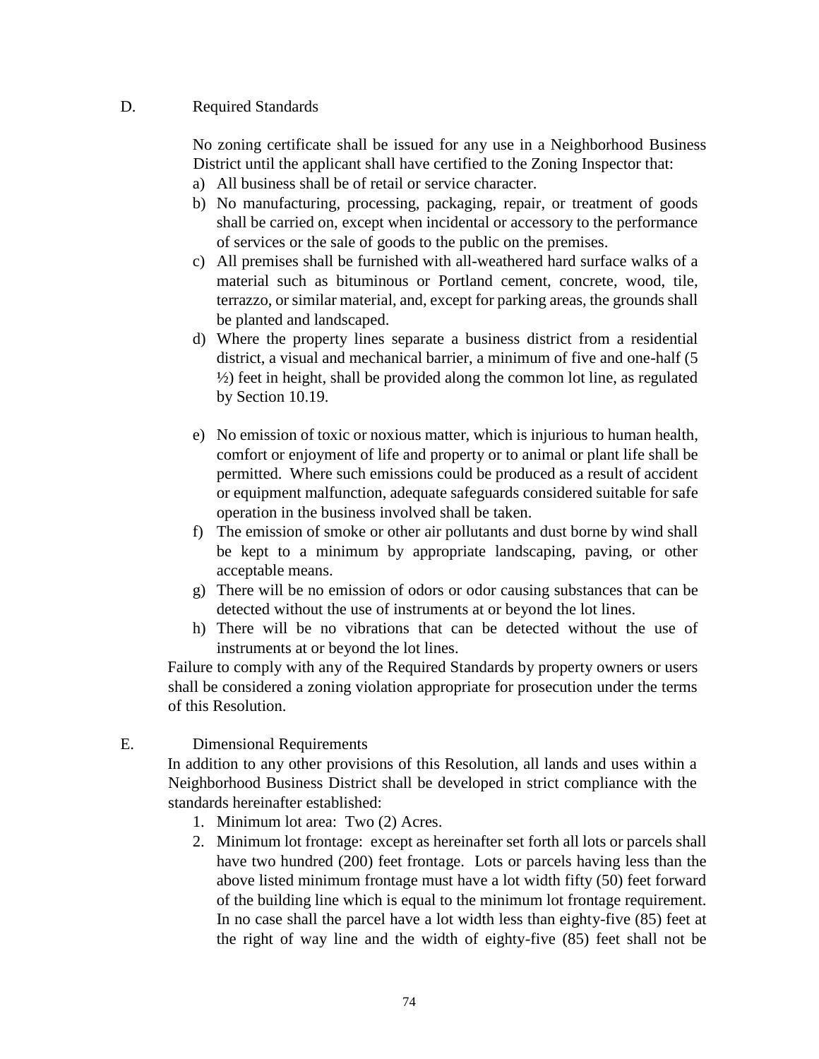D. Required Standards

No zoning certificate shall be issued for any use in a Neighborhood Business District until the applicant shall have certified to the Zoning Inspector that:

a) All business shall be of retail or service character.
b) No manufacturing, processing, packaging, repair, or treatment of goods shall be carried on, except when incidental or accessory to the performance of services or the sale of goods to the public on the premises.
c) All premises shall be furnished with all-weathered hard surface walks of a material such as bituminous or Portland cement, concrete, wood, tile, terrazzo, or similar material, and, except for parking areas, the grounds shall be planted and landscaped.
d) Where the property lines separate a business district from a residential district, a visual and mechanical barrier, a minimum of five and one-half (5 ½) feet in height, shall be provided along the common lot line, as regulated by Section 10.19.
e) No emission of toxic or noxious matter, which is injurious to human health, comfort or enjoyment of life and property or to animal or plant life shall be permitted. Where such emissions could be produced as a result of accident or equipment malfunction, adequate safeguards considered suitable for safe operation in the business involved shall be taken.
f) The emission of smoke or other air pollutants and dust borne by wind shall be kept to a minimum by appropriate landscaping, paving, or other acceptable means.
g) There will be no emission of odors or odor causing substances that can be detected without the use of instruments at or beyond the lot lines.
h) There will be no vibrations that can be detected without the use of instruments at or beyond the lot lines.

Failure to comply with any of the Required Standards by property owners or users shall be considered a zoning violation appropriate for prosecution under the terms of this Resolution.

E. Dimensional Requirements

In addition to any other provisions of this Resolution, all lands and uses within a Neighborhood Business District shall be developed in strict compliance with the standards hereinafter established:

1. Minimum lot area: Two (2) Acres.
2. Minimum lot frontage: except as hereinafter set forth all lots or parcels shall have two hundred (200) feet frontage. Lots or parcels having less than the above listed minimum frontage must have a lot width fifty (50) feet forward of the building line which is equal to the minimum lot frontage requirement. In no case shall the parcel have a lot width less than eighty-five (85) feet at the right of way line and the width of eighty-five (85) feet shall not be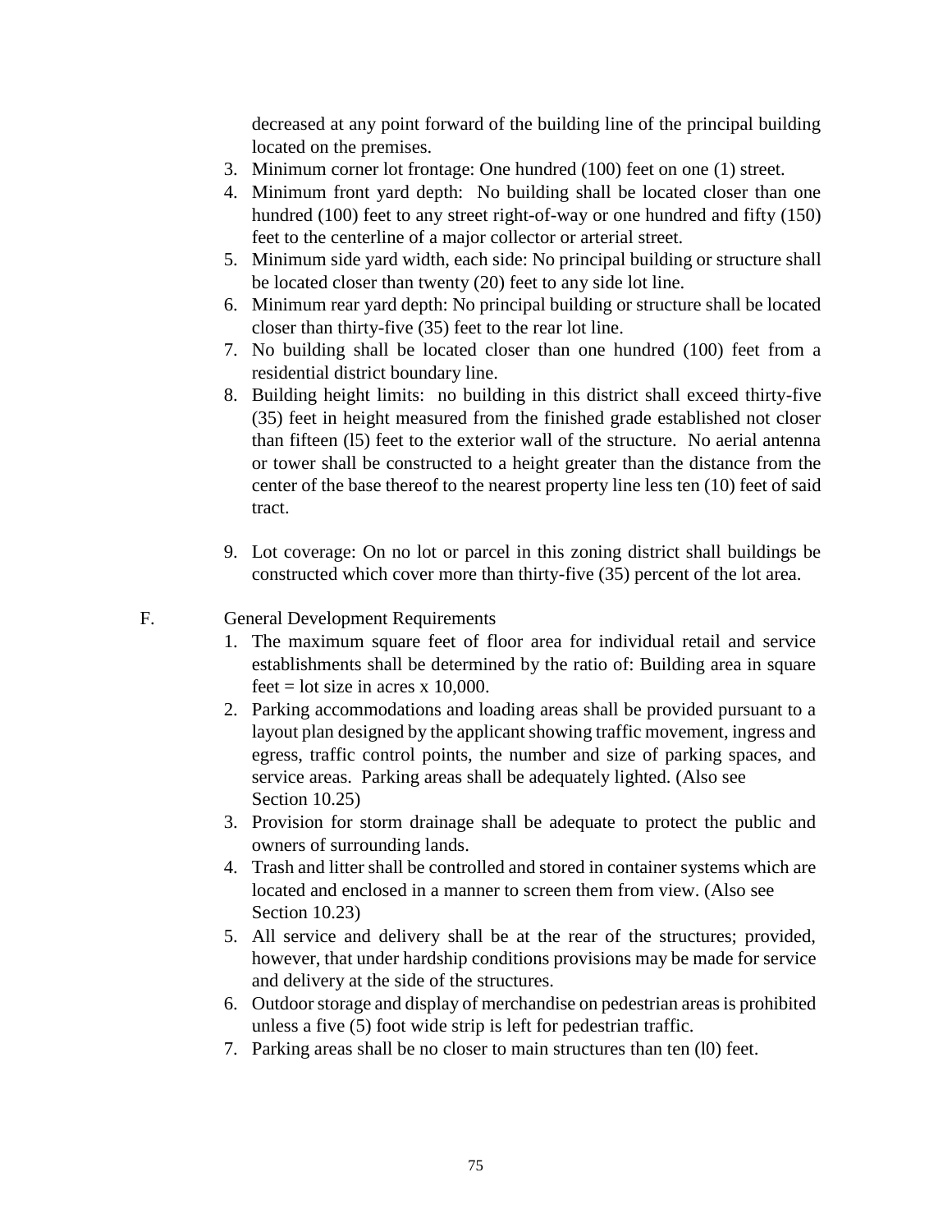decreased at any point forward of the building line of the principal building located on the premises.

3. Minimum corner lot frontage: One hundred (100) feet on one (1) street.
4. Minimum front yard depth: No building shall be located closer than one hundred (100) feet to any street right-of-way or one hundred and fifty (150) feet to the centerline of a major collector or arterial street.
5. Minimum side yard width, each side: No principal building or structure shall be located closer than twenty (20) feet to any side lot line.
6. Minimum rear yard depth: No principal building or structure shall be located closer than thirty-five (35) feet to the rear lot line.
7. No building shall be located closer than one hundred (100) feet from a residential district boundary line.
8. Building height limits: no building in this district shall exceed thirty-five (35) feet in height measured from the finished grade established not closer than fifteen (l5) feet to the exterior wall of the structure. No aerial antenna or tower shall be constructed to a height greater than the distance from the center of the base thereof to the nearest property line less ten (10) feet of said tract.
9. Lot coverage: On no lot or parcel in this zoning district shall buildings be constructed which cover more than thirty-five (35) percent of the lot area.

F. General Development Requirements

1. The maximum square feet of floor area for individual retail and service establishments shall be determined by the ratio of: Building area in square feet = lot size in acres x 10,000.
2. Parking accommodations and loading areas shall be provided pursuant to a layout plan designed by the applicant showing traffic movement, ingress and egress, traffic control points, the number and size of parking spaces, and service areas. Parking areas shall be adequately lighted. (Also see Section 10.25)
3. Provision for storm drainage shall be adequate to protect the public and owners of surrounding lands.
4. Trash and litter shall be controlled and stored in container systems which are located and enclosed in a manner to screen them from view. (Also see Section 10.23)
5. All service and delivery shall be at the rear of the structures; provided, however, that under hardship conditions provisions may be made for service and delivery at the side of the structures.
6. Outdoor storage and display of merchandise on pedestrian areas is prohibited unless a five (5) foot wide strip is left for pedestrian traffic.
7. Parking areas shall be no closer to main structures than ten (l0) feet.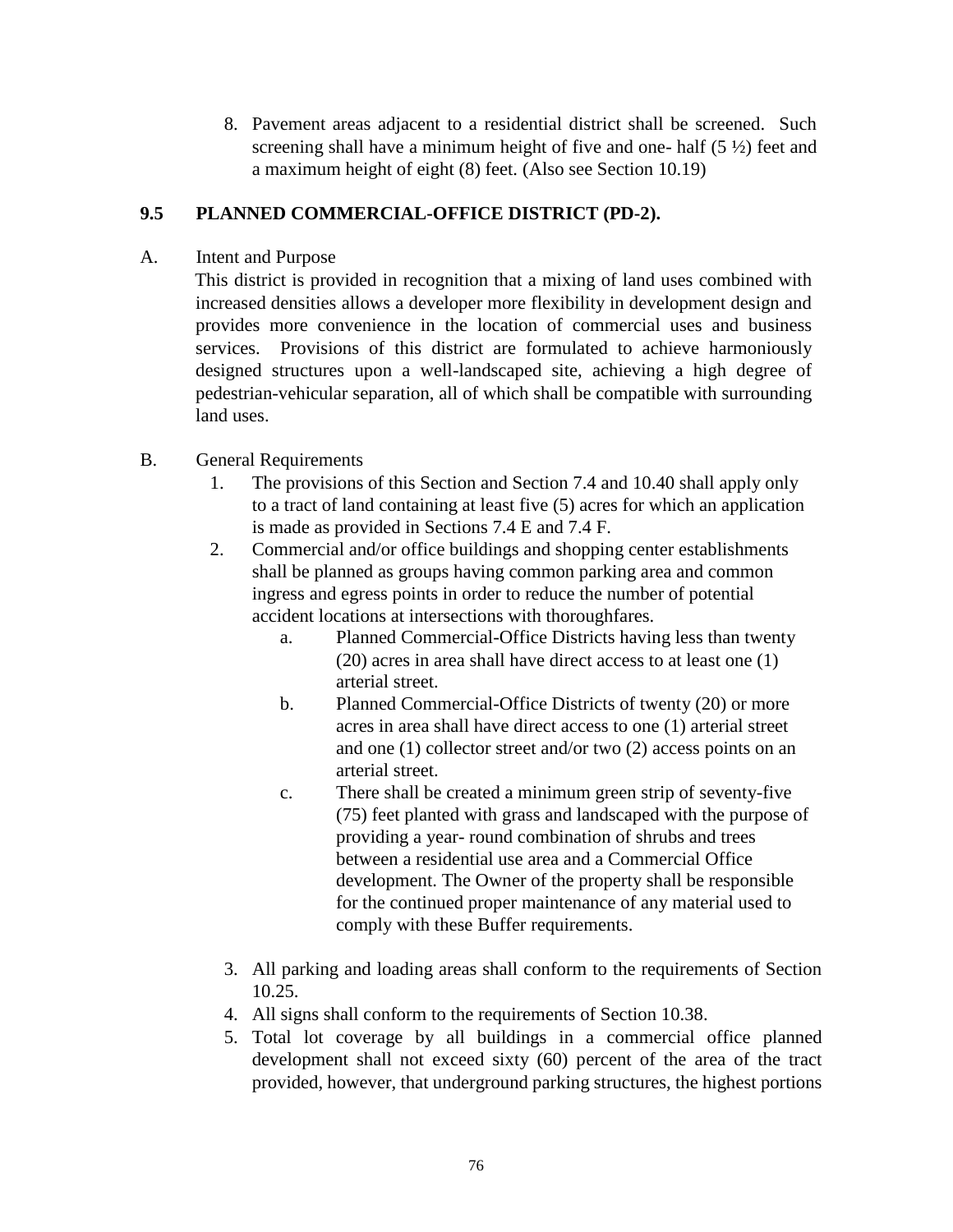8. Pavement areas adjacent to a residential district shall be screened. Such screening shall have a minimum height of five and one- half (5 ½) feet and a maximum height of eight (8) feet. (Also see Section 10.19)

## 9.5 PLANNED COMMERCIAL-OFFICE DISTRICT (PD-2).

A. Intent and Purpose

This district is provided in recognition that a mixing of land uses combined with increased densities allows a developer more flexibility in development design and provides more convenience in the location of commercial uses and business services. Provisions of this district are formulated to achieve harmoniously designed structures upon a well-landscaped site, achieving a high degree of pedestrian-vehicular separation, all of which shall be compatible with surrounding land uses.

B. General Requirements

1. The provisions of this Section and Section 7.4 and 10.40 shall apply only to a tract of land containing at least five (5) acres for which an application is made as provided in Sections 7.4 E and 7.4 F.
2. Commercial and/or office buildings and shopping center establishments shall be planned as groups having common parking area and common ingress and egress points in order to reduce the number of potential accident locations at intersections with thoroughfares.
   a. Planned Commercial-Office Districts having less than twenty (20) acres in area shall have direct access to at least one (1) arterial street.
   b. Planned Commercial-Office Districts of twenty (20) or more acres in area shall have direct access to one (1) arterial street and one (1) collector street and/or two (2) access points on an arterial street.
   c. There shall be created a minimum green strip of seventy-five (75) feet planted with grass and landscaped with the purpose of providing a year- round combination of shrubs and trees between a residential use area and a Commercial Office development. The Owner of the property shall be responsible for the continued proper maintenance of any material used to comply with these Buffer requirements.
3. All parking and loading areas shall conform to the requirements of Section 10.25.
4. All signs shall conform to the requirements of Section 10.38.
5. Total lot coverage by all buildings in a commercial office planned development shall not exceed sixty (60) percent of the area of the tract provided, however, that underground parking structures, the highest portions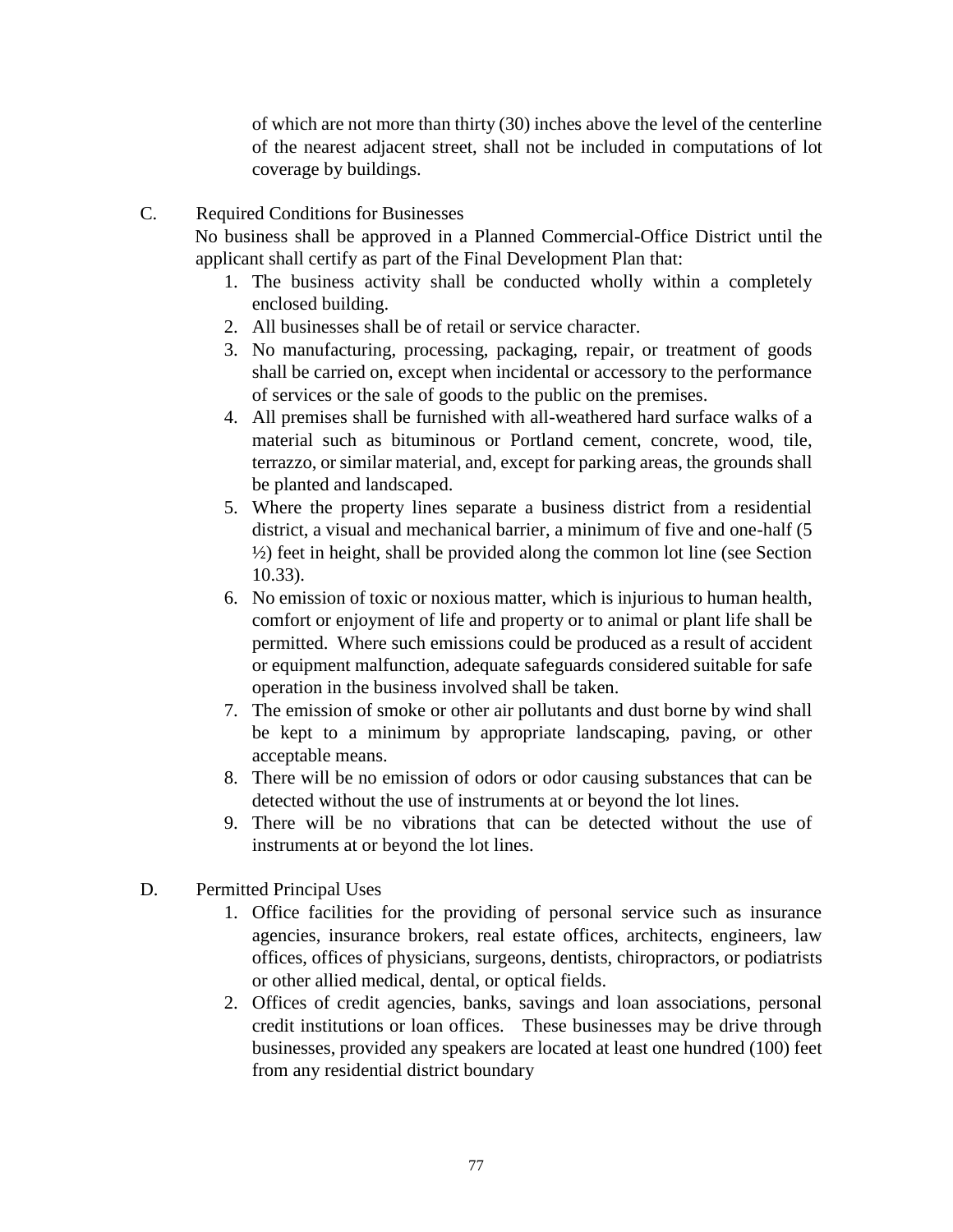of which are not more than thirty (30) inches above the level of the centerline of the nearest adjacent street, shall not be included in computations of lot coverage by buildings.

C. Required Conditions for Businesses

No business shall be approved in a Planned Commercial-Office District until the applicant shall certify as part of the Final Development Plan that:

1. The business activity shall be conducted wholly within a completely enclosed building.
2. All businesses shall be of retail or service character.
3. No manufacturing, processing, packaging, repair, or treatment of goods shall be carried on, except when incidental or accessory to the performance of services or the sale of goods to the public on the premises.
4. All premises shall be furnished with all-weathered hard surface walks of a material such as bituminous or Portland cement, concrete, wood, tile, terrazzo, or similar material, and, except for parking areas, the grounds shall be planted and landscaped.
5. Where the property lines separate a business district from a residential district, a visual and mechanical barrier, a minimum of five and one-half (5 ½) feet in height, shall be provided along the common lot line (see Section 10.33).
6. No emission of toxic or noxious matter, which is injurious to human health, comfort or enjoyment of life and property or to animal or plant life shall be permitted. Where such emissions could be produced as a result of accident or equipment malfunction, adequate safeguards considered suitable for safe operation in the business involved shall be taken.
7. The emission of smoke or other air pollutants and dust borne by wind shall be kept to a minimum by appropriate landscaping, paving, or other acceptable means.
8. There will be no emission of odors or odor causing substances that can be detected without the use of instruments at or beyond the lot lines.
9. There will be no vibrations that can be detected without the use of instruments at or beyond the lot lines.

D. Permitted Principal Uses

1. Office facilities for the providing of personal service such as insurance agencies, insurance brokers, real estate offices, architects, engineers, law offices, offices of physicians, surgeons, dentists, chiropractors, or podiatrists or other allied medical, dental, or optical fields.
2. Offices of credit agencies, banks, savings and loan associations, personal credit institutions or loan offices. These businesses may be drive through businesses, provided any speakers are located at least one hundred (100) feet from any residential district boundary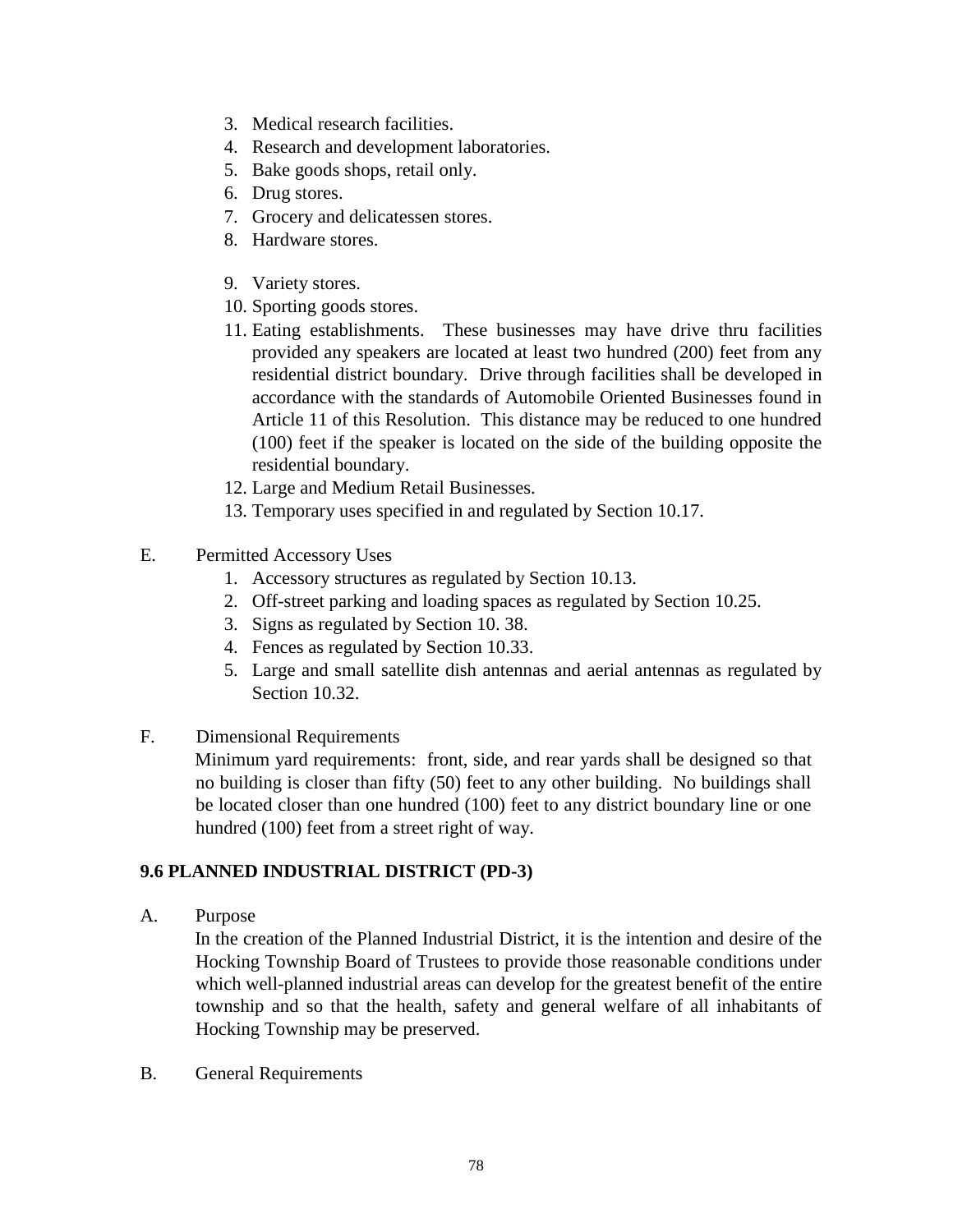3. Medical research facilities.
4. Research and development laboratories.
5. Bake goods shops, retail only.
6. Drug stores.
7. Grocery and delicatessen stores.
8. Hardware stores.
9. Variety stores.
10. Sporting goods stores.
11. Eating establishments. These businesses may have drive thru facilities provided any speakers are located at least two hundred (200) feet from any residential district boundary. Drive through facilities shall be developed in accordance with the standards of Automobile Oriented Businesses found in Article 11 of this Resolution. This distance may be reduced to one hundred (100) feet if the speaker is located on the side of the building opposite the residential boundary.
12. Large and Medium Retail Businesses.
13. Temporary uses specified in and regulated by Section 10.17.

E. Permitted Accessory Uses

1. Accessory structures as regulated by Section 10.13.
2. Off-street parking and loading spaces as regulated by Section 10.25.
3. Signs as regulated by Section 10. 38.
4. Fences as regulated by Section 10.33.
5. Large and small satellite dish antennas and aerial antennas as regulated by Section 10.32.

F. Dimensional Requirements

Minimum yard requirements: front, side, and rear yards shall be designed so that no building is closer than fifty (50) feet to any other building. No buildings shall be located closer than one hundred (100) feet to any district boundary line or one hundred (100) feet from a street right of way.

## 9.6 PLANNED INDUSTRIAL DISTRICT (PD-3)

A. Purpose

In the creation of the Planned Industrial District, it is the intention and desire of the Hocking Township Board of Trustees to provide those reasonable conditions under which well-planned industrial areas can develop for the greatest benefit of the entire township and so that the health, safety and general welfare of all inhabitants of Hocking Township may be preserved.

B. General Requirements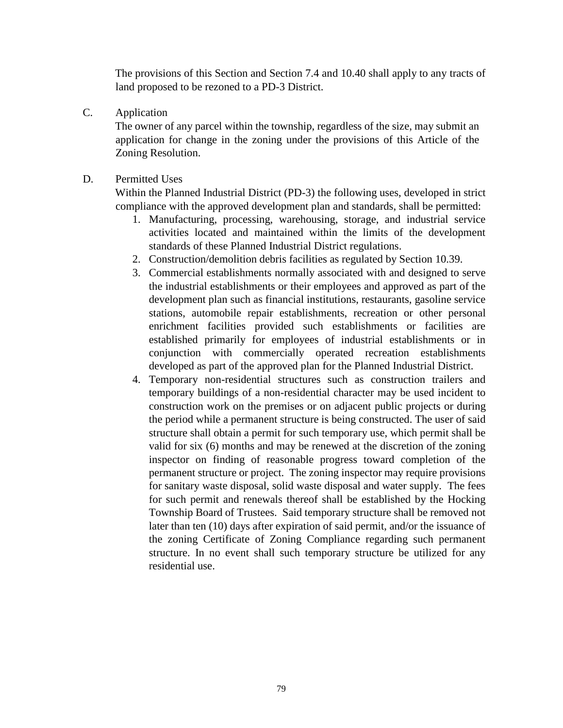The provisions of this Section and Section 7.4 and 10.40 shall apply to any tracts of land proposed to be rezoned to a PD-3 District.

C. Application

The owner of any parcel within the township, regardless of the size, may submit an application for change in the zoning under the provisions of this Article of the Zoning Resolution.

D. Permitted Uses

Within the Planned Industrial District (PD-3) the following uses, developed in strict compliance with the approved development plan and standards, shall be permitted:

1. Manufacturing, processing, warehousing, storage, and industrial service activities located and maintained within the limits of the development standards of these Planned Industrial District regulations.
2. Construction/demolition debris facilities as regulated by Section 10.39.
3. Commercial establishments normally associated with and designed to serve the industrial establishments or their employees and approved as part of the development plan such as financial institutions, restaurants, gasoline service stations, automobile repair establishments, recreation or other personal enrichment facilities provided such establishments or facilities are established primarily for employees of industrial establishments or in conjunction with commercially operated recreation establishments developed as part of the approved plan for the Planned Industrial District.
4. Temporary non-residential structures such as construction trailers and temporary buildings of a non-residential character may be used incident to construction work on the premises or on adjacent public projects or during the period while a permanent structure is being constructed. The user of said structure shall obtain a permit for such temporary use, which permit shall be valid for six (6) months and may be renewed at the discretion of the zoning inspector on finding of reasonable progress toward completion of the permanent structure or project. The zoning inspector may require provisions for sanitary waste disposal, solid waste disposal and water supply. The fees for such permit and renewals thereof shall be established by the Hocking Township Board of Trustees. Said temporary structure shall be removed not later than ten (10) days after expiration of said permit, and/or the issuance of the zoning Certificate of Zoning Compliance regarding such permanent structure. In no event shall such temporary structure be utilized for any residential use.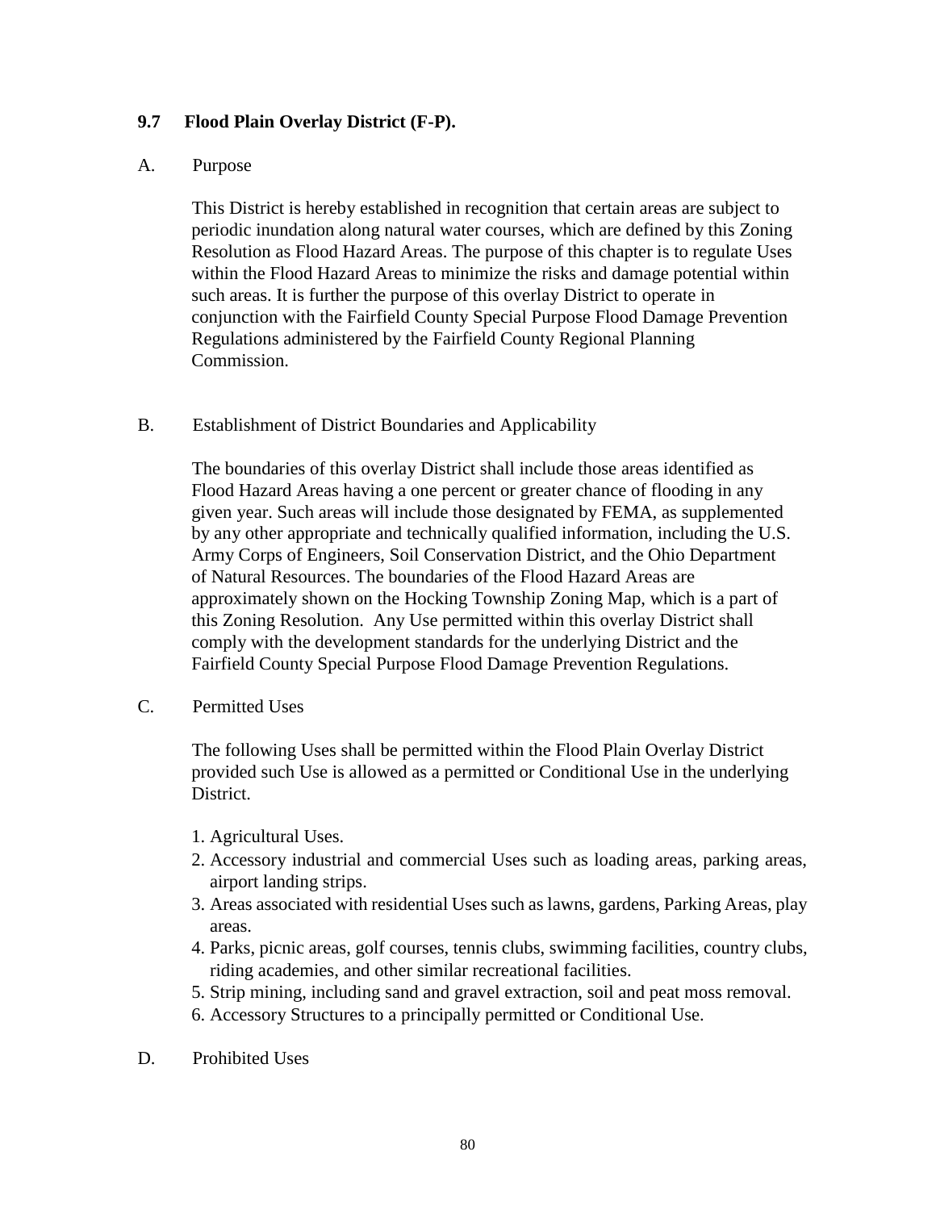### 9.7 Flood Plain Overlay District (F-P).

A. Purpose

This District is hereby established in recognition that certain areas are subject to periodic inundation along natural water courses, which are defined by this Zoning Resolution as Flood Hazard Areas. The purpose of this chapter is to regulate Uses within the Flood Hazard Areas to minimize the risks and damage potential within such areas. It is further the purpose of this overlay District to operate in conjunction with the Fairfield County Special Purpose Flood Damage Prevention Regulations administered by the Fairfield County Regional Planning Commission.

B. Establishment of District Boundaries and Applicability

The boundaries of this overlay District shall include those areas identified as Flood Hazard Areas having a one percent or greater chance of flooding in any given year. Such areas will include those designated by FEMA, as supplemented by any other appropriate and technically qualified information, including the U.S. Army Corps of Engineers, Soil Conservation District, and the Ohio Department of Natural Resources. The boundaries of the Flood Hazard Areas are approximately shown on the Hocking Township Zoning Map, which is a part of this Zoning Resolution. Any Use permitted within this overlay District shall comply with the development standards for the underlying District and the Fairfield County Special Purpose Flood Damage Prevention Regulations.

C. Permitted Uses

The following Uses shall be permitted within the Flood Plain Overlay District provided such Use is allowed as a permitted or Conditional Use in the underlying District.

1. Agricultural Uses.
2. Accessory industrial and commercial Uses such as loading areas, parking areas, airport landing strips.
3. Areas associated with residential Uses such as lawns, gardens, Parking Areas, play areas.
4. Parks, picnic areas, golf courses, tennis clubs, swimming facilities, country clubs, riding academies, and other similar recreational facilities.
5. Strip mining, including sand and gravel extraction, soil and peat moss removal.
6. Accessory Structures to a principally permitted or Conditional Use.

D. Prohibited Uses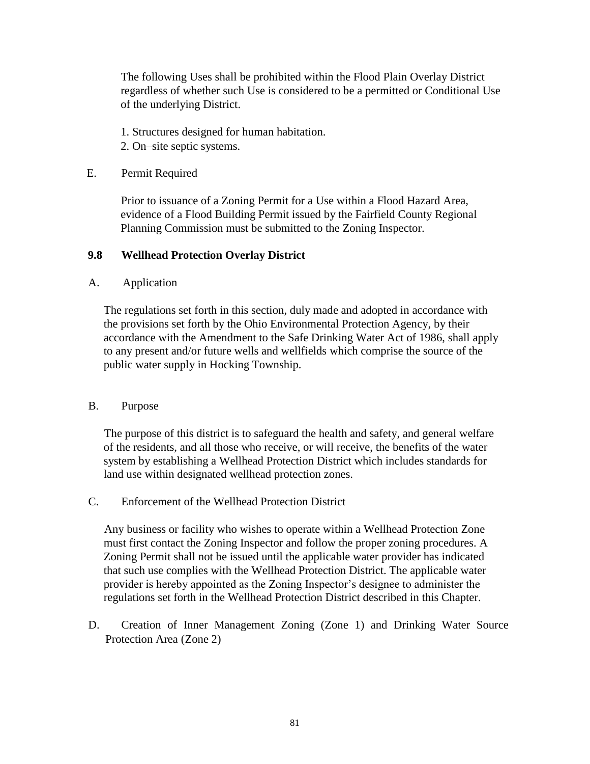The following Uses shall be prohibited within the Flood Plain Overlay District regardless of whether such Use is considered to be a permitted or Conditional Use of the underlying District.

1. Structures designed for human habitation.
2. On–site septic systems.

E. Permit Required

Prior to issuance of a Zoning Permit for a Use within a Flood Hazard Area, evidence of a Flood Building Permit issued by the Fairfield County Regional Planning Commission must be submitted to the Zoning Inspector.

**9.8 Wellhead Protection Overlay District**

A. Application

The regulations set forth in this section, duly made and adopted in accordance with the provisions set forth by the Ohio Environmental Protection Agency, by their accordance with the Amendment to the Safe Drinking Water Act of 1986, shall apply to any present and/or future wells and wellfields which comprise the source of the public water supply in Hocking Township.

B. Purpose

The purpose of this district is to safeguard the health and safety, and general welfare of the residents, and all those who receive, or will receive, the benefits of the water system by establishing a Wellhead Protection District which includes standards for land use within designated wellhead protection zones.

C. Enforcement of the Wellhead Protection District

Any business or facility who wishes to operate within a Wellhead Protection Zone must first contact the Zoning Inspector and follow the proper zoning procedures. A Zoning Permit shall not be issued until the applicable water provider has indicated that such use complies with the Wellhead Protection District. The applicable water provider is hereby appointed as the Zoning Inspector's designee to administer the regulations set forth in the Wellhead Protection District described in this Chapter.

D. Creation of Inner Management Zoning (Zone 1) and Drinking Water Source Protection Area (Zone 2)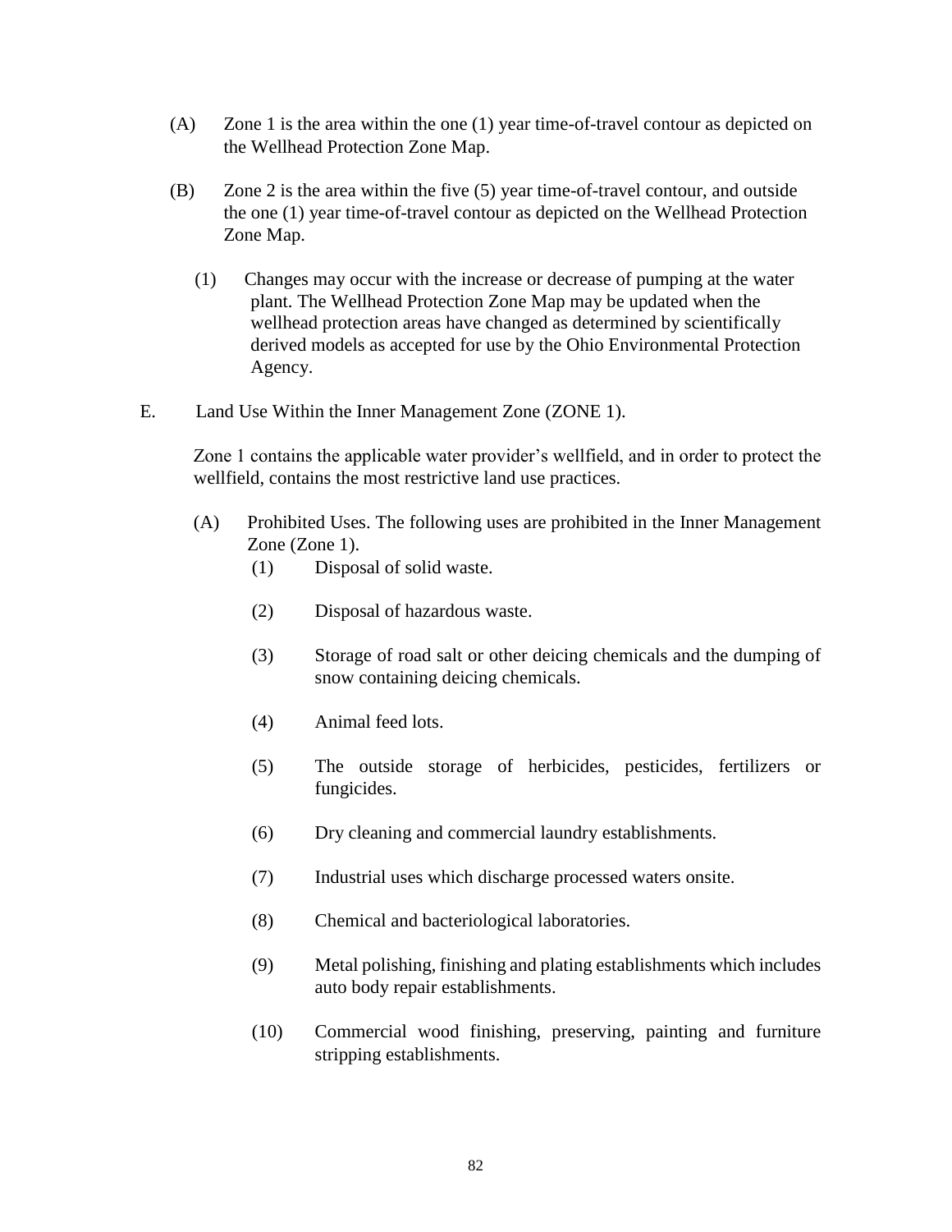(A) Zone 1 is the area within the one (1) year time-of-travel contour as depicted on the Wellhead Protection Zone Map.

(B) Zone 2 is the area within the five (5) year time-of-travel contour, and outside the one (1) year time-of-travel contour as depicted on the Wellhead Protection Zone Map.

(1) Changes may occur with the increase or decrease of pumping at the water plant. The Wellhead Protection Zone Map may be updated when the wellhead protection areas have changed as determined by scientifically derived models as accepted for use by the Ohio Environmental Protection Agency.

E. Land Use Within the Inner Management Zone (ZONE 1).

Zone 1 contains the applicable water provider's wellfield, and in order to protect the wellfield, contains the most restrictive land use practices.

(A) Prohibited Uses. The following uses are prohibited in the Inner Management Zone (Zone 1).

(1) Disposal of solid waste.

(2) Disposal of hazardous waste.

(3) Storage of road salt or other deicing chemicals and the dumping of snow containing deicing chemicals.

(4) Animal feed lots.

(5) The outside storage of herbicides, pesticides, fertilizers or fungicides.

(6) Dry cleaning and commercial laundry establishments.

(7) Industrial uses which discharge processed waters onsite.

(8) Chemical and bacteriological laboratories.

(9) Metal polishing, finishing and plating establishments which includes auto body repair establishments.

(10) Commercial wood finishing, preserving, painting and furniture stripping establishments.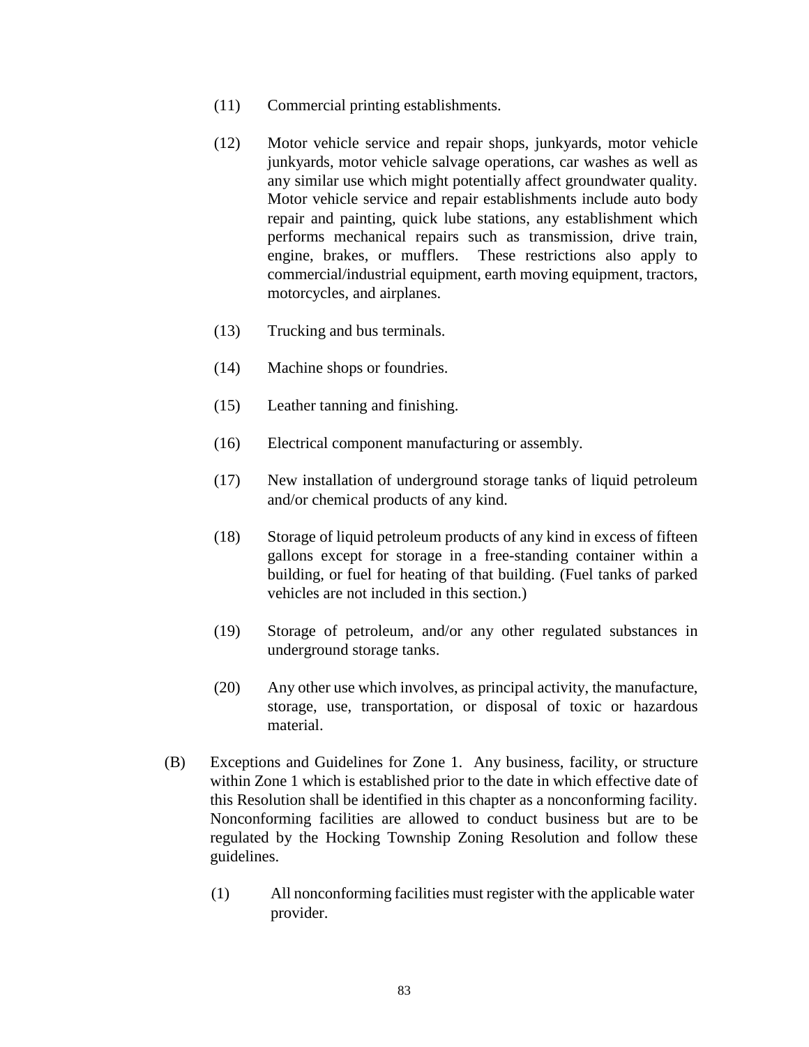(11) Commercial printing establishments.

(12) Motor vehicle service and repair shops, junkyards, motor vehicle junkyards, motor vehicle salvage operations, car washes as well as any similar use which might potentially affect groundwater quality. Motor vehicle service and repair establishments include auto body repair and painting, quick lube stations, any establishment which performs mechanical repairs such as transmission, drive train, engine, brakes, or mufflers. These restrictions also apply to commercial/industrial equipment, earth moving equipment, tractors, motorcycles, and airplanes.

(13) Trucking and bus terminals.

(14) Machine shops or foundries.

(15) Leather tanning and finishing.

(16) Electrical component manufacturing or assembly.

(17) New installation of underground storage tanks of liquid petroleum and/or chemical products of any kind.

(18) Storage of liquid petroleum products of any kind in excess of fifteen gallons except for storage in a free-standing container within a building, or fuel for heating of that building. (Fuel tanks of parked vehicles are not included in this section.)

(19) Storage of petroleum, and/or any other regulated substances in underground storage tanks.

(20) Any other use which involves, as principal activity, the manufacture, storage, use, transportation, or disposal of toxic or hazardous material.

(B) Exceptions and Guidelines for Zone 1. Any business, facility, or structure within Zone 1 which is established prior to the date in which effective date of this Resolution shall be identified in this chapter as a nonconforming facility. Nonconforming facilities are allowed to conduct business but are to be regulated by the Hocking Township Zoning Resolution and follow these guidelines.

(1) All nonconforming facilities must register with the applicable water provider.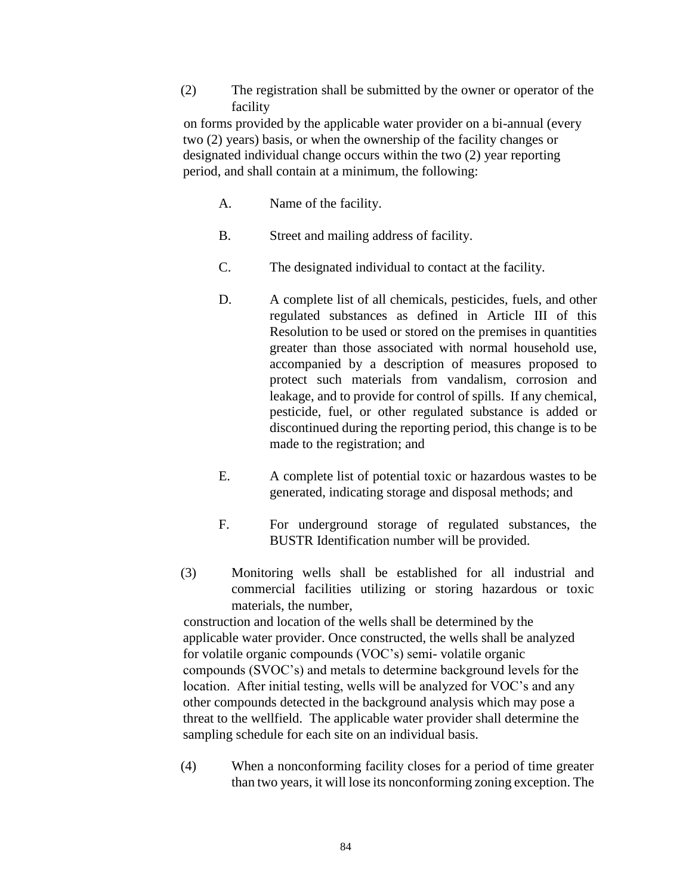(2) The registration shall be submitted by the owner or operator of the facility on forms provided by the applicable water provider on a bi-annual (every two (2) years) basis, or when the ownership of the facility changes or designated individual change occurs within the two (2) year reporting period, and shall contain at a minimum, the following:

A. Name of the facility.

B. Street and mailing address of facility.

C. The designated individual to contact at the facility.

D. A complete list of all chemicals, pesticides, fuels, and other regulated substances as defined in Article III of this Resolution to be used or stored on the premises in quantities greater than those associated with normal household use, accompanied by a description of measures proposed to protect such materials from vandalism, corrosion and leakage, and to provide for control of spills. If any chemical, pesticide, fuel, or other regulated substance is added or discontinued during the reporting period, this change is to be made to the registration; and

E. A complete list of potential toxic or hazardous wastes to be generated, indicating storage and disposal methods; and

F. For underground storage of regulated substances, the BUSTR Identification number will be provided.

(3) Monitoring wells shall be established for all industrial and commercial facilities utilizing or storing hazardous or toxic materials, the number, construction and location of the wells shall be determined by the applicable water provider. Once constructed, the wells shall be analyzed for volatile organic compounds (VOC's) semi- volatile organic compounds (SVOC's) and metals to determine background levels for the location. After initial testing, wells will be analyzed for VOC's and any other compounds detected in the background analysis which may pose a threat to the wellfield. The applicable water provider shall determine the sampling schedule for each site on an individual basis.

(4) When a nonconforming facility closes for a period of time greater than two years, it will lose its nonconforming zoning exception. The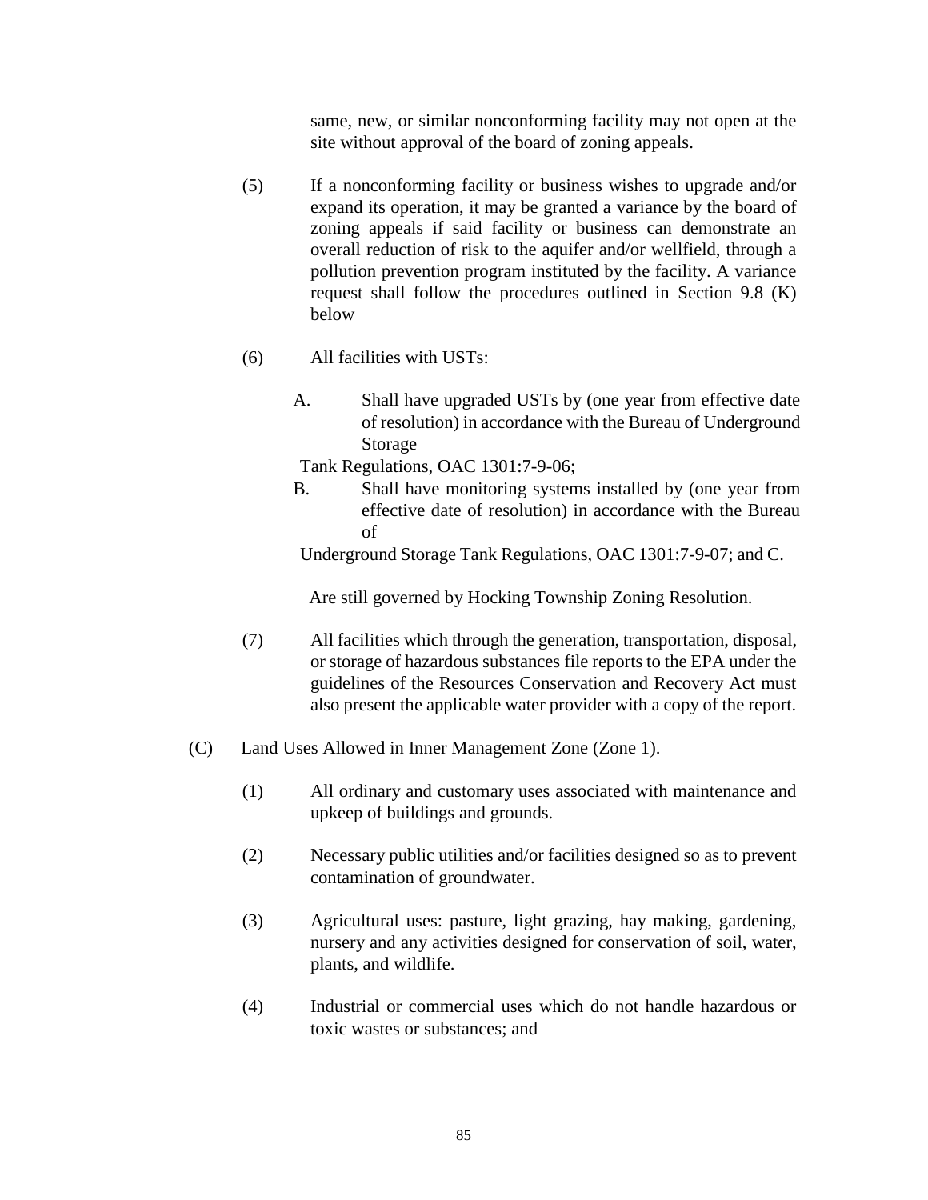same, new, or similar nonconforming facility may not open at the site without approval of the board of zoning appeals.

(5) If a nonconforming facility or business wishes to upgrade and/or expand its operation, it may be granted a variance by the board of zoning appeals if said facility or business can demonstrate an overall reduction of risk to the aquifer and/or wellfield, through a pollution prevention program instituted by the facility. A variance request shall follow the procedures outlined in Section 9.8 (K) below

(6) All facilities with USTs:

A. Shall have upgraded USTs by (one year from effective date of resolution) in accordance with the Bureau of Underground Storage Tank Regulations, OAC 1301:7-9-06;

B. Shall have monitoring systems installed by (one year from effective date of resolution) in accordance with the Bureau of Underground Storage Tank Regulations, OAC 1301:7-9-07; and

C. Are still governed by Hocking Township Zoning Resolution.

(7) All facilities which through the generation, transportation, disposal, or storage of hazardous substances file reports to the EPA under the guidelines of the Resources Conservation and Recovery Act must also present the applicable water provider with a copy of the report.

(C) Land Uses Allowed in Inner Management Zone (Zone 1).

(1) All ordinary and customary uses associated with maintenance and upkeep of buildings and grounds.

(2) Necessary public utilities and/or facilities designed so as to prevent contamination of groundwater.

(3) Agricultural uses: pasture, light grazing, hay making, gardening, nursery and any activities designed for conservation of soil, water, plants, and wildlife.

(4) Industrial or commercial uses which do not handle hazardous or toxic wastes or substances; and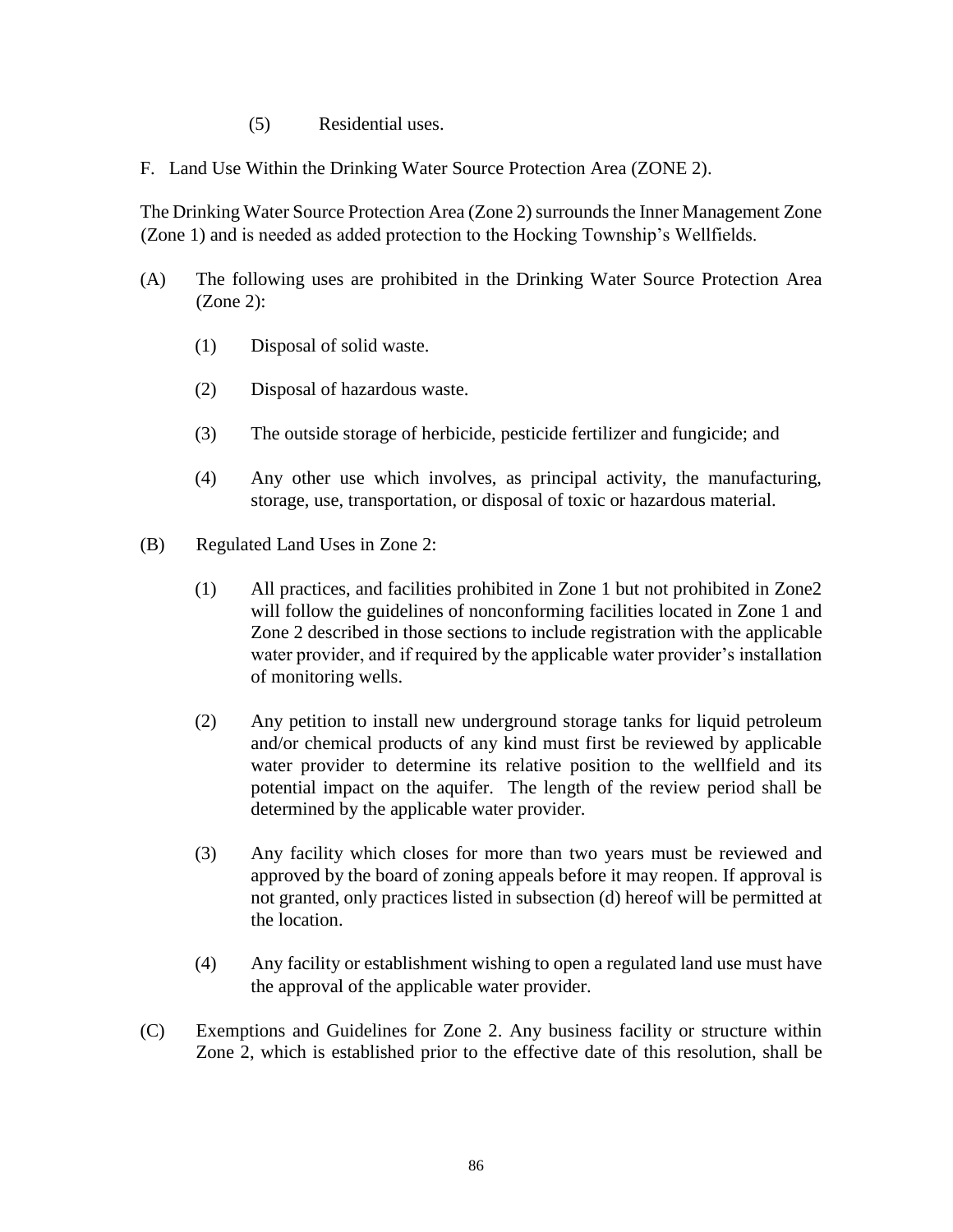(5) Residential uses.

F. Land Use Within the Drinking Water Source Protection Area (ZONE 2).

The Drinking Water Source Protection Area (Zone 2) surrounds the Inner Management Zone (Zone 1) and is needed as added protection to the Hocking Township's Wellfields.

(A) The following uses are prohibited in the Drinking Water Source Protection Area (Zone 2):

(1) Disposal of solid waste.

(2) Disposal of hazardous waste.

(3) The outside storage of herbicide, pesticide fertilizer and fungicide; and

(4) Any other use which involves, as principal activity, the manufacturing, storage, use, transportation, or disposal of toxic or hazardous material.

(B) Regulated Land Uses in Zone 2:

(1) All practices, and facilities prohibited in Zone 1 but not prohibited in Zone2 will follow the guidelines of nonconforming facilities located in Zone 1 and Zone 2 described in those sections to include registration with the applicable water provider, and if required by the applicable water provider's installation of monitoring wells.

(2) Any petition to install new underground storage tanks for liquid petroleum and/or chemical products of any kind must first be reviewed by applicable water provider to determine its relative position to the wellfield and its potential impact on the aquifer. The length of the review period shall be determined by the applicable water provider.

(3) Any facility which closes for more than two years must be reviewed and approved by the board of zoning appeals before it may reopen. If approval is not granted, only practices listed in subsection (d) hereof will be permitted at the location.

(4) Any facility or establishment wishing to open a regulated land use must have the approval of the applicable water provider.

(C) Exemptions and Guidelines for Zone 2. Any business facility or structure within Zone 2, which is established prior to the effective date of this resolution, shall be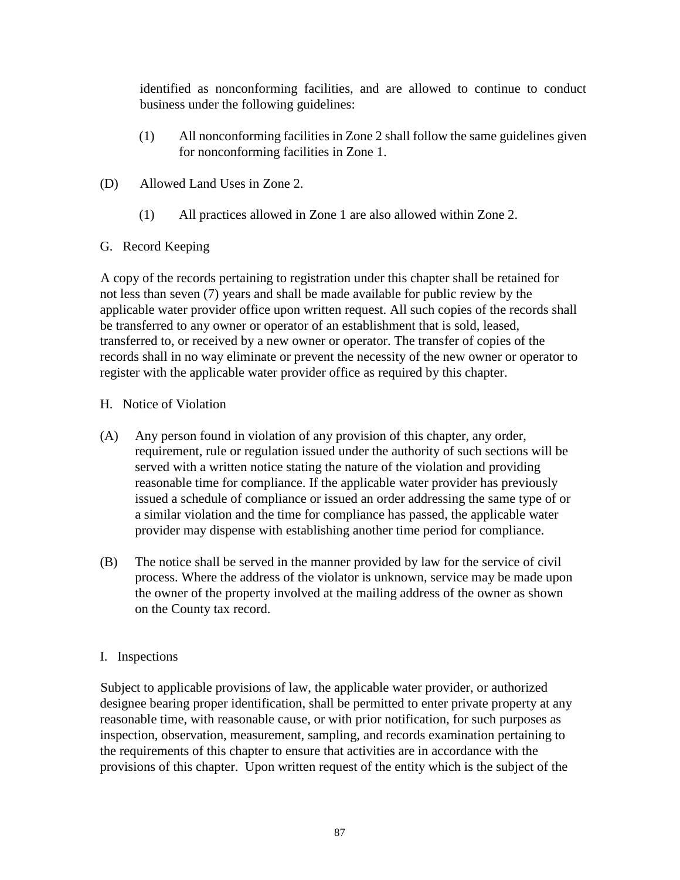identified as nonconforming facilities, and are allowed to continue to conduct business under the following guidelines:

(1) All nonconforming facilities in Zone 2 shall follow the same guidelines given for nonconforming facilities in Zone 1.

(D) Allowed Land Uses in Zone 2.

(1) All practices allowed in Zone 1 are also allowed within Zone 2.

G. Record Keeping

A copy of the records pertaining to registration under this chapter shall be retained for not less than seven (7) years and shall be made available for public review by the applicable water provider office upon written request. All such copies of the records shall be transferred to any owner or operator of an establishment that is sold, leased, transferred to, or received by a new owner or operator. The transfer of copies of the records shall in no way eliminate or prevent the necessity of the new owner or operator to register with the applicable water provider office as required by this chapter.

H. Notice of Violation

(A) Any person found in violation of any provision of this chapter, any order, requirement, rule or regulation issued under the authority of such sections will be served with a written notice stating the nature of the violation and providing reasonable time for compliance. If the applicable water provider has previously issued a schedule of compliance or issued an order addressing the same type of or a similar violation and the time for compliance has passed, the applicable water provider may dispense with establishing another time period for compliance.

(B) The notice shall be served in the manner provided by law for the service of civil process. Where the address of the violator is unknown, service may be made upon the owner of the property involved at the mailing address of the owner as shown on the County tax record.

I. Inspections

Subject to applicable provisions of law, the applicable water provider, or authorized designee bearing proper identification, shall be permitted to enter private property at any reasonable time, with reasonable cause, or with prior notification, for such purposes as inspection, observation, measurement, sampling, and records examination pertaining to the requirements of this chapter to ensure that activities are in accordance with the provisions of this chapter. Upon written request of the entity which is the subject of the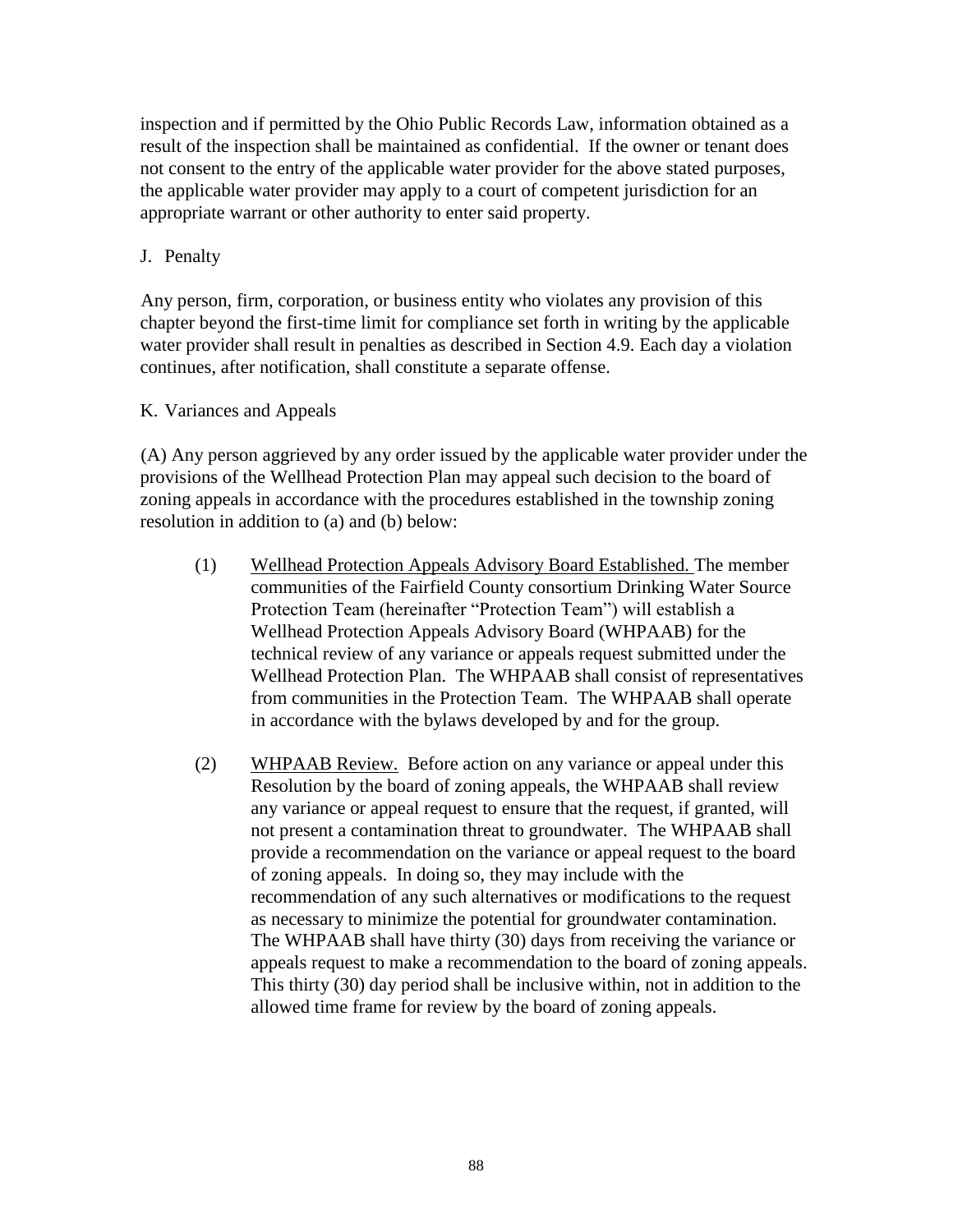inspection and if permitted by the Ohio Public Records Law, information obtained as a result of the inspection shall be maintained as confidential. If the owner or tenant does not consent to the entry of the applicable water provider for the above stated purposes, the applicable water provider may apply to a court of competent jurisdiction for an appropriate warrant or other authority to enter said property.

J. Penalty

Any person, firm, corporation, or business entity who violates any provision of this chapter beyond the first-time limit for compliance set forth in writing by the applicable water provider shall result in penalties as described in Section 4.9. Each day a violation continues, after notification, shall constitute a separate offense.

K. Variances and Appeals

(A) Any person aggrieved by any order issued by the applicable water provider under the provisions of the Wellhead Protection Plan may appeal such decision to the board of zoning appeals in accordance with the procedures established in the township zoning resolution in addition to (a) and (b) below:

(1) Wellhead Protection Appeals Advisory Board Established. The member communities of the Fairfield County consortium Drinking Water Source Protection Team (hereinafter "Protection Team") will establish a Wellhead Protection Appeals Advisory Board (WHPAAB) for the technical review of any variance or appeals request submitted under the Wellhead Protection Plan. The WHPAAB shall consist of representatives from communities in the Protection Team. The WHPAAB shall operate in accordance with the bylaws developed by and for the group.

(2) WHPAAB Review. Before action on any variance or appeal under this Resolution by the board of zoning appeals, the WHPAAB shall review any variance or appeal request to ensure that the request, if granted, will not present a contamination threat to groundwater. The WHPAAB shall provide a recommendation on the variance or appeal request to the board of zoning appeals. In doing so, they may include with the recommendation of any such alternatives or modifications to the request as necessary to minimize the potential for groundwater contamination. The WHPAAB shall have thirty (30) days from receiving the variance or appeals request to make a recommendation to the board of zoning appeals. This thirty (30) day period shall be inclusive within, not in addition to the allowed time frame for review by the board of zoning appeals.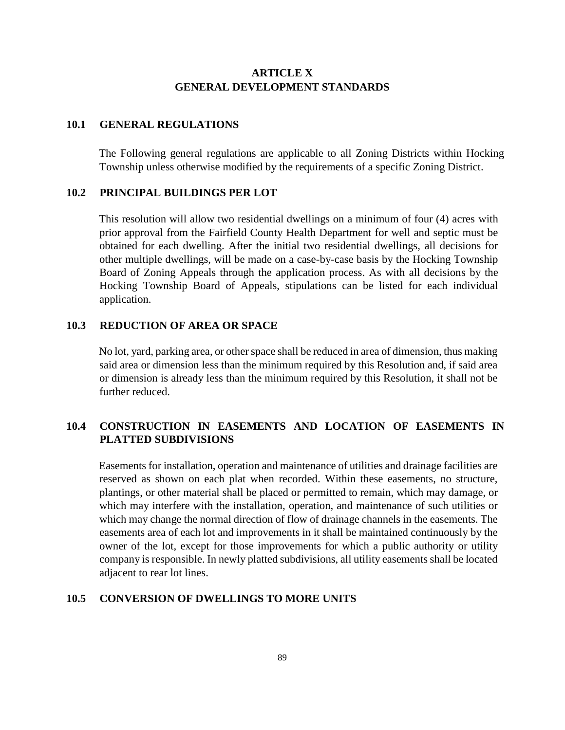# ARTICLE X
# GENERAL DEVELOPMENT STANDARDS

## 10.1 GENERAL REGULATIONS

The Following general regulations are applicable to all Zoning Districts within Hocking Township unless otherwise modified by the requirements of a specific Zoning District.

## 10.2 PRINCIPAL BUILDINGS PER LOT

This resolution will allow two residential dwellings on a minimum of four (4) acres with prior approval from the Fairfield County Health Department for well and septic must be obtained for each dwelling. After the initial two residential dwellings, all decisions for other multiple dwellings, will be made on a case-by-case basis by the Hocking Township Board of Zoning Appeals through the application process. As with all decisions by the Hocking Township Board of Appeals, stipulations can be listed for each individual application.

## 10.3 REDUCTION OF AREA OR SPACE

No lot, yard, parking area, or other space shall be reduced in area of dimension, thus making said area or dimension less than the minimum required by this Resolution and, if said area or dimension is already less than the minimum required by this Resolution, it shall not be further reduced.

## 10.4 CONSTRUCTION IN EASEMENTS AND LOCATION OF EASEMENTS IN PLATTED SUBDIVISIONS

Easements for installation, operation and maintenance of utilities and drainage facilities are reserved as shown on each plat when recorded. Within these easements, no structure, plantings, or other material shall be placed or permitted to remain, which may damage, or which may interfere with the installation, operation, and maintenance of such utilities or which may change the normal direction of flow of drainage channels in the easements. The easements area of each lot and improvements in it shall be maintained continuously by the owner of the lot, except for those improvements for which a public authority or utility company is responsible. In newly platted subdivisions, all utility easements shall be located adjacent to rear lot lines.

## 10.5 CONVERSION OF DWELLINGS TO MORE UNITS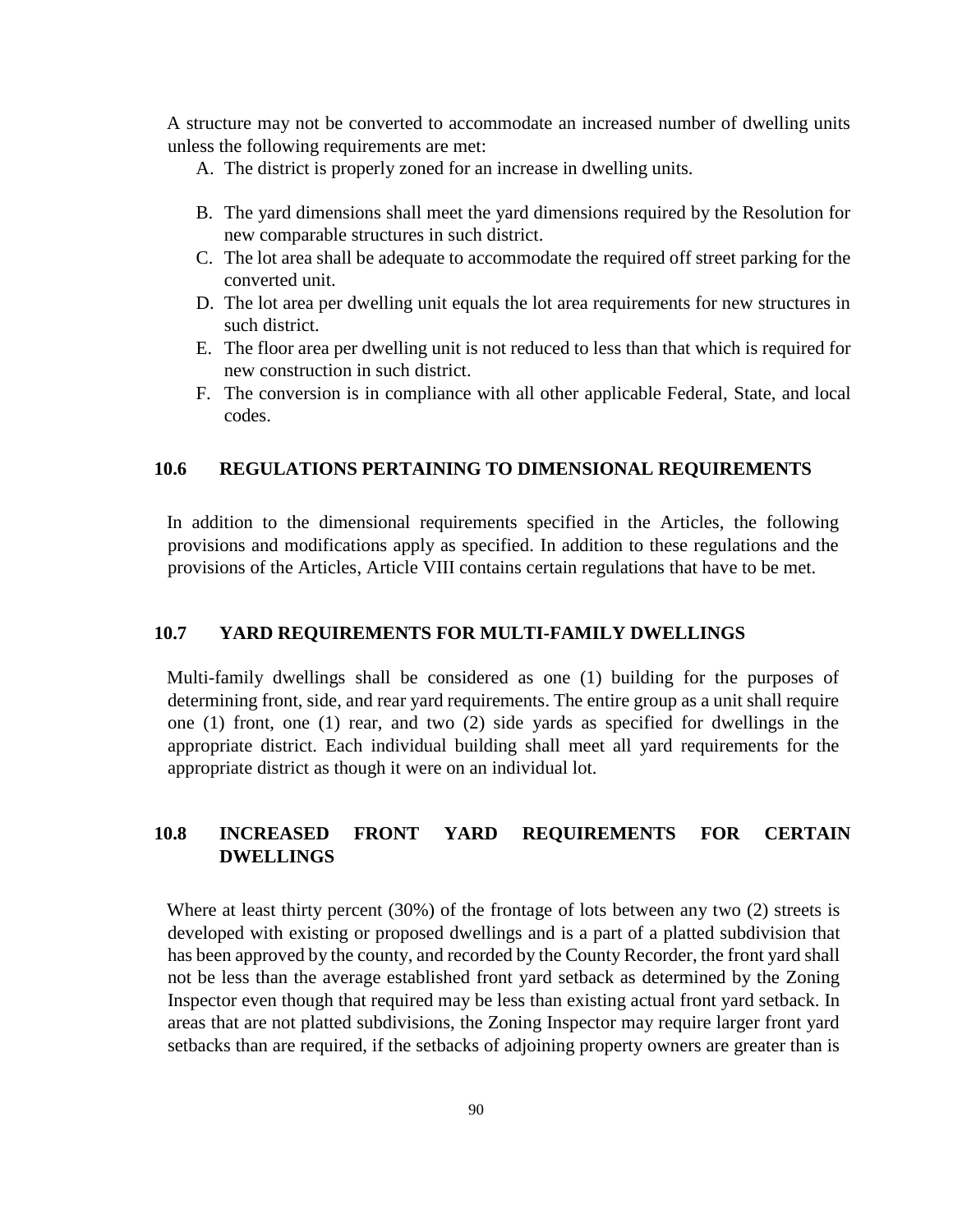A structure may not be converted to accommodate an increased number of dwelling units unless the following requirements are met:

A. The district is properly zoned for an increase in dwelling units.
B. The yard dimensions shall meet the yard dimensions required by the Resolution for new comparable structures in such district.
C. The lot area shall be adequate to accommodate the required off street parking for the converted unit.
D. The lot area per dwelling unit equals the lot area requirements for new structures in such district.
E. The floor area per dwelling unit is not reduced to less than that which is required for new construction in such district.
F. The conversion is in compliance with all other applicable Federal, State, and local codes.

## 10.6 REGULATIONS PERTAINING TO DIMENSIONAL REQUIREMENTS

In addition to the dimensional requirements specified in the Articles, the following provisions and modifications apply as specified. In addition to these regulations and the provisions of the Articles, Article VIII contains certain regulations that have to be met.

## 10.7 YARD REQUIREMENTS FOR MULTI-FAMILY DWELLINGS

Multi-family dwellings shall be considered as one (1) building for the purposes of determining front, side, and rear yard requirements. The entire group as a unit shall require one (1) front, one (1) rear, and two (2) side yards as specified for dwellings in the appropriate district. Each individual building shall meet all yard requirements for the appropriate district as though it were on an individual lot.

## 10.8 INCREASED FRONT YARD REQUIREMENTS FOR CERTAIN DWELLINGS

Where at least thirty percent (30%) of the frontage of lots between any two (2) streets is developed with existing or proposed dwellings and is a part of a platted subdivision that has been approved by the county, and recorded by the County Recorder, the front yard shall not be less than the average established front yard setback as determined by the Zoning Inspector even though that required may be less than existing actual front yard setback. In areas that are not platted subdivisions, the Zoning Inspector may require larger front yard setbacks than are required, if the setbacks of adjoining property owners are greater than is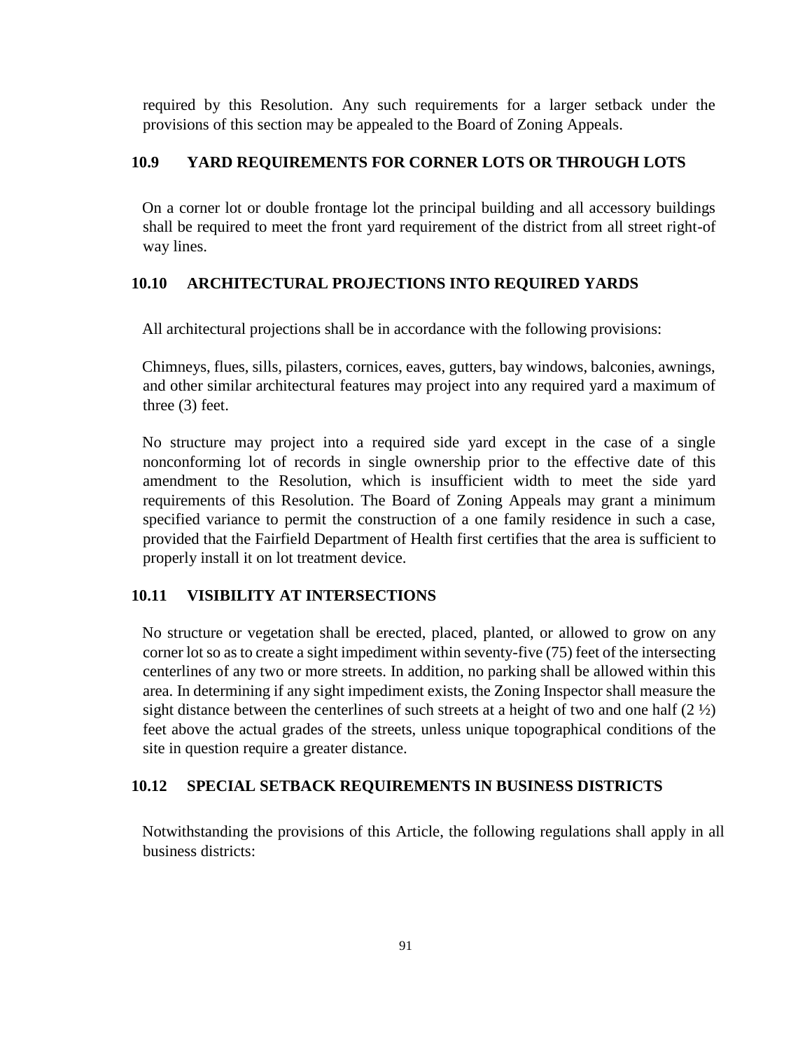required by this Resolution. Any such requirements for a larger setback under the provisions of this section may be appealed to the Board of Zoning Appeals.

## 10.9 YARD REQUIREMENTS FOR CORNER LOTS OR THROUGH LOTS

On a corner lot or double frontage lot the principal building and all accessory buildings shall be required to meet the front yard requirement of the district from all street right-of way lines.

## 10.10 ARCHITECTURAL PROJECTIONS INTO REQUIRED YARDS

All architectural projections shall be in accordance with the following provisions:

Chimneys, flues, sills, pilasters, cornices, eaves, gutters, bay windows, balconies, awnings, and other similar architectural features may project into any required yard a maximum of three (3) feet.

No structure may project into a required side yard except in the case of a single nonconforming lot of records in single ownership prior to the effective date of this amendment to the Resolution, which is insufficient width to meet the side yard requirements of this Resolution. The Board of Zoning Appeals may grant a minimum specified variance to permit the construction of a one family residence in such a case, provided that the Fairfield Department of Health first certifies that the area is sufficient to properly install it on lot treatment device.

## 10.11 VISIBILITY AT INTERSECTIONS

No structure or vegetation shall be erected, placed, planted, or allowed to grow on any corner lot so as to create a sight impediment within seventy-five (75) feet of the intersecting centerlines of any two or more streets. In addition, no parking shall be allowed within this area. In determining if any sight impediment exists, the Zoning Inspector shall measure the sight distance between the centerlines of such streets at a height of two and one half (2 ½) feet above the actual grades of the streets, unless unique topographical conditions of the site in question require a greater distance.

## 10.12 SPECIAL SETBACK REQUIREMENTS IN BUSINESS DISTRICTS

Notwithstanding the provisions of this Article, the following regulations shall apply in all business districts: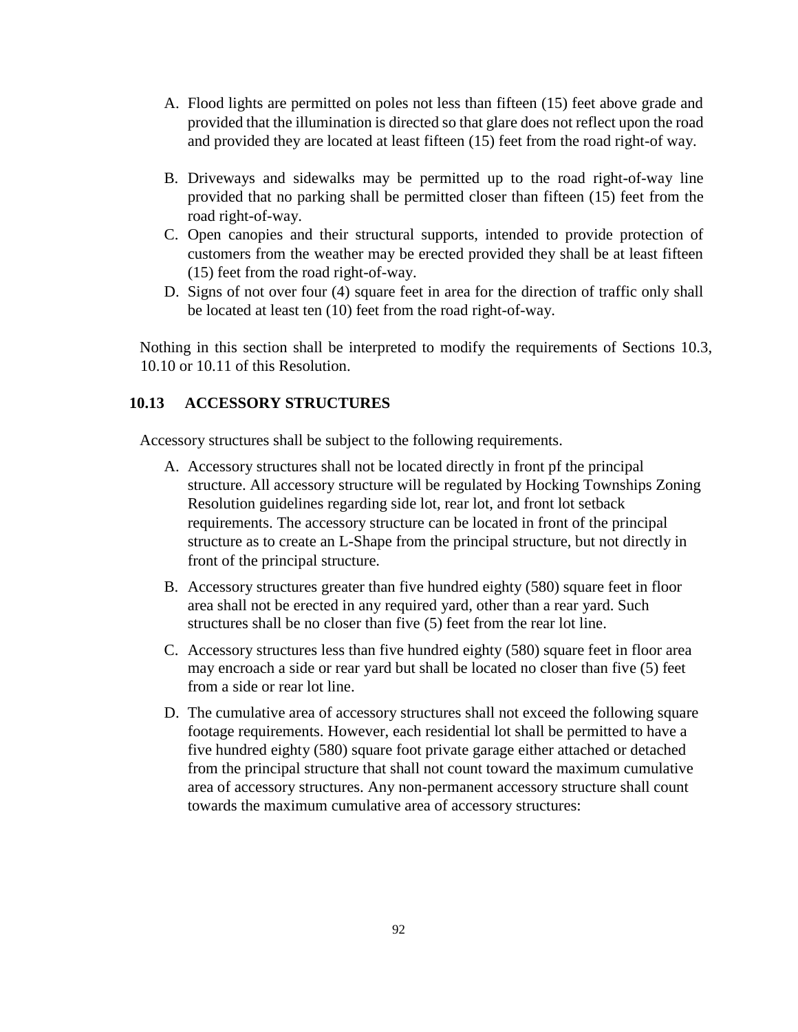A. Flood lights are permitted on poles not less than fifteen (15) feet above grade and provided that the illumination is directed so that glare does not reflect upon the road and provided they are located at least fifteen (15) feet from the road right-of way.

B. Driveways and sidewalks may be permitted up to the road right-of-way line provided that no parking shall be permitted closer than fifteen (15) feet from the road right-of-way.

C. Open canopies and their structural supports, intended to provide protection of customers from the weather may be erected provided they shall be at least fifteen (15) feet from the road right-of-way.

D. Signs of not over four (4) square feet in area for the direction of traffic only shall be located at least ten (10) feet from the road right-of-way.

Nothing in this section shall be interpreted to modify the requirements of Sections 10.3, 10.10 or 10.11 of this Resolution.

### 10.13 ACCESSORY STRUCTURES

Accessory structures shall be subject to the following requirements.

A. Accessory structures shall not be located directly in front pf the principal structure. All accessory structure will be regulated by Hocking Townships Zoning Resolution guidelines regarding side lot, rear lot, and front lot setback requirements. The accessory structure can be located in front of the principal structure as to create an L-Shape from the principal structure, but not directly in front of the principal structure.

B. Accessory structures greater than five hundred eighty (580) square feet in floor area shall not be erected in any required yard, other than a rear yard. Such structures shall be no closer than five (5) feet from the rear lot line.

C. Accessory structures less than five hundred eighty (580) square feet in floor area may encroach a side or rear yard but shall be located no closer than five (5) feet from a side or rear lot line.

D. The cumulative area of accessory structures shall not exceed the following square footage requirements. However, each residential lot shall be permitted to have a five hundred eighty (580) square foot private garage either attached or detached from the principal structure that shall not count toward the maximum cumulative area of accessory structures. Any non-permanent accessory structure shall count towards the maximum cumulative area of accessory structures: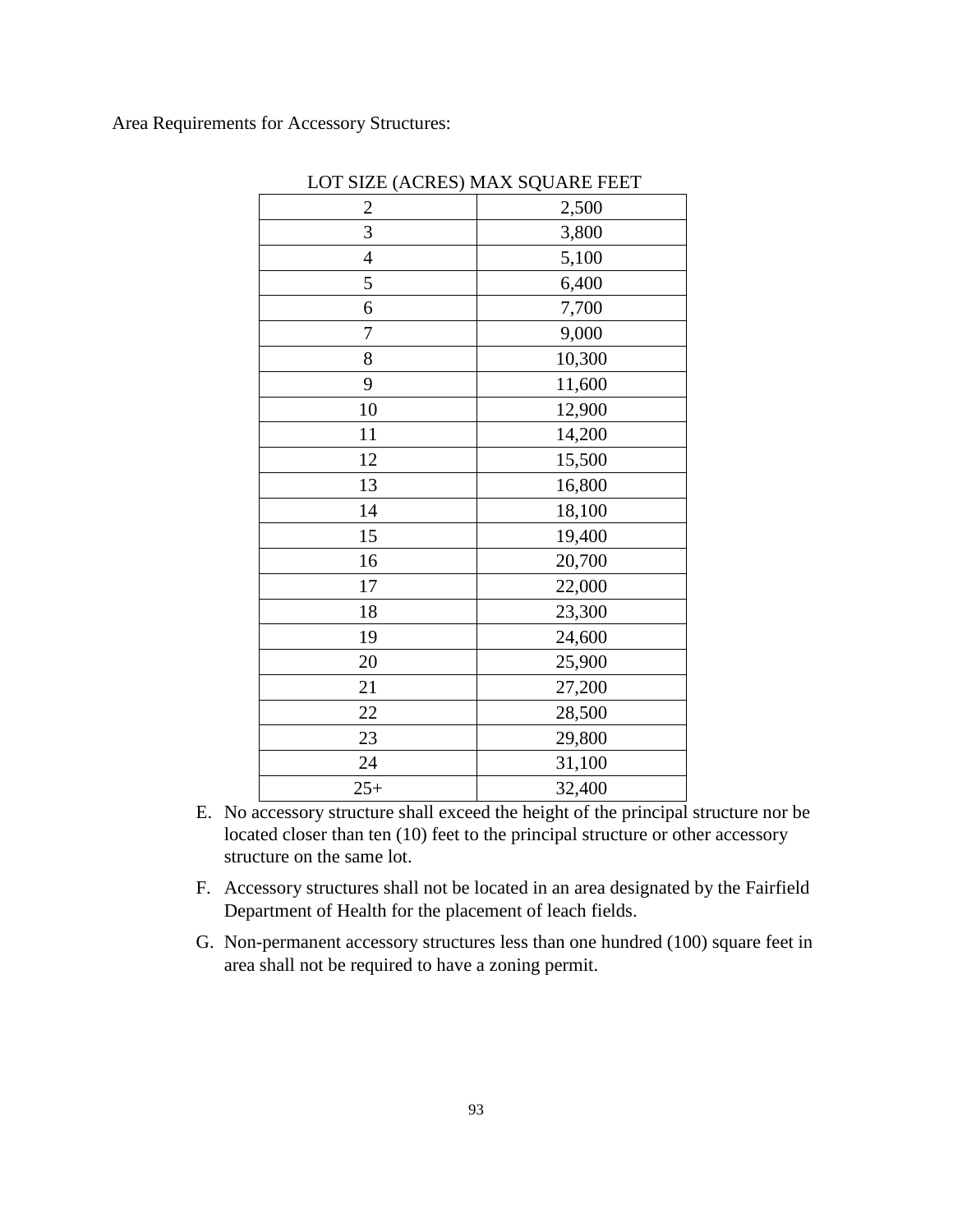Area Requirements for Accessory Structures:

| LOT SIZE (ACRES) | MAX SQUARE FEET |
|---|---|
| 2 | 2,500 |
| 3 | 3,800 |
| 4 | 5,100 |
| 5 | 6,400 |
| 6 | 7,700 |
| 7 | 9,000 |
| 8 | 10,300 |
| 9 | 11,600 |
| 10 | 12,900 |
| 11 | 14,200 |
| 12 | 15,500 |
| 13 | 16,800 |
| 14 | 18,100 |
| 15 | 19,400 |
| 16 | 20,700 |
| 17 | 22,000 |
| 18 | 23,300 |
| 19 | 24,600 |
| 20 | 25,900 |
| 21 | 27,200 |
| 22 | 28,500 |
| 23 | 29,800 |
| 24 | 31,100 |
| 25+ | 32,400 |

E. No accessory structure shall exceed the height of the principal structure nor be located closer than ten (10) feet to the principal structure or other accessory structure on the same lot.

F. Accessory structures shall not be located in an area designated by the Fairfield Department of Health for the placement of leach fields.

G. Non-permanent accessory structures less than one hundred (100) square feet in area shall not be required to have a zoning permit.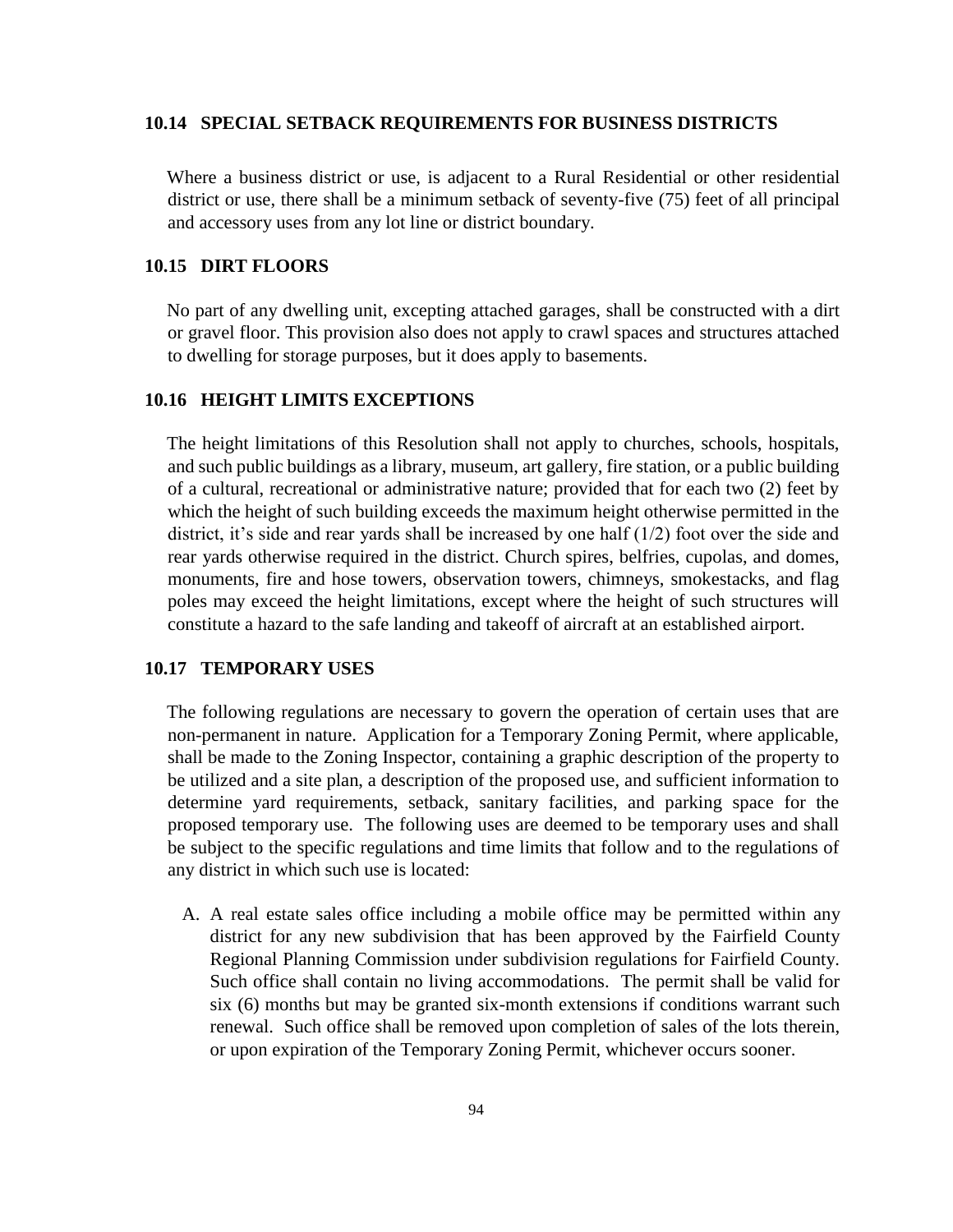## 10.14 SPECIAL SETBACK REQUIREMENTS FOR BUSINESS DISTRICTS

Where a business district or use, is adjacent to a Rural Residential or other residential district or use, there shall be a minimum setback of seventy-five (75) feet of all principal and accessory uses from any lot line or district boundary.

## 10.15 DIRT FLOORS

No part of any dwelling unit, excepting attached garages, shall be constructed with a dirt or gravel floor. This provision also does not apply to crawl spaces and structures attached to dwelling for storage purposes, but it does apply to basements.

## 10.16 HEIGHT LIMITS EXCEPTIONS

The height limitations of this Resolution shall not apply to churches, schools, hospitals, and such public buildings as a library, museum, art gallery, fire station, or a public building of a cultural, recreational or administrative nature; provided that for each two (2) feet by which the height of such building exceeds the maximum height otherwise permitted in the district, it's side and rear yards shall be increased by one half (1/2) foot over the side and rear yards otherwise required in the district. Church spires, belfries, cupolas, and domes, monuments, fire and hose towers, observation towers, chimneys, smokestacks, and flag poles may exceed the height limitations, except where the height of such structures will constitute a hazard to the safe landing and takeoff of aircraft at an established airport.

## 10.17 TEMPORARY USES

The following regulations are necessary to govern the operation of certain uses that are non-permanent in nature. Application for a Temporary Zoning Permit, where applicable, shall be made to the Zoning Inspector, containing a graphic description of the property to be utilized and a site plan, a description of the proposed use, and sufficient information to determine yard requirements, setback, sanitary facilities, and parking space for the proposed temporary use. The following uses are deemed to be temporary uses and shall be subject to the specific regulations and time limits that follow and to the regulations of any district in which such use is located:

A. A real estate sales office including a mobile office may be permitted within any district for any new subdivision that has been approved by the Fairfield County Regional Planning Commission under subdivision regulations for Fairfield County. Such office shall contain no living accommodations. The permit shall be valid for six (6) months but may be granted six-month extensions if conditions warrant such renewal. Such office shall be removed upon completion of sales of the lots therein, or upon expiration of the Temporary Zoning Permit, whichever occurs sooner.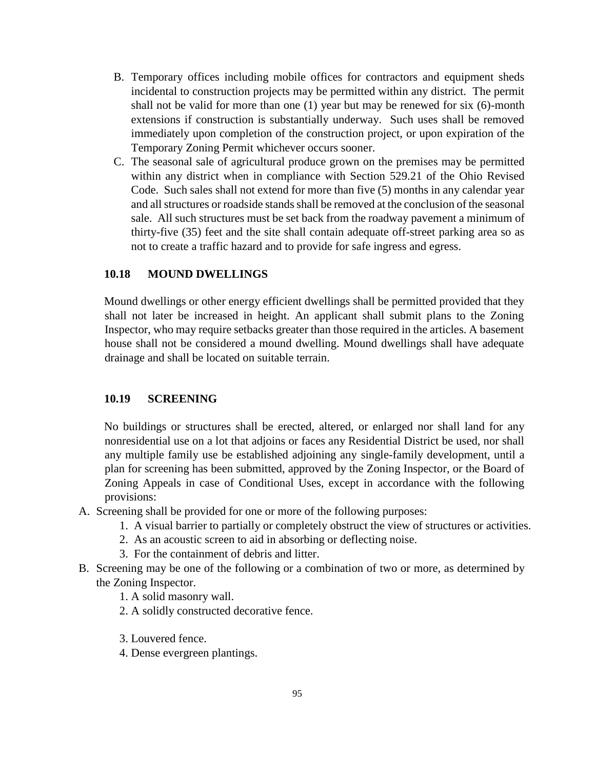B. Temporary offices including mobile offices for contractors and equipment sheds incidental to construction projects may be permitted within any district. The permit shall not be valid for more than one (1) year but may be renewed for six (6)-month extensions if construction is substantially underway. Such uses shall be removed immediately upon completion of the construction project, or upon expiration of the Temporary Zoning Permit whichever occurs sooner.

C. The seasonal sale of agricultural produce grown on the premises may be permitted within any district when in compliance with Section 529.21 of the Ohio Revised Code. Such sales shall not extend for more than five (5) months in any calendar year and all structures or roadside stands shall be removed at the conclusion of the seasonal sale. All such structures must be set back from the roadway pavement a minimum of thirty-five (35) feet and the site shall contain adequate off-street parking area so as not to create a traffic hazard and to provide for safe ingress and egress.

### 10.18 MOUND DWELLINGS

Mound dwellings or other energy efficient dwellings shall be permitted provided that they shall not later be increased in height. An applicant shall submit plans to the Zoning Inspector, who may require setbacks greater than those required in the articles. A basement house shall not be considered a mound dwelling. Mound dwellings shall have adequate drainage and shall be located on suitable terrain.

### 10.19 SCREENING

No buildings or structures shall be erected, altered, or enlarged nor shall land for any nonresidential use on a lot that adjoins or faces any Residential District be used, nor shall any multiple family use be established adjoining any single-family development, until a plan for screening has been submitted, approved by the Zoning Inspector, or the Board of Zoning Appeals in case of Conditional Uses, except in accordance with the following provisions:

A. Screening shall be provided for one or more of the following purposes:
   1. A visual barrier to partially or completely obstruct the view of structures or activities.
   2. As an acoustic screen to aid in absorbing or deflecting noise.
   3. For the containment of debris and litter.

B. Screening may be one of the following or a combination of two or more, as determined by the Zoning Inspector.
   1. A solid masonry wall.
   2. A solidly constructed decorative fence.
   3. Louvered fence.
   4. Dense evergreen plantings.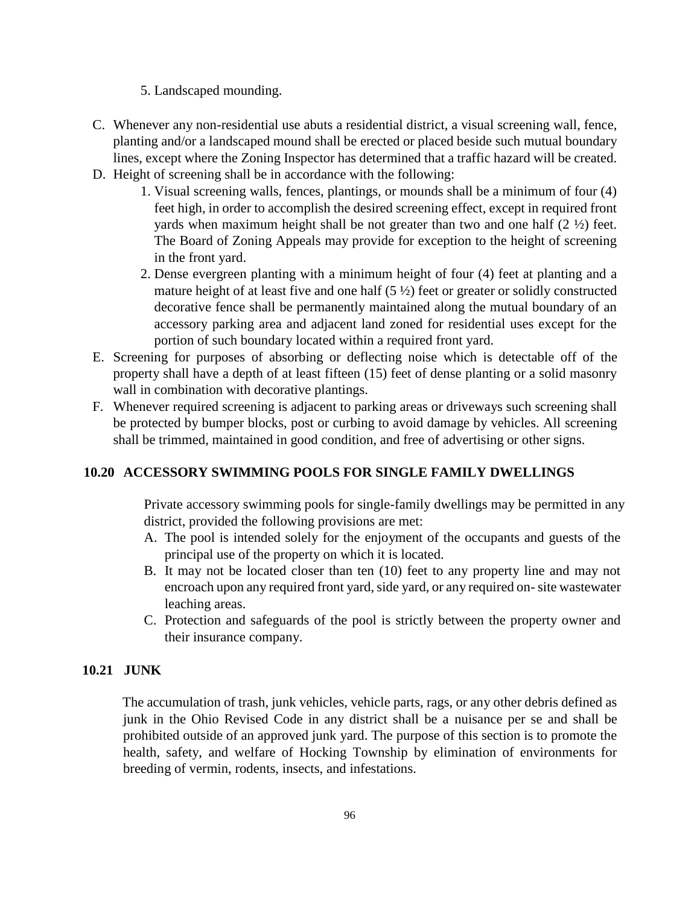5. Landscaped mounding.

C. Whenever any non-residential use abuts a residential district, a visual screening wall, fence, planting and/or a landscaped mound shall be erected or placed beside such mutual boundary lines, except where the Zoning Inspector has determined that a traffic hazard will be created.

D. Height of screening shall be in accordance with the following:

   1. Visual screening walls, fences, plantings, or mounds shall be a minimum of four (4) feet high, in order to accomplish the desired screening effect, except in required front yards when maximum height shall be not greater than two and one half (2 ½) feet. The Board of Zoning Appeals may provide for exception to the height of screening in the front yard.
   2. Dense evergreen planting with a minimum height of four (4) feet at planting and a mature height of at least five and one half (5 ½) feet or greater or solidly constructed decorative fence shall be permanently maintained along the mutual boundary of an accessory parking area and adjacent land zoned for residential uses except for the portion of such boundary located within a required front yard.

E. Screening for purposes of absorbing or deflecting noise which is detectable off of the property shall have a depth of at least fifteen (15) feet of dense planting or a solid masonry wall in combination with decorative plantings.

F. Whenever required screening is adjacent to parking areas or driveways such screening shall be protected by bumper blocks, post or curbing to avoid damage by vehicles. All screening shall be trimmed, maintained in good condition, and free of advertising or other signs.

## 10.20 ACCESSORY SWIMMING POOLS FOR SINGLE FAMILY DWELLINGS

Private accessory swimming pools for single-family dwellings may be permitted in any district, provided the following provisions are met:

A. The pool is intended solely for the enjoyment of the occupants and guests of the principal use of the property on which it is located.

B. It may not be located closer than ten (10) feet to any property line and may not encroach upon any required front yard, side yard, or any required on- site wastewater leaching areas.

C. Protection and safeguards of the pool is strictly between the property owner and their insurance company.

## 10.21 JUNK

The accumulation of trash, junk vehicles, vehicle parts, rags, or any other debris defined as junk in the Ohio Revised Code in any district shall be a nuisance per se and shall be prohibited outside of an approved junk yard. The purpose of this section is to promote the health, safety, and welfare of Hocking Township by elimination of environments for breeding of vermin, rodents, insects, and infestations.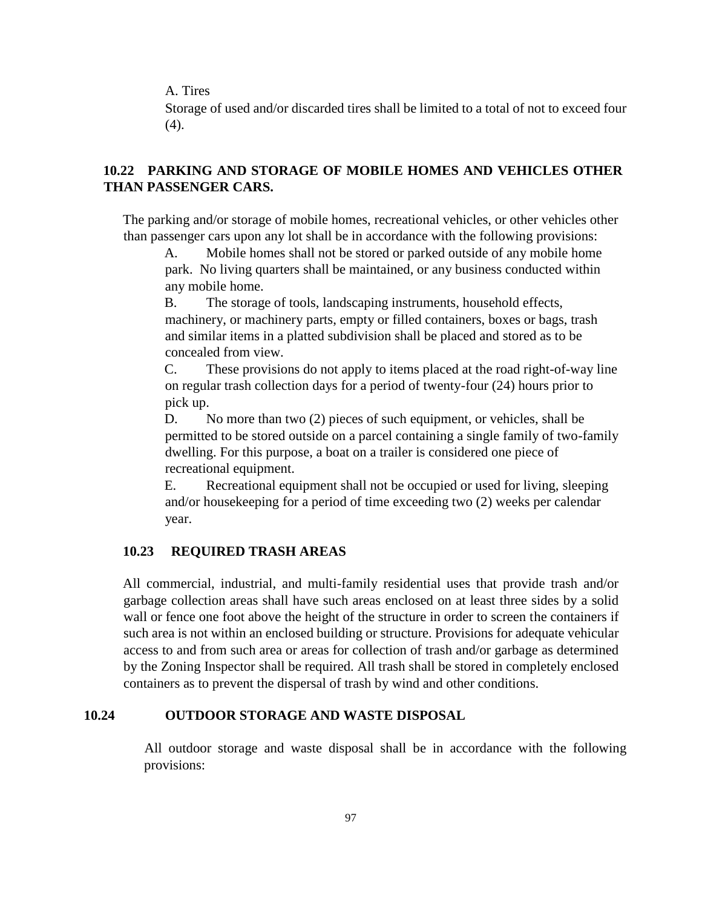A. Tires

Storage of used and/or discarded tires shall be limited to a total of not to exceed four (4).

## 10.22 PARKING AND STORAGE OF MOBILE HOMES AND VEHICLES OTHER THAN PASSENGER CARS.

The parking and/or storage of mobile homes, recreational vehicles, or other vehicles other than passenger cars upon any lot shall be in accordance with the following provisions:

A. Mobile homes shall not be stored or parked outside of any mobile home park. No living quarters shall be maintained, or any business conducted within any mobile home.

B. The storage of tools, landscaping instruments, household effects, machinery, or machinery parts, empty or filled containers, boxes or bags, trash and similar items in a platted subdivision shall be placed and stored as to be concealed from view.

C. These provisions do not apply to items placed at the road right-of-way line on regular trash collection days for a period of twenty-four (24) hours prior to pick up.

D. No more than two (2) pieces of such equipment, or vehicles, shall be permitted to be stored outside on a parcel containing a single family of two-family dwelling. For this purpose, a boat on a trailer is considered one piece of recreational equipment.

E. Recreational equipment shall not be occupied or used for living, sleeping and/or housekeeping for a period of time exceeding two (2) weeks per calendar year.

## 10.23 REQUIRED TRASH AREAS

All commercial, industrial, and multi-family residential uses that provide trash and/or garbage collection areas shall have such areas enclosed on at least three sides by a solid wall or fence one foot above the height of the structure in order to screen the containers if such area is not within an enclosed building or structure. Provisions for adequate vehicular access to and from such area or areas for collection of trash and/or garbage as determined by the Zoning Inspector shall be required. All trash shall be stored in completely enclosed containers as to prevent the dispersal of trash by wind and other conditions.

## 10.24 OUTDOOR STORAGE AND WASTE DISPOSAL

All outdoor storage and waste disposal shall be in accordance with the following provisions: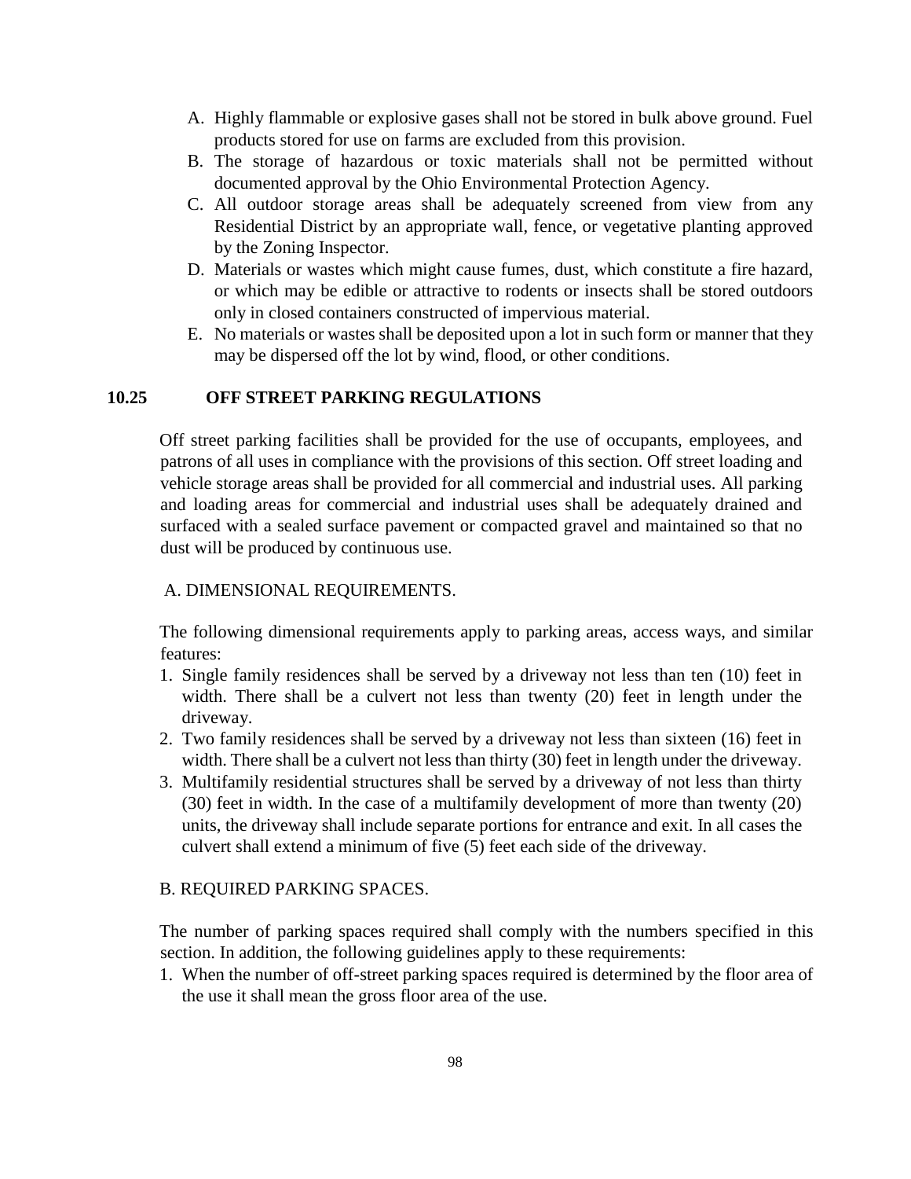A. Highly flammable or explosive gases shall not be stored in bulk above ground. Fuel products stored for use on farms are excluded from this provision.
B. The storage of hazardous or toxic materials shall not be permitted without documented approval by the Ohio Environmental Protection Agency.
C. All outdoor storage areas shall be adequately screened from view from any Residential District by an appropriate wall, fence, or vegetative planting approved by the Zoning Inspector.
D. Materials or wastes which might cause fumes, dust, which constitute a fire hazard, or which may be edible or attractive to rodents or insects shall be stored outdoors only in closed containers constructed of impervious material.
E. No materials or wastes shall be deposited upon a lot in such form or manner that they may be dispersed off the lot by wind, flood, or other conditions.

## 10.25 OFF STREET PARKING REGULATIONS

Off street parking facilities shall be provided for the use of occupants, employees, and patrons of all uses in compliance with the provisions of this section. Off street loading and vehicle storage areas shall be provided for all commercial and industrial uses. All parking and loading areas for commercial and industrial uses shall be adequately drained and surfaced with a sealed surface pavement or compacted gravel and maintained so that no dust will be produced by continuous use.

A. DIMENSIONAL REQUIREMENTS.

The following dimensional requirements apply to parking areas, access ways, and similar features:

1. Single family residences shall be served by a driveway not less than ten (10) feet in width. There shall be a culvert not less than twenty (20) feet in length under the driveway.
2. Two family residences shall be served by a driveway not less than sixteen (16) feet in width. There shall be a culvert not less than thirty (30) feet in length under the driveway.
3. Multifamily residential structures shall be served by a driveway of not less than thirty (30) feet in width. In the case of a multifamily development of more than twenty (20) units, the driveway shall include separate portions for entrance and exit. In all cases the culvert shall extend a minimum of five (5) feet each side of the driveway.

B. REQUIRED PARKING SPACES.

The number of parking spaces required shall comply with the numbers specified in this section. In addition, the following guidelines apply to these requirements:

1. When the number of off-street parking spaces required is determined by the floor area of the use it shall mean the gross floor area of the use.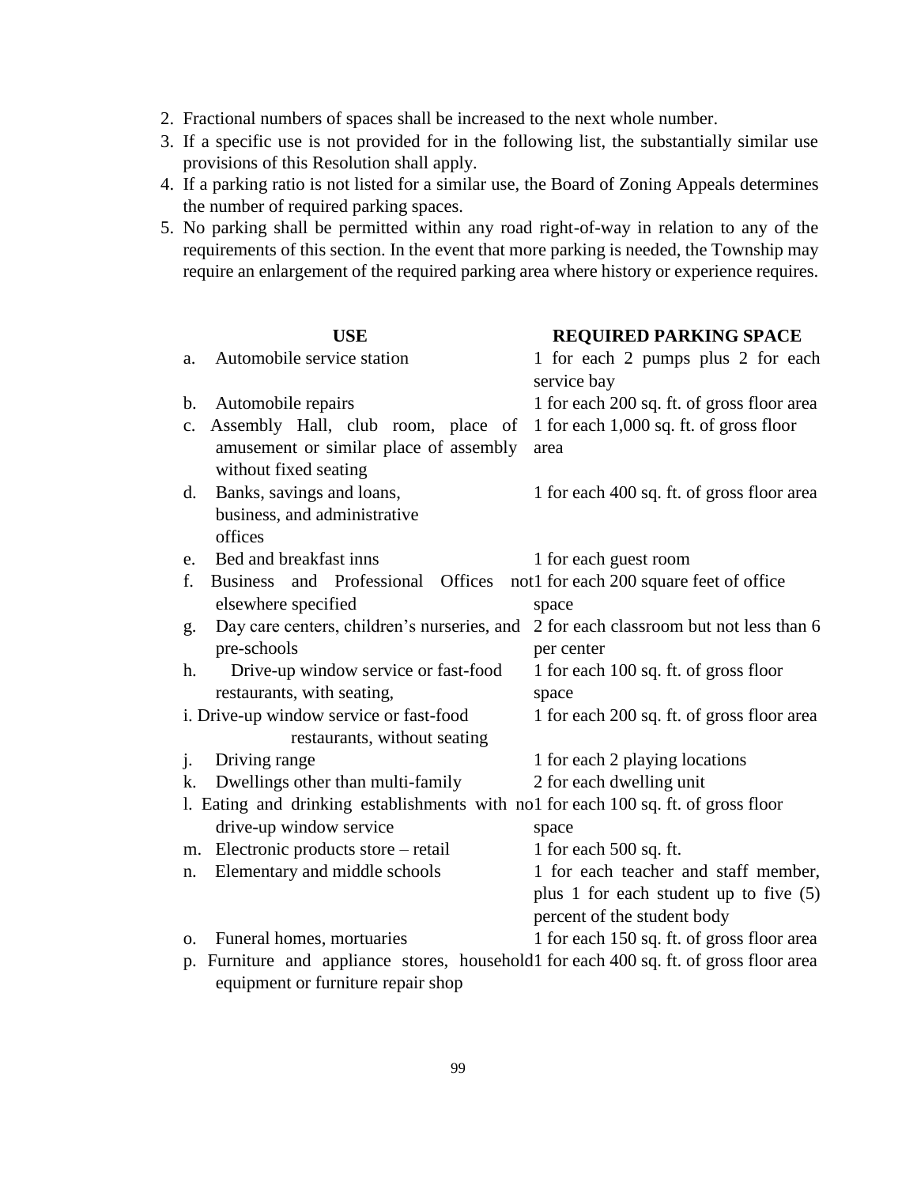2. Fractional numbers of spaces shall be increased to the next whole number.
3. If a specific use is not provided for in the following list, the substantially similar use provisions of this Resolution shall apply.
4. If a parking ratio is not listed for a similar use, the Board of Zoning Appeals determines the number of required parking spaces.
5. No parking shall be permitted within any road right-of-way in relation to any of the requirements of this section. In the event that more parking is needed, the Township may require an enlargement of the required parking area where history or experience requires.

| USE | REQUIRED PARKING SPACE |
|---|---|
| a. Automobile service station | 1 for each 2 pumps plus 2 for each service bay |
| b. Automobile repairs | 1 for each 200 sq. ft. of gross floor area |
| c. Assembly Hall, club room, place of amusement or similar place of assembly without fixed seating | 1 for each 1,000 sq. ft. of gross floor area |
| d. Banks, savings and loans, business, and administrative offices | 1 for each 400 sq. ft. of gross floor area |
| e. Bed and breakfast inns | 1 for each guest room |
| f. Business and Professional Offices not elsewhere specified | 1 for each 200 square feet of office space |
| g. Day care centers, children's nurseries, and pre-schools | 2 for each classroom but not less than 6 per center |
| h. Drive-up window service or fast-food restaurants, with seating, | 1 for each 100 sq. ft. of gross floor space |
| i. Drive-up window service or fast-food restaurants, without seating | 1 for each 200 sq. ft. of gross floor area |
| j. Driving range | 1 for each 2 playing locations |
| k. Dwellings other than multi-family | 2 for each dwelling unit |
| l. Eating and drinking establishments with no drive-up window service | 1 for each 100 sq. ft. of gross floor space |
| m. Electronic products store – retail | 1 for each 500 sq. ft. |
| n. Elementary and middle schools | 1 for each teacher and staff member, plus 1 for each student up to five (5) percent of the student body |
| o. Funeral homes, mortuaries | 1 for each 150 sq. ft. of gross floor area |
| p. Furniture and appliance stores, household equipment or furniture repair shop | 1 for each 400 sq. ft. of gross floor area |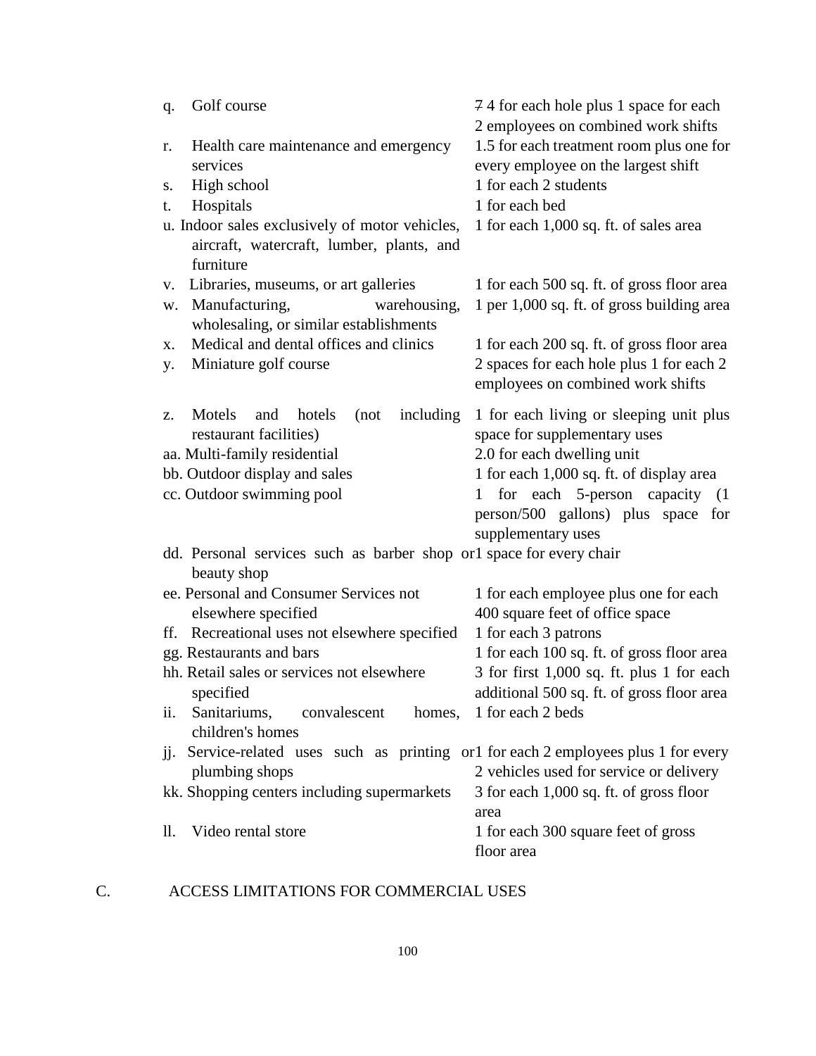| | |
|---|---|
| q. Golf course | ~~7~~ 4 for each hole plus 1 space for each 2 employees on combined work shifts |
| r. Health care maintenance and emergency services | 1.5 for each treatment room plus one for every employee on the largest shift |
| s. High school | 1 for each 2 students |
| t. Hospitals | 1 for each bed |
| u. Indoor sales exclusively of motor vehicles, aircraft, watercraft, lumber, plants, and furniture | 1 for each 1,000 sq. ft. of sales area |
| v. Libraries, museums, or art galleries | 1 for each 500 sq. ft. of gross floor area |
| w. Manufacturing, warehousing, wholesaling, or similar establishments | 1 per 1,000 sq. ft. of gross building area |
| x. Medical and dental offices and clinics | 1 for each 200 sq. ft. of gross floor area |
| y. Miniature golf course | 2 spaces for each hole plus 1 for each 2 employees on combined work shifts |
| z. Motels and hotels (not including restaurant facilities) | 1 for each living or sleeping unit plus space for supplementary uses |
| aa. Multi-family residential | 2.0 for each dwelling unit |
| bb. Outdoor display and sales | 1 for each 1,000 sq. ft. of display area |
| cc. Outdoor swimming pool | 1 for each 5-person capacity (1 person/500 gallons) plus space for supplementary uses |
| dd. Personal services such as barber shop or beauty shop | 1 space for every chair |
| ee. Personal and Consumer Services not elsewhere specified | 1 for each employee plus one for each 400 square feet of office space |
| ff. Recreational uses not elsewhere specified | 1 for each 3 patrons |
| gg. Restaurants and bars | 1 for each 100 sq. ft. of gross floor area |
| hh. Retail sales or services not elsewhere specified | 3 for first 1,000 sq. ft. plus 1 for each additional 500 sq. ft. of gross floor area |
| ii. Sanitariums, convalescent homes, children's homes | 1 for each 2 beds |
| jj. Service-related uses such as printing or plumbing shops | 1 for each 2 employees plus 1 for every 2 vehicles used for service or delivery |
| kk. Shopping centers including supermarkets | 3 for each 1,000 sq. ft. of gross floor area |
| ll. Video rental store | 1 for each 300 square feet of gross floor area |

C. ACCESS LIMITATIONS FOR COMMERCIAL USES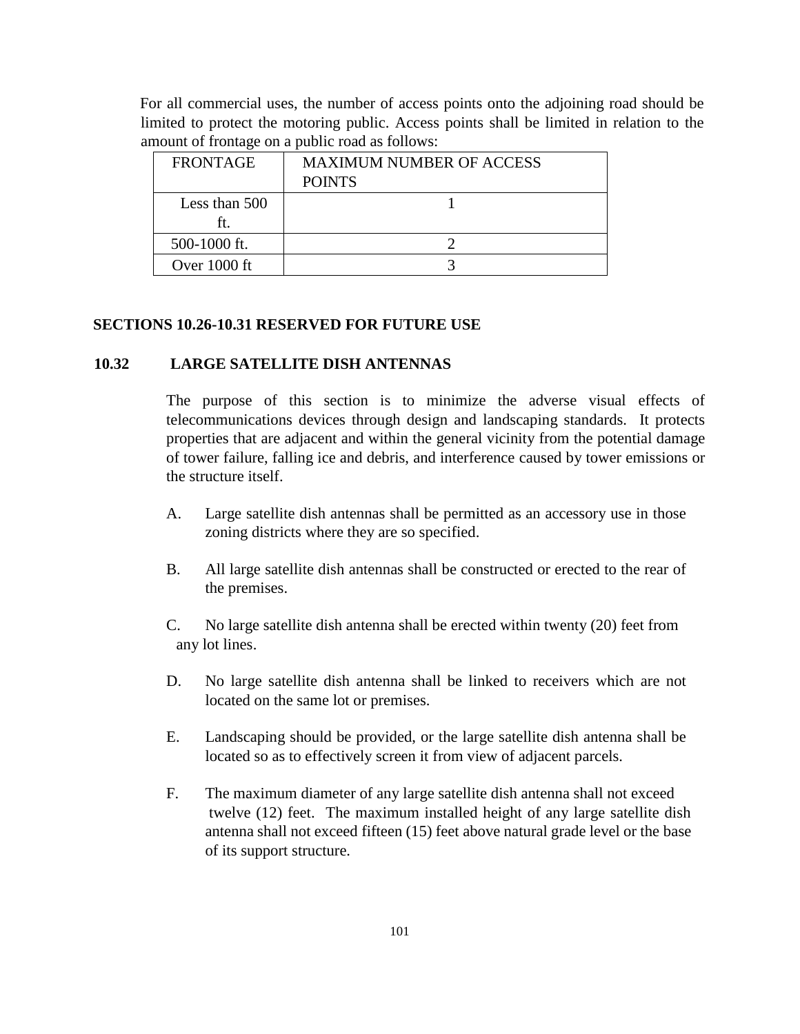For all commercial uses, the number of access points onto the adjoining road should be limited to protect the motoring public. Access points shall be limited in relation to the amount of frontage on a public road as follows:

| FRONTAGE | MAXIMUM NUMBER OF ACCESS POINTS |
|---|---|
| Less than 500 ft. | 1 |
| 500-1000 ft. | 2 |
| Over 1000 ft | 3 |

**SECTIONS 10.26-10.31 RESERVED FOR FUTURE USE**

## 10.32 LARGE SATELLITE DISH ANTENNAS

The purpose of this section is to minimize the adverse visual effects of telecommunications devices through design and landscaping standards. It protects properties that are adjacent and within the general vicinity from the potential damage of tower failure, falling ice and debris, and interference caused by tower emissions or the structure itself.

A. Large satellite dish antennas shall be permitted as an accessory use in those zoning districts where they are so specified.

B. All large satellite dish antennas shall be constructed or erected to the rear of the premises.

C. No large satellite dish antenna shall be erected within twenty (20) feet from any lot lines.

D. No large satellite dish antenna shall be linked to receivers which are not located on the same lot or premises.

E. Landscaping should be provided, or the large satellite dish antenna shall be located so as to effectively screen it from view of adjacent parcels.

F. The maximum diameter of any large satellite dish antenna shall not exceed twelve (12) feet. The maximum installed height of any large satellite dish antenna shall not exceed fifteen (15) feet above natural grade level or the base of its support structure.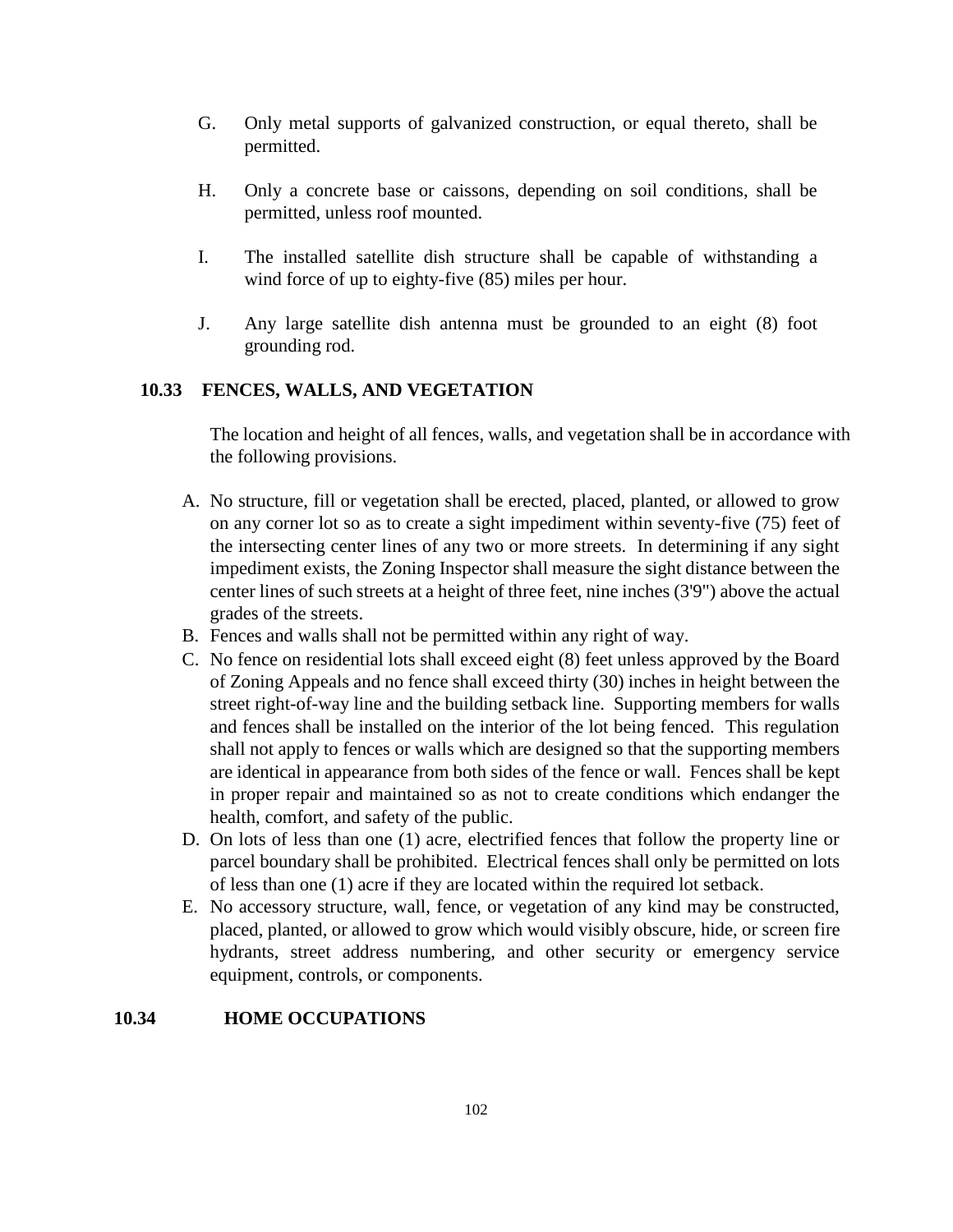G. Only metal supports of galvanized construction, or equal thereto, shall be permitted.

H. Only a concrete base or caissons, depending on soil conditions, shall be permitted, unless roof mounted.

I. The installed satellite dish structure shall be capable of withstanding a wind force of up to eighty-five (85) miles per hour.

J. Any large satellite dish antenna must be grounded to an eight (8) foot grounding rod.

## 10.33 FENCES, WALLS, AND VEGETATION

The location and height of all fences, walls, and vegetation shall be in accordance with the following provisions.

A. No structure, fill or vegetation shall be erected, placed, planted, or allowed to grow on any corner lot so as to create a sight impediment within seventy-five (75) feet of the intersecting center lines of any two or more streets. In determining if any sight impediment exists, the Zoning Inspector shall measure the sight distance between the center lines of such streets at a height of three feet, nine inches (3'9") above the actual grades of the streets.

B. Fences and walls shall not be permitted within any right of way.

C. No fence on residential lots shall exceed eight (8) feet unless approved by the Board of Zoning Appeals and no fence shall exceed thirty (30) inches in height between the street right-of-way line and the building setback line. Supporting members for walls and fences shall be installed on the interior of the lot being fenced. This regulation shall not apply to fences or walls which are designed so that the supporting members are identical in appearance from both sides of the fence or wall. Fences shall be kept in proper repair and maintained so as not to create conditions which endanger the health, comfort, and safety of the public.

D. On lots of less than one (1) acre, electrified fences that follow the property line or parcel boundary shall be prohibited. Electrical fences shall only be permitted on lots of less than one (1) acre if they are located within the required lot setback.

E. No accessory structure, wall, fence, or vegetation of any kind may be constructed, placed, planted, or allowed to grow which would visibly obscure, hide, or screen fire hydrants, street address numbering, and other security or emergency service equipment, controls, or components.

## 10.34 HOME OCCUPATIONS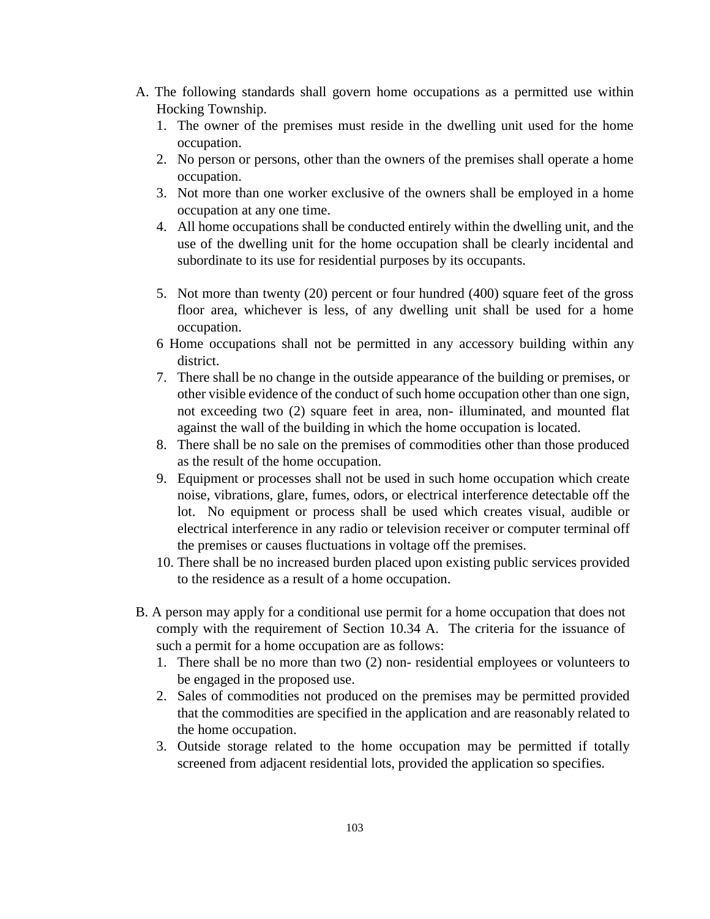A. The following standards shall govern home occupations as a permitted use within Hocking Township.

1. The owner of the premises must reside in the dwelling unit used for the home occupation.
2. No person or persons, other than the owners of the premises shall operate a home occupation.
3. Not more than one worker exclusive of the owners shall be employed in a home occupation at any one time.
4. All home occupations shall be conducted entirely within the dwelling unit, and the use of the dwelling unit for the home occupation shall be clearly incidental and subordinate to its use for residential purposes by its occupants.
5. Not more than twenty (20) percent or four hundred (400) square feet of the gross floor area, whichever is less, of any dwelling unit shall be used for a home occupation.

6 Home occupations shall not be permitted in any accessory building within any district.

7. There shall be no change in the outside appearance of the building or premises, or other visible evidence of the conduct of such home occupation other than one sign, not exceeding two (2) square feet in area, non- illuminated, and mounted flat against the wall of the building in which the home occupation is located.
8. There shall be no sale on the premises of commodities other than those produced as the result of the home occupation.
9. Equipment or processes shall not be used in such home occupation which create noise, vibrations, glare, fumes, odors, or electrical interference detectable off the lot. No equipment or process shall be used which creates visual, audible or electrical interference in any radio or television receiver or computer terminal off the premises or causes fluctuations in voltage off the premises.
10. There shall be no increased burden placed upon existing public services provided to the residence as a result of a home occupation.

B. A person may apply for a conditional use permit for a home occupation that does not comply with the requirement of Section 10.34 A. The criteria for the issuance of such a permit for a home occupation are as follows:

1. There shall be no more than two (2) non- residential employees or volunteers to be engaged in the proposed use.
2. Sales of commodities not produced on the premises may be permitted provided that the commodities are specified in the application and are reasonably related to the home occupation.
3. Outside storage related to the home occupation may be permitted if totally screened from adjacent residential lots, provided the application so specifies.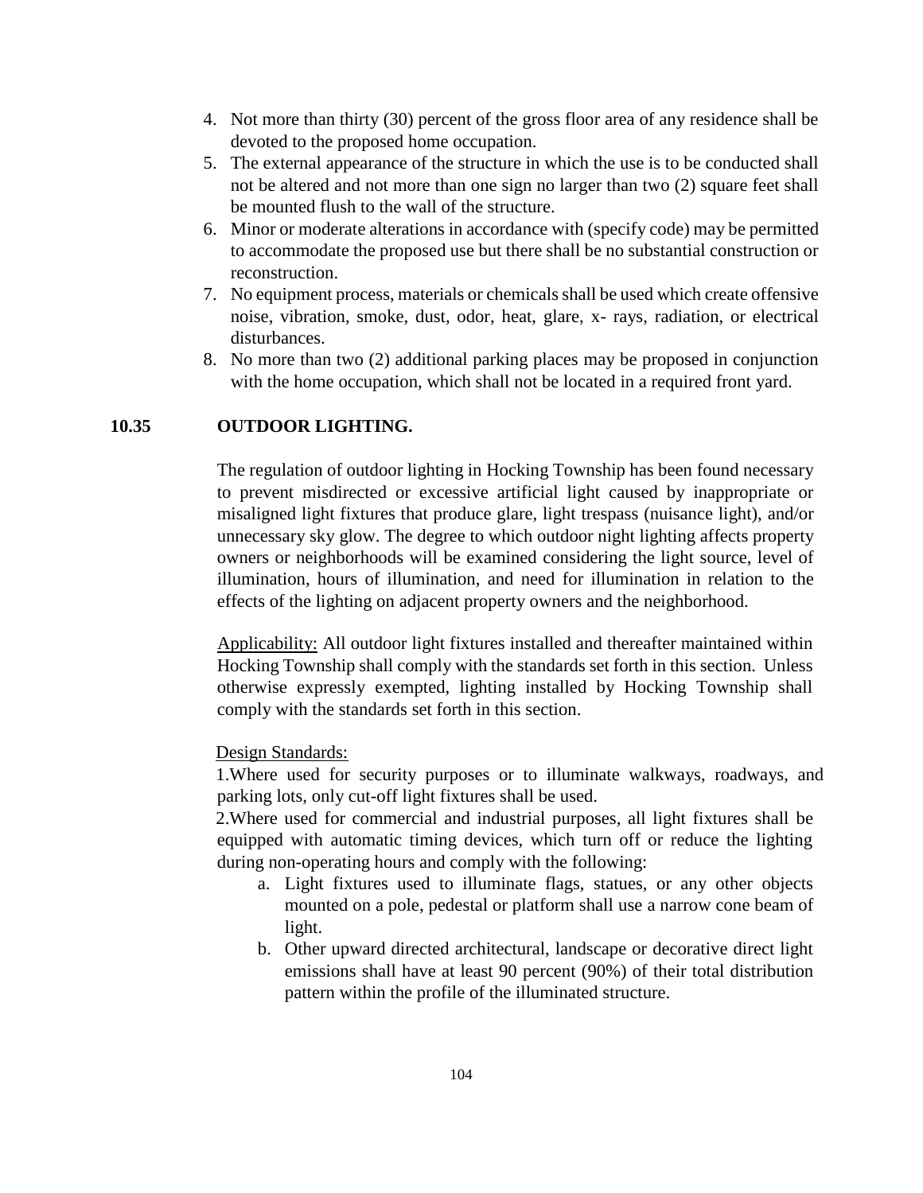4. Not more than thirty (30) percent of the gross floor area of any residence shall be devoted to the proposed home occupation.
5. The external appearance of the structure in which the use is to be conducted shall not be altered and not more than one sign no larger than two (2) square feet shall be mounted flush to the wall of the structure.
6. Minor or moderate alterations in accordance with (specify code) may be permitted to accommodate the proposed use but there shall be no substantial construction or reconstruction.
7. No equipment process, materials or chemicals shall be used which create offensive noise, vibration, smoke, dust, odor, heat, glare, x- rays, radiation, or electrical disturbances.
8. No more than two (2) additional parking places may be proposed in conjunction with the home occupation, which shall not be located in a required front yard.

## 10.35 OUTDOOR LIGHTING.

The regulation of outdoor lighting in Hocking Township has been found necessary to prevent misdirected or excessive artificial light caused by inappropriate or misaligned light fixtures that produce glare, light trespass (nuisance light), and/or unnecessary sky glow. The degree to which outdoor night lighting affects property owners or neighborhoods will be examined considering the light source, level of illumination, hours of illumination, and need for illumination in relation to the effects of the lighting on adjacent property owners and the neighborhood.

Applicability: All outdoor light fixtures installed and thereafter maintained within Hocking Township shall comply with the standards set forth in this section. Unless otherwise expressly exempted, lighting installed by Hocking Township shall comply with the standards set forth in this section.

Design Standards:

1.Where used for security purposes or to illuminate walkways, roadways, and parking lots, only cut-off light fixtures shall be used.

2.Where used for commercial and industrial purposes, all light fixtures shall be equipped with automatic timing devices, which turn off or reduce the lighting during non-operating hours and comply with the following:

a. Light fixtures used to illuminate flags, statues, or any other objects mounted on a pole, pedestal or platform shall use a narrow cone beam of light.
b. Other upward directed architectural, landscape or decorative direct light emissions shall have at least 90 percent (90%) of their total distribution pattern within the profile of the illuminated structure.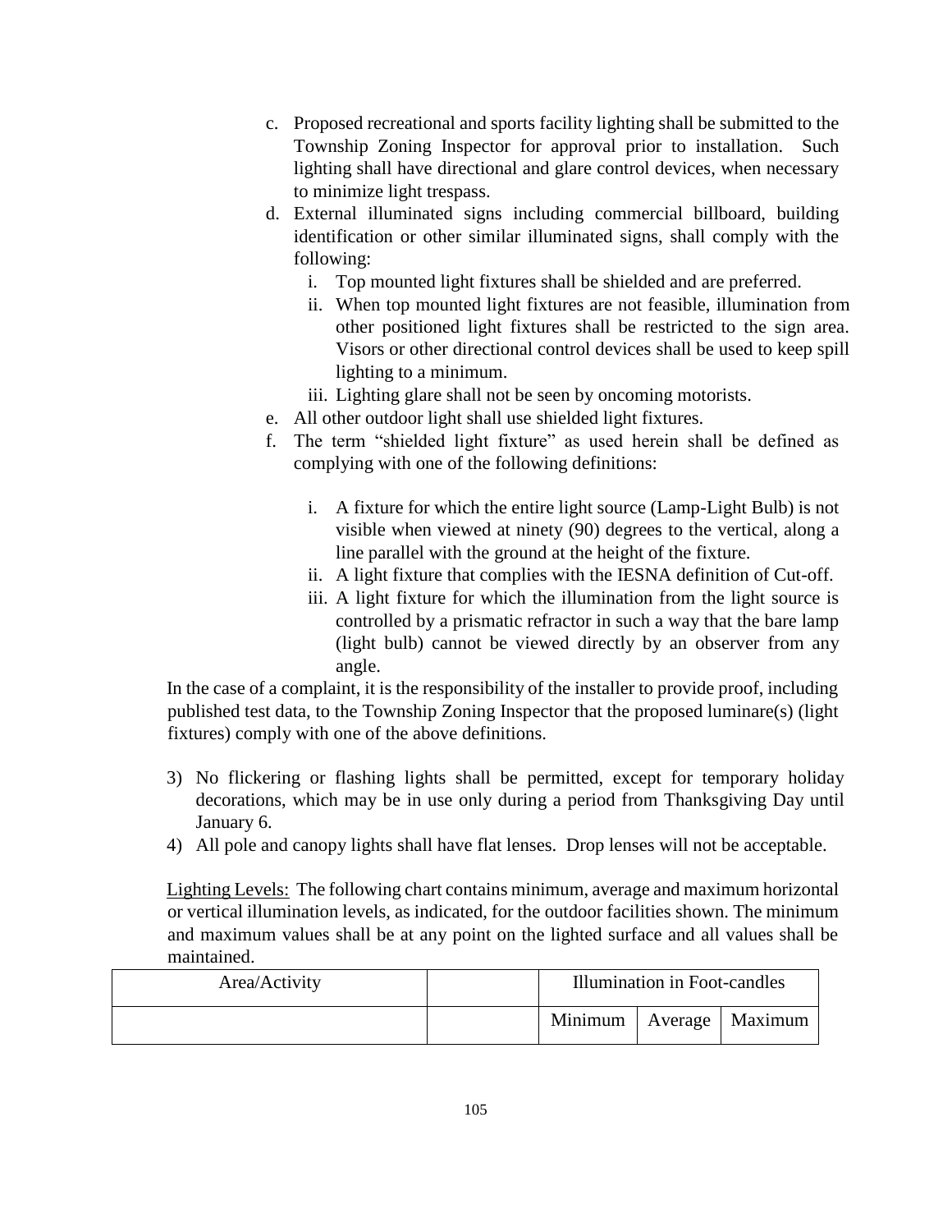c. Proposed recreational and sports facility lighting shall be submitted to the Township Zoning Inspector for approval prior to installation. Such lighting shall have directional and glare control devices, when necessary to minimize light trespass.
d. External illuminated signs including commercial billboard, building identification or other similar illuminated signs, shall comply with the following:
    i. Top mounted light fixtures shall be shielded and are preferred.
    ii. When top mounted light fixtures are not feasible, illumination from other positioned light fixtures shall be restricted to the sign area. Visors or other directional control devices shall be used to keep spill lighting to a minimum.
    iii. Lighting glare shall not be seen by oncoming motorists.
e. All other outdoor light shall use shielded light fixtures.
f. The term "shielded light fixture" as used herein shall be defined as complying with one of the following definitions:
    i. A fixture for which the entire light source (Lamp-Light Bulb) is not visible when viewed at ninety (90) degrees to the vertical, along a line parallel with the ground at the height of the fixture.
    ii. A light fixture that complies with the IESNA definition of Cut-off.
    iii. A light fixture for which the illumination from the light source is controlled by a prismatic refractor in such a way that the bare lamp (light bulb) cannot be viewed directly by an observer from any angle.

In the case of a complaint, it is the responsibility of the installer to provide proof, including published test data, to the Township Zoning Inspector that the proposed luminare(s) (light fixtures) comply with one of the above definitions.

3) No flickering or flashing lights shall be permitted, except for temporary holiday decorations, which may be in use only during a period from Thanksgiving Day until January 6.
4) All pole and canopy lights shall have flat lenses. Drop lenses will not be acceptable.

Lighting Levels: The following chart contains minimum, average and maximum horizontal or vertical illumination levels, as indicated, for the outdoor facilities shown. The minimum and maximum values shall be at any point on the lighted surface and all values shall be maintained.

| Area/Activity | | Illumination in Foot-candles | | |
|---|---|---|---|---|
| | | Minimum | Average | Maximum |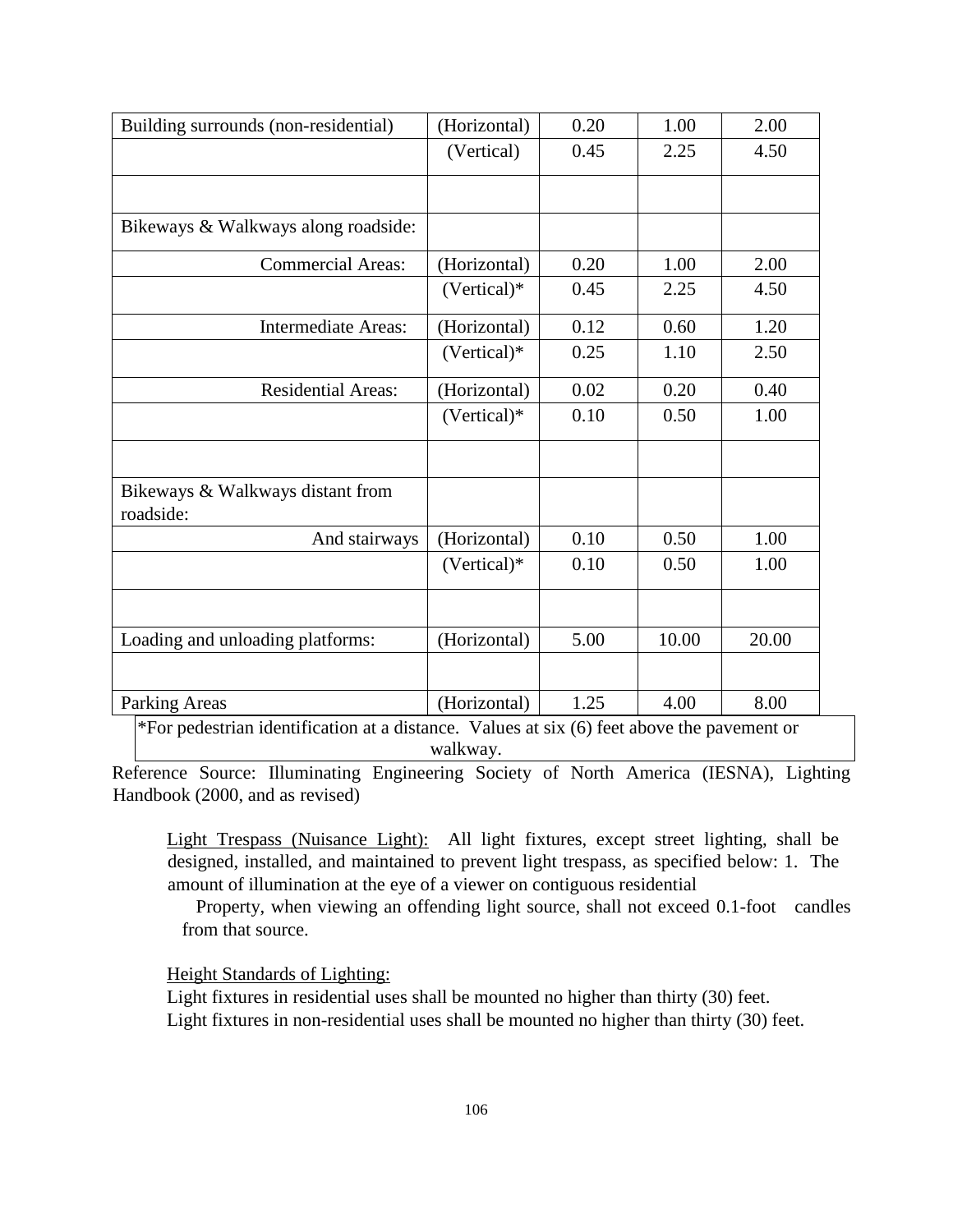| | | | | |
|---|---|---|---|---|
| Building surrounds (non-residential) | (Horizontal) | 0.20 | 1.00 | 2.00 |
| | (Vertical) | 0.45 | 2.25 | 4.50 |
| | | | | |
| Bikeways & Walkways along roadside: | | | | |
| Commercial Areas: | (Horizontal) | 0.20 | 1.00 | 2.00 |
| | (Vertical)* | 0.45 | 2.25 | 4.50 |
| Intermediate Areas: | (Horizontal) | 0.12 | 0.60 | 1.20 |
| | (Vertical)* | 0.25 | 1.10 | 2.50 |
| Residential Areas: | (Horizontal) | 0.02 | 0.20 | 0.40 |
| | (Vertical)* | 0.10 | 0.50 | 1.00 |
| | | | | |
| Bikeways & Walkways distant from roadside: | | | | |
| And stairways | (Horizontal) | 0.10 | 0.50 | 1.00 |
| | (Vertical)* | 0.10 | 0.50 | 1.00 |
| | | | | |
| Loading and unloading platforms: | (Horizontal) | 5.00 | 10.00 | 20.00 |
| | | | | |
| Parking Areas | (Horizontal) | 1.25 | 4.00 | 8.00 |

*For pedestrian identification at a distance. Values at six (6) feet above the pavement or walkway.

Reference Source: Illuminating Engineering Society of North America (IESNA), Lighting Handbook (2000, and as revised)

Light Trespass (Nuisance Light): All light fixtures, except street lighting, shall be designed, installed, and maintained to prevent light trespass, as specified below: 1. The amount of illumination at the eye of a viewer on contiguous residential Property, when viewing an offending light source, shall not exceed 0.1-foot candles from that source.

Height Standards of Lighting:

Light fixtures in residential uses shall be mounted no higher than thirty (30) feet.

Light fixtures in non-residential uses shall be mounted no higher than thirty (30) feet.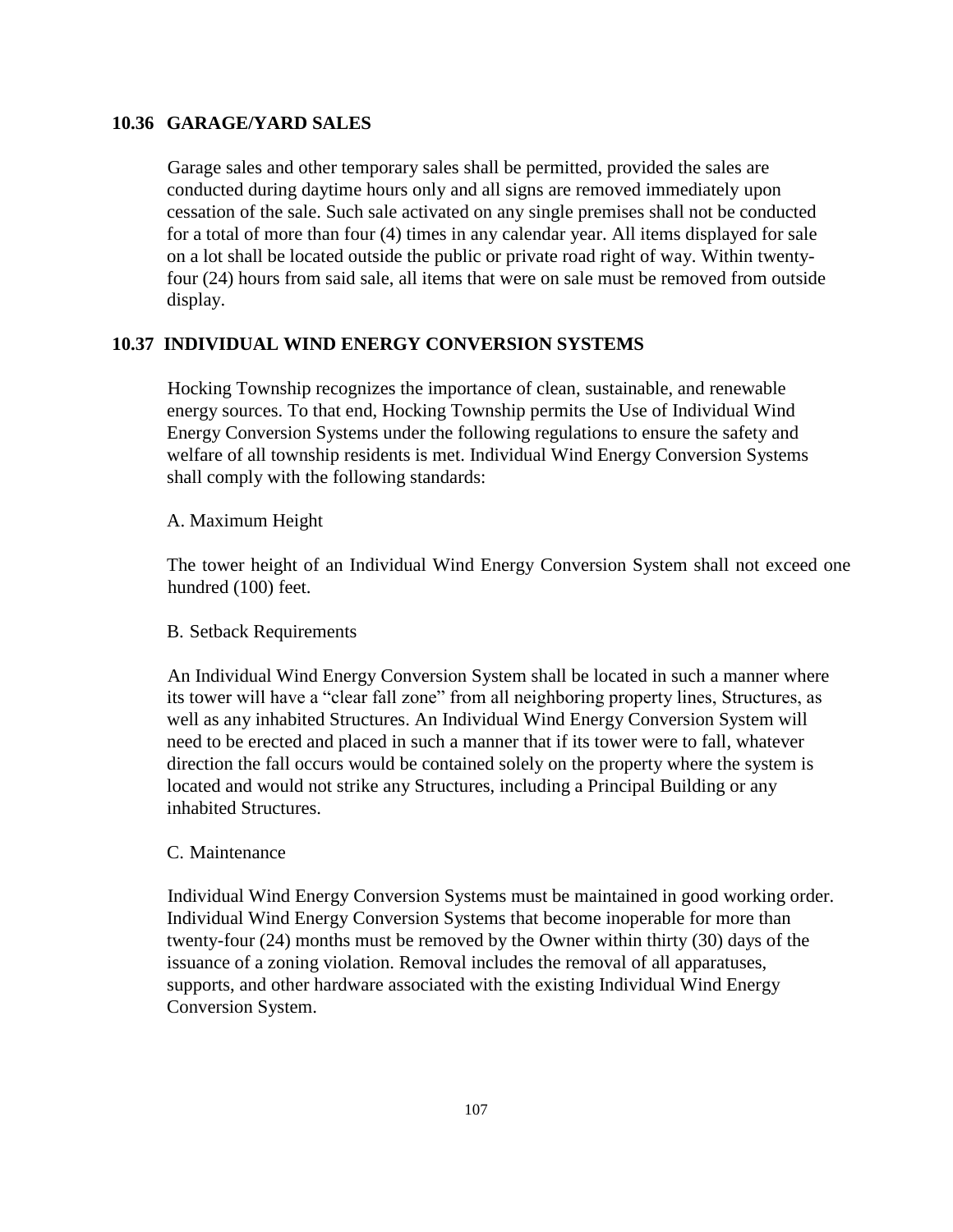## 10.36 GARAGE/YARD SALES

Garage sales and other temporary sales shall be permitted, provided the sales are conducted during daytime hours only and all signs are removed immediately upon cessation of the sale. Such sale activated on any single premises shall not be conducted for a total of more than four (4) times in any calendar year. All items displayed for sale on a lot shall be located outside the public or private road right of way. Within twenty-four (24) hours from said sale, all items that were on sale must be removed from outside display.

## 10.37 INDIVIDUAL WIND ENERGY CONVERSION SYSTEMS

Hocking Township recognizes the importance of clean, sustainable, and renewable energy sources. To that end, Hocking Township permits the Use of Individual Wind Energy Conversion Systems under the following regulations to ensure the safety and welfare of all township residents is met. Individual Wind Energy Conversion Systems shall comply with the following standards:

A. Maximum Height

The tower height of an Individual Wind Energy Conversion System shall not exceed one hundred (100) feet.

B. Setback Requirements

An Individual Wind Energy Conversion System shall be located in such a manner where its tower will have a "clear fall zone" from all neighboring property lines, Structures, as well as any inhabited Structures. An Individual Wind Energy Conversion System will need to be erected and placed in such a manner that if its tower were to fall, whatever direction the fall occurs would be contained solely on the property where the system is located and would not strike any Structures, including a Principal Building or any inhabited Structures.

C. Maintenance

Individual Wind Energy Conversion Systems must be maintained in good working order. Individual Wind Energy Conversion Systems that become inoperable for more than twenty-four (24) months must be removed by the Owner within thirty (30) days of the issuance of a zoning violation. Removal includes the removal of all apparatuses, supports, and other hardware associated with the existing Individual Wind Energy Conversion System.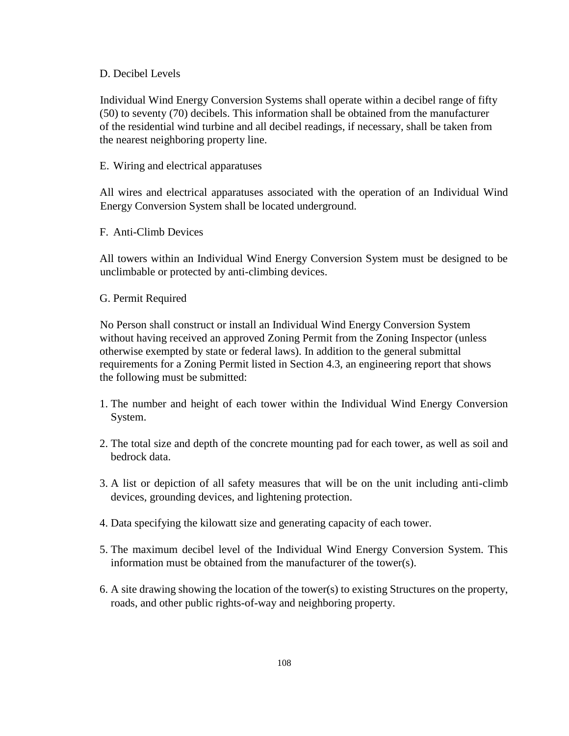D. Decibel Levels

Individual Wind Energy Conversion Systems shall operate within a decibel range of fifty (50) to seventy (70) decibels. This information shall be obtained from the manufacturer of the residential wind turbine and all decibel readings, if necessary, shall be taken from the nearest neighboring property line.

E. Wiring and electrical apparatuses

All wires and electrical apparatuses associated with the operation of an Individual Wind Energy Conversion System shall be located underground.

F. Anti-Climb Devices

All towers within an Individual Wind Energy Conversion System must be designed to be unclimbable or protected by anti-climbing devices.

G. Permit Required

No Person shall construct or install an Individual Wind Energy Conversion System without having received an approved Zoning Permit from the Zoning Inspector (unless otherwise exempted by state or federal laws). In addition to the general submittal requirements for a Zoning Permit listed in Section 4.3, an engineering report that shows the following must be submitted:

1. The number and height of each tower within the Individual Wind Energy Conversion System.
2. The total size and depth of the concrete mounting pad for each tower, as well as soil and bedrock data.
3. A list or depiction of all safety measures that will be on the unit including anti-climb devices, grounding devices, and lightening protection.
4. Data specifying the kilowatt size and generating capacity of each tower.
5. The maximum decibel level of the Individual Wind Energy Conversion System. This information must be obtained from the manufacturer of the tower(s).
6. A site drawing showing the location of the tower(s) to existing Structures on the property, roads, and other public rights-of-way and neighboring property.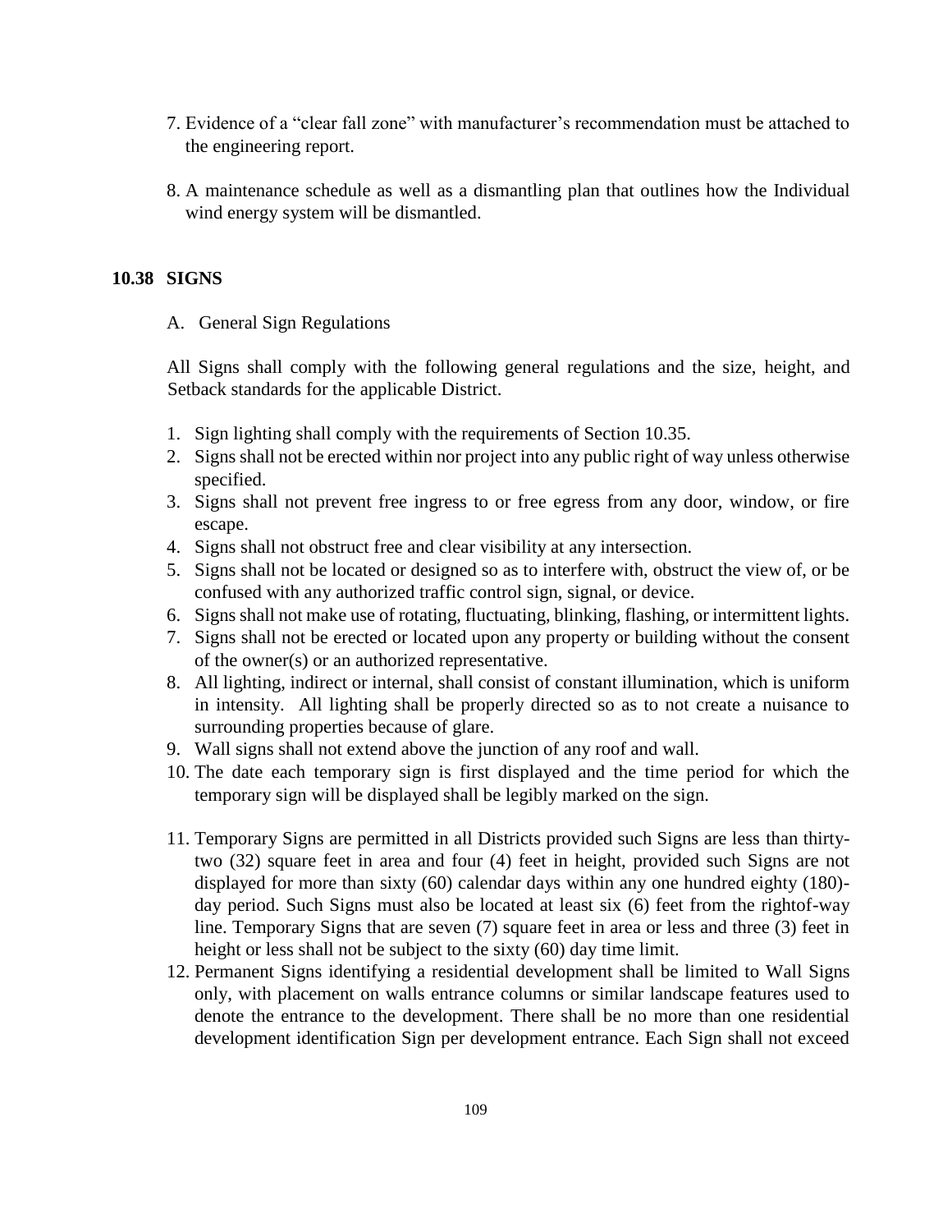7. Evidence of a "clear fall zone" with manufacturer's recommendation must be attached to the engineering report.

8. A maintenance schedule as well as a dismantling plan that outlines how the Individual wind energy system will be dismantled.

## 10.38 SIGNS

A. General Sign Regulations

All Signs shall comply with the following general regulations and the size, height, and Setback standards for the applicable District.

1. Sign lighting shall comply with the requirements of Section 10.35.
2. Signs shall not be erected within nor project into any public right of way unless otherwise specified.
3. Signs shall not prevent free ingress to or free egress from any door, window, or fire escape.
4. Signs shall not obstruct free and clear visibility at any intersection.
5. Signs shall not be located or designed so as to interfere with, obstruct the view of, or be confused with any authorized traffic control sign, signal, or device.
6. Signs shall not make use of rotating, fluctuating, blinking, flashing, or intermittent lights.
7. Signs shall not be erected or located upon any property or building without the consent of the owner(s) or an authorized representative.
8. All lighting, indirect or internal, shall consist of constant illumination, which is uniform in intensity. All lighting shall be properly directed so as to not create a nuisance to surrounding properties because of glare.
9. Wall signs shall not extend above the junction of any roof and wall.
10. The date each temporary sign is first displayed and the time period for which the temporary sign will be displayed shall be legibly marked on the sign.
11. Temporary Signs are permitted in all Districts provided such Signs are less than thirty-two (32) square feet in area and four (4) feet in height, provided such Signs are not displayed for more than sixty (60) calendar days within any one hundred eighty (180)-day period. Such Signs must also be located at least six (6) feet from the rightof-way line. Temporary Signs that are seven (7) square feet in area or less and three (3) feet in height or less shall not be subject to the sixty (60) day time limit.
12. Permanent Signs identifying a residential development shall be limited to Wall Signs only, with placement on walls entrance columns or similar landscape features used to denote the entrance to the development. There shall be no more than one residential development identification Sign per development entrance. Each Sign shall not exceed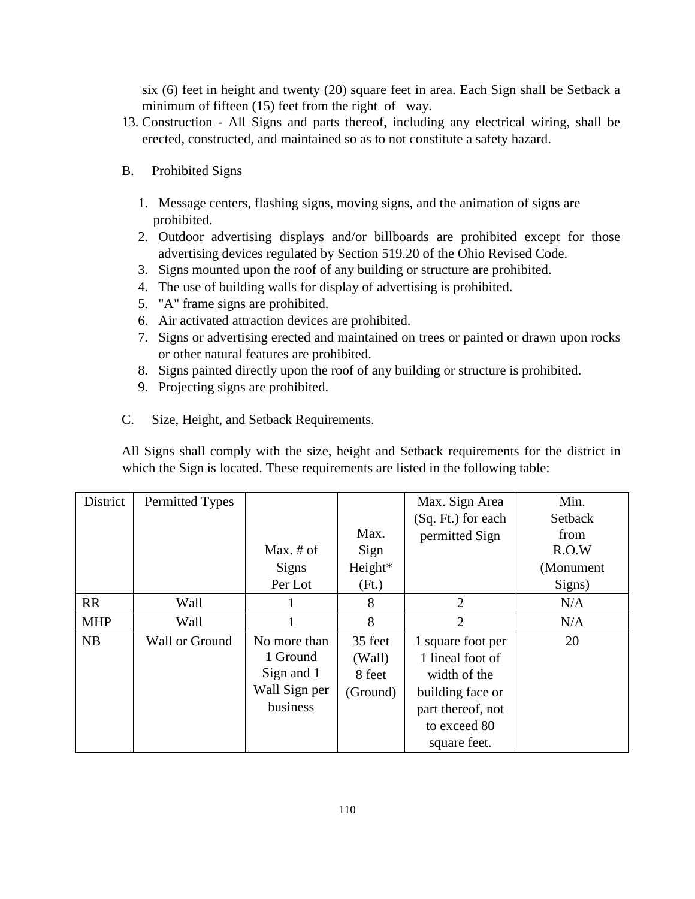six (6) feet in height and twenty (20) square feet in area. Each Sign shall be Setback a minimum of fifteen (15) feet from the right–of– way.

13. Construction - All Signs and parts thereof, including any electrical wiring, shall be erected, constructed, and maintained so as to not constitute a safety hazard.

B. Prohibited Signs

1. Message centers, flashing signs, moving signs, and the animation of signs are prohibited.
2. Outdoor advertising displays and/or billboards are prohibited except for those advertising devices regulated by Section 519.20 of the Ohio Revised Code.
3. Signs mounted upon the roof of any building or structure are prohibited.
4. The use of building walls for display of advertising is prohibited.
5. "A" frame signs are prohibited.
6. Air activated attraction devices are prohibited.
7. Signs or advertising erected and maintained on trees or painted or drawn upon rocks or other natural features are prohibited.
8. Signs painted directly upon the roof of any building or structure is prohibited.
9. Projecting signs are prohibited.

C. Size, Height, and Setback Requirements.

All Signs shall comply with the size, height and Setback requirements for the district in which the Sign is located. These requirements are listed in the following table:

| District | Permitted Types | Max. # of Signs Per Lot | Max. Sign Height* (Ft.) | Max. Sign Area (Sq. Ft.) for each permitted Sign | Min. Setback from R.O.W (Monument Signs) |
|---|---|---|---|---|---|
| RR | Wall | 1 | 8 | 2 | N/A |
| MHP | Wall | 1 | 8 | 2 | N/A |
| NB | Wall or Ground | No more than 1 Ground Sign and 1 Wall Sign per business | 35 feet (Wall) 8 feet (Ground) | 1 square foot per 1 lineal foot of width of the building face or part thereof, not to exceed 80 square feet. | 20 |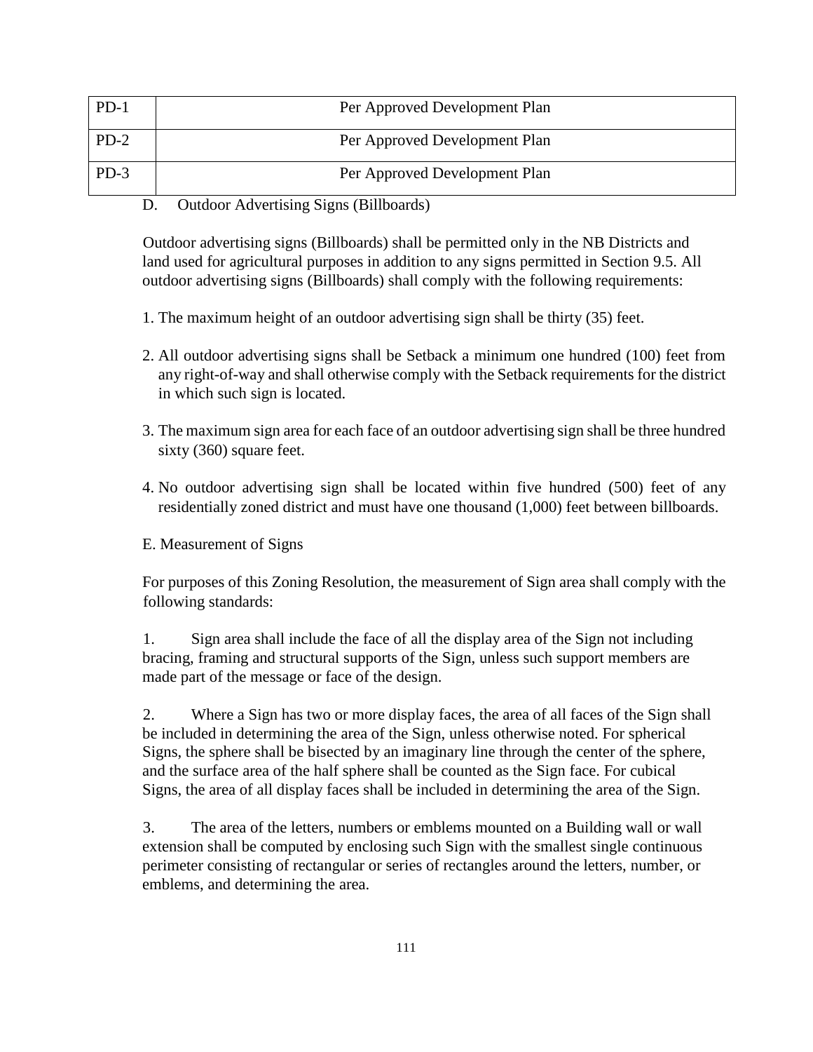| PD-1 | Per Approved Development Plan |
|---|---|
| PD-2 | Per Approved Development Plan |
| PD-3 | Per Approved Development Plan |

D. Outdoor Advertising Signs (Billboards)

Outdoor advertising signs (Billboards) shall be permitted only in the NB Districts and land used for agricultural purposes in addition to any signs permitted in Section 9.5. All outdoor advertising signs (Billboards) shall comply with the following requirements:

1. The maximum height of an outdoor advertising sign shall be thirty (35) feet.
2. All outdoor advertising signs shall be Setback a minimum one hundred (100) feet from any right-of-way and shall otherwise comply with the Setback requirements for the district in which such sign is located.
3. The maximum sign area for each face of an outdoor advertising sign shall be three hundred sixty (360) square feet.
4. No outdoor advertising sign shall be located within five hundred (500) feet of any residentially zoned district and must have one thousand (1,000) feet between billboards.

E. Measurement of Signs

For purposes of this Zoning Resolution, the measurement of Sign area shall comply with the following standards:

1. Sign area shall include the face of all the display area of the Sign not including bracing, framing and structural supports of the Sign, unless such support members are made part of the message or face of the design.

2. Where a Sign has two or more display faces, the area of all faces of the Sign shall be included in determining the area of the Sign, unless otherwise noted. For spherical Signs, the sphere shall be bisected by an imaginary line through the center of the sphere, and the surface area of the half sphere shall be counted as the Sign face. For cubical Signs, the area of all display faces shall be included in determining the area of the Sign.

3. The area of the letters, numbers or emblems mounted on a Building wall or wall extension shall be computed by enclosing such Sign with the smallest single continuous perimeter consisting of rectangular or series of rectangles around the letters, number, or emblems, and determining the area.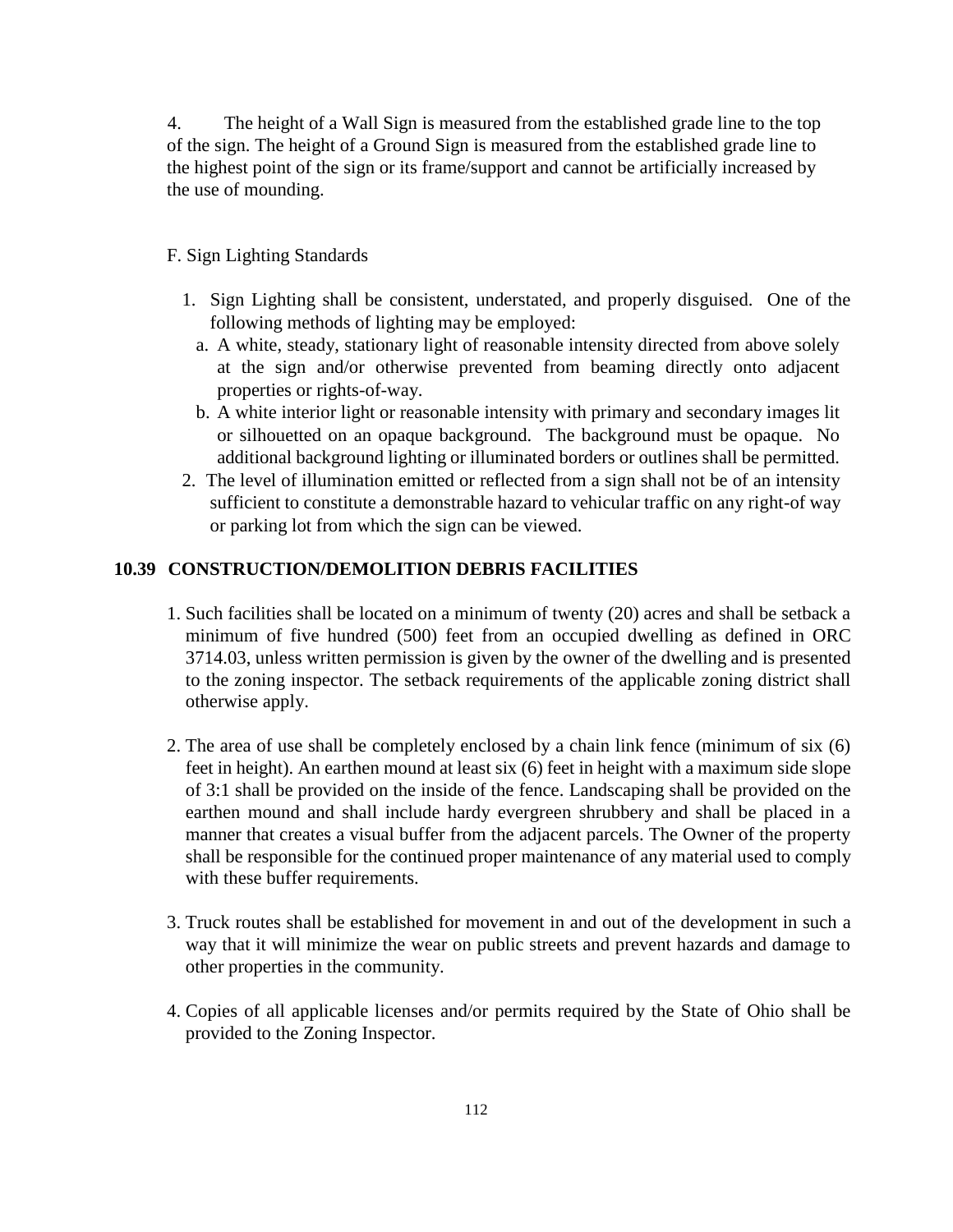4. The height of a Wall Sign is measured from the established grade line to the top of the sign. The height of a Ground Sign is measured from the established grade line to the highest point of the sign or its frame/support and cannot be artificially increased by the use of mounding.

F. Sign Lighting Standards

1. Sign Lighting shall be consistent, understated, and properly disguised. One of the following methods of lighting may be employed:
   a. A white, steady, stationary light of reasonable intensity directed from above solely at the sign and/or otherwise prevented from beaming directly onto adjacent properties or rights-of-way.
   b. A white interior light or reasonable intensity with primary and secondary images lit or silhouetted on an opaque background. The background must be opaque. No additional background lighting or illuminated borders or outlines shall be permitted.
2. The level of illumination emitted or reflected from a sign shall not be of an intensity sufficient to constitute a demonstrable hazard to vehicular traffic on any right-of way or parking lot from which the sign can be viewed.

## 10.39 CONSTRUCTION/DEMOLITION DEBRIS FACILITIES

1. Such facilities shall be located on a minimum of twenty (20) acres and shall be setback a minimum of five hundred (500) feet from an occupied dwelling as defined in ORC 3714.03, unless written permission is given by the owner of the dwelling and is presented to the zoning inspector. The setback requirements of the applicable zoning district shall otherwise apply.

2. The area of use shall be completely enclosed by a chain link fence (minimum of six (6) feet in height). An earthen mound at least six (6) feet in height with a maximum side slope of 3:1 shall be provided on the inside of the fence. Landscaping shall be provided on the earthen mound and shall include hardy evergreen shrubbery and shall be placed in a manner that creates a visual buffer from the adjacent parcels. The Owner of the property shall be responsible for the continued proper maintenance of any material used to comply with these buffer requirements.

3. Truck routes shall be established for movement in and out of the development in such a way that it will minimize the wear on public streets and prevent hazards and damage to other properties in the community.

4. Copies of all applicable licenses and/or permits required by the State of Ohio shall be provided to the Zoning Inspector.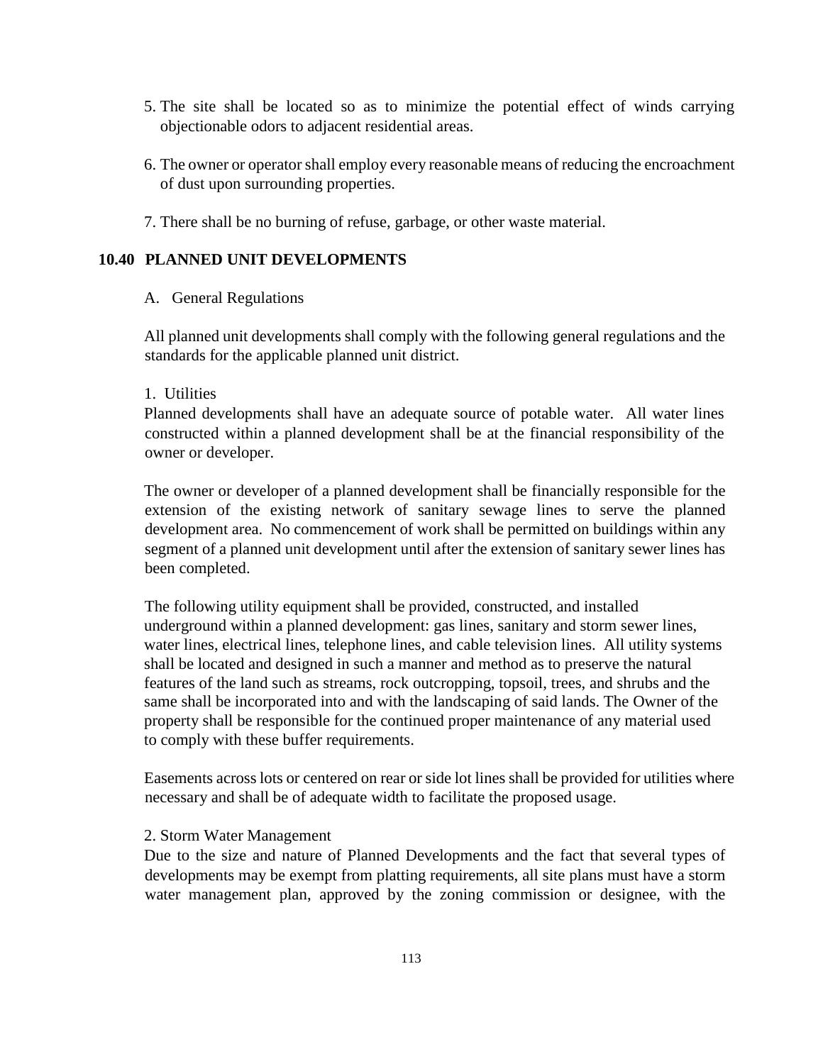5. The site shall be located so as to minimize the potential effect of winds carrying objectionable odors to adjacent residential areas.

6. The owner or operator shall employ every reasonable means of reducing the encroachment of dust upon surrounding properties.

7. There shall be no burning of refuse, garbage, or other waste material.

## 10.40 PLANNED UNIT DEVELOPMENTS

A. General Regulations

All planned unit developments shall comply with the following general regulations and the standards for the applicable planned unit district.

1. Utilities

Planned developments shall have an adequate source of potable water. All water lines constructed within a planned development shall be at the financial responsibility of the owner or developer.

The owner or developer of a planned development shall be financially responsible for the extension of the existing network of sanitary sewage lines to serve the planned development area. No commencement of work shall be permitted on buildings within any segment of a planned unit development until after the extension of sanitary sewer lines has been completed.

The following utility equipment shall be provided, constructed, and installed underground within a planned development: gas lines, sanitary and storm sewer lines, water lines, electrical lines, telephone lines, and cable television lines. All utility systems shall be located and designed in such a manner and method as to preserve the natural features of the land such as streams, rock outcropping, topsoil, trees, and shrubs and the same shall be incorporated into and with the landscaping of said lands. The Owner of the property shall be responsible for the continued proper maintenance of any material used to comply with these buffer requirements.

Easements across lots or centered on rear or side lot lines shall be provided for utilities where necessary and shall be of adequate width to facilitate the proposed usage.

2. Storm Water Management

Due to the size and nature of Planned Developments and the fact that several types of developments may be exempt from platting requirements, all site plans must have a storm water management plan, approved by the zoning commission or designee, with the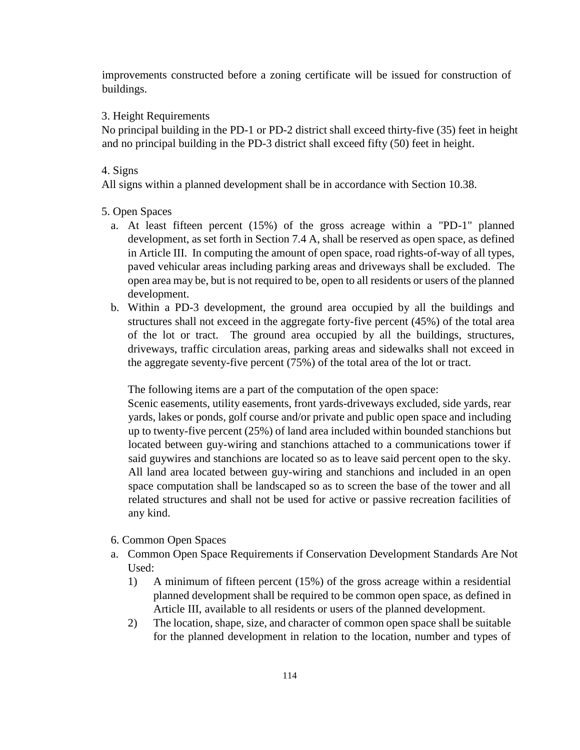improvements constructed before a zoning certificate will be issued for construction of buildings.

3. Height Requirements

No principal building in the PD-1 or PD-2 district shall exceed thirty-five (35) feet in height and no principal building in the PD-3 district shall exceed fifty (50) feet in height.

4. Signs

All signs within a planned development shall be in accordance with Section 10.38.

5. Open Spaces

a. At least fifteen percent (15%) of the gross acreage within a "PD-1" planned development, as set forth in Section 7.4 A, shall be reserved as open space, as defined in Article III. In computing the amount of open space, road rights-of-way of all types, paved vehicular areas including parking areas and driveways shall be excluded. The open area may be, but is not required to be, open to all residents or users of the planned development.

b. Within a PD-3 development, the ground area occupied by all the buildings and structures shall not exceed in the aggregate forty-five percent (45%) of the total area of the lot or tract. The ground area occupied by all the buildings, structures, driveways, traffic circulation areas, parking areas and sidewalks shall not exceed in the aggregate seventy-five percent (75%) of the total area of the lot or tract.

   The following items are a part of the computation of the open space:
   Scenic easements, utility easements, front yards-driveways excluded, side yards, rear yards, lakes or ponds, golf course and/or private and public open space and including up to twenty-five percent (25%) of land area included within bounded stanchions but located between guy-wiring and stanchions attached to a communications tower if said guywires and stanchions are located so as to leave said percent open to the sky. All land area located between guy-wiring and stanchions and included in an open space computation shall be landscaped so as to screen the base of the tower and all related structures and shall not be used for active or passive recreation facilities of any kind.

6. Common Open Spaces

a. Common Open Space Requirements if Conservation Development Standards Are Not Used:
   1) A minimum of fifteen percent (15%) of the gross acreage within a residential planned development shall be required to be common open space, as defined in Article III, available to all residents or users of the planned development.
   2) The location, shape, size, and character of common open space shall be suitable for the planned development in relation to the location, number and types of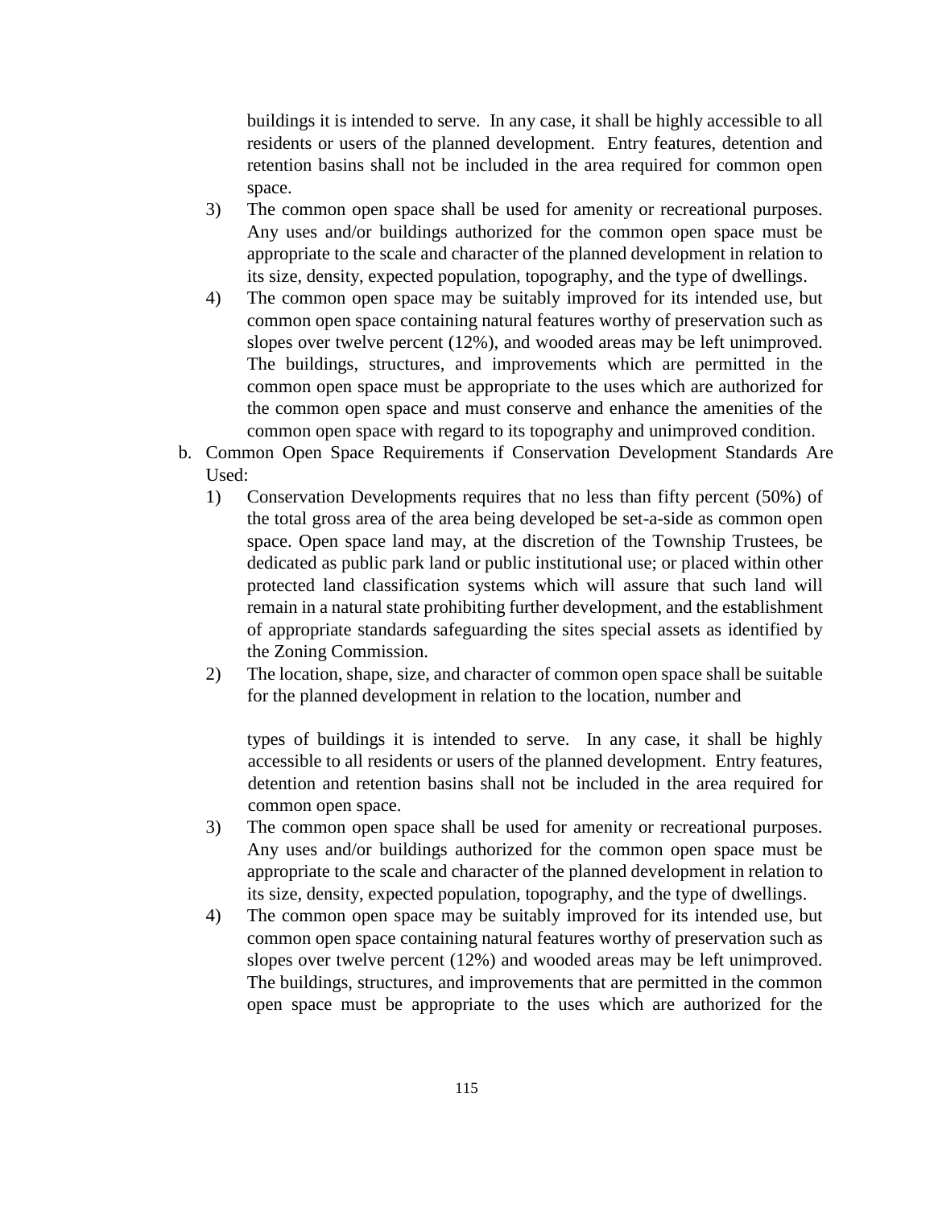buildings it is intended to serve. In any case, it shall be highly accessible to all residents or users of the planned development. Entry features, detention and retention basins shall not be included in the area required for common open space.

3) The common open space shall be used for amenity or recreational purposes. Any uses and/or buildings authorized for the common open space must be appropriate to the scale and character of the planned development in relation to its size, density, expected population, topography, and the type of dwellings.

4) The common open space may be suitably improved for its intended use, but common open space containing natural features worthy of preservation such as slopes over twelve percent (12%), and wooded areas may be left unimproved. The buildings, structures, and improvements which are permitted in the common open space must be appropriate to the uses which are authorized for the common open space and must conserve and enhance the amenities of the common open space with regard to its topography and unimproved condition.

b. Common Open Space Requirements if Conservation Development Standards Are Used:

1) Conservation Developments requires that no less than fifty percent (50%) of the total gross area of the area being developed be set-a-side as common open space. Open space land may, at the discretion of the Township Trustees, be dedicated as public park land or public institutional use; or placed within other protected land classification systems which will assure that such land will remain in a natural state prohibiting further development, and the establishment of appropriate standards safeguarding the sites special assets as identified by the Zoning Commission.

2) The location, shape, size, and character of common open space shall be suitable for the planned development in relation to the location, number and types of buildings it is intended to serve. In any case, it shall be highly accessible to all residents or users of the planned development. Entry features, detention and retention basins shall not be included in the area required for common open space.

3) The common open space shall be used for amenity or recreational purposes. Any uses and/or buildings authorized for the common open space must be appropriate to the scale and character of the planned development in relation to its size, density, expected population, topography, and the type of dwellings.

4) The common open space may be suitably improved for its intended use, but common open space containing natural features worthy of preservation such as slopes over twelve percent (12%) and wooded areas may be left unimproved. The buildings, structures, and improvements that are permitted in the common open space must be appropriate to the uses which are authorized for the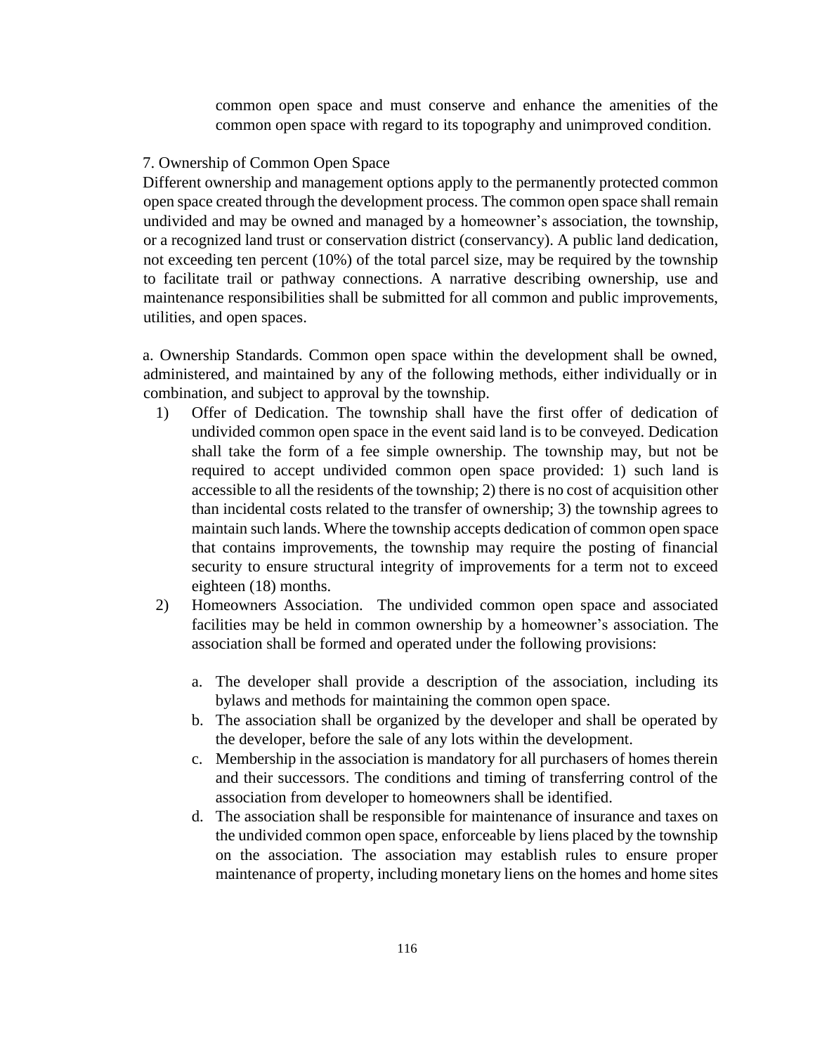common open space and must conserve and enhance the amenities of the common open space with regard to its topography and unimproved condition.

7. Ownership of Common Open Space

Different ownership and management options apply to the permanently protected common open space created through the development process. The common open space shall remain undivided and may be owned and managed by a homeowner's association, the township, or a recognized land trust or conservation district (conservancy). A public land dedication, not exceeding ten percent (10%) of the total parcel size, may be required by the township to facilitate trail or pathway connections. A narrative describing ownership, use and maintenance responsibilities shall be submitted for all common and public improvements, utilities, and open spaces.

a. Ownership Standards. Common open space within the development shall be owned, administered, and maintained by any of the following methods, either individually or in combination, and subject to approval by the township.

1) Offer of Dedication. The township shall have the first offer of dedication of undivided common open space in the event said land is to be conveyed. Dedication shall take the form of a fee simple ownership. The township may, but not be required to accept undivided common open space provided: 1) such land is accessible to all the residents of the township; 2) there is no cost of acquisition other than incidental costs related to the transfer of ownership; 3) the township agrees to maintain such lands. Where the township accepts dedication of common open space that contains improvements, the township may require the posting of financial security to ensure structural integrity of improvements for a term not to exceed eighteen (18) months.

2) Homeowners Association. The undivided common open space and associated facilities may be held in common ownership by a homeowner's association. The association shall be formed and operated under the following provisions:

   a. The developer shall provide a description of the association, including its bylaws and methods for maintaining the common open space.
   b. The association shall be organized by the developer and shall be operated by the developer, before the sale of any lots within the development.
   c. Membership in the association is mandatory for all purchasers of homes therein and their successors. The conditions and timing of transferring control of the association from developer to homeowners shall be identified.
   d. The association shall be responsible for maintenance of insurance and taxes on the undivided common open space, enforceable by liens placed by the township on the association. The association may establish rules to ensure proper maintenance of property, including monetary liens on the homes and home sites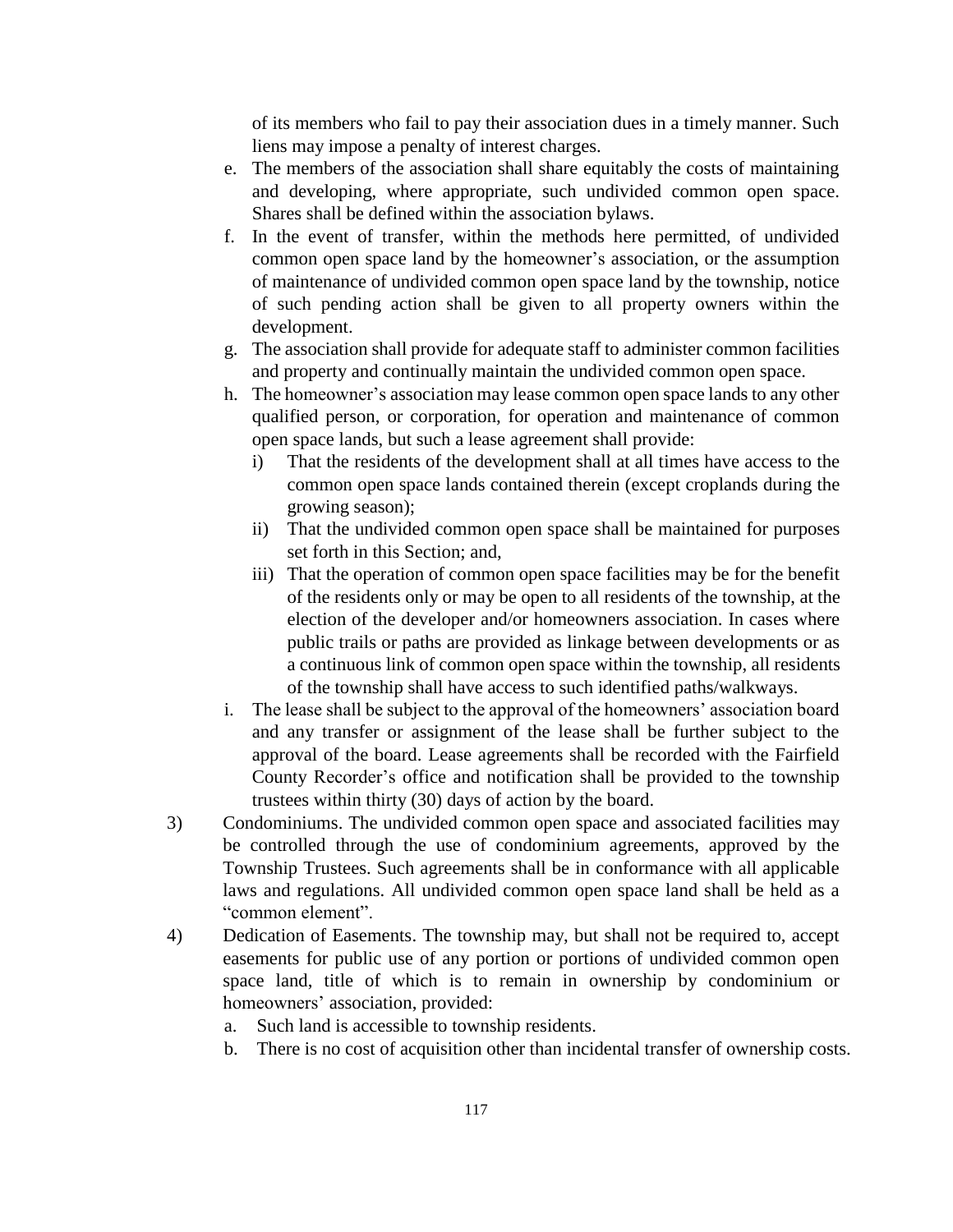of its members who fail to pay their association dues in a timely manner. Such liens may impose a penalty of interest charges.

e. The members of the association shall share equitably the costs of maintaining and developing, where appropriate, such undivided common open space. Shares shall be defined within the association bylaws.
f. In the event of transfer, within the methods here permitted, of undivided common open space land by the homeowner's association, or the assumption of maintenance of undivided common open space land by the township, notice of such pending action shall be given to all property owners within the development.
g. The association shall provide for adequate staff to administer common facilities and property and continually maintain the undivided common open space.
h. The homeowner's association may lease common open space lands to any other qualified person, or corporation, for operation and maintenance of common open space lands, but such a lease agreement shall provide:
   i) That the residents of the development shall at all times have access to the common open space lands contained therein (except croplands during the growing season);
   ii) That the undivided common open space shall be maintained for purposes set forth in this Section; and,
   iii) That the operation of common open space facilities may be for the benefit of the residents only or may be open to all residents of the township, at the election of the developer and/or homeowners association. In cases where public trails or paths are provided as linkage between developments or as a continuous link of common open space within the township, all residents of the township shall have access to such identified paths/walkways.
i. The lease shall be subject to the approval of the homeowners' association board and any transfer or assignment of the lease shall be further subject to the approval of the board. Lease agreements shall be recorded with the Fairfield County Recorder's office and notification shall be provided to the township trustees within thirty (30) days of action by the board.

3) Condominiums. The undivided common open space and associated facilities may be controlled through the use of condominium agreements, approved by the Township Trustees. Such agreements shall be in conformance with all applicable laws and regulations. All undivided common open space land shall be held as a "common element".

4) Dedication of Easements. The township may, but shall not be required to, accept easements for public use of any portion or portions of undivided common open space land, title of which is to remain in ownership by condominium or homeowners' association, provided:
   a. Such land is accessible to township residents.
   b. There is no cost of acquisition other than incidental transfer of ownership costs.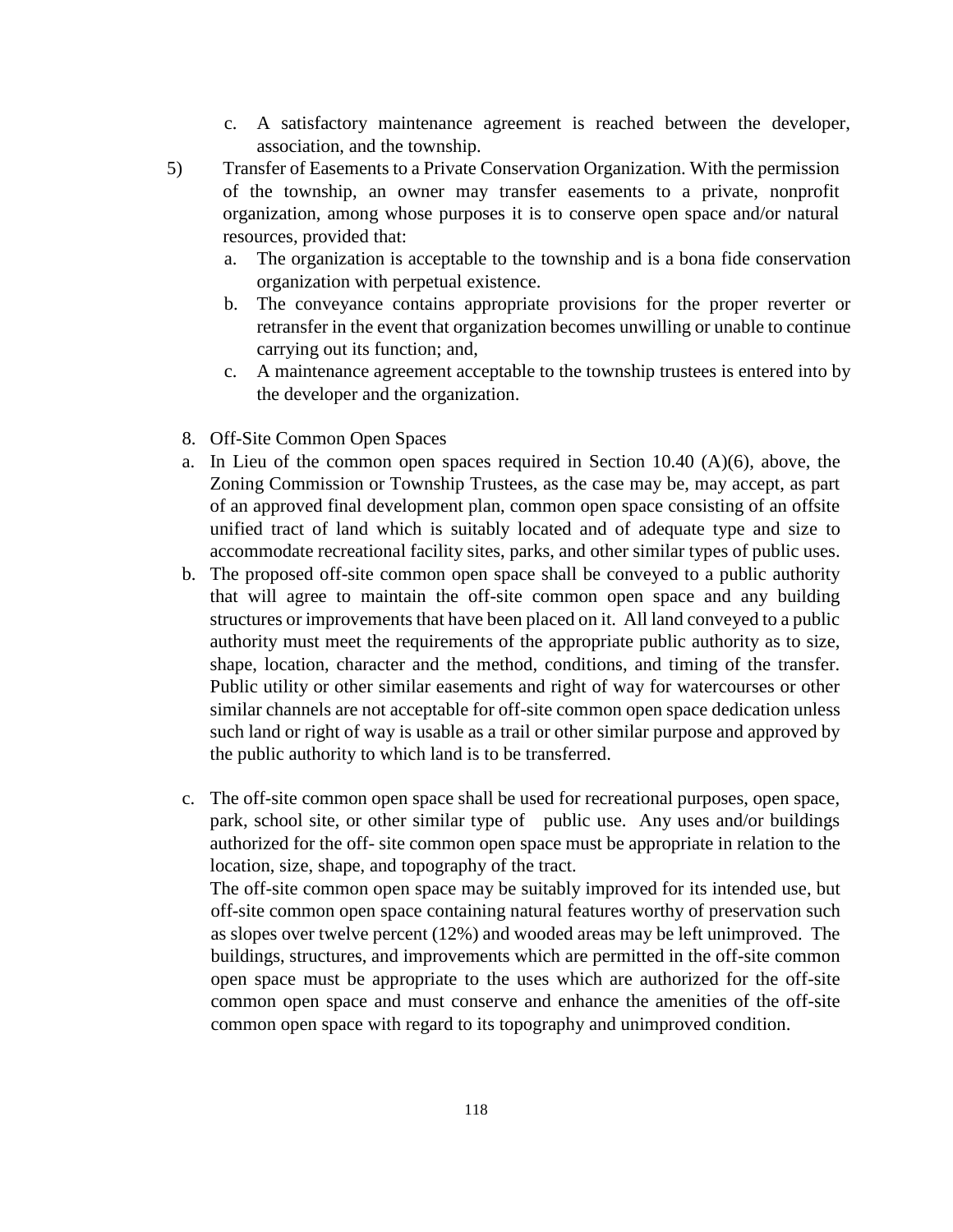c. A satisfactory maintenance agreement is reached between the developer, association, and the township.

5) Transfer of Easements to a Private Conservation Organization. With the permission of the township, an owner may transfer easements to a private, nonprofit organization, among whose purposes it is to conserve open space and/or natural resources, provided that:

   a. The organization is acceptable to the township and is a bona fide conservation organization with perpetual existence.
   b. The conveyance contains appropriate provisions for the proper reverter or retransfer in the event that organization becomes unwilling or unable to continue carrying out its function; and,
   c. A maintenance agreement acceptable to the township trustees is entered into by the developer and the organization.

8. Off-Site Common Open Spaces

a. In Lieu of the common open spaces required in Section 10.40 (A)(6), above, the Zoning Commission or Township Trustees, as the case may be, may accept, as part of an approved final development plan, common open space consisting of an offsite unified tract of land which is suitably located and of adequate type and size to accommodate recreational facility sites, parks, and other similar types of public uses.

b. The proposed off-site common open space shall be conveyed to a public authority that will agree to maintain the off-site common open space and any building structures or improvements that have been placed on it. All land conveyed to a public authority must meet the requirements of the appropriate public authority as to size, shape, location, character and the method, conditions, and timing of the transfer. Public utility or other similar easements and right of way for watercourses or other similar channels are not acceptable for off-site common open space dedication unless such land or right of way is usable as a trail or other similar purpose and approved by the public authority to which land is to be transferred.

c. The off-site common open space shall be used for recreational purposes, open space, park, school site, or other similar type of public use. Any uses and/or buildings authorized for the off- site common open space must be appropriate in relation to the location, size, shape, and topography of the tract.

   The off-site common open space may be suitably improved for its intended use, but off-site common open space containing natural features worthy of preservation such as slopes over twelve percent (12%) and wooded areas may be left unimproved. The buildings, structures, and improvements which are permitted in the off-site common open space must be appropriate to the uses which are authorized for the off-site common open space and must conserve and enhance the amenities of the off-site common open space with regard to its topography and unimproved condition.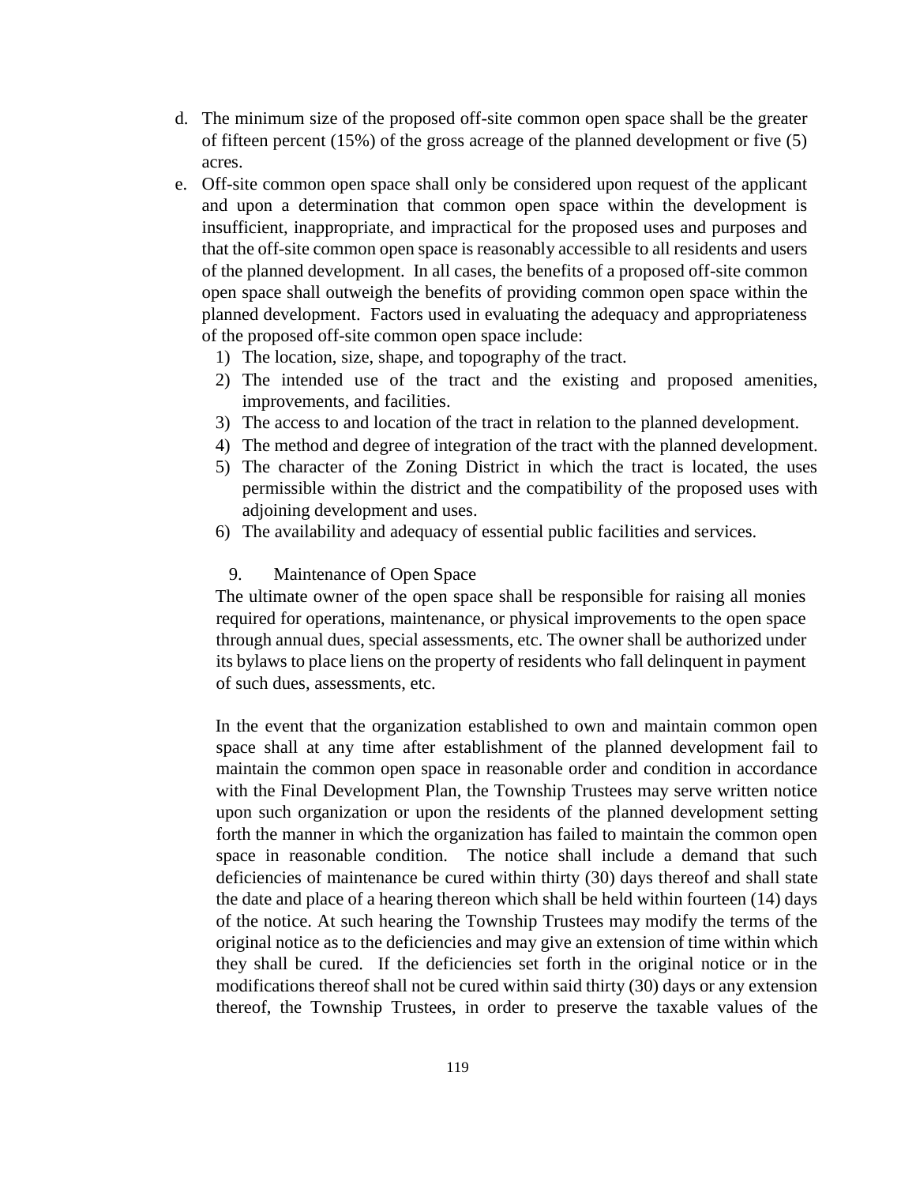d. The minimum size of the proposed off-site common open space shall be the greater of fifteen percent (15%) of the gross acreage of the planned development or five (5) acres.

e. Off-site common open space shall only be considered upon request of the applicant and upon a determination that common open space within the development is insufficient, inappropriate, and impractical for the proposed uses and purposes and that the off-site common open space is reasonably accessible to all residents and users of the planned development. In all cases, the benefits of a proposed off-site common open space shall outweigh the benefits of providing common open space within the planned development. Factors used in evaluating the adequacy and appropriateness of the proposed off-site common open space include:
   1) The location, size, shape, and topography of the tract.
   2) The intended use of the tract and the existing and proposed amenities, improvements, and facilities.
   3) The access to and location of the tract in relation to the planned development.
   4) The method and degree of integration of the tract with the planned development.
   5) The character of the Zoning District in which the tract is located, the uses permissible within the district and the compatibility of the proposed uses with adjoining development and uses.
   6) The availability and adequacy of essential public facilities and services.

9. Maintenance of Open Space

The ultimate owner of the open space shall be responsible for raising all monies required for operations, maintenance, or physical improvements to the open space through annual dues, special assessments, etc. The owner shall be authorized under its bylaws to place liens on the property of residents who fall delinquent in payment of such dues, assessments, etc.

In the event that the organization established to own and maintain common open space shall at any time after establishment of the planned development fail to maintain the common open space in reasonable order and condition in accordance with the Final Development Plan, the Township Trustees may serve written notice upon such organization or upon the residents of the planned development setting forth the manner in which the organization has failed to maintain the common open space in reasonable condition. The notice shall include a demand that such deficiencies of maintenance be cured within thirty (30) days thereof and shall state the date and place of a hearing thereon which shall be held within fourteen (14) days of the notice. At such hearing the Township Trustees may modify the terms of the original notice as to the deficiencies and may give an extension of time within which they shall be cured. If the deficiencies set forth in the original notice or in the modifications thereof shall not be cured within said thirty (30) days or any extension thereof, the Township Trustees, in order to preserve the taxable values of the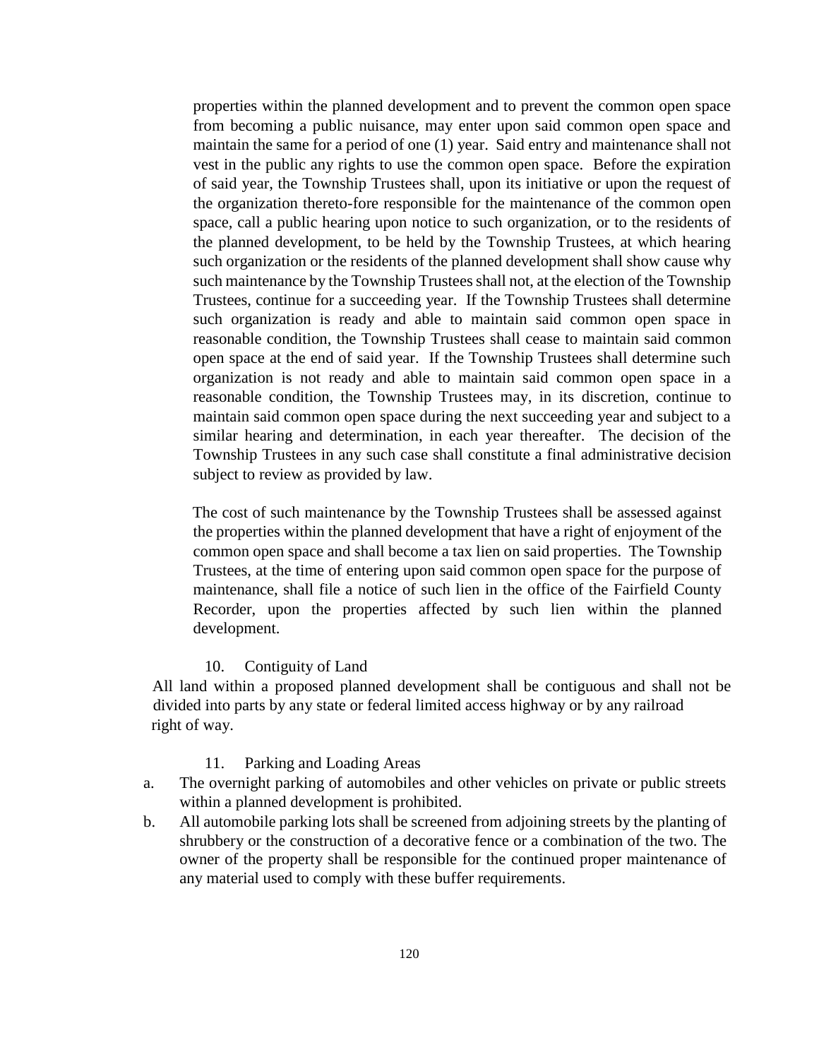properties within the planned development and to prevent the common open space from becoming a public nuisance, may enter upon said common open space and maintain the same for a period of one (1) year. Said entry and maintenance shall not vest in the public any rights to use the common open space. Before the expiration of said year, the Township Trustees shall, upon its initiative or upon the request of the organization thereto-fore responsible for the maintenance of the common open space, call a public hearing upon notice to such organization, or to the residents of the planned development, to be held by the Township Trustees, at which hearing such organization or the residents of the planned development shall show cause why such maintenance by the Township Trustees shall not, at the election of the Township Trustees, continue for a succeeding year. If the Township Trustees shall determine such organization is ready and able to maintain said common open space in reasonable condition, the Township Trustees shall cease to maintain said common open space at the end of said year. If the Township Trustees shall determine such organization is not ready and able to maintain said common open space in a reasonable condition, the Township Trustees may, in its discretion, continue to maintain said common open space during the next succeeding year and subject to a similar hearing and determination, in each year thereafter. The decision of the Township Trustees in any such case shall constitute a final administrative decision subject to review as provided by law.

The cost of such maintenance by the Township Trustees shall be assessed against the properties within the planned development that have a right of enjoyment of the common open space and shall become a tax lien on said properties. The Township Trustees, at the time of entering upon said common open space for the purpose of maintenance, shall file a notice of such lien in the office of the Fairfield County Recorder, upon the properties affected by such lien within the planned development.

10. Contiguity of Land

All land within a proposed planned development shall be contiguous and shall not be divided into parts by any state or federal limited access highway or by any railroad right of way.

11. Parking and Loading Areas

a. The overnight parking of automobiles and other vehicles on private or public streets within a planned development is prohibited.

b. All automobile parking lots shall be screened from adjoining streets by the planting of shrubbery or the construction of a decorative fence or a combination of the two. The owner of the property shall be responsible for the continued proper maintenance of any material used to comply with these buffer requirements.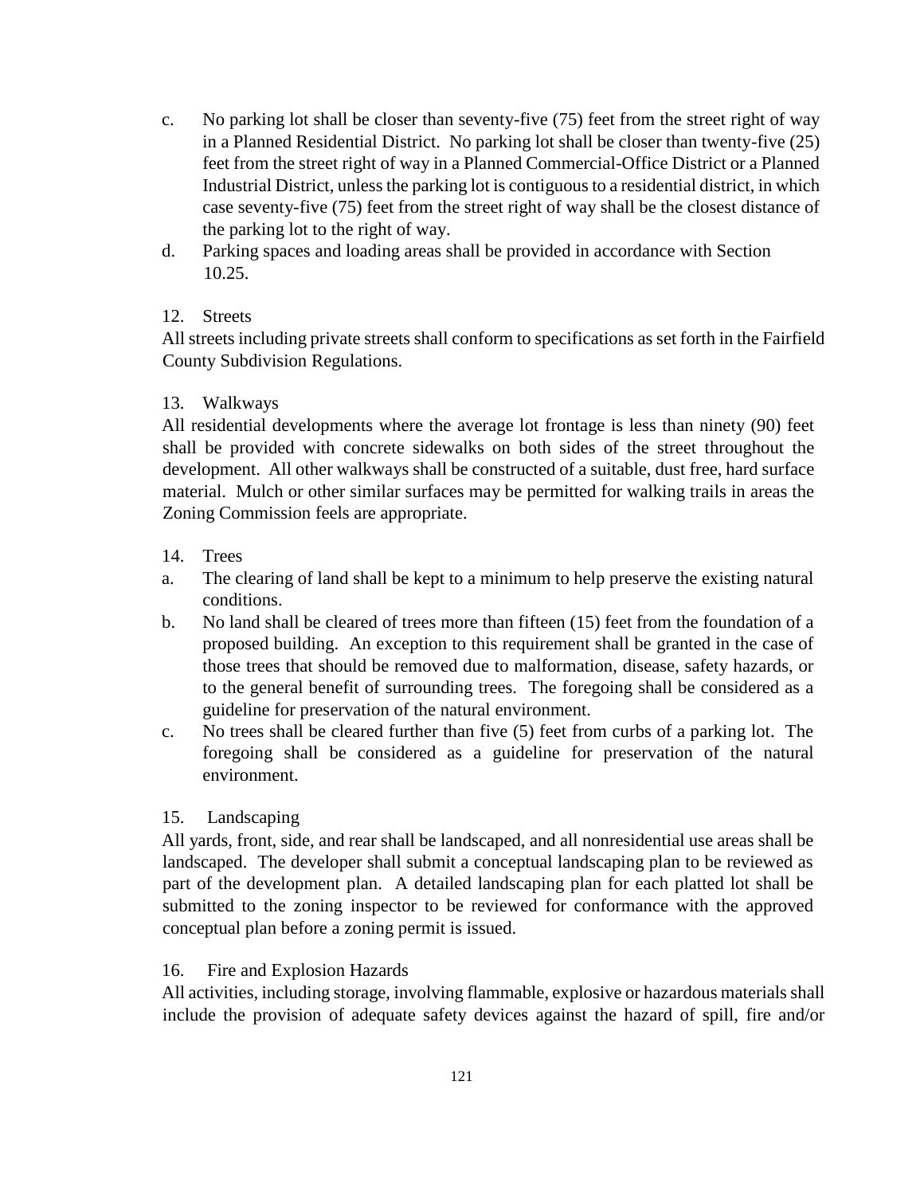c. No parking lot shall be closer than seventy-five (75) feet from the street right of way in a Planned Residential District. No parking lot shall be closer than twenty-five (25) feet from the street right of way in a Planned Commercial-Office District or a Planned Industrial District, unless the parking lot is contiguous to a residential district, in which case seventy-five (75) feet from the street right of way shall be the closest distance of the parking lot to the right of way.

d. Parking spaces and loading areas shall be provided in accordance with Section 10.25.

12. Streets

All streets including private streets shall conform to specifications as set forth in the Fairfield County Subdivision Regulations.

13. Walkways

All residential developments where the average lot frontage is less than ninety (90) feet shall be provided with concrete sidewalks on both sides of the street throughout the development. All other walkways shall be constructed of a suitable, dust free, hard surface material. Mulch or other similar surfaces may be permitted for walking trails in areas the Zoning Commission feels are appropriate.

14. Trees

a. The clearing of land shall be kept to a minimum to help preserve the existing natural conditions.

b. No land shall be cleared of trees more than fifteen (15) feet from the foundation of a proposed building. An exception to this requirement shall be granted in the case of those trees that should be removed due to malformation, disease, safety hazards, or to the general benefit of surrounding trees. The foregoing shall be considered as a guideline for preservation of the natural environment.

c. No trees shall be cleared further than five (5) feet from curbs of a parking lot. The foregoing shall be considered as a guideline for preservation of the natural environment.

15. Landscaping

All yards, front, side, and rear shall be landscaped, and all nonresidential use areas shall be landscaped. The developer shall submit a conceptual landscaping plan to be reviewed as part of the development plan. A detailed landscaping plan for each platted lot shall be submitted to the zoning inspector to be reviewed for conformance with the approved conceptual plan before a zoning permit is issued.

16. Fire and Explosion Hazards

All activities, including storage, involving flammable, explosive or hazardous materials shall include the provision of adequate safety devices against the hazard of spill, fire and/or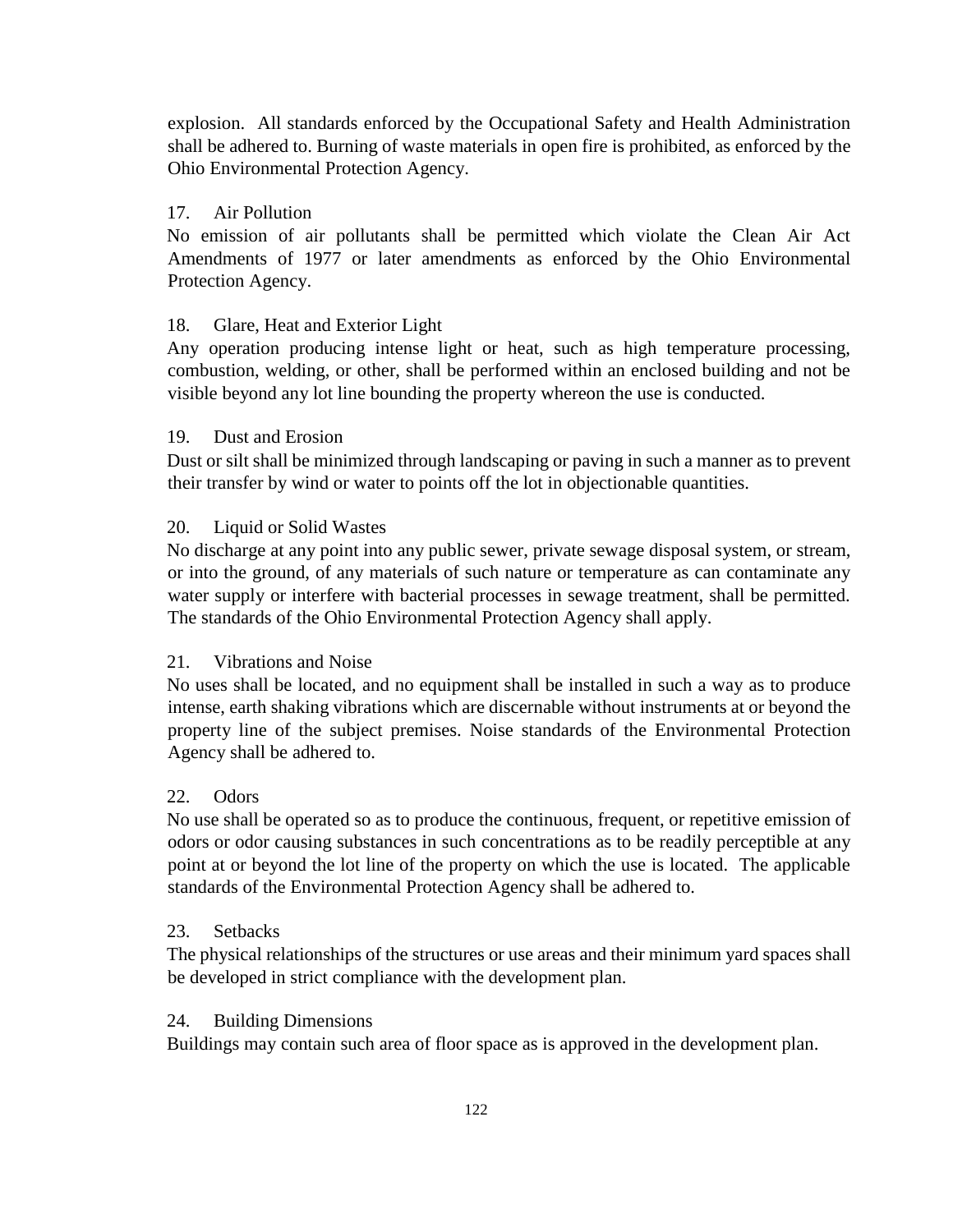explosion. All standards enforced by the Occupational Safety and Health Administration shall be adhered to. Burning of waste materials in open fire is prohibited, as enforced by the Ohio Environmental Protection Agency.

17. Air Pollution

No emission of air pollutants shall be permitted which violate the Clean Air Act Amendments of 1977 or later amendments as enforced by the Ohio Environmental Protection Agency.

18. Glare, Heat and Exterior Light

Any operation producing intense light or heat, such as high temperature processing, combustion, welding, or other, shall be performed within an enclosed building and not be visible beyond any lot line bounding the property whereon the use is conducted.

19. Dust and Erosion

Dust or silt shall be minimized through landscaping or paving in such a manner as to prevent their transfer by wind or water to points off the lot in objectionable quantities.

20. Liquid or Solid Wastes

No discharge at any point into any public sewer, private sewage disposal system, or stream, or into the ground, of any materials of such nature or temperature as can contaminate any water supply or interfere with bacterial processes in sewage treatment, shall be permitted. The standards of the Ohio Environmental Protection Agency shall apply.

21. Vibrations and Noise

No uses shall be located, and no equipment shall be installed in such a way as to produce intense, earth shaking vibrations which are discernable without instruments at or beyond the property line of the subject premises. Noise standards of the Environmental Protection Agency shall be adhered to.

22. Odors

No use shall be operated so as to produce the continuous, frequent, or repetitive emission of odors or odor causing substances in such concentrations as to be readily perceptible at any point at or beyond the lot line of the property on which the use is located. The applicable standards of the Environmental Protection Agency shall be adhered to.

23. Setbacks

The physical relationships of the structures or use areas and their minimum yard spaces shall be developed in strict compliance with the development plan.

24. Building Dimensions

Buildings may contain such area of floor space as is approved in the development plan.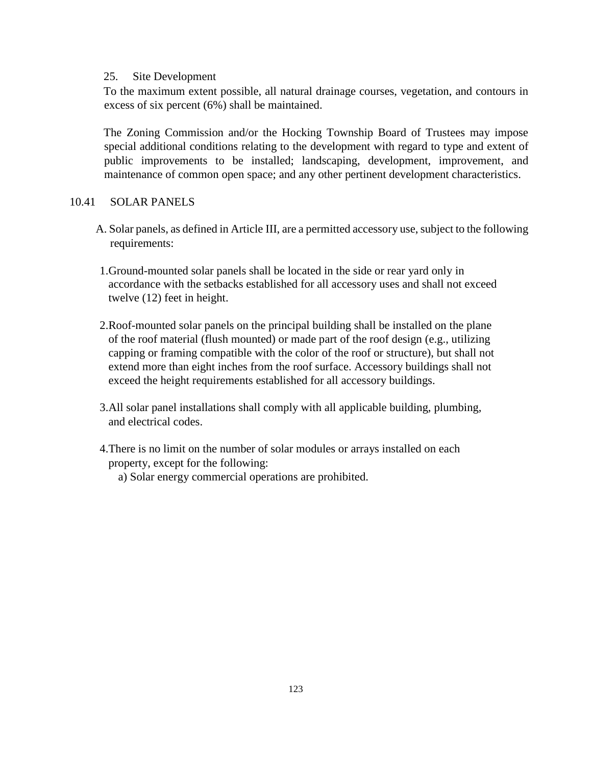25. Site Development

To the maximum extent possible, all natural drainage courses, vegetation, and contours in excess of six percent (6%) shall be maintained.

The Zoning Commission and/or the Hocking Township Board of Trustees may impose special additional conditions relating to the development with regard to type and extent of public improvements to be installed; landscaping, development, improvement, and maintenance of common open space; and any other pertinent development characteristics.

## 10.41 SOLAR PANELS

A. Solar panels, as defined in Article III, are a permitted accessory use, subject to the following requirements:

1. Ground-mounted solar panels shall be located in the side or rear yard only in accordance with the setbacks established for all accessory uses and shall not exceed twelve (12) feet in height.

2. Roof-mounted solar panels on the principal building shall be installed on the plane of the roof material (flush mounted) or made part of the roof design (e.g., utilizing capping or framing compatible with the color of the roof or structure), but shall not extend more than eight inches from the roof surface. Accessory buildings shall not exceed the height requirements established for all accessory buildings.

3. All solar panel installations shall comply with all applicable building, plumbing, and electrical codes.

4. There is no limit on the number of solar modules or arrays installed on each property, except for the following:
   - a) Solar energy commercial operations are prohibited.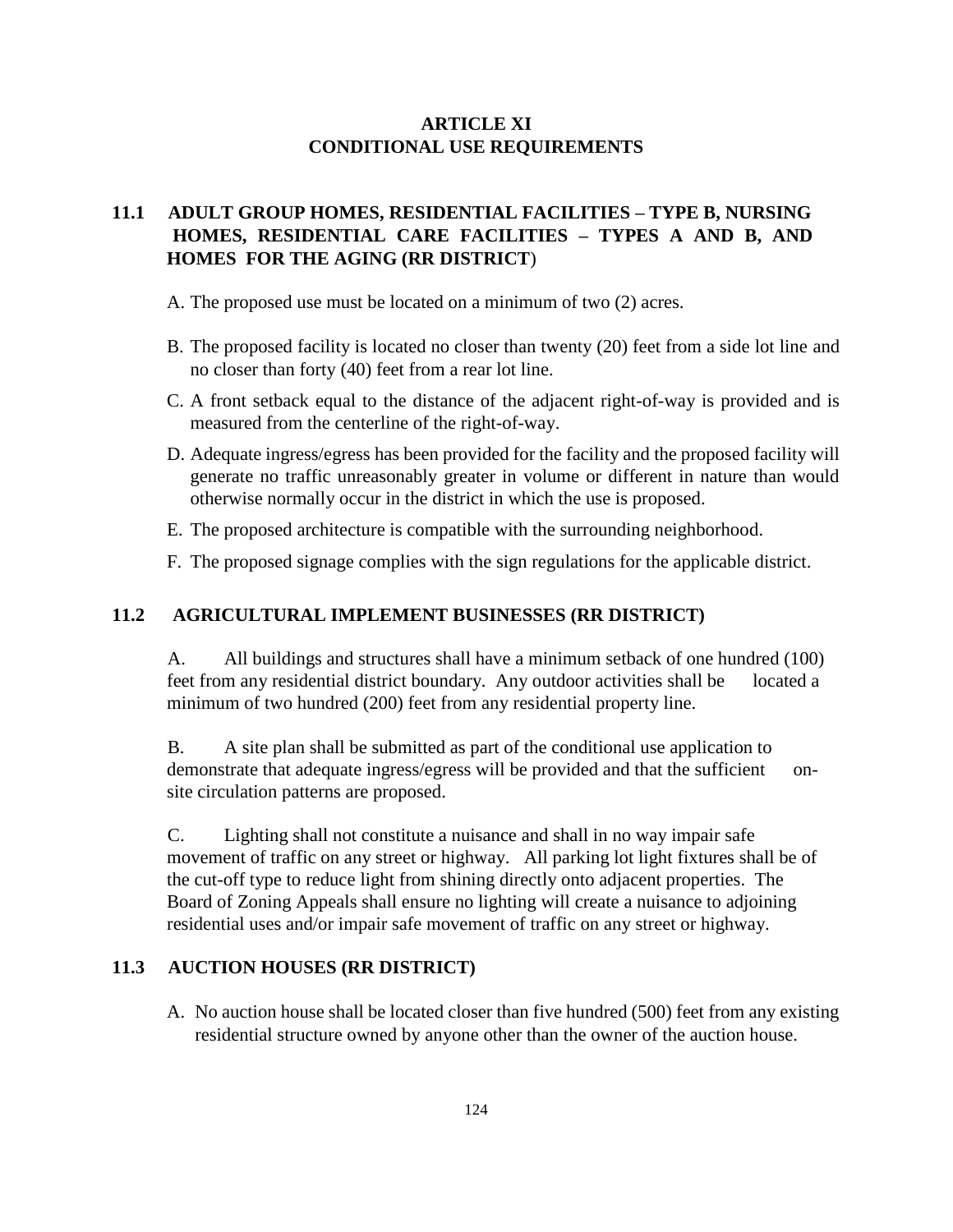# ARTICLE XI
# CONDITIONAL USE REQUIREMENTS

## 11.1 ADULT GROUP HOMES, RESIDENTIAL FACILITIES – TYPE B, NURSING HOMES, RESIDENTIAL CARE FACILITIES – TYPES A AND B, AND HOMES FOR THE AGING (RR DISTRICT)

A. The proposed use must be located on a minimum of two (2) acres.

B. The proposed facility is located no closer than twenty (20) feet from a side lot line and no closer than forty (40) feet from a rear lot line.

C. A front setback equal to the distance of the adjacent right-of-way is provided and is measured from the centerline of the right-of-way.

D. Adequate ingress/egress has been provided for the facility and the proposed facility will generate no traffic unreasonably greater in volume or different in nature than would otherwise normally occur in the district in which the use is proposed.

E. The proposed architecture is compatible with the surrounding neighborhood.

F. The proposed signage complies with the sign regulations for the applicable district.

## 11.2 AGRICULTURAL IMPLEMENT BUSINESSES (RR DISTRICT)

A. All buildings and structures shall have a minimum setback of one hundred (100) feet from any residential district boundary. Any outdoor activities shall be located a minimum of two hundred (200) feet from any residential property line.

B. A site plan shall be submitted as part of the conditional use application to demonstrate that adequate ingress/egress will be provided and that the sufficient on-site circulation patterns are proposed.

C. Lighting shall not constitute a nuisance and shall in no way impair safe movement of traffic on any street or highway. All parking lot light fixtures shall be of the cut-off type to reduce light from shining directly onto adjacent properties. The Board of Zoning Appeals shall ensure no lighting will create a nuisance to adjoining residential uses and/or impair safe movement of traffic on any street or highway.

## 11.3 AUCTION HOUSES (RR DISTRICT)

A. No auction house shall be located closer than five hundred (500) feet from any existing residential structure owned by anyone other than the owner of the auction house.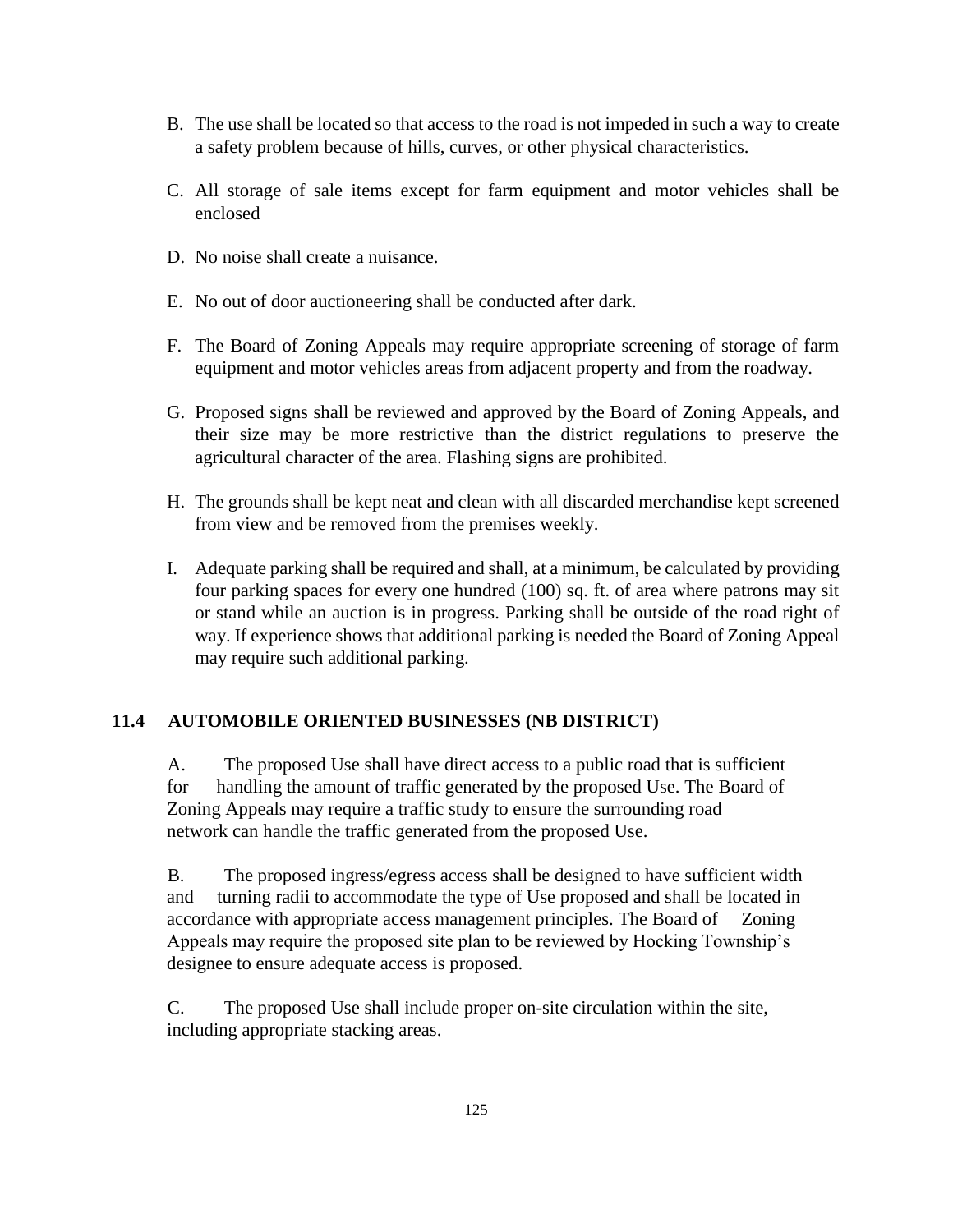B. The use shall be located so that access to the road is not impeded in such a way to create a safety problem because of hills, curves, or other physical characteristics.

C. All storage of sale items except for farm equipment and motor vehicles shall be enclosed

D. No noise shall create a nuisance.

E. No out of door auctioneering shall be conducted after dark.

F. The Board of Zoning Appeals may require appropriate screening of storage of farm equipment and motor vehicles areas from adjacent property and from the roadway.

G. Proposed signs shall be reviewed and approved by the Board of Zoning Appeals, and their size may be more restrictive than the district regulations to preserve the agricultural character of the area. Flashing signs are prohibited.

H. The grounds shall be kept neat and clean with all discarded merchandise kept screened from view and be removed from the premises weekly.

I. Adequate parking shall be required and shall, at a minimum, be calculated by providing four parking spaces for every one hundred (100) sq. ft. of area where patrons may sit or stand while an auction is in progress. Parking shall be outside of the road right of way. If experience shows that additional parking is needed the Board of Zoning Appeal may require such additional parking.

## 11.4 AUTOMOBILE ORIENTED BUSINESSES (NB DISTRICT)

A. The proposed Use shall have direct access to a public road that is sufficient for handling the amount of traffic generated by the proposed Use. The Board of Zoning Appeals may require a traffic study to ensure the surrounding road network can handle the traffic generated from the proposed Use.

B. The proposed ingress/egress access shall be designed to have sufficient width and turning radii to accommodate the type of Use proposed and shall be located in accordance with appropriate access management principles. The Board of Zoning Appeals may require the proposed site plan to be reviewed by Hocking Township's designee to ensure adequate access is proposed.

C. The proposed Use shall include proper on-site circulation within the site, including appropriate stacking areas.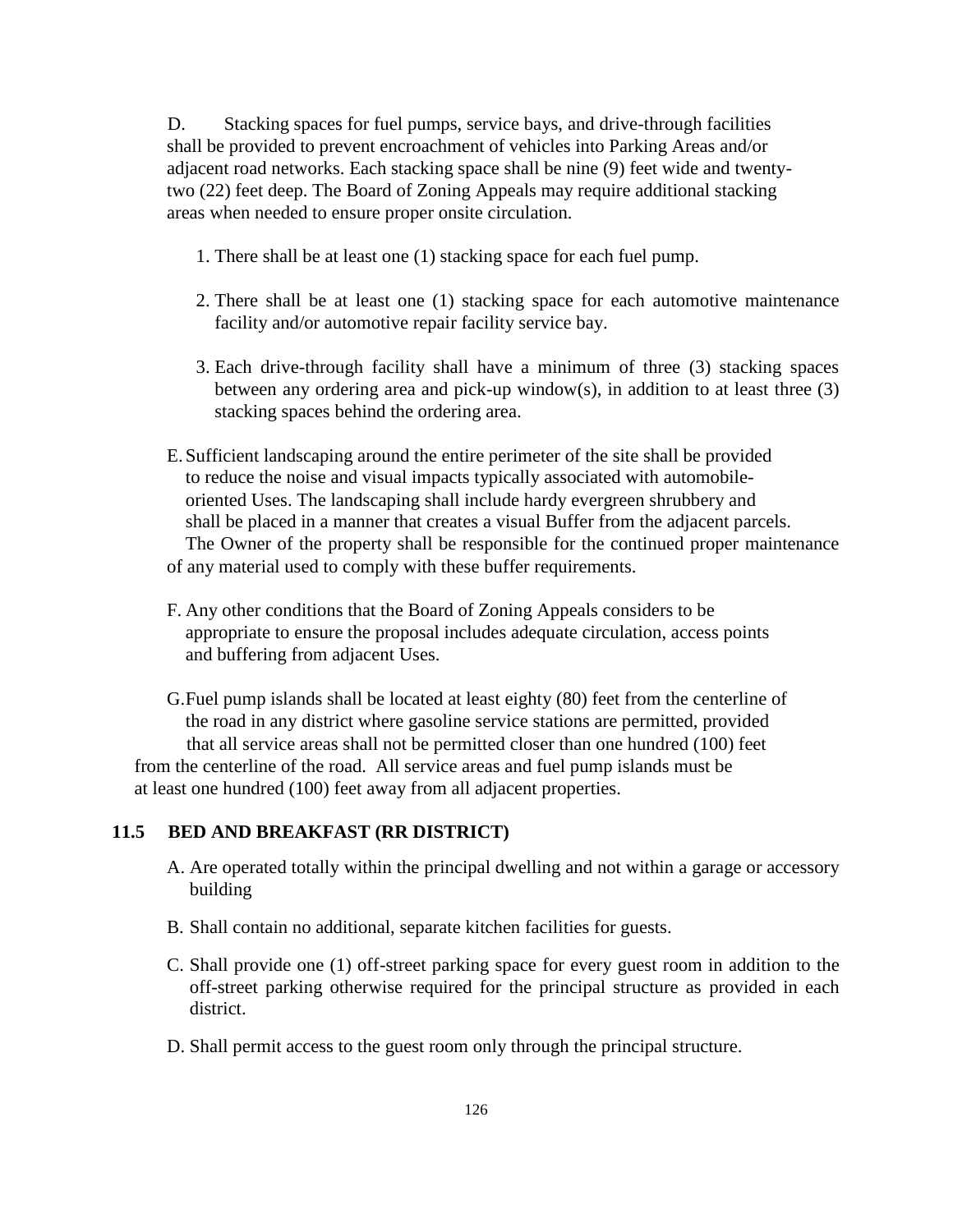D. Stacking spaces for fuel pumps, service bays, and drive-through facilities shall be provided to prevent encroachment of vehicles into Parking Areas and/or adjacent road networks. Each stacking space shall be nine (9) feet wide and twenty-two (22) feet deep. The Board of Zoning Appeals may require additional stacking areas when needed to ensure proper onsite circulation.

1. There shall be at least one (1) stacking space for each fuel pump.
2. There shall be at least one (1) stacking space for each automotive maintenance facility and/or automotive repair facility service bay.
3. Each drive-through facility shall have a minimum of three (3) stacking spaces between any ordering area and pick-up window(s), in addition to at least three (3) stacking spaces behind the ordering area.

E. Sufficient landscaping around the entire perimeter of the site shall be provided to reduce the noise and visual impacts typically associated with automobile-oriented Uses. The landscaping shall include hardy evergreen shrubbery and shall be placed in a manner that creates a visual Buffer from the adjacent parcels. The Owner of the property shall be responsible for the continued proper maintenance of any material used to comply with these buffer requirements.

F. Any other conditions that the Board of Zoning Appeals considers to be appropriate to ensure the proposal includes adequate circulation, access points and buffering from adjacent Uses.

G. Fuel pump islands shall be located at least eighty (80) feet from the centerline of the road in any district where gasoline service stations are permitted, provided that all service areas shall not be permitted closer than one hundred (100) feet from the centerline of the road. All service areas and fuel pump islands must be at least one hundred (100) feet away from all adjacent properties.

## 11.5 BED AND BREAKFAST (RR DISTRICT)

A. Are operated totally within the principal dwelling and not within a garage or accessory building

B. Shall contain no additional, separate kitchen facilities for guests.

C. Shall provide one (1) off-street parking space for every guest room in addition to the off-street parking otherwise required for the principal structure as provided in each district.

D. Shall permit access to the guest room only through the principal structure.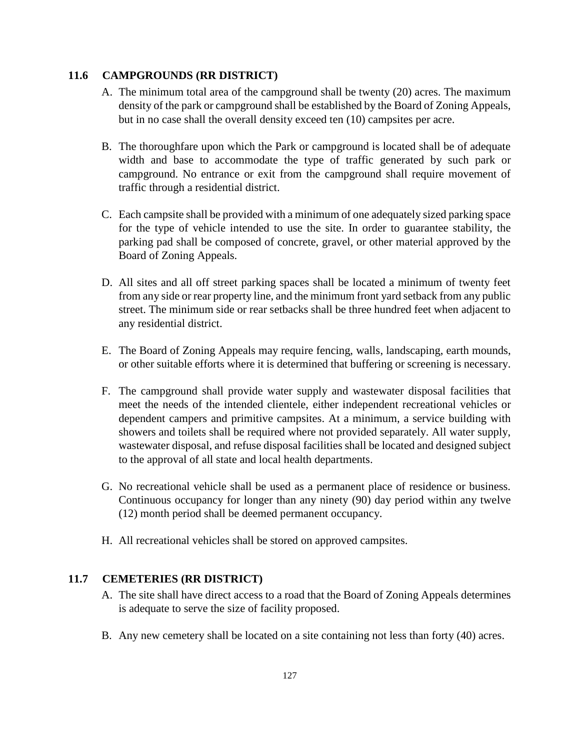## 11.6 CAMPGROUNDS (RR DISTRICT)

A. The minimum total area of the campground shall be twenty (20) acres. The maximum density of the park or campground shall be established by the Board of Zoning Appeals, but in no case shall the overall density exceed ten (10) campsites per acre.

B. The thoroughfare upon which the Park or campground is located shall be of adequate width and base to accommodate the type of traffic generated by such park or campground. No entrance or exit from the campground shall require movement of traffic through a residential district.

C. Each campsite shall be provided with a minimum of one adequately sized parking space for the type of vehicle intended to use the site. In order to guarantee stability, the parking pad shall be composed of concrete, gravel, or other material approved by the Board of Zoning Appeals.

D. All sites and all off street parking spaces shall be located a minimum of twenty feet from any side or rear property line, and the minimum front yard setback from any public street. The minimum side or rear setbacks shall be three hundred feet when adjacent to any residential district.

E. The Board of Zoning Appeals may require fencing, walls, landscaping, earth mounds, or other suitable efforts where it is determined that buffering or screening is necessary.

F. The campground shall provide water supply and wastewater disposal facilities that meet the needs of the intended clientele, either independent recreational vehicles or dependent campers and primitive campsites. At a minimum, a service building with showers and toilets shall be required where not provided separately. All water supply, wastewater disposal, and refuse disposal facilities shall be located and designed subject to the approval of all state and local health departments.

G. No recreational vehicle shall be used as a permanent place of residence or business. Continuous occupancy for longer than any ninety (90) day period within any twelve (12) month period shall be deemed permanent occupancy.

H. All recreational vehicles shall be stored on approved campsites.

## 11.7 CEMETERIES (RR DISTRICT)

A. The site shall have direct access to a road that the Board of Zoning Appeals determines is adequate to serve the size of facility proposed.

B. Any new cemetery shall be located on a site containing not less than forty (40) acres.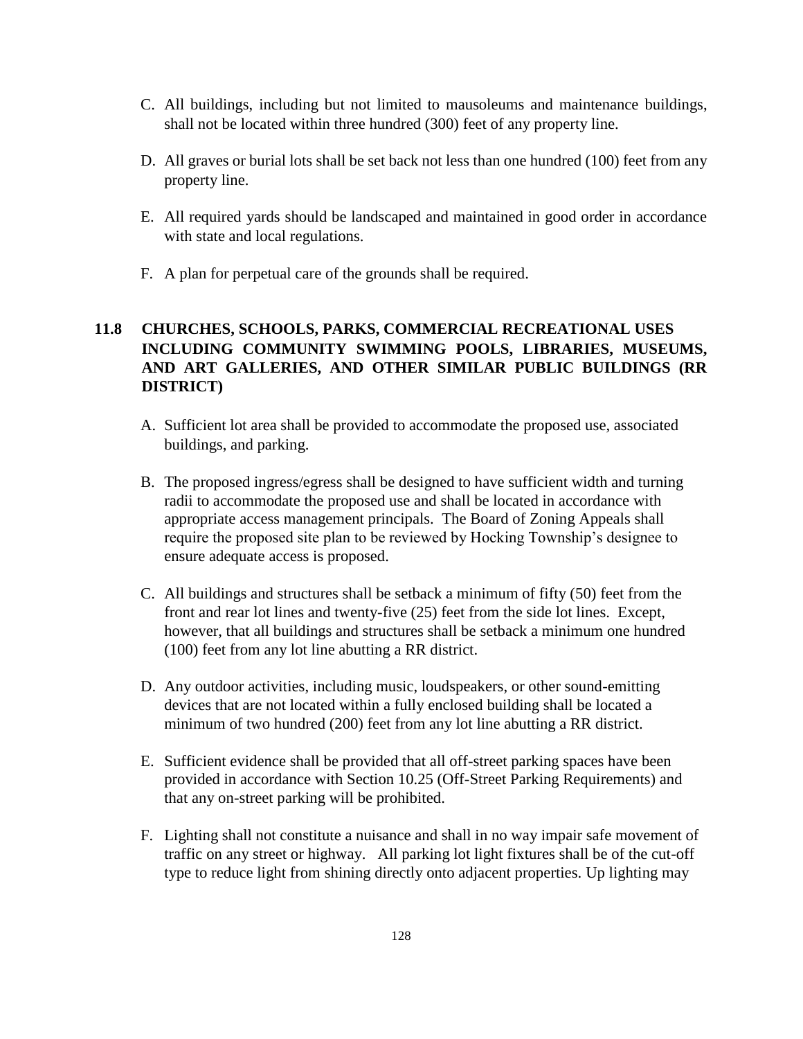C. All buildings, including but not limited to mausoleums and maintenance buildings, shall not be located within three hundred (300) feet of any property line.

D. All graves or burial lots shall be set back not less than one hundred (100) feet from any property line.

E. All required yards should be landscaped and maintained in good order in accordance with state and local regulations.

F. A plan for perpetual care of the grounds shall be required.

## 11.8 CHURCHES, SCHOOLS, PARKS, COMMERCIAL RECREATIONAL USES INCLUDING COMMUNITY SWIMMING POOLS, LIBRARIES, MUSEUMS, AND ART GALLERIES, AND OTHER SIMILAR PUBLIC BUILDINGS (RR DISTRICT)

A. Sufficient lot area shall be provided to accommodate the proposed use, associated buildings, and parking.

B. The proposed ingress/egress shall be designed to have sufficient width and turning radii to accommodate the proposed use and shall be located in accordance with appropriate access management principals. The Board of Zoning Appeals shall require the proposed site plan to be reviewed by Hocking Township's designee to ensure adequate access is proposed.

C. All buildings and structures shall be setback a minimum of fifty (50) feet from the front and rear lot lines and twenty-five (25) feet from the side lot lines. Except, however, that all buildings and structures shall be setback a minimum one hundred (100) feet from any lot line abutting a RR district.

D. Any outdoor activities, including music, loudspeakers, or other sound-emitting devices that are not located within a fully enclosed building shall be located a minimum of two hundred (200) feet from any lot line abutting a RR district.

E. Sufficient evidence shall be provided that all off-street parking spaces have been provided in accordance with Section 10.25 (Off-Street Parking Requirements) and that any on-street parking will be prohibited.

F. Lighting shall not constitute a nuisance and shall in no way impair safe movement of traffic on any street or highway. All parking lot light fixtures shall be of the cut-off type to reduce light from shining directly onto adjacent properties. Up lighting may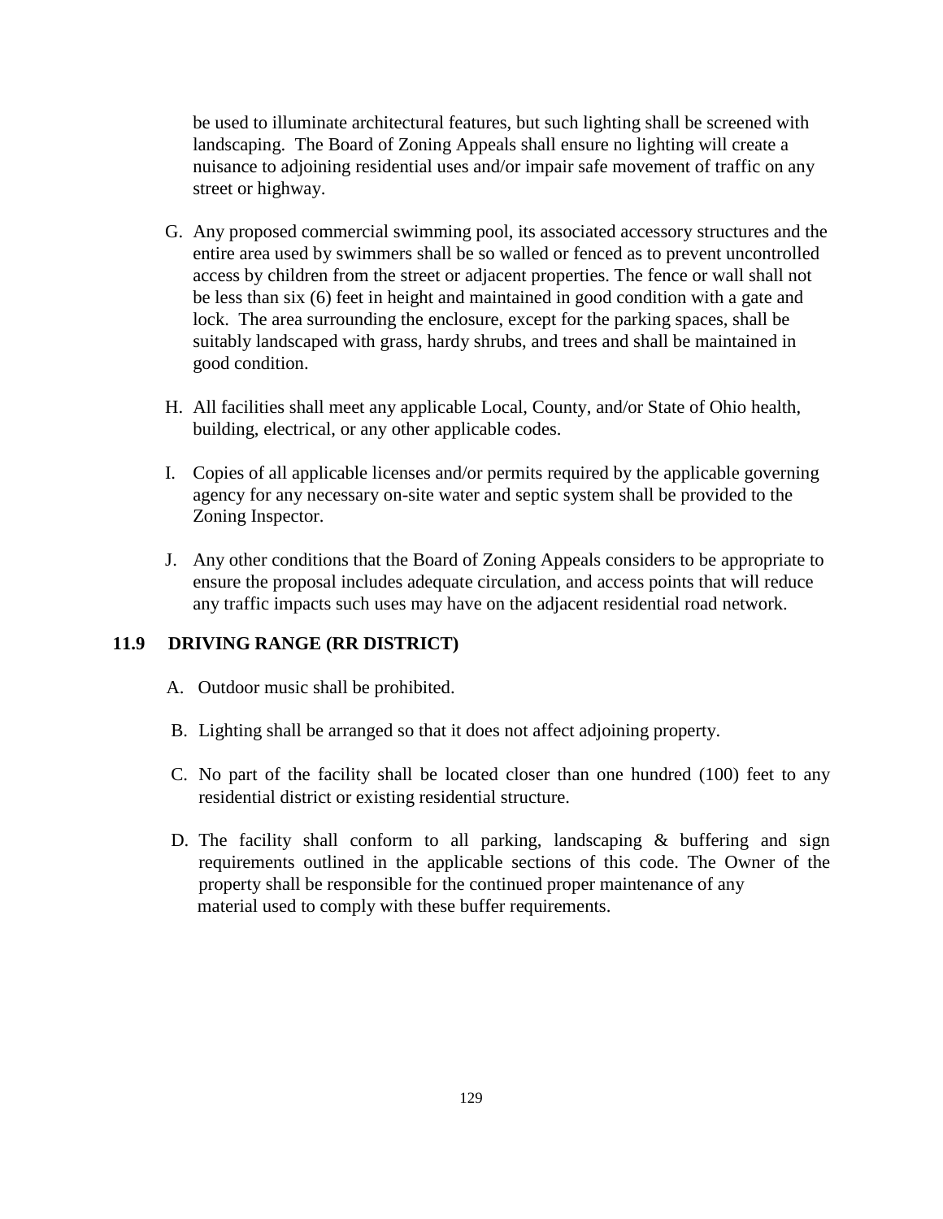be used to illuminate architectural features, but such lighting shall be screened with landscaping. The Board of Zoning Appeals shall ensure no lighting will create a nuisance to adjoining residential uses and/or impair safe movement of traffic on any street or highway.

G. Any proposed commercial swimming pool, its associated accessory structures and the entire area used by swimmers shall be so walled or fenced as to prevent uncontrolled access by children from the street or adjacent properties. The fence or wall shall not be less than six (6) feet in height and maintained in good condition with a gate and lock. The area surrounding the enclosure, except for the parking spaces, shall be suitably landscaped with grass, hardy shrubs, and trees and shall be maintained in good condition.

H. All facilities shall meet any applicable Local, County, and/or State of Ohio health, building, electrical, or any other applicable codes.

I. Copies of all applicable licenses and/or permits required by the applicable governing agency for any necessary on-site water and septic system shall be provided to the Zoning Inspector.

J. Any other conditions that the Board of Zoning Appeals considers to be appropriate to ensure the proposal includes adequate circulation, and access points that will reduce any traffic impacts such uses may have on the adjacent residential road network.

## 11.9 DRIVING RANGE (RR DISTRICT)

A. Outdoor music shall be prohibited.

B. Lighting shall be arranged so that it does not affect adjoining property.

C. No part of the facility shall be located closer than one hundred (100) feet to any residential district or existing residential structure.

D. The facility shall conform to all parking, landscaping & buffering and sign requirements outlined in the applicable sections of this code. The Owner of the property shall be responsible for the continued proper maintenance of any material used to comply with these buffer requirements.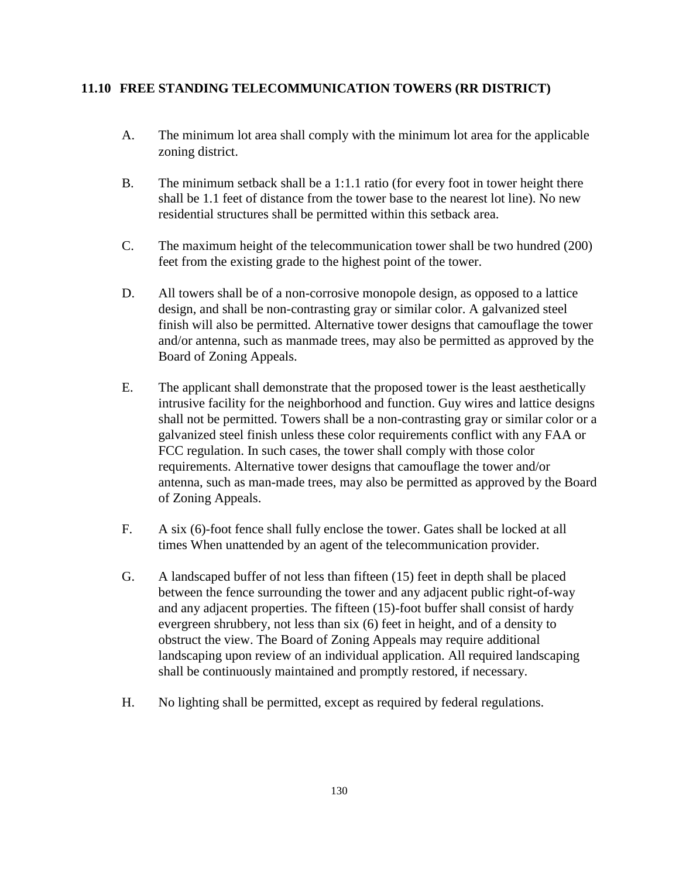## 11.10 FREE STANDING TELECOMMUNICATION TOWERS (RR DISTRICT)

A. The minimum lot area shall comply with the minimum lot area for the applicable zoning district.

B. The minimum setback shall be a 1:1.1 ratio (for every foot in tower height there shall be 1.1 feet of distance from the tower base to the nearest lot line). No new residential structures shall be permitted within this setback area.

C. The maximum height of the telecommunication tower shall be two hundred (200) feet from the existing grade to the highest point of the tower.

D. All towers shall be of a non-corrosive monopole design, as opposed to a lattice design, and shall be non-contrasting gray or similar color. A galvanized steel finish will also be permitted. Alternative tower designs that camouflage the tower and/or antenna, such as manmade trees, may also be permitted as approved by the Board of Zoning Appeals.

E. The applicant shall demonstrate that the proposed tower is the least aesthetically intrusive facility for the neighborhood and function. Guy wires and lattice designs shall not be permitted. Towers shall be a non-contrasting gray or similar color or a galvanized steel finish unless these color requirements conflict with any FAA or FCC regulation. In such cases, the tower shall comply with those color requirements. Alternative tower designs that camouflage the tower and/or antenna, such as man-made trees, may also be permitted as approved by the Board of Zoning Appeals.

F. A six (6)-foot fence shall fully enclose the tower. Gates shall be locked at all times When unattended by an agent of the telecommunication provider.

G. A landscaped buffer of not less than fifteen (15) feet in depth shall be placed between the fence surrounding the tower and any adjacent public right-of-way and any adjacent properties. The fifteen (15)-foot buffer shall consist of hardy evergreen shrubbery, not less than six (6) feet in height, and of a density to obstruct the view. The Board of Zoning Appeals may require additional landscaping upon review of an individual application. All required landscaping shall be continuously maintained and promptly restored, if necessary.

H. No lighting shall be permitted, except as required by federal regulations.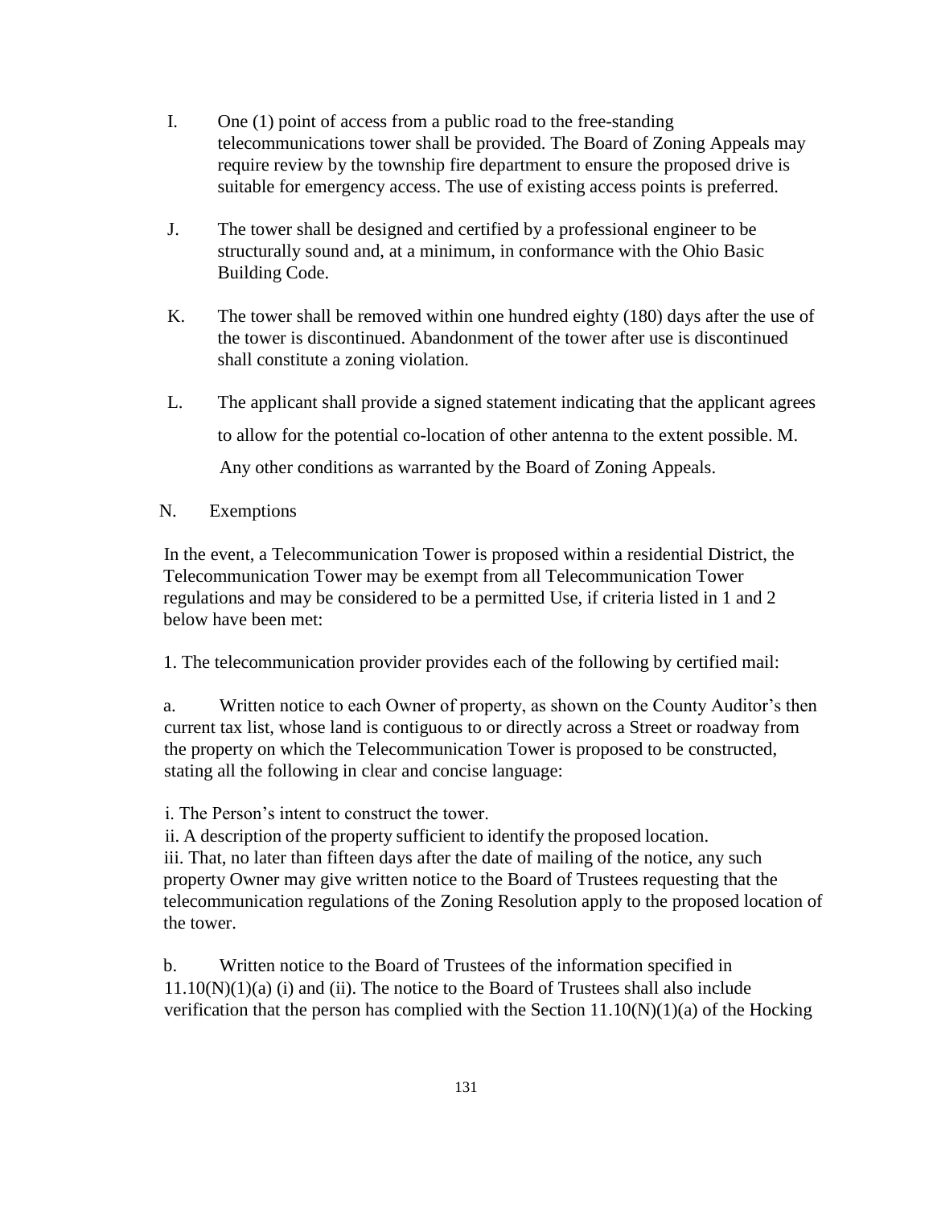I. One (1) point of access from a public road to the free-standing telecommunications tower shall be provided. The Board of Zoning Appeals may require review by the township fire department to ensure the proposed drive is suitable for emergency access. The use of existing access points is preferred.

J. The tower shall be designed and certified by a professional engineer to be structurally sound and, at a minimum, in conformance with the Ohio Basic Building Code.

K. The tower shall be removed within one hundred eighty (180) days after the use of the tower is discontinued. Abandonment of the tower after use is discontinued shall constitute a zoning violation.

L. The applicant shall provide a signed statement indicating that the applicant agrees to allow for the potential co-location of other antenna to the extent possible. M. Any other conditions as warranted by the Board of Zoning Appeals.

N. Exemptions

In the event, a Telecommunication Tower is proposed within a residential District, the Telecommunication Tower may be exempt from all Telecommunication Tower regulations and may be considered to be a permitted Use, if criteria listed in 1 and 2 below have been met:

1. The telecommunication provider provides each of the following by certified mail:

a. Written notice to each Owner of property, as shown on the County Auditor's then current tax list, whose land is contiguous to or directly across a Street or roadway from the property on which the Telecommunication Tower is proposed to be constructed, stating all the following in clear and concise language:

i. The Person's intent to construct the tower.
ii. A description of the property sufficient to identify the proposed location.
iii. That, no later than fifteen days after the date of mailing of the notice, any such property Owner may give written notice to the Board of Trustees requesting that the telecommunication regulations of the Zoning Resolution apply to the proposed location of the tower.

b. Written notice to the Board of Trustees of the information specified in 11.10(N)(1)(a) (i) and (ii). The notice to the Board of Trustees shall also include verification that the person has complied with the Section 11.10(N)(1)(a) of the Hocking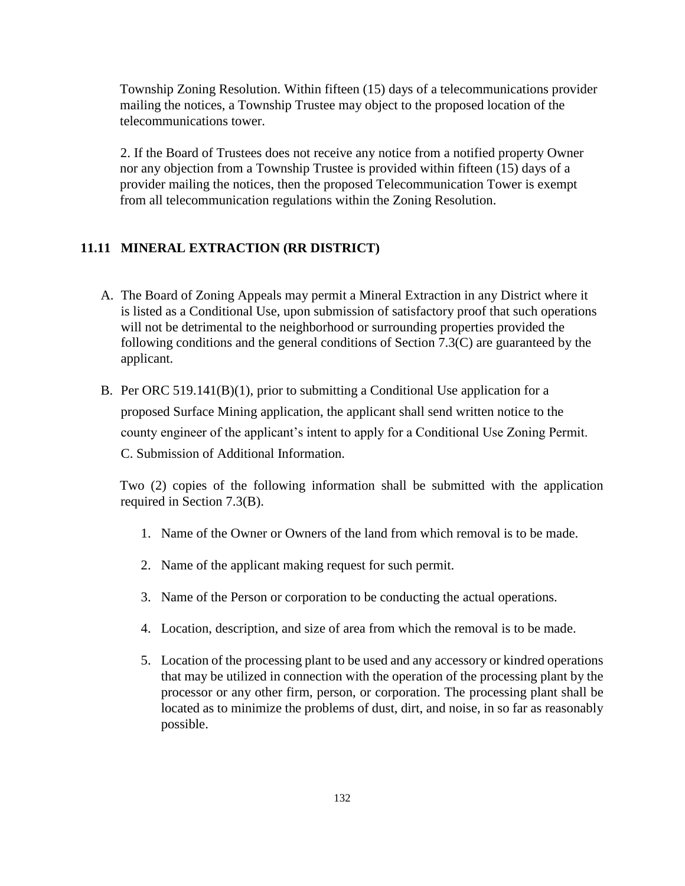Township Zoning Resolution. Within fifteen (15) days of a telecommunications provider mailing the notices, a Township Trustee may object to the proposed location of the telecommunications tower.

2. If the Board of Trustees does not receive any notice from a notified property Owner nor any objection from a Township Trustee is provided within fifteen (15) days of a provider mailing the notices, then the proposed Telecommunication Tower is exempt from all telecommunication regulations within the Zoning Resolution.

## 11.11 MINERAL EXTRACTION (RR DISTRICT)

A. The Board of Zoning Appeals may permit a Mineral Extraction in any District where it is listed as a Conditional Use, upon submission of satisfactory proof that such operations will not be detrimental to the neighborhood or surrounding properties provided the following conditions and the general conditions of Section 7.3(C) are guaranteed by the applicant.

B. Per ORC 519.141(B)(1), prior to submitting a Conditional Use application for a proposed Surface Mining application, the applicant shall send written notice to the county engineer of the applicant's intent to apply for a Conditional Use Zoning Permit.

C. Submission of Additional Information.

Two (2) copies of the following information shall be submitted with the application required in Section 7.3(B).

1. Name of the Owner or Owners of the land from which removal is to be made.

2. Name of the applicant making request for such permit.

3. Name of the Person or corporation to be conducting the actual operations.

4. Location, description, and size of area from which the removal is to be made.

5. Location of the processing plant to be used and any accessory or kindred operations that may be utilized in connection with the operation of the processing plant by the processor or any other firm, person, or corporation. The processing plant shall be located as to minimize the problems of dust, dirt, and noise, in so far as reasonably possible.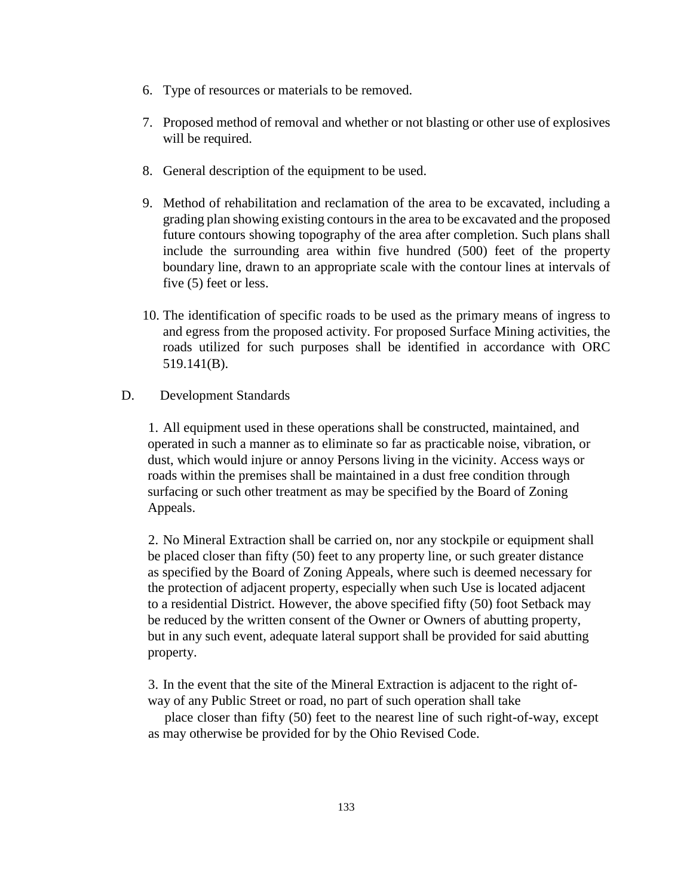6. Type of resources or materials to be removed.

7. Proposed method of removal and whether or not blasting or other use of explosives will be required.

8. General description of the equipment to be used.

9. Method of rehabilitation and reclamation of the area to be excavated, including a grading plan showing existing contours in the area to be excavated and the proposed future contours showing topography of the area after completion. Such plans shall include the surrounding area within five hundred (500) feet of the property boundary line, drawn to an appropriate scale with the contour lines at intervals of five (5) feet or less.

10. The identification of specific roads to be used as the primary means of ingress to and egress from the proposed activity. For proposed Surface Mining activities, the roads utilized for such purposes shall be identified in accordance with ORC 519.141(B).

D. Development Standards

1. All equipment used in these operations shall be constructed, maintained, and operated in such a manner as to eliminate so far as practicable noise, vibration, or dust, which would injure or annoy Persons living in the vicinity. Access ways or roads within the premises shall be maintained in a dust free condition through surfacing or such other treatment as may be specified by the Board of Zoning Appeals.

2. No Mineral Extraction shall be carried on, nor any stockpile or equipment shall be placed closer than fifty (50) feet to any property line, or such greater distance as specified by the Board of Zoning Appeals, where such is deemed necessary for the protection of adjacent property, especially when such Use is located adjacent to a residential District. However, the above specified fifty (50) foot Setback may be reduced by the written consent of the Owner or Owners of abutting property, but in any such event, adequate lateral support shall be provided for said abutting property.

3. In the event that the site of the Mineral Extraction is adjacent to the right of-way of any Public Street or road, no part of such operation shall take place closer than fifty (50) feet to the nearest line of such right-of-way, except as may otherwise be provided for by the Ohio Revised Code.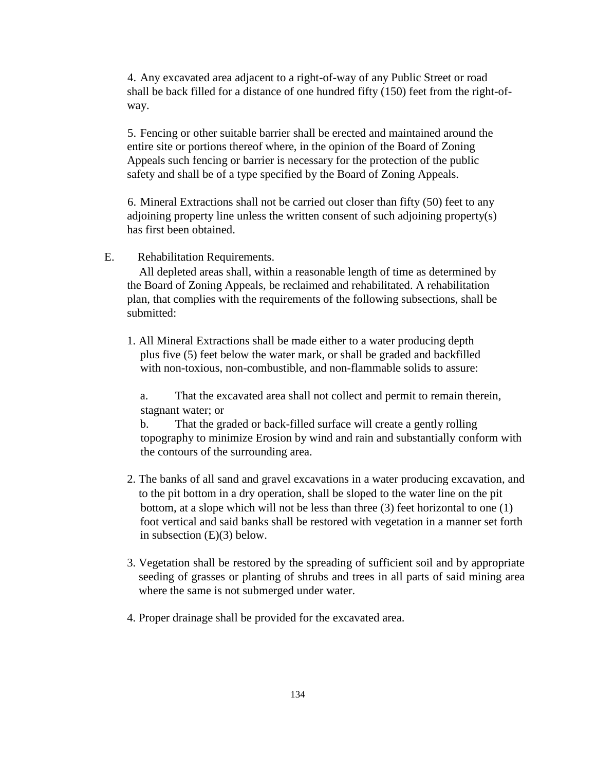4. Any excavated area adjacent to a right-of-way of any Public Street or road shall be back filled for a distance of one hundred fifty (150) feet from the right-of-way.

5. Fencing or other suitable barrier shall be erected and maintained around the entire site or portions thereof where, in the opinion of the Board of Zoning Appeals such fencing or barrier is necessary for the protection of the public safety and shall be of a type specified by the Board of Zoning Appeals.

6. Mineral Extractions shall not be carried out closer than fifty (50) feet to any adjoining property line unless the written consent of such adjoining property(s) has first been obtained.

E. Rehabilitation Requirements.

All depleted areas shall, within a reasonable length of time as determined by the Board of Zoning Appeals, be reclaimed and rehabilitated. A rehabilitation plan, that complies with the requirements of the following subsections, shall be submitted:

1. All Mineral Extractions shall be made either to a water producing depth plus five (5) feet below the water mark, or shall be graded and backfilled with non-toxious, non-combustible, and non-flammable solids to assure:

   a. That the excavated area shall not collect and permit to remain therein, stagnant water; or

   b. That the graded or back-filled surface will create a gently rolling topography to minimize Erosion by wind and rain and substantially conform with the contours of the surrounding area.

2. The banks of all sand and gravel excavations in a water producing excavation, and to the pit bottom in a dry operation, shall be sloped to the water line on the pit bottom, at a slope which will not be less than three (3) feet horizontal to one (1) foot vertical and said banks shall be restored with vegetation in a manner set forth in subsection (E)(3) below.

3. Vegetation shall be restored by the spreading of sufficient soil and by appropriate seeding of grasses or planting of shrubs and trees in all parts of said mining area where the same is not submerged under water.

4. Proper drainage shall be provided for the excavated area.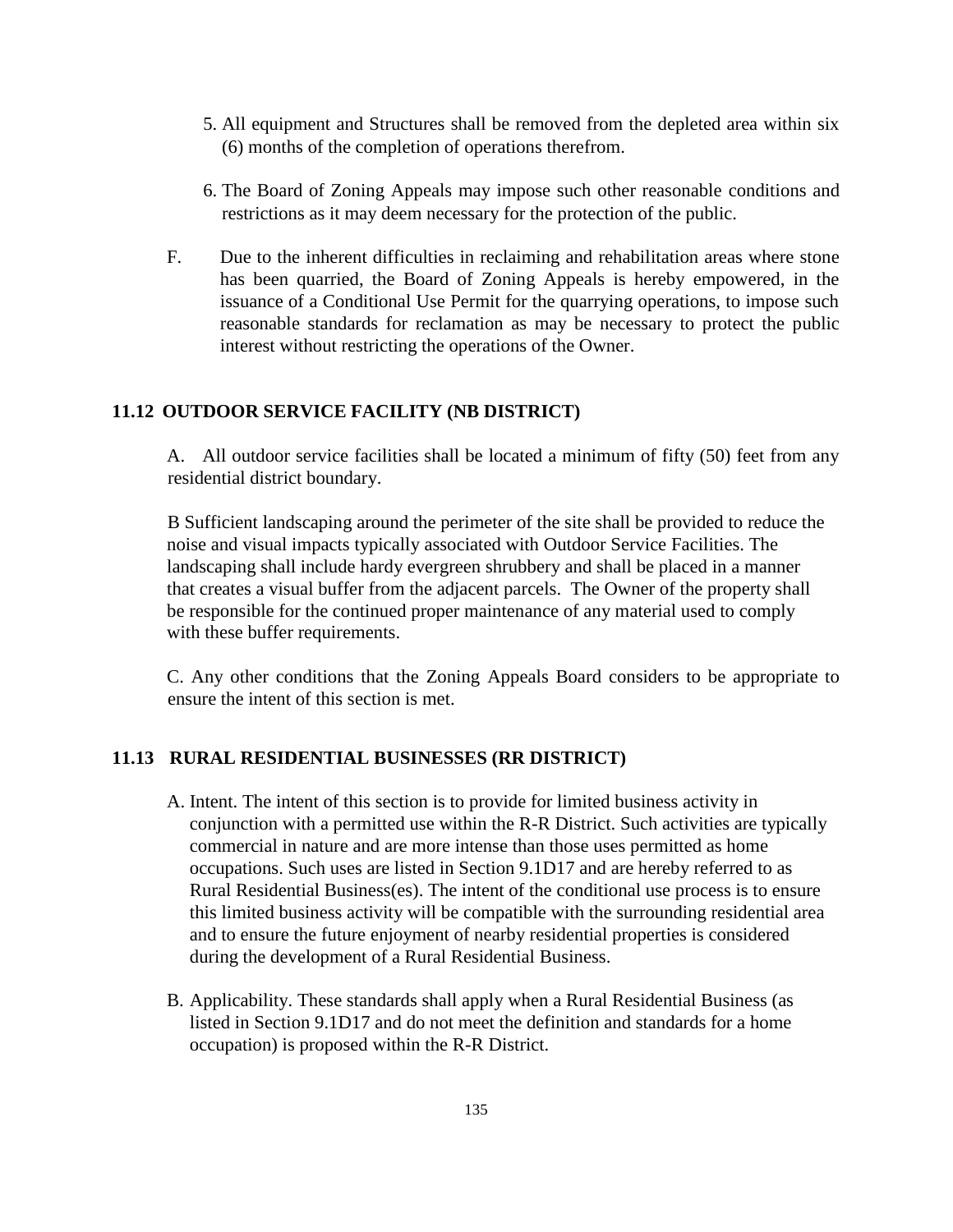5. All equipment and Structures shall be removed from the depleted area within six (6) months of the completion of operations therefrom.

6. The Board of Zoning Appeals may impose such other reasonable conditions and restrictions as it may deem necessary for the protection of the public.

F. Due to the inherent difficulties in reclaiming and rehabilitation areas where stone has been quarried, the Board of Zoning Appeals is hereby empowered, in the issuance of a Conditional Use Permit for the quarrying operations, to impose such reasonable standards for reclamation as may be necessary to protect the public interest without restricting the operations of the Owner.

## 11.12 OUTDOOR SERVICE FACILITY (NB DISTRICT)

A. All outdoor service facilities shall be located a minimum of fifty (50) feet from any residential district boundary.

B Sufficient landscaping around the perimeter of the site shall be provided to reduce the noise and visual impacts typically associated with Outdoor Service Facilities. The landscaping shall include hardy evergreen shrubbery and shall be placed in a manner that creates a visual buffer from the adjacent parcels. The Owner of the property shall be responsible for the continued proper maintenance of any material used to comply with these buffer requirements.

C. Any other conditions that the Zoning Appeals Board considers to be appropriate to ensure the intent of this section is met.

## 11.13 RURAL RESIDENTIAL BUSINESSES (RR DISTRICT)

A. Intent. The intent of this section is to provide for limited business activity in conjunction with a permitted use within the R-R District. Such activities are typically commercial in nature and are more intense than those uses permitted as home occupations. Such uses are listed in Section 9.1D17 and are hereby referred to as Rural Residential Business(es). The intent of the conditional use process is to ensure this limited business activity will be compatible with the surrounding residential area and to ensure the future enjoyment of nearby residential properties is considered during the development of a Rural Residential Business.

B. Applicability. These standards shall apply when a Rural Residential Business (as listed in Section 9.1D17 and do not meet the definition and standards for a home occupation) is proposed within the R-R District.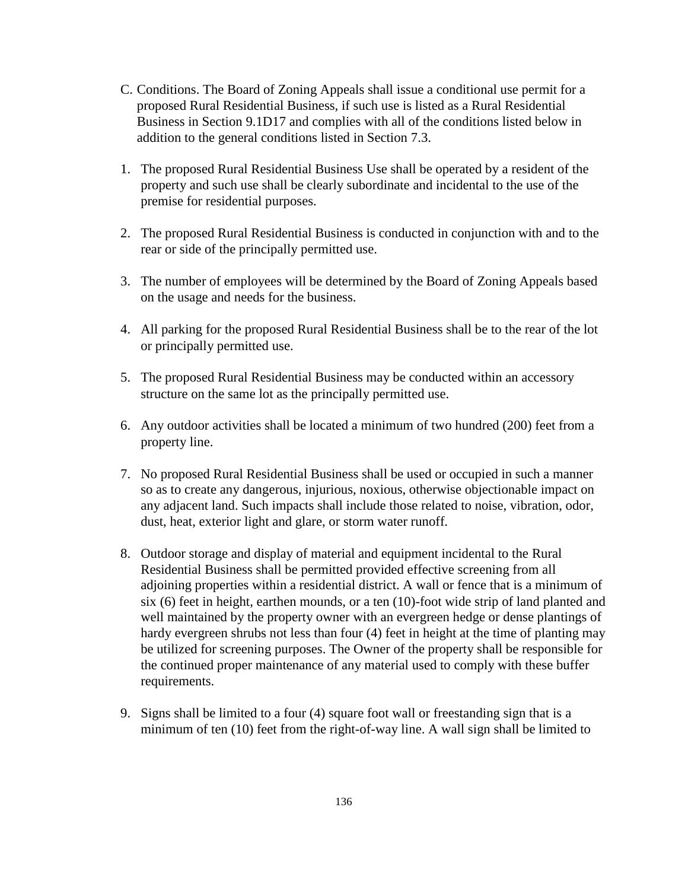C. Conditions. The Board of Zoning Appeals shall issue a conditional use permit for a proposed Rural Residential Business, if such use is listed as a Rural Residential Business in Section 9.1D17 and complies with all of the conditions listed below in addition to the general conditions listed in Section 7.3.

1. The proposed Rural Residential Business Use shall be operated by a resident of the property and such use shall be clearly subordinate and incidental to the use of the premise for residential purposes.

2. The proposed Rural Residential Business is conducted in conjunction with and to the rear or side of the principally permitted use.

3. The number of employees will be determined by the Board of Zoning Appeals based on the usage and needs for the business.

4. All parking for the proposed Rural Residential Business shall be to the rear of the lot or principally permitted use.

5. The proposed Rural Residential Business may be conducted within an accessory structure on the same lot as the principally permitted use.

6. Any outdoor activities shall be located a minimum of two hundred (200) feet from a property line.

7. No proposed Rural Residential Business shall be used or occupied in such a manner so as to create any dangerous, injurious, noxious, otherwise objectionable impact on any adjacent land. Such impacts shall include those related to noise, vibration, odor, dust, heat, exterior light and glare, or storm water runoff.

8. Outdoor storage and display of material and equipment incidental to the Rural Residential Business shall be permitted provided effective screening from all adjoining properties within a residential district. A wall or fence that is a minimum of six (6) feet in height, earthen mounds, or a ten (10)-foot wide strip of land planted and well maintained by the property owner with an evergreen hedge or dense plantings of hardy evergreen shrubs not less than four (4) feet in height at the time of planting may be utilized for screening purposes. The Owner of the property shall be responsible for the continued proper maintenance of any material used to comply with these buffer requirements.

9. Signs shall be limited to a four (4) square foot wall or freestanding sign that is a minimum of ten (10) feet from the right-of-way line. A wall sign shall be limited to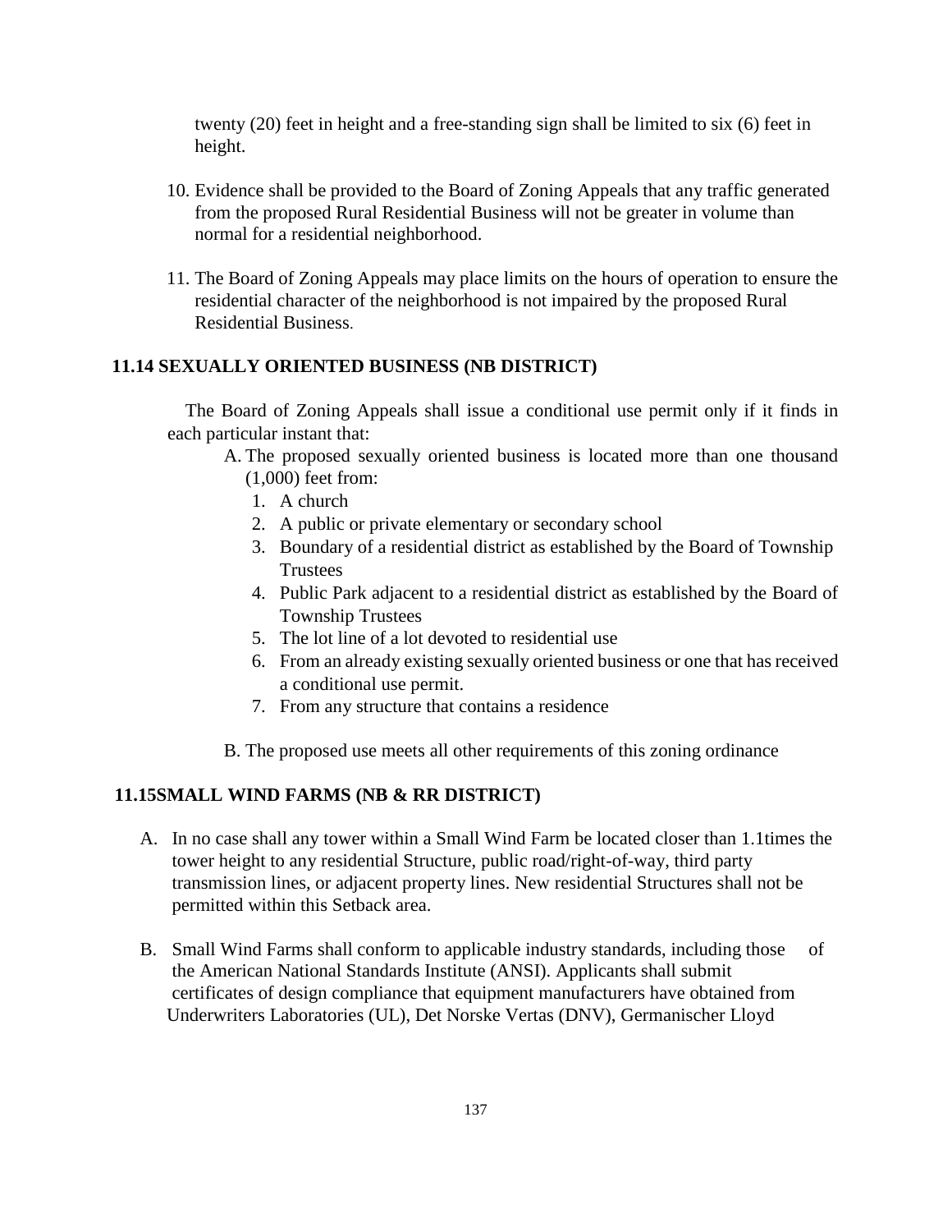twenty (20) feet in height and a free-standing sign shall be limited to six (6) feet in height.

10. Evidence shall be provided to the Board of Zoning Appeals that any traffic generated from the proposed Rural Residential Business will not be greater in volume than normal for a residential neighborhood.

11. The Board of Zoning Appeals may place limits on the hours of operation to ensure the residential character of the neighborhood is not impaired by the proposed Rural Residential Business.

## 11.14 SEXUALLY ORIENTED BUSINESS (NB DISTRICT)

The Board of Zoning Appeals shall issue a conditional use permit only if it finds in each particular instant that:

A. The proposed sexually oriented business is located more than one thousand (1,000) feet from:
   1. A church
   2. A public or private elementary or secondary school
   3. Boundary of a residential district as established by the Board of Township Trustees
   4. Public Park adjacent to a residential district as established by the Board of Township Trustees
   5. The lot line of a lot devoted to residential use
   6. From an already existing sexually oriented business or one that has received a conditional use permit.
   7. From any structure that contains a residence

B. The proposed use meets all other requirements of this zoning ordinance

## 11.15SMALL WIND FARMS (NB & RR DISTRICT)

A. In no case shall any tower within a Small Wind Farm be located closer than 1.1times the tower height to any residential Structure, public road/right-of-way, third party transmission lines, or adjacent property lines. New residential Structures shall not be permitted within this Setback area.

B. Small Wind Farms shall conform to applicable industry standards, including those of the American National Standards Institute (ANSI). Applicants shall submit certificates of design compliance that equipment manufacturers have obtained from Underwriters Laboratories (UL), Det Norske Vertas (DNV), Germanischer Lloyd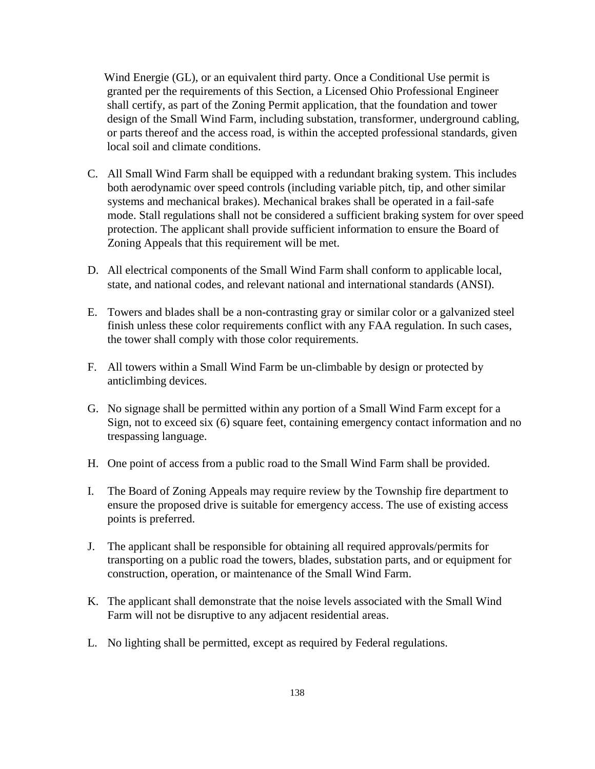Wind Energie (GL), or an equivalent third party. Once a Conditional Use permit is granted per the requirements of this Section, a Licensed Ohio Professional Engineer shall certify, as part of the Zoning Permit application, that the foundation and tower design of the Small Wind Farm, including substation, transformer, underground cabling, or parts thereof and the access road, is within the accepted professional standards, given local soil and climate conditions.

C. All Small Wind Farm shall be equipped with a redundant braking system. This includes both aerodynamic over speed controls (including variable pitch, tip, and other similar systems and mechanical brakes). Mechanical brakes shall be operated in a fail-safe mode. Stall regulations shall not be considered a sufficient braking system for over speed protection. The applicant shall provide sufficient information to ensure the Board of Zoning Appeals that this requirement will be met.

D. All electrical components of the Small Wind Farm shall conform to applicable local, state, and national codes, and relevant national and international standards (ANSI).

E. Towers and blades shall be a non-contrasting gray or similar color or a galvanized steel finish unless these color requirements conflict with any FAA regulation. In such cases, the tower shall comply with those color requirements.

F. All towers within a Small Wind Farm be un-climbable by design or protected by anticlimbing devices.

G. No signage shall be permitted within any portion of a Small Wind Farm except for a Sign, not to exceed six (6) square feet, containing emergency contact information and no trespassing language.

H. One point of access from a public road to the Small Wind Farm shall be provided.

I. The Board of Zoning Appeals may require review by the Township fire department to ensure the proposed drive is suitable for emergency access. The use of existing access points is preferred.

J. The applicant shall be responsible for obtaining all required approvals/permits for transporting on a public road the towers, blades, substation parts, and or equipment for construction, operation, or maintenance of the Small Wind Farm.

K. The applicant shall demonstrate that the noise levels associated with the Small Wind Farm will not be disruptive to any adjacent residential areas.

L. No lighting shall be permitted, except as required by Federal regulations.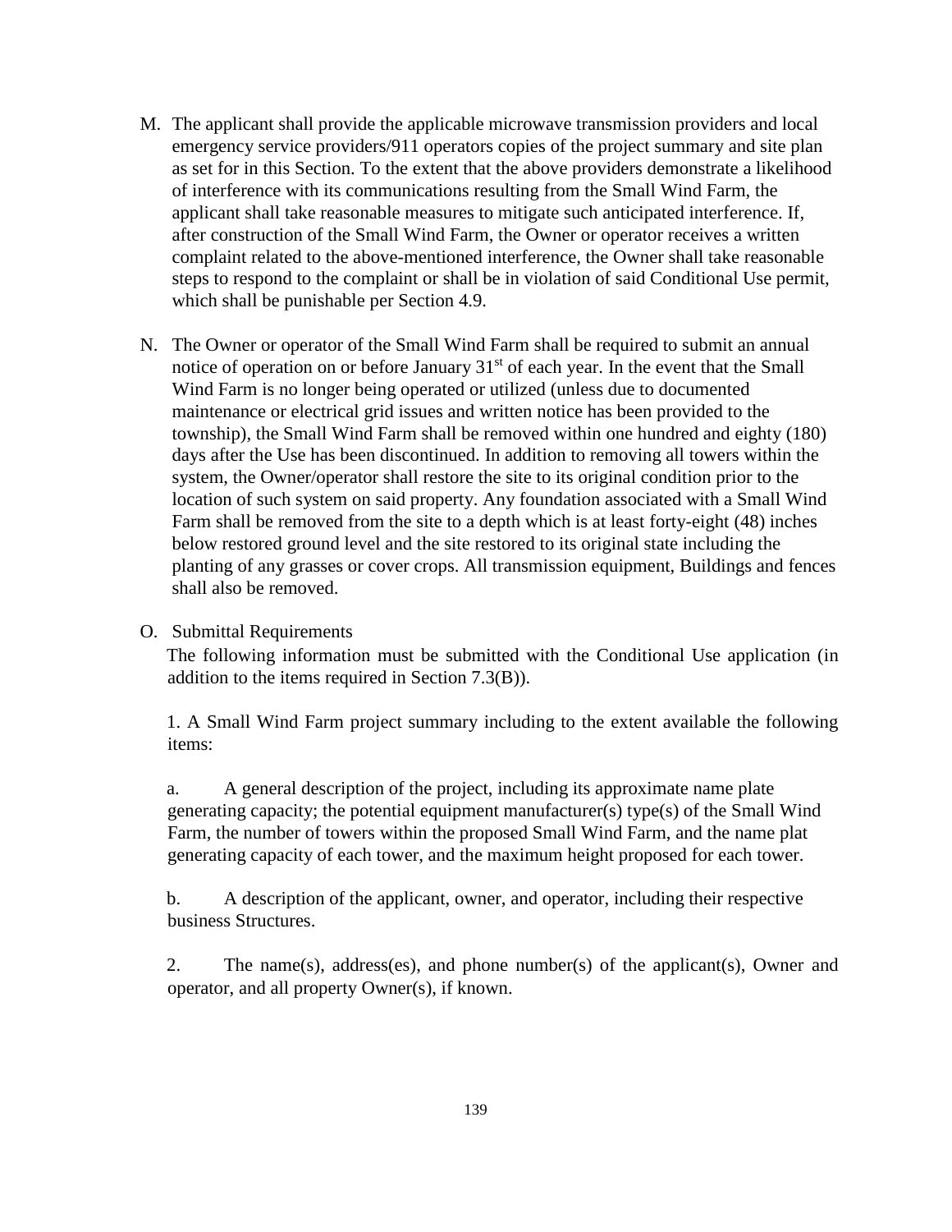M. The applicant shall provide the applicable microwave transmission providers and local emergency service providers/911 operators copies of the project summary and site plan as set for in this Section. To the extent that the above providers demonstrate a likelihood of interference with its communications resulting from the Small Wind Farm, the applicant shall take reasonable measures to mitigate such anticipated interference. If, after construction of the Small Wind Farm, the Owner or operator receives a written complaint related to the above-mentioned interference, the Owner shall take reasonable steps to respond to the complaint or shall be in violation of said Conditional Use permit, which shall be punishable per Section 4.9.

N. The Owner or operator of the Small Wind Farm shall be required to submit an annual notice of operation on or before January 31st of each year. In the event that the Small Wind Farm is no longer being operated or utilized (unless due to documented maintenance or electrical grid issues and written notice has been provided to the township), the Small Wind Farm shall be removed within one hundred and eighty (180) days after the Use has been discontinued. In addition to removing all towers within the system, the Owner/operator shall restore the site to its original condition prior to the location of such system on said property. Any foundation associated with a Small Wind Farm shall be removed from the site to a depth which is at least forty-eight (48) inches below restored ground level and the site restored to its original state including the planting of any grasses or cover crops. All transmission equipment, Buildings and fences shall also be removed.

O. Submittal Requirements

The following information must be submitted with the Conditional Use application (in addition to the items required in Section 7.3(B)).

1. A Small Wind Farm project summary including to the extent available the following items:

a. A general description of the project, including its approximate name plate generating capacity; the potential equipment manufacturer(s) type(s) of the Small Wind Farm, the number of towers within the proposed Small Wind Farm, and the name plat generating capacity of each tower, and the maximum height proposed for each tower.

b. A description of the applicant, owner, and operator, including their respective business Structures.

2. The name(s), address(es), and phone number(s) of the applicant(s), Owner and operator, and all property Owner(s), if known.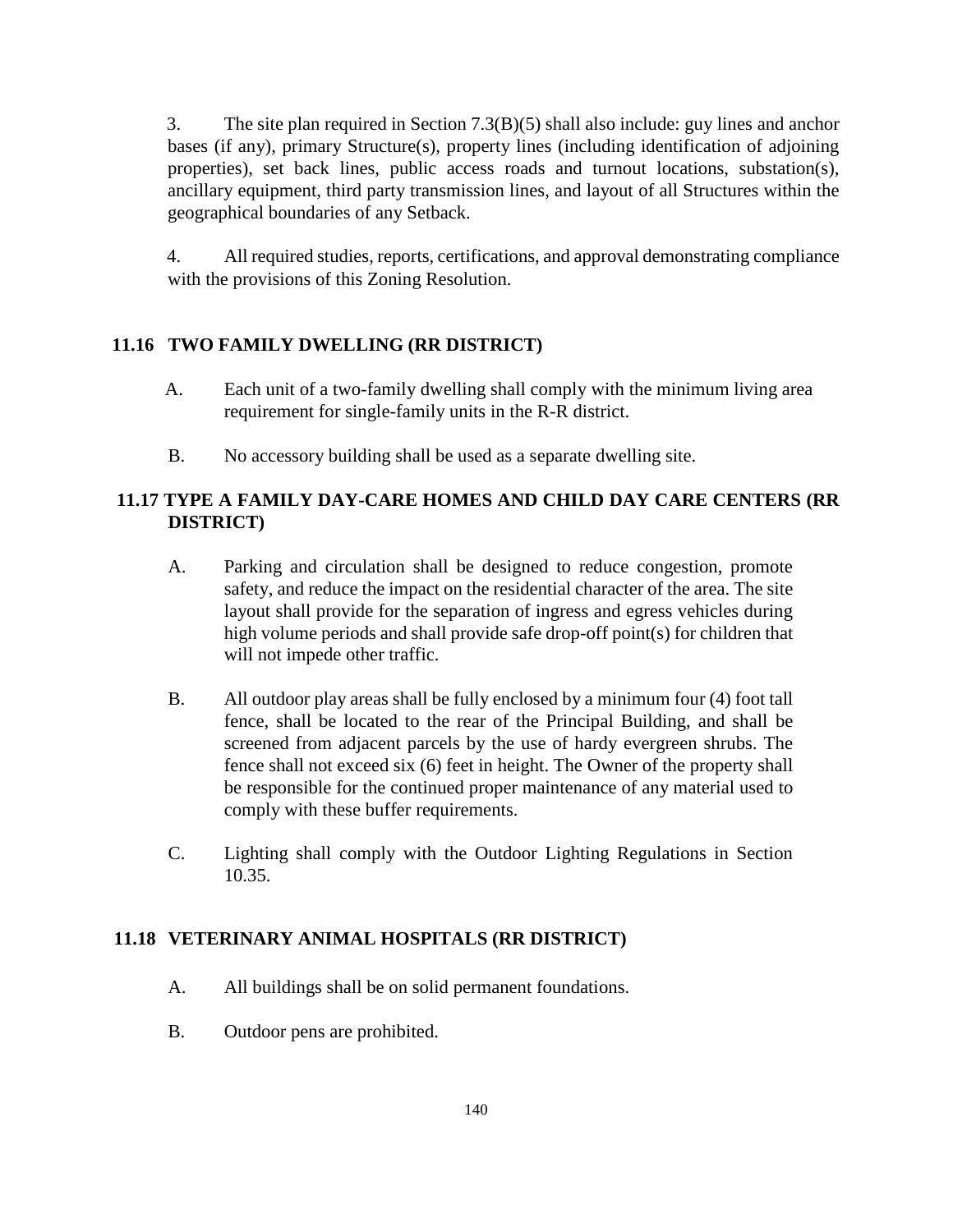3. The site plan required in Section 7.3(B)(5) shall also include: guy lines and anchor bases (if any), primary Structure(s), property lines (including identification of adjoining properties), set back lines, public access roads and turnout locations, substation(s), ancillary equipment, third party transmission lines, and layout of all Structures within the geographical boundaries of any Setback.

4. All required studies, reports, certifications, and approval demonstrating compliance with the provisions of this Zoning Resolution.

## 11.16 TWO FAMILY DWELLING (RR DISTRICT)

A. Each unit of a two-family dwelling shall comply with the minimum living area requirement for single-family units in the R-R district.

B. No accessory building shall be used as a separate dwelling site.

## 11.17 TYPE A FAMILY DAY-CARE HOMES AND CHILD DAY CARE CENTERS (RR DISTRICT)

A. Parking and circulation shall be designed to reduce congestion, promote safety, and reduce the impact on the residential character of the area. The site layout shall provide for the separation of ingress and egress vehicles during high volume periods and shall provide safe drop-off point(s) for children that will not impede other traffic.

B. All outdoor play areas shall be fully enclosed by a minimum four (4) foot tall fence, shall be located to the rear of the Principal Building, and shall be screened from adjacent parcels by the use of hardy evergreen shrubs. The fence shall not exceed six (6) feet in height. The Owner of the property shall be responsible for the continued proper maintenance of any material used to comply with these buffer requirements.

C. Lighting shall comply with the Outdoor Lighting Regulations in Section 10.35.

## 11.18 VETERINARY ANIMAL HOSPITALS (RR DISTRICT)

A. All buildings shall be on solid permanent foundations.

B. Outdoor pens are prohibited.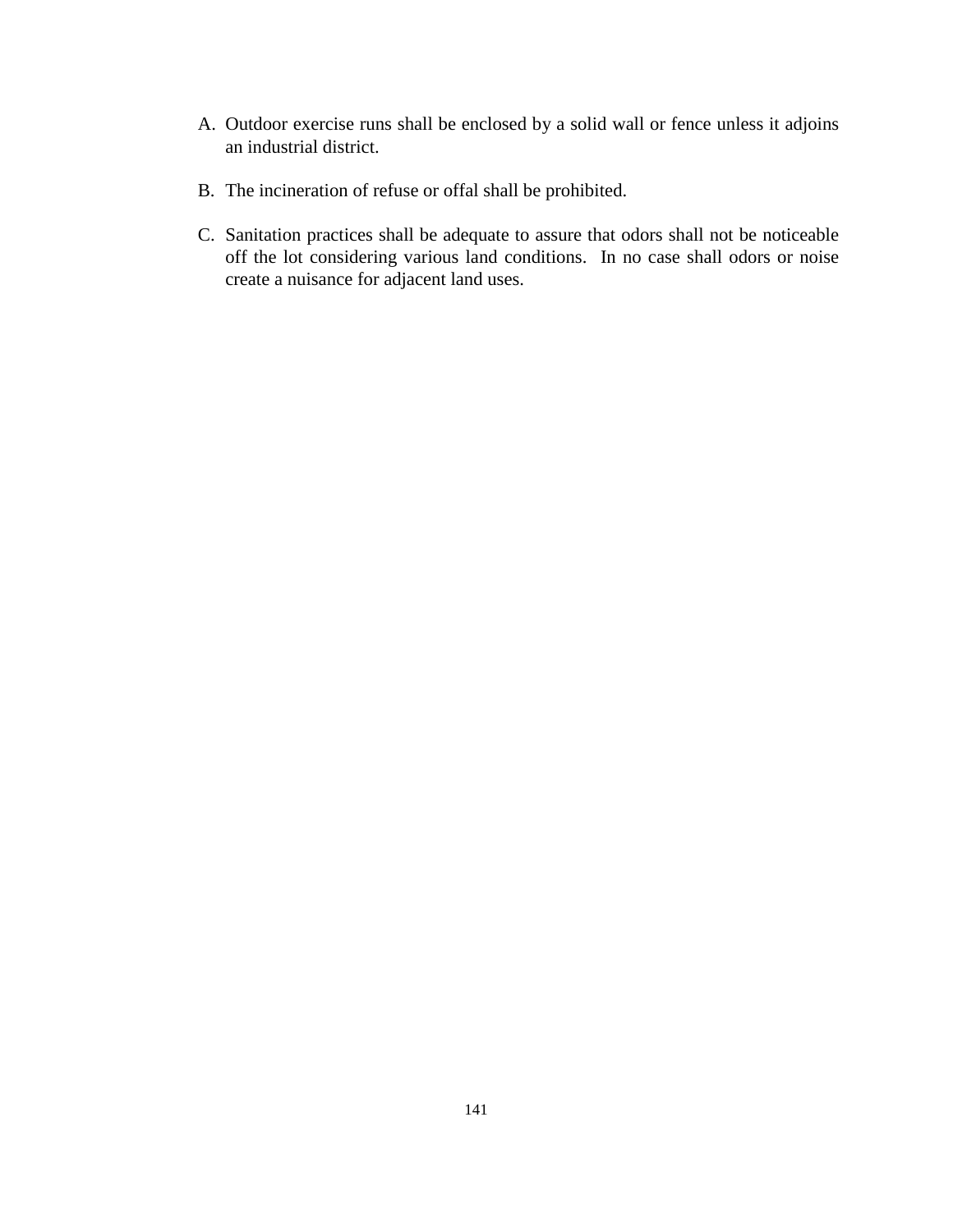A. Outdoor exercise runs shall be enclosed by a solid wall or fence unless it adjoins an industrial district.

B. The incineration of refuse or offal shall be prohibited.

C. Sanitation practices shall be adequate to assure that odors shall not be noticeable off the lot considering various land conditions. In no case shall odors or noise create a nuisance for adjacent land uses.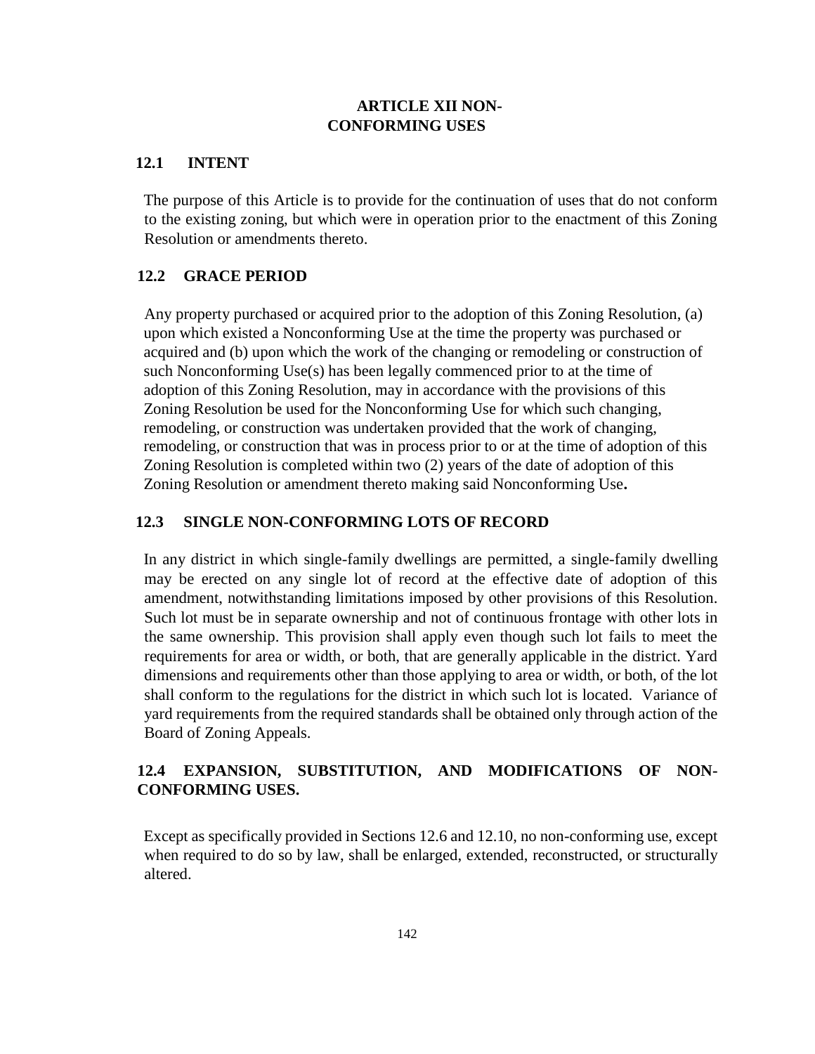# ARTICLE XII NON-CONFORMING USES

## 12.1 INTENT

The purpose of this Article is to provide for the continuation of uses that do not conform to the existing zoning, but which were in operation prior to the enactment of this Zoning Resolution or amendments thereto.

## 12.2 GRACE PERIOD

Any property purchased or acquired prior to the adoption of this Zoning Resolution, (a) upon which existed a Nonconforming Use at the time the property was purchased or acquired and (b) upon which the work of the changing or remodeling or construction of such Nonconforming Use(s) has been legally commenced prior to at the time of adoption of this Zoning Resolution, may in accordance with the provisions of this Zoning Resolution be used for the Nonconforming Use for which such changing, remodeling, or construction was undertaken provided that the work of changing, remodeling, or construction that was in process prior to or at the time of adoption of this Zoning Resolution is completed within two (2) years of the date of adoption of this Zoning Resolution or amendment thereto making said Nonconforming Use**.**

## 12.3 SINGLE NON-CONFORMING LOTS OF RECORD

In any district in which single-family dwellings are permitted, a single-family dwelling may be erected on any single lot of record at the effective date of adoption of this amendment, notwithstanding limitations imposed by other provisions of this Resolution. Such lot must be in separate ownership and not of continuous frontage with other lots in the same ownership. This provision shall apply even though such lot fails to meet the requirements for area or width, or both, that are generally applicable in the district. Yard dimensions and requirements other than those applying to area or width, or both, of the lot shall conform to the regulations for the district in which such lot is located. Variance of yard requirements from the required standards shall be obtained only through action of the Board of Zoning Appeals.

## 12.4 EXPANSION, SUBSTITUTION, AND MODIFICATIONS OF NON-CONFORMING USES.

Except as specifically provided in Sections 12.6 and 12.10, no non-conforming use, except when required to do so by law, shall be enlarged, extended, reconstructed, or structurally altered.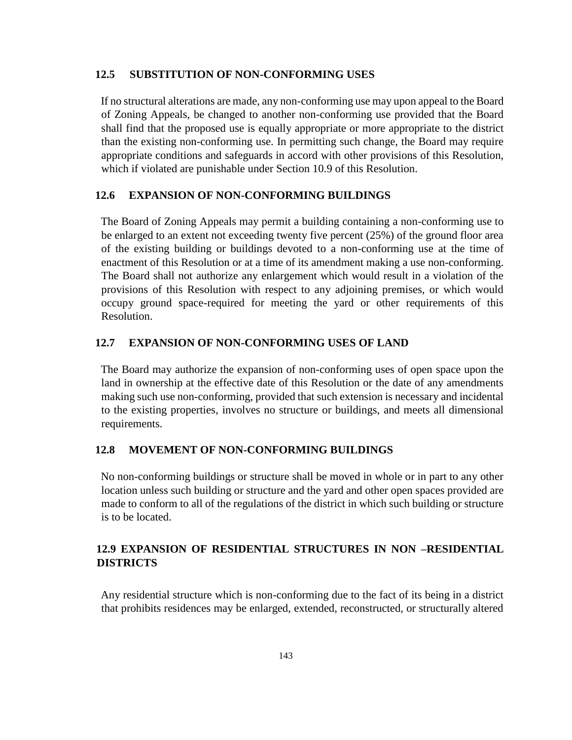## 12.5 SUBSTITUTION OF NON-CONFORMING USES

If no structural alterations are made, any non-conforming use may upon appeal to the Board of Zoning Appeals, be changed to another non-conforming use provided that the Board shall find that the proposed use is equally appropriate or more appropriate to the district than the existing non-conforming use. In permitting such change, the Board may require appropriate conditions and safeguards in accord with other provisions of this Resolution, which if violated are punishable under Section 10.9 of this Resolution.

## 12.6 EXPANSION OF NON-CONFORMING BUILDINGS

The Board of Zoning Appeals may permit a building containing a non-conforming use to be enlarged to an extent not exceeding twenty five percent (25%) of the ground floor area of the existing building or buildings devoted to a non-conforming use at the time of enactment of this Resolution or at a time of its amendment making a use non-conforming. The Board shall not authorize any enlargement which would result in a violation of the provisions of this Resolution with respect to any adjoining premises, or which would occupy ground space-required for meeting the yard or other requirements of this Resolution.

## 12.7 EXPANSION OF NON-CONFORMING USES OF LAND

The Board may authorize the expansion of non-conforming uses of open space upon the land in ownership at the effective date of this Resolution or the date of any amendments making such use non-conforming, provided that such extension is necessary and incidental to the existing properties, involves no structure or buildings, and meets all dimensional requirements.

## 12.8 MOVEMENT OF NON-CONFORMING BUILDINGS

No non-conforming buildings or structure shall be moved in whole or in part to any other location unless such building or structure and the yard and other open spaces provided are made to conform to all of the regulations of the district in which such building or structure is to be located.

## 12.9 EXPANSION OF RESIDENTIAL STRUCTURES IN NON –RESIDENTIAL DISTRICTS

Any residential structure which is non-conforming due to the fact of its being in a district that prohibits residences may be enlarged, extended, reconstructed, or structurally altered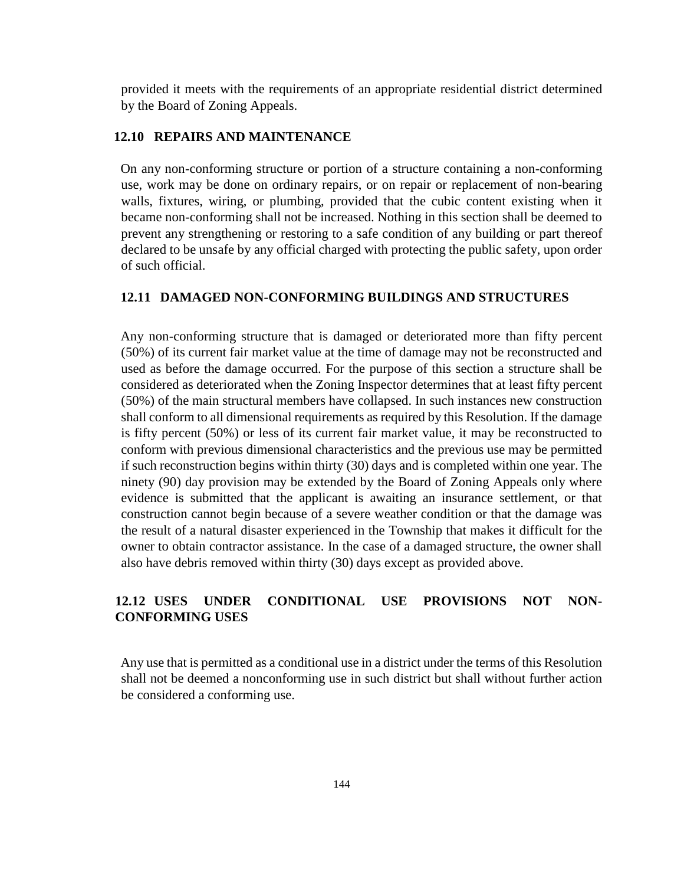provided it meets with the requirements of an appropriate residential district determined by the Board of Zoning Appeals.

## 12.10 REPAIRS AND MAINTENANCE

On any non-conforming structure or portion of a structure containing a non-conforming use, work may be done on ordinary repairs, or on repair or replacement of non-bearing walls, fixtures, wiring, or plumbing, provided that the cubic content existing when it became non-conforming shall not be increased. Nothing in this section shall be deemed to prevent any strengthening or restoring to a safe condition of any building or part thereof declared to be unsafe by any official charged with protecting the public safety, upon order of such official.

## 12.11 DAMAGED NON-CONFORMING BUILDINGS AND STRUCTURES

Any non-conforming structure that is damaged or deteriorated more than fifty percent (50%) of its current fair market value at the time of damage may not be reconstructed and used as before the damage occurred. For the purpose of this section a structure shall be considered as deteriorated when the Zoning Inspector determines that at least fifty percent (50%) of the main structural members have collapsed. In such instances new construction shall conform to all dimensional requirements as required by this Resolution. If the damage is fifty percent (50%) or less of its current fair market value, it may be reconstructed to conform with previous dimensional characteristics and the previous use may be permitted if such reconstruction begins within thirty (30) days and is completed within one year. The ninety (90) day provision may be extended by the Board of Zoning Appeals only where evidence is submitted that the applicant is awaiting an insurance settlement, or that construction cannot begin because of a severe weather condition or that the damage was the result of a natural disaster experienced in the Township that makes it difficult for the owner to obtain contractor assistance. In the case of a damaged structure, the owner shall also have debris removed within thirty (30) days except as provided above.

## 12.12 USES UNDER CONDITIONAL USE PROVISIONS NOT NON-CONFORMING USES

Any use that is permitted as a conditional use in a district under the terms of this Resolution shall not be deemed a nonconforming use in such district but shall without further action be considered a conforming use.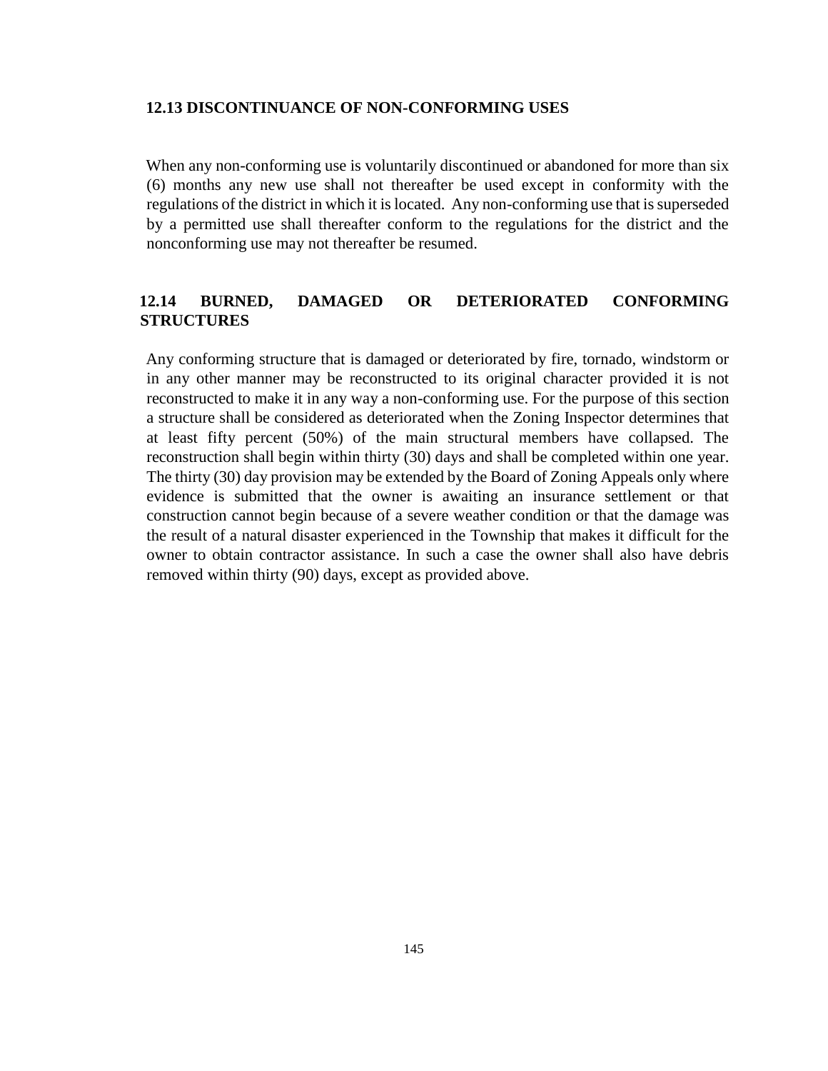### 12.13 DISCONTINUANCE OF NON-CONFORMING USES

When any non-conforming use is voluntarily discontinued or abandoned for more than six (6) months any new use shall not thereafter be used except in conformity with the regulations of the district in which it is located. Any non-conforming use that is superseded by a permitted use shall thereafter conform to the regulations for the district and the nonconforming use may not thereafter be resumed.

### 12.14 BURNED, DAMAGED OR DETERIORATED CONFORMING STRUCTURES

Any conforming structure that is damaged or deteriorated by fire, tornado, windstorm or in any other manner may be reconstructed to its original character provided it is not reconstructed to make it in any way a non-conforming use. For the purpose of this section a structure shall be considered as deteriorated when the Zoning Inspector determines that at least fifty percent (50%) of the main structural members have collapsed. The reconstruction shall begin within thirty (30) days and shall be completed within one year. The thirty (30) day provision may be extended by the Board of Zoning Appeals only where evidence is submitted that the owner is awaiting an insurance settlement or that construction cannot begin because of a severe weather condition or that the damage was the result of a natural disaster experienced in the Township that makes it difficult for the owner to obtain contractor assistance. In such a case the owner shall also have debris removed within thirty (90) days, except as provided above.